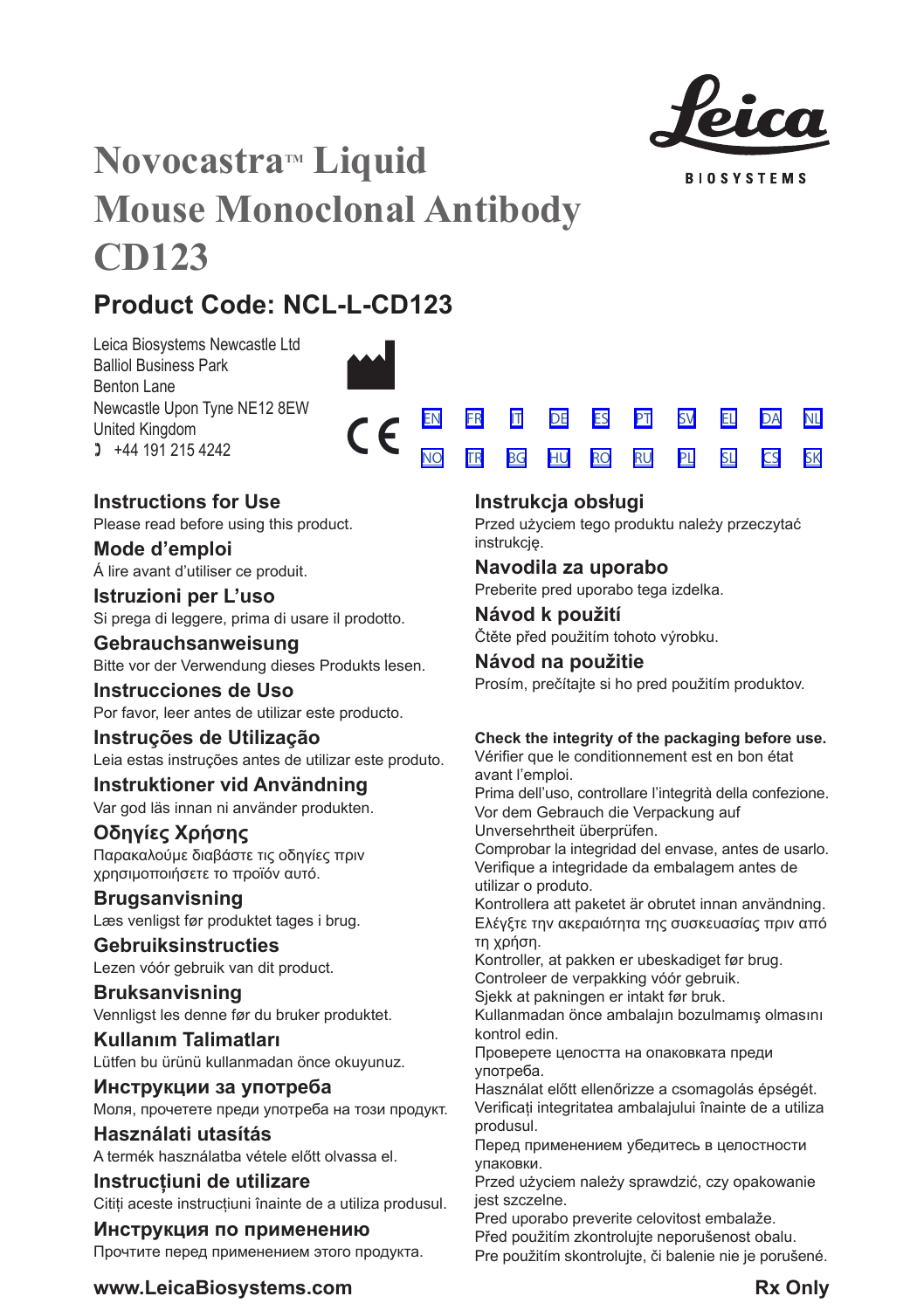# Novocastra™ Liquid Mouse Monoclonal Antibody CD123

## Product Code: NCL-L-CD123

Leica Biosystems Newcastle Ltd
Balliol Business Park
Benton Lane
Newcastle Upon Tyne NE12 8EW
United Kingdom
+44 191 215 4242

EN FR IT DE ES PT SV EL DA NL
NO TR BG HU RO RU PL SL CS SK

### Instructions for Use
Please read before using this product.

### Mode d'emploi
Á lire avant d'utiliser ce produit.

### Istruzioni per L'uso
Si prega di leggere, prima di usare il prodotto.

### Gebrauchsanweisung
Bitte vor der Verwendung dieses Produkts lesen.

### Instrucciones de Uso
Por favor, leer antes de utilizar este producto.

### Instruções de Utilização
Leia estas instruções antes de utilizar este produto.

### Instruktioner vid Användning
Var god läs innan ni använder produkten.

### Οδηγίες Χρήσης
Παρακαλούμε διαβάστε τις οδηγίες πριν χρησιμοποιήσετε το προϊόν αυτό.

### Brugsanvisning
Læs venligst før produktet tages i brug.

### Gebruiksinstructies
Lezen vóór gebruik van dit product.

### Bruksanvisning
Vennligst les denne før du bruker produktet.

### Kullanım Talimatları
Lütfen bu ürünü kullanmadan önce okuyunuz.

### Инструкции за употреба
Моля, прочетете преди употреба на този продукт.

### Használati utasítás
A termék használatba vétele előtt olvassa el.

### Instrucţiuni de utilizare
Citiți aceste instrucțiuni înainte de a utiliza produsul.

### Инструкция по применению
Прочтите перед применением этого продукта.

### Instrukcja obsługi
Przed użyciem tego produktu należy przeczytać instrukcję.

### Navodila za uporabo
Preberite pred uporabo tega izdelka.

### Návod k použití
Čtěte před použitím tohoto výrobku.

### Návod na použitie
Prosím, prečítajte si ho pred použitím produktov.

**Check the integrity of the packaging before use.**
Vérifier que le conditionnement est en bon état avant l'emploi.
Prima dell'uso, controllare l'integrità della confezione.
Vor dem Gebrauch die Verpackung auf Unversehrtheit überprüfen.
Comprobar la integridad del envase, antes de usarlo.
Verifique a integridade da embalagem antes de utilizar o produto.
Kontrollera att paketet är obrutet innan användning.
Ελέγξτε την ακεραιότητα της συσκευασίας πριν από τη χρήση.
Kontroller, at pakken er ubeskadiget før brug.
Controleer de verpakking vóór gebruik.
Sjekk at pakningen er intakt før bruk.
Kullanmadan önce ambalajın bozulmamış olmasını kontrol edin.
Проверете целостта на опаковката преди употреба.
Használat előtt ellenőrizze a csomagolás épségét.
Verificați integritatea ambalajului înainte de a utiliza produsul.
Перед применением убедитесь в целостности упаковки.
Przed użyciem należy sprawdzić, czy opakowanie jest szczelne.
Pred uporabo preverite celovitost embalaže.
Před použitím zkontrolujte neporušenost obalu.
Pre použitím skontrolujte, či balenie nie je porušené.

**www.LeicaBiosystems.com**

**Rx Only**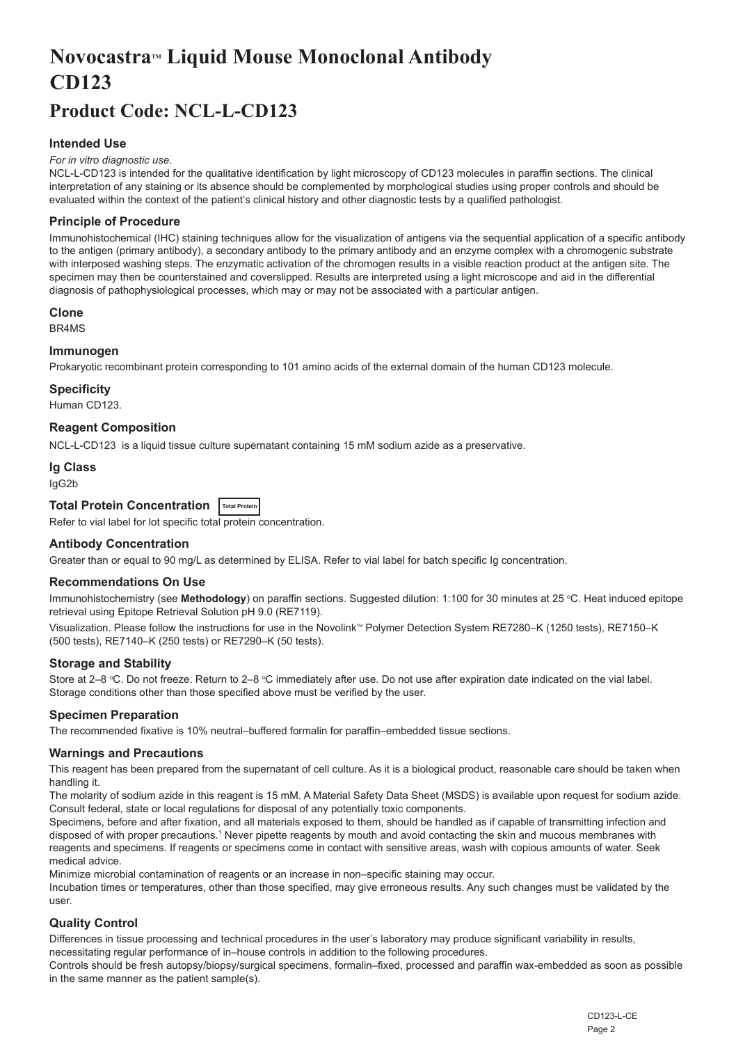# Novocastra™ Liquid Mouse Monoclonal Antibody CD123

# Product Code: NCL-L-CD123

### Intended Use

*For in vitro diagnostic use.*

NCL-L-CD123 is intended for the qualitative identification by light microscopy of CD123 molecules in paraffin sections. The clinical interpretation of any staining or its absence should be complemented by morphological studies using proper controls and should be evaluated within the context of the patient's clinical history and other diagnostic tests by a qualified pathologist.

### Principle of Procedure

Immunohistochemical (IHC) staining techniques allow for the visualization of antigens via the sequential application of a specific antibody to the antigen (primary antibody), a secondary antibody to the primary antibody and an enzyme complex with a chromogenic substrate with interposed washing steps. The enzymatic activation of the chromogen results in a visible reaction product at the antigen site. The specimen may then be counterstained and coverslipped. Results are interpreted using a light microscope and aid in the differential diagnosis of pathophysiological processes, which may or may not be associated with a particular antigen.

### Clone

BR4MS

### Immunogen

Prokaryotic recombinant protein corresponding to 101 amino acids of the external domain of the human CD123 molecule.

### Specificity

Human CD123.

### Reagent Composition

NCL-L-CD123 is a liquid tissue culture supernatant containing 15 mM sodium azide as a preservative.

### Ig Class

IgG2b

### Total Protein Concentration Total Protein

Refer to vial label for lot specific total protein concentration.

### Antibody Concentration

Greater than or equal to 90 mg/L as determined by ELISA. Refer to vial label for batch specific Ig concentration.

### Recommendations On Use

Immunohistochemistry (see **Methodology**) on paraffin sections. Suggested dilution: 1:100 for 30 minutes at 25 °C. Heat induced epitope retrieval using Epitope Retrieval Solution pH 9.0 (RE7119).

Visualization. Please follow the instructions for use in the Novolink™ Polymer Detection System RE7280–K (1250 tests), RE7150–K (500 tests), RE7140–K (250 tests) or RE7290–K (50 tests).

### Storage and Stability

Store at 2–8 °C. Do not freeze. Return to 2–8 °C immediately after use. Do not use after expiration date indicated on the vial label. Storage conditions other than those specified above must be verified by the user.

### Specimen Preparation

The recommended fixative is 10% neutral–buffered formalin for paraffin–embedded tissue sections.

### Warnings and Precautions

This reagent has been prepared from the supernatant of cell culture. As it is a biological product, reasonable care should be taken when handling it.

The molarity of sodium azide in this reagent is 15 mM. A Material Safety Data Sheet (MSDS) is available upon request for sodium azide. Consult federal, state or local regulations for disposal of any potentially toxic components.

Specimens, before and after fixation, and all materials exposed to them, should be handled as if capable of transmitting infection and disposed of with proper precautions.[1] Never pipette reagents by mouth and avoid contacting the skin and mucous membranes with reagents and specimens. If reagents or specimens come in contact with sensitive areas, wash with copious amounts of water. Seek medical advice.

Minimize microbial contamination of reagents or an increase in non–specific staining may occur.

Incubation times or temperatures, other than those specified, may give erroneous results. Any such changes must be validated by the user.

### Quality Control

Differences in tissue processing and technical procedures in the user's laboratory may produce significant variability in results, necessitating regular performance of in–house controls in addition to the following procedures.

Controls should be fresh autopsy/biopsy/surgical specimens, formalin–fixed, processed and paraffin wax-embedded as soon as possible in the same manner as the patient sample(s).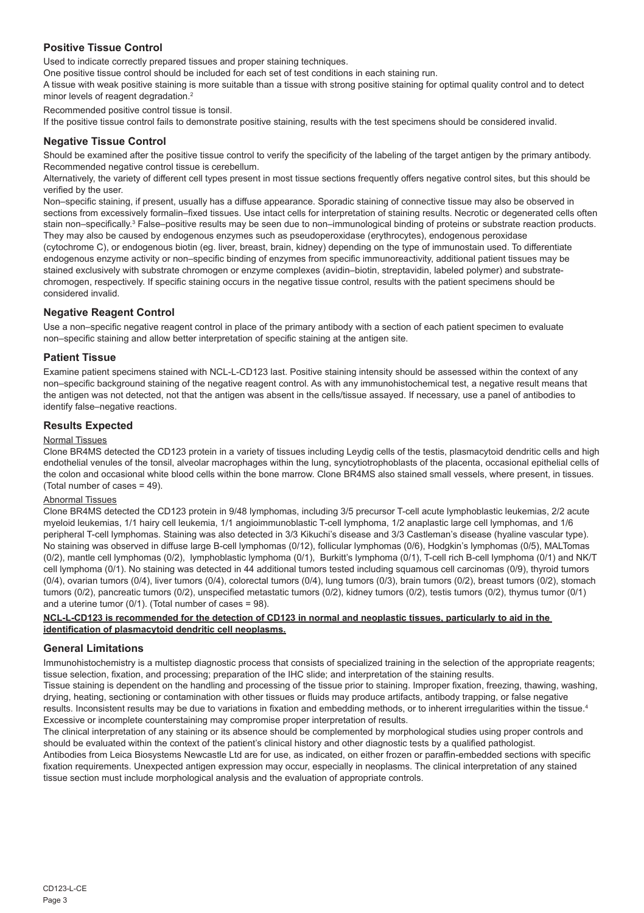## Positive Tissue Control

Used to indicate correctly prepared tissues and proper staining techniques.

One positive tissue control should be included for each set of test conditions in each staining run.

A tissue with weak positive staining is more suitable than a tissue with strong positive staining for optimal quality control and to detect minor levels of reagent degradation.[2]

Recommended positive control tissue is tonsil.

If the positive tissue control fails to demonstrate positive staining, results with the test specimens should be considered invalid.

## Negative Tissue Control

Should be examined after the positive tissue control to verify the specificity of the labeling of the target antigen by the primary antibody. Recommended negative control tissue is cerebellum.

Alternatively, the variety of different cell types present in most tissue sections frequently offers negative control sites, but this should be verified by the user.

Non–specific staining, if present, usually has a diffuse appearance. Sporadic staining of connective tissue may also be observed in sections from excessively formalin–fixed tissues. Use intact cells for interpretation of staining results. Necrotic or degenerated cells often stain non–specifically.[3] False–positive results may be seen due to non–immunological binding of proteins or substrate reaction products. They may also be caused by endogenous enzymes such as pseudoperoxidase (erythrocytes), endogenous peroxidase (cytochrome C), or endogenous biotin (eg. liver, breast, brain, kidney) depending on the type of immunostain used. To differentiate endogenous enzyme activity or non–specific binding of enzymes from specific immunoreactivity, additional patient tissues may be stained exclusively with substrate chromogen or enzyme complexes (avidin–biotin, streptavidin, labeled polymer) and substrate-chromogen, respectively. If specific staining occurs in the negative tissue control, results with the patient specimens should be considered invalid.

## Negative Reagent Control

Use a non–specific negative reagent control in place of the primary antibody with a section of each patient specimen to evaluate non–specific staining and allow better interpretation of specific staining at the antigen site.

## Patient Tissue

Examine patient specimens stained with NCL-L-CD123 last. Positive staining intensity should be assessed within the context of any non–specific background staining of the negative reagent control. As with any immunohistochemical test, a negative result means that the antigen was not detected, not that the antigen was absent in the cells/tissue assayed. If necessary, use a panel of antibodies to identify false–negative reactions.

## Results Expected

### Normal Tissues

Clone BR4MS detected the CD123 protein in a variety of tissues including Leydig cells of the testis, plasmacytoid dendritic cells and high endothelial venules of the tonsil, alveolar macrophages within the lung, syncytiotrophoblasts of the placenta, occasional epithelial cells of the colon and occasional white blood cells within the bone marrow. Clone BR4MS also stained small vessels, where present, in tissues. (Total number of cases = 49).

### Abnormal Tissues

Clone BR4MS detected the CD123 protein in 9/48 lymphomas, including 3/5 precursor T-cell acute lymphoblastic leukemias, 2/2 acute myeloid leukemias, 1/1 hairy cell leukemia, 1/1 angioimmunoblastic T-cell lymphoma, 1/2 anaplastic large cell lymphomas, and 1/6 peripheral T-cell lymphomas. Staining was also detected in 3/3 Kikuchi's disease and 3/3 Castleman's disease (hyaline vascular type). No staining was observed in diffuse large B-cell lymphomas (0/12), follicular lymphomas (0/6), Hodgkin's lymphomas (0/5), MALTomas (0/2), mantle cell lymphomas (0/2), lymphoblastic lymphoma (0/1), Burkitt's lymphoma (0/1), T-cell rich B-cell lymphoma (0/1) and NK/T cell lymphoma (0/1). No staining was detected in 44 additional tumors tested including squamous cell carcinomas (0/9), thyroid tumors (0/4), ovarian tumors (0/4), liver tumors (0/4), colorectal tumors (0/4), lung tumors (0/3), brain tumors (0/2), breast tumors (0/2), stomach tumors (0/2), pancreatic tumors (0/2), unspecified metastatic tumors (0/2), kidney tumors (0/2), testis tumors (0/2), thymus tumor (0/1) and a uterine tumor (0/1). (Total number of cases = 98).

**NCL-L-CD123 is recommended for the detection of CD123 in normal and neoplastic tissues, particularly to aid in the identification of plasmacytoid dendritic cell neoplasms.**

## General Limitations

Immunohistochemistry is a multistep diagnostic process that consists of specialized training in the selection of the appropriate reagents; tissue selection, fixation, and processing; preparation of the IHC slide; and interpretation of the staining results.

Tissue staining is dependent on the handling and processing of the tissue prior to staining. Improper fixation, freezing, thawing, washing, drying, heating, sectioning or contamination with other tissues or fluids may produce artifacts, antibody trapping, or false negative results. Inconsistent results may be due to variations in fixation and embedding methods, or to inherent irregularities within the tissue.[4] Excessive or incomplete counterstaining may compromise proper interpretation of results.

The clinical interpretation of any staining or its absence should be complemented by morphological studies using proper controls and should be evaluated within the context of the patient's clinical history and other diagnostic tests by a qualified pathologist.

Antibodies from Leica Biosystems Newcastle Ltd are for use, as indicated, on either frozen or paraffin-embedded sections with specific fixation requirements. Unexpected antigen expression may occur, especially in neoplasms. The clinical interpretation of any stained tissue section must include morphological analysis and the evaluation of appropriate controls.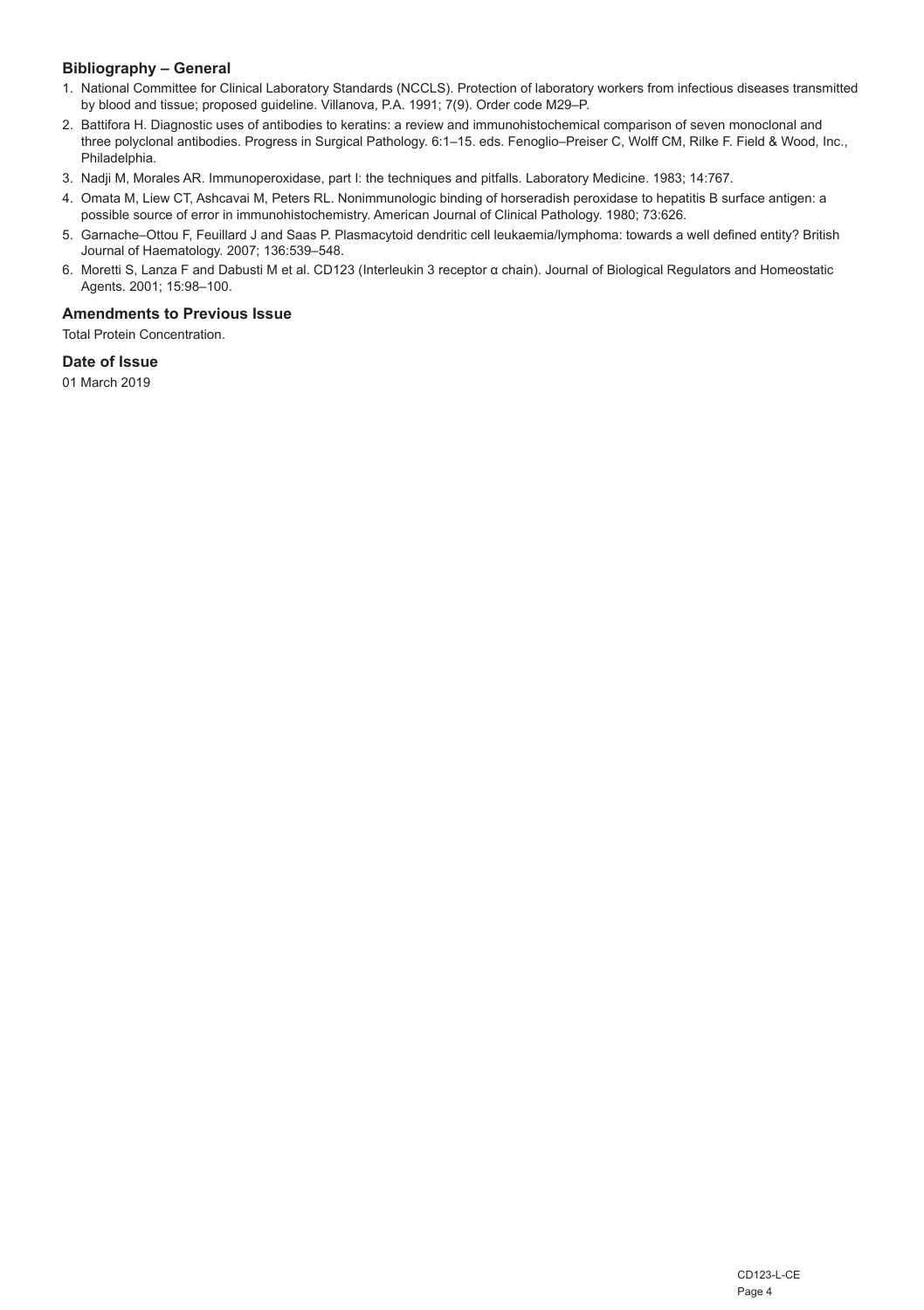## Bibliography – General

1. National Committee for Clinical Laboratory Standards (NCCLS). Protection of laboratory workers from infectious diseases transmitted by blood and tissue; proposed guideline. Villanova, P.A. 1991; 7(9). Order code M29–P.
2. Battifora H. Diagnostic uses of antibodies to keratins: a review and immunohistochemical comparison of seven monoclonal and three polyclonal antibodies. Progress in Surgical Pathology. 6:1–15. eds. Fenoglio–Preiser C, Wolff CM, Rilke F. Field & Wood, Inc., Philadelphia.
3. Nadji M, Morales AR. Immunoperoxidase, part I: the techniques and pitfalls. Laboratory Medicine. 1983; 14:767.
4. Omata M, Liew CT, Ashcavai M, Peters RL. Nonimmunologic binding of horseradish peroxidase to hepatitis B surface antigen: a possible source of error in immunohistochemistry. American Journal of Clinical Pathology. 1980; 73:626.
5. Garnache–Ottou F, Feuillard J and Saas P. Plasmacytoid dendritic cell leukaemia/lymphoma: towards a well defined entity? British Journal of Haematology. 2007; 136:539–548.
6. Moretti S, Lanza F and Dabusti M et al. CD123 (Interleukin 3 receptor α chain). Journal of Biological Regulators and Homeostatic Agents. 2001; 15:98–100.

## Amendments to Previous Issue

Total Protein Concentration.

## Date of Issue

01 March 2019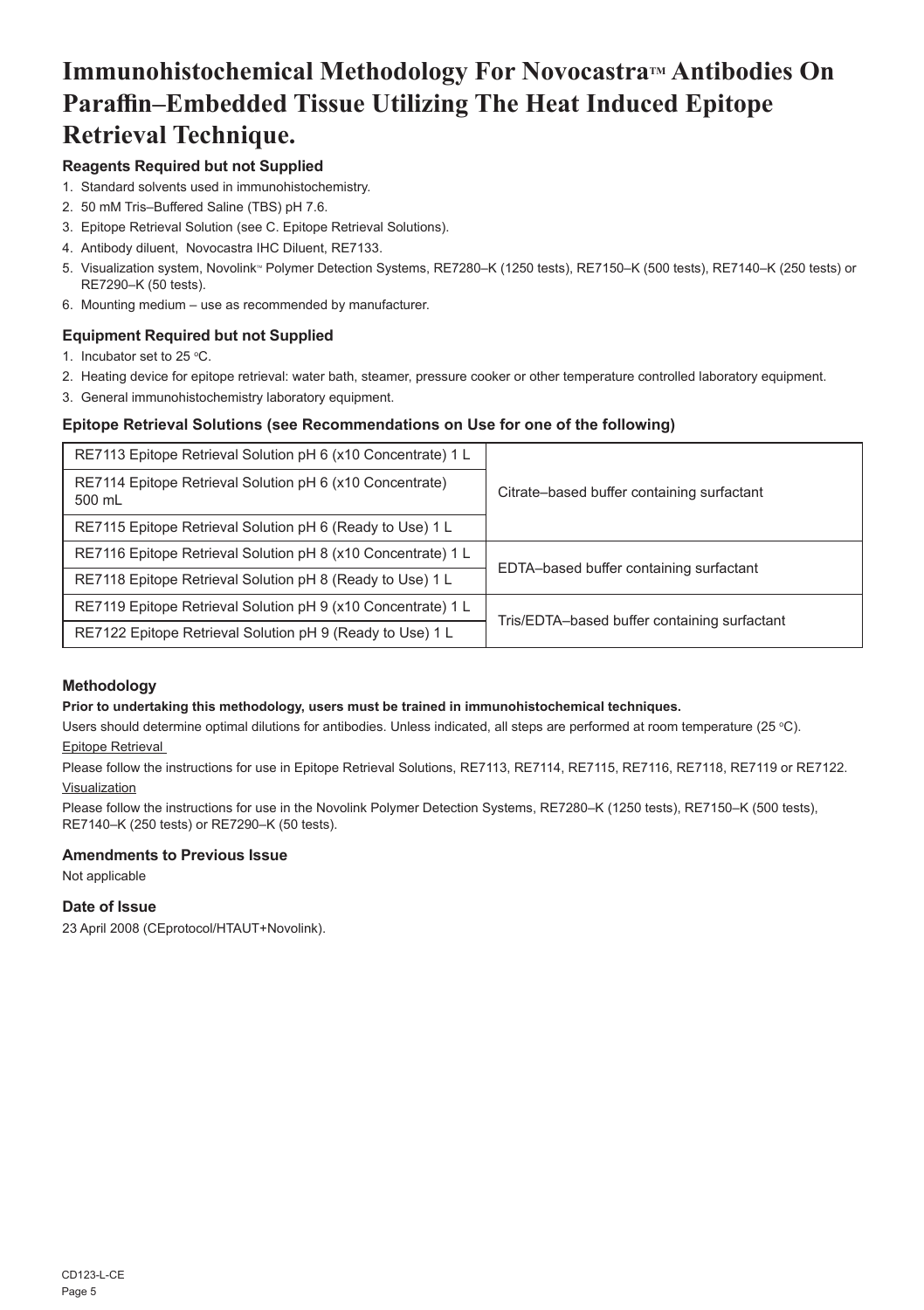# Immunohistochemical Methodology For Novocastra™ Antibodies On Paraffin–Embedded Tissue Utilizing The Heat Induced Epitope Retrieval Technique.

### Reagents Required but not Supplied

1. Standard solvents used in immunohistochemistry.
2. 50 mM Tris–Buffered Saline (TBS) pH 7.6.
3. Epitope Retrieval Solution (see C. Epitope Retrieval Solutions).
4. Antibody diluent, Novocastra IHC Diluent, RE7133.
5. Visualization system, Novolink™ Polymer Detection Systems, RE7280–K (1250 tests), RE7150–K (500 tests), RE7140–K (250 tests) or RE7290–K (50 tests).
6. Mounting medium – use as recommended by manufacturer.

### Equipment Required but not Supplied

1. Incubator set to 25 °C.
2. Heating device for epitope retrieval: water bath, steamer, pressure cooker or other temperature controlled laboratory equipment.
3. General immunohistochemistry laboratory equipment.

### Epitope Retrieval Solutions (see Recommendations on Use for one of the following)

| Product | Description |
|---|---|
| RE7113 Epitope Retrieval Solution pH 6 (x10 Concentrate) 1 L | Citrate–based buffer containing surfactant |
| RE7114 Epitope Retrieval Solution pH 6 (x10 Concentrate) 500 mL | |
| RE7115 Epitope Retrieval Solution pH 6 (Ready to Use) 1 L | |
| RE7116 Epitope Retrieval Solution pH 8 (x10 Concentrate) 1 L | EDTA–based buffer containing surfactant |
| RE7118 Epitope Retrieval Solution pH 8 (Ready to Use) 1 L | |
| RE7119 Epitope Retrieval Solution pH 9 (x10 Concentrate) 1 L | Tris/EDTA–based buffer containing surfactant |
| RE7122 Epitope Retrieval Solution pH 9 (Ready to Use) 1 L | |

### Methodology

**Prior to undertaking this methodology, users must be trained in immunohistochemical techniques.**

Users should determine optimal dilutions for antibodies. Unless indicated, all steps are performed at room temperature (25 °C).

Epitope Retrieval

Please follow the instructions for use in Epitope Retrieval Solutions, RE7113, RE7114, RE7115, RE7116, RE7118, RE7119 or RE7122.

Visualization

Please follow the instructions for use in the Novolink Polymer Detection Systems, RE7280–K (1250 tests), RE7150–K (500 tests), RE7140–K (250 tests) or RE7290–K (50 tests).

### Amendments to Previous Issue

Not applicable

### Date of Issue

23 April 2008 (CEprotocol/HTAUT+Novolink).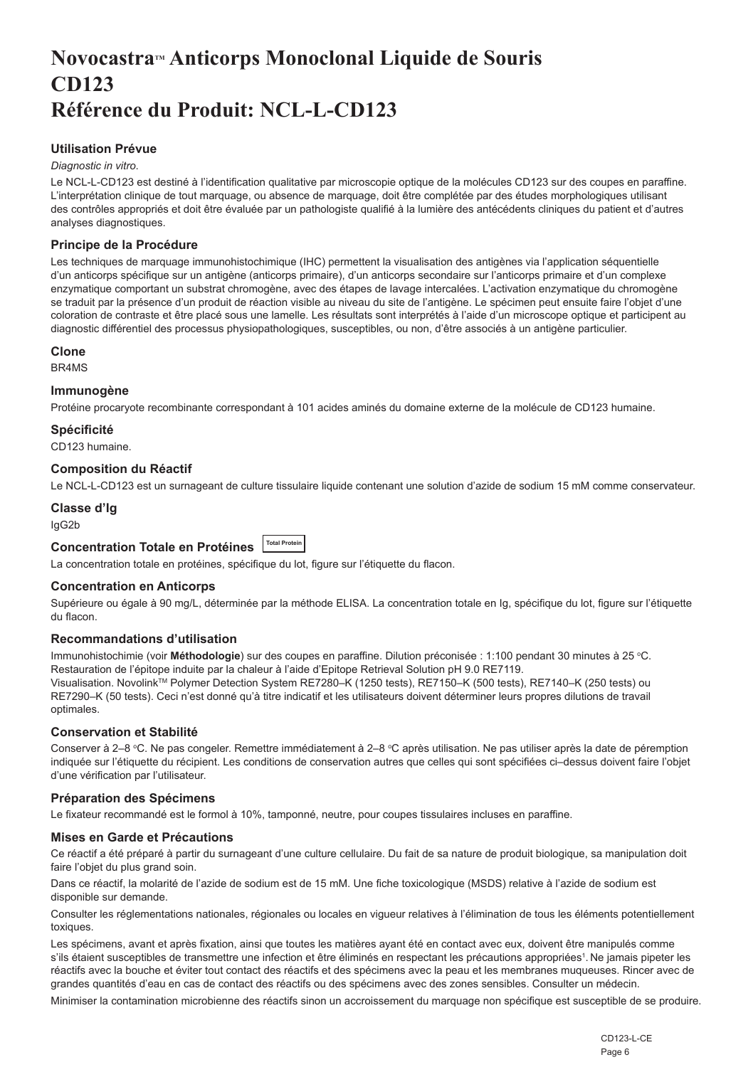# Novocastra™ Anticorps Monoclonal Liquide de Souris CD123 Référence du Produit: NCL-L-CD123

### Utilisation Prévue

*Diagnostic in vitro*.

Le NCL-L-CD123 est destiné à l'identification qualitative par microscopie optique de la molécules CD123 sur des coupes en paraffine. L'interprétation clinique de tout marquage, ou absence de marquage, doit être complétée par des études morphologiques utilisant des contrôles appropriés et doit être évaluée par un pathologiste qualifié à la lumière des antécédents cliniques du patient et d'autres analyses diagnostiques.

### Principe de la Procédure

Les techniques de marquage immunohistochimique (IHC) permettent la visualisation des antigènes via l'application séquentielle d'un anticorps spécifique sur un antigène (anticorps primaire), d'un anticorps secondaire sur l'anticorps primaire et d'un complexe enzymatique comportant un substrat chromogène, avec des étapes de lavage intercalées. L'activation enzymatique du chromogène se traduit par la présence d'un produit de réaction visible au niveau du site de l'antigène. Le spécimen peut ensuite faire l'objet d'une coloration de contraste et être placé sous une lamelle. Les résultats sont interprétés à l'aide d'un microscope optique et participent au diagnostic différentiel des processus physiopathologiques, susceptibles, ou non, d'être associés à un antigène particulier.

### Clone

BR4MS

### Immunogène

Protéine procaryote recombinante correspondant à 101 acides aminés du domaine externe de la molécule de CD123 humaine.

### Spécificité

CD123 humaine.

### Composition du Réactif

Le NCL-L-CD123 est un surnageant de culture tissulaire liquide contenant une solution d'azide de sodium 15 mM comme conservateur.

### Classe d'Ig

IgG2b

### Concentration Totale en Protéines Total Protein

La concentration totale en protéines, spécifique du lot, figure sur l'étiquette du flacon.

### Concentration en Anticorps

Supérieure ou égale à 90 mg/L, déterminée par la méthode ELISA. La concentration totale en Ig, spécifique du lot, figure sur l'étiquette du flacon.

### Recommandations d'utilisation

Immunohistochimie (voir **Méthodologie**) sur des coupes en paraffine. Dilution préconisée : 1:100 pendant 30 minutes à 25 °C. Restauration de l'épitope induite par la chaleur à l'aide d'Epitope Retrieval Solution pH 9.0 RE7119.

Visualisation. Novolink™ Polymer Detection System RE7280–K (1250 tests), RE7150–K (500 tests), RE7140–K (250 tests) ou RE7290–K (50 tests). Ceci n'est donné qu'à titre indicatif et les utilisateurs doivent déterminer leurs propres dilutions de travail optimales.

### Conservation et Stabilité

Conserver à 2–8 °C. Ne pas congeler. Remettre immédiatement à 2–8 °C après utilisation. Ne pas utiliser après la date de péremption indiquée sur l'étiquette du récipient. Les conditions de conservation autres que celles qui sont spécifiées ci–dessus doivent faire l'objet d'une vérification par l'utilisateur.

### Préparation des Spécimens

Le fixateur recommandé est le formol à 10%, tamponné, neutre, pour coupes tissulaires incluses en paraffine.

### Mises en Garde et Précautions

Ce réactif a été préparé à partir du surnageant d'une culture cellulaire. Du fait de sa nature de produit biologique, sa manipulation doit faire l'objet du plus grand soin.

Dans ce réactif, la molarité de l'azide de sodium est de 15 mM. Une fiche toxicologique (MSDS) relative à l'azide de sodium est disponible sur demande.

Consulter les réglementations nationales, régionales ou locales en vigueur relatives à l'élimination de tous les éléments potentiellement toxiques.

Les spécimens, avant et après fixation, ainsi que toutes les matières ayant été en contact avec eux, doivent être manipulés comme s'ils étaient susceptibles de transmettre une infection et être éliminés en respectant les précautions appropriées[1]. Ne jamais pipeter les réactifs avec la bouche et éviter tout contact des réactifs et des spécimens avec la peau et les membranes muqueuses. Rincer avec de grandes quantités d'eau en cas de contact des réactifs ou des spécimens avec des zones sensibles. Consulter un médecin.

Minimiser la contamination microbienne des réactifs sinon un accroissement du marquage non spécifique est susceptible de se produire.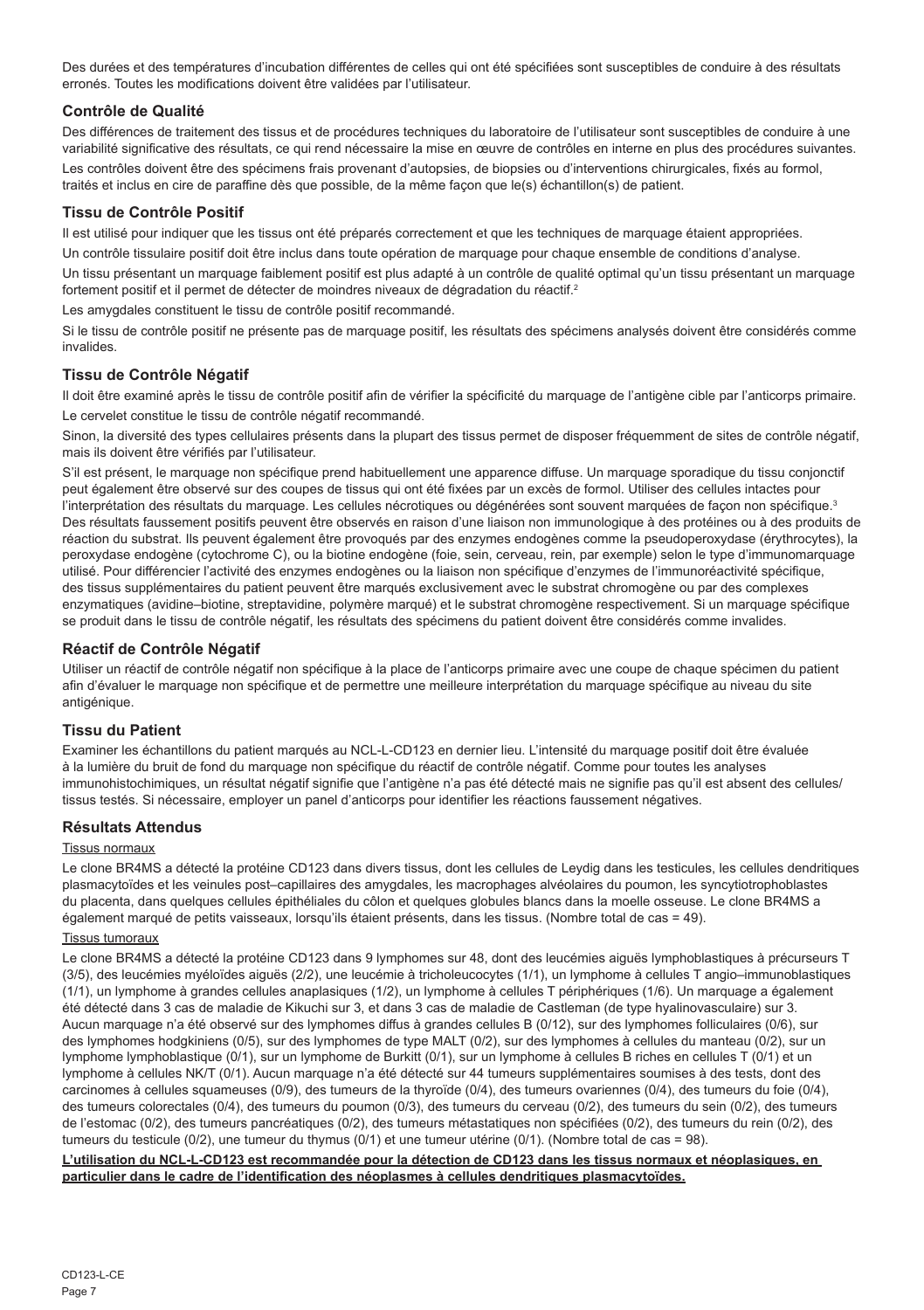Des durées et des températures d'incubation différentes de celles qui ont été spécifiées sont susceptibles de conduire à des résultats erronés. Toutes les modifications doivent être validées par l'utilisateur.

## Contrôle de Qualité

Des différences de traitement des tissus et de procédures techniques du laboratoire de l'utilisateur sont susceptibles de conduire à une variabilité significative des résultats, ce qui rend nécessaire la mise en œuvre de contrôles en interne en plus des procédures suivantes.

Les contrôles doivent être des spécimens frais provenant d'autopsies, de biopsies ou d'interventions chirurgicales, fixés au formol, traités et inclus en cire de paraffine dès que possible, de la même façon que le(s) échantillon(s) de patient.

## Tissu de Contrôle Positif

Il est utilisé pour indiquer que les tissus ont été préparés correctement et que les techniques de marquage étaient appropriées.

Un contrôle tissulaire positif doit être inclus dans toute opération de marquage pour chaque ensemble de conditions d'analyse.

Un tissu présentant un marquage faiblement positif est plus adapté à un contrôle de qualité optimal qu'un tissu présentant un marquage fortement positif et il permet de détecter de moindres niveaux de dégradation du réactif.[2]

Les amygdales constituent le tissu de contrôle positif recommandé.

Si le tissu de contrôle positif ne présente pas de marquage positif, les résultats des spécimens analysés doivent être considérés comme invalides.

## Tissu de Contrôle Négatif

Il doit être examiné après le tissu de contrôle positif afin de vérifier la spécificité du marquage de l'antigène cible par l'anticorps primaire.

Le cervelet constitue le tissu de contrôle négatif recommandé.

Sinon, la diversité des types cellulaires présents dans la plupart des tissus permet de disposer fréquemment de sites de contrôle négatif, mais ils doivent être vérifiés par l'utilisateur.

S'il est présent, le marquage non spécifique prend habituellement une apparence diffuse. Un marquage sporadique du tissu conjonctif peut également être observé sur des coupes de tissus qui ont été fixées par un excès de formol. Utiliser des cellules intactes pour l'interprétation des résultats du marquage. Les cellules nécrotiques ou dégénérées sont souvent marquées de façon non spécifique.[3] Des résultats faussement positifs peuvent être observés en raison d'une liaison non immunologique à des protéines ou à des produits de réaction du substrat. Ils peuvent également être provoqués par des enzymes endogènes comme la pseudoperoxydase (érythrocytes), la peroxydase endogène (cytochrome C), ou la biotine endogène (foie, sein, cerveau, rein, par exemple) selon le type d'immunomarquage utilisé. Pour différencier l'activité des enzymes endogènes ou la liaison non spécifique d'enzymes de l'immunoréactivité spécifique, des tissus supplémentaires du patient peuvent être marqués exclusivement avec le substrat chromogène ou par des complexes enzymatiques (avidine–biotine, streptavidine, polymère marqué) et le substrat chromogène respectivement. Si un marquage spécifique se produit dans le tissu de contrôle négatif, les résultats des spécimens du patient doivent être considérés comme invalides.

## Réactif de Contrôle Négatif

Utiliser un réactif de contrôle négatif non spécifique à la place de l'anticorps primaire avec une coupe de chaque spécimen du patient afin d'évaluer le marquage non spécifique et de permettre une meilleure interprétation du marquage spécifique au niveau du site antigénique.

## Tissu du Patient

Examiner les échantillons du patient marqués au NCL-L-CD123 en dernier lieu. L'intensité du marquage positif doit être évaluée à la lumière du bruit de fond du marquage non spécifique du réactif de contrôle négatif. Comme pour toutes les analyses immunohistochimiques, un résultat négatif signifie que l'antigène n'a pas été détecté mais ne signifie pas qu'il est absent des cellules/tissus testés. Si nécessaire, employer un panel d'anticorps pour identifier les réactions faussement négatives.

## Résultats Attendus

Tissus normaux

Le clone BR4MS a détecté la protéine CD123 dans divers tissus, dont les cellules de Leydig dans les testicules, les cellules dendritiques plasmacytoïdes et les veinules post–capillaires des amygdales, les macrophages alvéolaires du poumon, les syncytiotrophoblastes du placenta, dans quelques cellules épithéliales du côlon et quelques globules blancs dans la moelle osseuse. Le clone BR4MS a également marqué de petits vaisseaux, lorsqu'ils étaient présents, dans les tissus. (Nombre total de cas = 49).

Tissus tumoraux

Le clone BR4MS a détecté la protéine CD123 dans 9 lymphomes sur 48, dont des leucémies aiguës lymphoblastiques à précurseurs T (3/5), des leucémies myéloïdes aiguës (2/2), une leucémie à tricholeucocytes (1/1), un lymphome à cellules T angio–immunoblastiques (1/1), un lymphome à grandes cellules anaplasiques (1/2), un lymphome à cellules T périphériques (1/6). Un marquage a également été détecté dans 3 cas de maladie de Kikuchi sur 3, et dans 3 cas de maladie de Castleman (de type hyalinovasculaire) sur 3. Aucun marquage n'a été observé sur des lymphomes diffus à grandes cellules B (0/12), sur des lymphomes folliculaires (0/6), sur des lymphomes hodgkiniens (0/5), sur des lymphomes de type MALT (0/2), sur des lymphomes à cellules du manteau (0/2), sur un lymphome lymphoblastique (0/1), sur un lymphome de Burkitt (0/1), sur un lymphome à cellules B riches en cellules T (0/1) et un lymphome à cellules NK/T (0/1). Aucun marquage n'a été détecté sur 44 tumeurs supplémentaires soumises à des tests, dont des carcinomes à cellules squameuses (0/9), des tumeurs de la thyroïde (0/4), des tumeurs ovariennes (0/4), des tumeurs du foie (0/4), des tumeurs colorectales (0/4), des tumeurs du poumon (0/3), des tumeurs du cerveau (0/2), des tumeurs du sein (0/2), des tumeurs de l'estomac (0/2), des tumeurs pancréatiques (0/2), des tumeurs métastatiques non spécifiées (0/2), des tumeurs du rein (0/2), des tumeurs du testicule (0/2), une tumeur du thymus (0/1) et une tumeur utérine (0/1). (Nombre total de cas = 98).

**L'utilisation du NCL-L-CD123 est recommandée pour la détection de CD123 dans les tissus normaux et néoplasiques, en particulier dans le cadre de l'identification des néoplasmes à cellules dendritiques plasmacytoïdes.**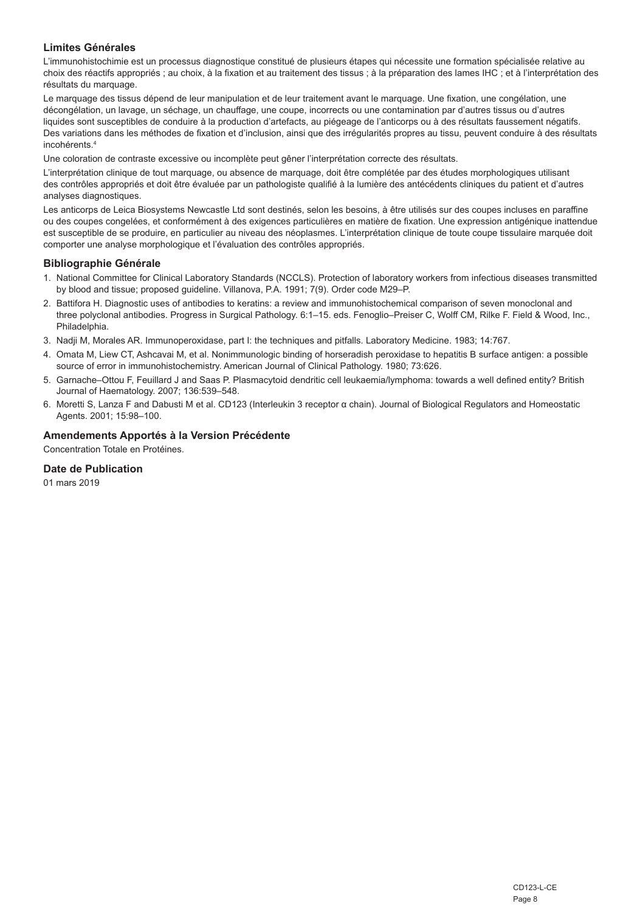### Limites Générales

L'immunohistochimie est un processus diagnostique constitué de plusieurs étapes qui nécessite une formation spécialisée relative au choix des réactifs appropriés ; au choix, à la fixation et au traitement des tissus ; à la préparation des lames IHC ; et à l'interprétation des résultats du marquage.

Le marquage des tissus dépend de leur manipulation et de leur traitement avant le marquage. Une fixation, une congélation, une décongélation, un lavage, un séchage, un chauffage, une coupe, incorrects ou une contamination par d'autres tissus ou d'autres liquides sont susceptibles de conduire à la production d'artefacts, au piégeage de l'anticorps ou à des résultats faussement négatifs. Des variations dans les méthodes de fixation et d'inclusion, ainsi que des irrégularités propres au tissu, peuvent conduire à des résultats incohérents.[4]

Une coloration de contraste excessive ou incomplète peut gêner l'interprétation correcte des résultats.

L'interprétation clinique de tout marquage, ou absence de marquage, doit être complétée par des études morphologiques utilisant des contrôles appropriés et doit être évaluée par un pathologiste qualifié à la lumière des antécédents cliniques du patient et d'autres analyses diagnostiques.

Les anticorps de Leica Biosystems Newcastle Ltd sont destinés, selon les besoins, à être utilisés sur des coupes incluses en paraffine ou des coupes congelées, et conformément à des exigences particulières en matière de fixation. Une expression antigénique inattendue est susceptible de se produire, en particulier au niveau des néoplasmes. L'interprétation clinique de toute coupe tissulaire marquée doit comporter une analyse morphologique et l'évaluation des contrôles appropriés.

### Bibliographie Générale

1. National Committee for Clinical Laboratory Standards (NCCLS). Protection of laboratory workers from infectious diseases transmitted by blood and tissue; proposed guideline. Villanova, P.A. 1991; 7(9). Order code M29–P.
2. Battifora H. Diagnostic uses of antibodies to keratins: a review and immunohistochemical comparison of seven monoclonal and three polyclonal antibodies. Progress in Surgical Pathology. 6:1–15. eds. Fenoglio–Preiser C, Wolff CM, Rilke F. Field & Wood, Inc., Philadelphia.
3. Nadji M, Morales AR. Immunoperoxidase, part I: the techniques and pitfalls. Laboratory Medicine. 1983; 14:767.
4. Omata M, Liew CT, Ashcavai M, et al. Nonimmunologic binding of horseradish peroxidase to hepatitis B surface antigen: a possible source of error in immunohistochemistry. American Journal of Clinical Pathology. 1980; 73:626.
5. Garnache–Ottou F, Feuillard J and Saas P. Plasmacytoid dendritic cell leukaemia/lymphoma: towards a well defined entity? British Journal of Haematology. 2007; 136:539–548.
6. Moretti S, Lanza F and Dabusti M et al. CD123 (Interleukin 3 receptor α chain). Journal of Biological Regulators and Homeostatic Agents. 2001; 15:98–100.

### Amendements Apportés à la Version Précédente

Concentration Totale en Protéines.

### Date de Publication

01 mars 2019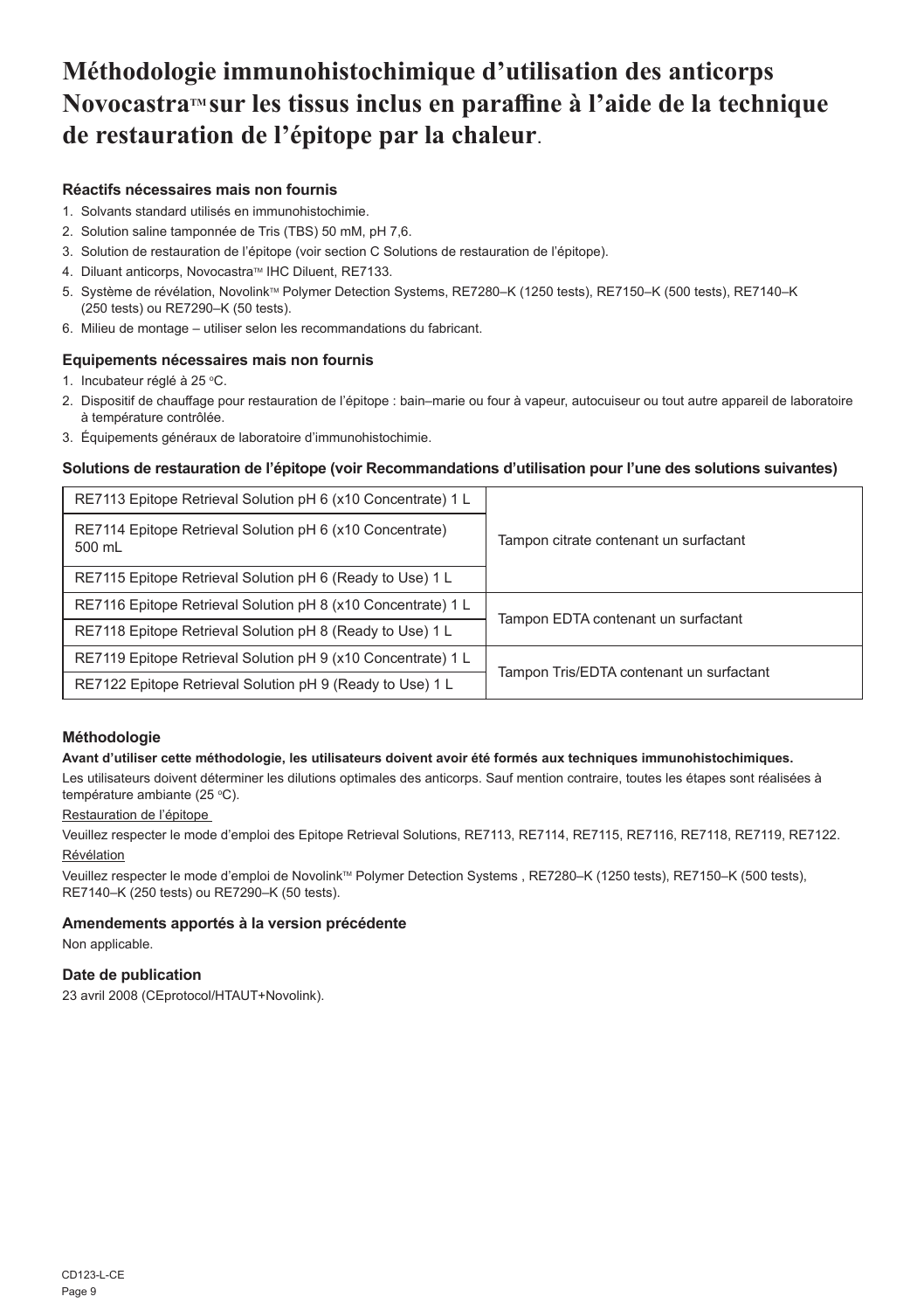# Méthodologie immunohistochimique d'utilisation des anticorps Novocastra™ sur les tissus inclus en paraffine à l'aide de la technique de restauration de l'épitope par la chaleur.

### Réactifs nécessaires mais non fournis

1. Solvants standard utilisés en immunohistochimie.
2. Solution saline tamponnée de Tris (TBS) 50 mM, pH 7,6.
3. Solution de restauration de l'épitope (voir section C Solutions de restauration de l'épitope).
4. Diluant anticorps, Novocastra™ IHC Diluent, RE7133.
5. Système de révélation, Novolink™ Polymer Detection Systems, RE7280–K (1250 tests), RE7150–K (500 tests), RE7140–K (250 tests) ou RE7290–K (50 tests).
6. Milieu de montage – utiliser selon les recommandations du fabricant.

### Equipements nécessaires mais non fournis

1. Incubateur réglé à 25 °C.
2. Dispositif de chauffage pour restauration de l'épitope : bain–marie ou four à vapeur, autocuiseur ou tout autre appareil de laboratoire à température contrôlée.
3. Équipements généraux de laboratoire d'immunohistochimie.

### Solutions de restauration de l'épitope (voir Recommandations d'utilisation pour l'une des solutions suivantes)

| Produit | Description |
|---|---|
| RE7113 Epitope Retrieval Solution pH 6 (x10 Concentrate) 1 L | Tampon citrate contenant un surfactant |
| RE7114 Epitope Retrieval Solution pH 6 (x10 Concentrate) 500 mL | |
| RE7115 Epitope Retrieval Solution pH 6 (Ready to Use) 1 L | |
| RE7116 Epitope Retrieval Solution pH 8 (x10 Concentrate) 1 L | Tampon EDTA contenant un surfactant |
| RE7118 Epitope Retrieval Solution pH 8 (Ready to Use) 1 L | |
| RE7119 Epitope Retrieval Solution pH 9 (x10 Concentrate) 1 L | Tampon Tris/EDTA contenant un surfactant |
| RE7122 Epitope Retrieval Solution pH 9 (Ready to Use) 1 L | |

### Méthodologie

**Avant d'utiliser cette méthodologie, les utilisateurs doivent avoir été formés aux techniques immunohistochimiques.**

Les utilisateurs doivent déterminer les dilutions optimales des anticorps. Sauf mention contraire, toutes les étapes sont réalisées à température ambiante (25 °C).

Restauration de l'épitope

Veuillez respecter le mode d'emploi des Epitope Retrieval Solutions, RE7113, RE7114, RE7115, RE7116, RE7118, RE7119, RE7122.

Révélation

Veuillez respecter le mode d'emploi de Novolink™ Polymer Detection Systems , RE7280–K (1250 tests), RE7150–K (500 tests), RE7140–K (250 tests) ou RE7290–K (50 tests).

### Amendements apportés à la version précédente

Non applicable.

### Date de publication

23 avril 2008 (CEprotocol/HTAUT+Novolink).

CD123-L-CE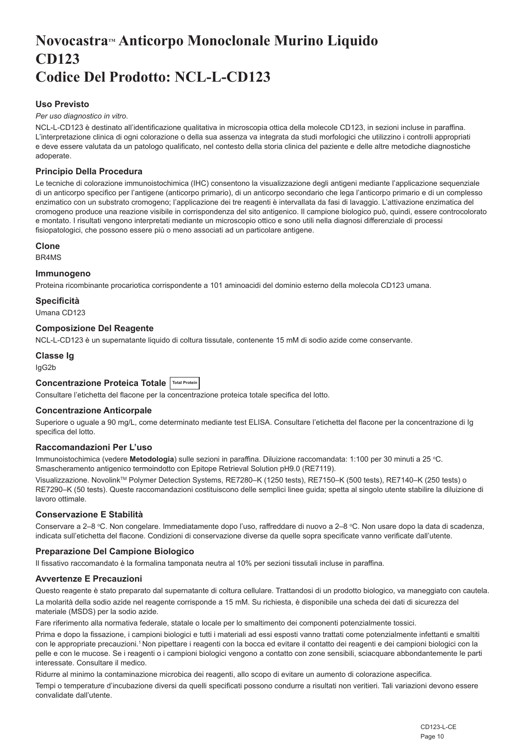# Novocastra™ Anticorpo Monoclonale Murino Liquido CD123 Codice Del Prodotto: NCL-L-CD123

### Uso Previsto

*Per uso diagnostico in vitro.*

NCL-L-CD123 è destinato all'identificazione qualitativa in microscopia ottica della molecole CD123, in sezioni incluse in paraffina. L'interpretazione clinica di ogni colorazione o della sua assenza va integrata da studi morfologici che utilizzino i controlli appropriati e deve essere valutata da un patologo qualificato, nel contesto della storia clinica del paziente e delle altre metodiche diagnostiche adoperate.

### Principio Della Procedura

Le tecniche di colorazione immunoistochimica (IHC) consentono la visualizzazione degli antigeni mediante l'applicazione sequenziale di un anticorpo specifico per l'antigene (anticorpo primario), di un anticorpo secondario che lega l'anticorpo primario e di un complesso enzimatico con un substrato cromogeno; l'applicazione dei tre reagenti è intervallata da fasi di lavaggio. L'attivazione enzimatica del cromogeno produce una reazione visibile in corrispondenza del sito antigenico. Il campione biologico può, quindi, essere controcolorato e montato. I risultati vengono interpretati mediante un microscopio ottico e sono utili nella diagnosi differenziale di processi fisiopatologici, che possono essere più o meno associati ad un particolare antigene.

### Clone

BR4MS

### Immunogeno

Proteina ricombinante procariotica corrispondente a 101 aminoacidi del dominio esterno della molecola CD123 umana.

### Specificità

Umana CD123

### Composizione Del Reagente

NCL-L-CD123 è un supernatante liquido di coltura tissutale, contenente 15 mM di sodio azide come conservante.

### Classe Ig

IgG2b

### Concentrazione Proteica Totale Total Protein

Consultare l'etichetta del flacone per la concentrazione proteica totale specifica del lotto.

### Concentrazione Anticorpale

Superiore o uguale a 90 mg/L, come determinato mediante test ELISA. Consultare l'etichetta del flacone per la concentrazione di Ig specifica del lotto.

### Raccomandazioni Per L'uso

Immunoistochimica (vedere **Metodologia**) sulle sezioni in paraffina. Diluizione raccomandata: 1:100 per 30 minuti a 25 °C. Smascheramento antigenico termoindotto con Epitope Retrieval Solution pH9.0 (RE7119).

Visualizzazione. Novolink™ Polymer Detection Systems, RE7280–K (1250 tests), RE7150–K (500 tests), RE7140–K (250 tests) o RE7290–K (50 tests). Queste raccomandazioni costituiscono delle semplici linee guida; spetta al singolo utente stabilire la diluizione di lavoro ottimale.

### Conservazione E Stabilità

Conservare a 2–8 °C. Non congelare. Immediatamente dopo l'uso, raffreddare di nuovo a 2–8 °C. Non usare dopo la data di scadenza, indicata sull'etichetta del flacone. Condizioni di conservazione diverse da quelle sopra specificate vanno verificate dall'utente.

### Preparazione Del Campione Biologico

Il fissativo raccomandato è la formalina tamponata neutra al 10% per sezioni tissutali incluse in paraffina.

### Avvertenze E Precauzioni

Questo reagente è stato preparato dal supernatante di coltura cellulare. Trattandosi di un prodotto biologico, va maneggiato con cautela.

La molarità della sodio azide nel reagente corrisponde a 15 mM. Su richiesta, è disponibile una scheda dei dati di sicurezza del materiale (MSDS) per la sodio azide.

Fare riferimento alla normativa federale, statale o locale per lo smaltimento dei componenti potenzialmente tossici.

Prima e dopo la fissazione, i campioni biologici e tutti i materiali ad essi esposti vanno trattati come potenzialmente infettanti e smaltiti con le appropriate precauzioni.[1] Non pipettare i reagenti con la bocca ed evitare il contatto dei reagenti e dei campioni biologici con la pelle e con le mucose. Se i reagenti o i campioni biologici vengono a contatto con zone sensibili, sciacquare abbondantemente le parti interessate. Consultare il medico.

Ridurre al minimo la contaminazione microbica dei reagenti, allo scopo di evitare un aumento di colorazione aspecifica.

Tempi o temperature d'incubazione diversi da quelli specificati possono condurre a risultati non veritieri. Tali variazioni devono essere convalidate dall'utente.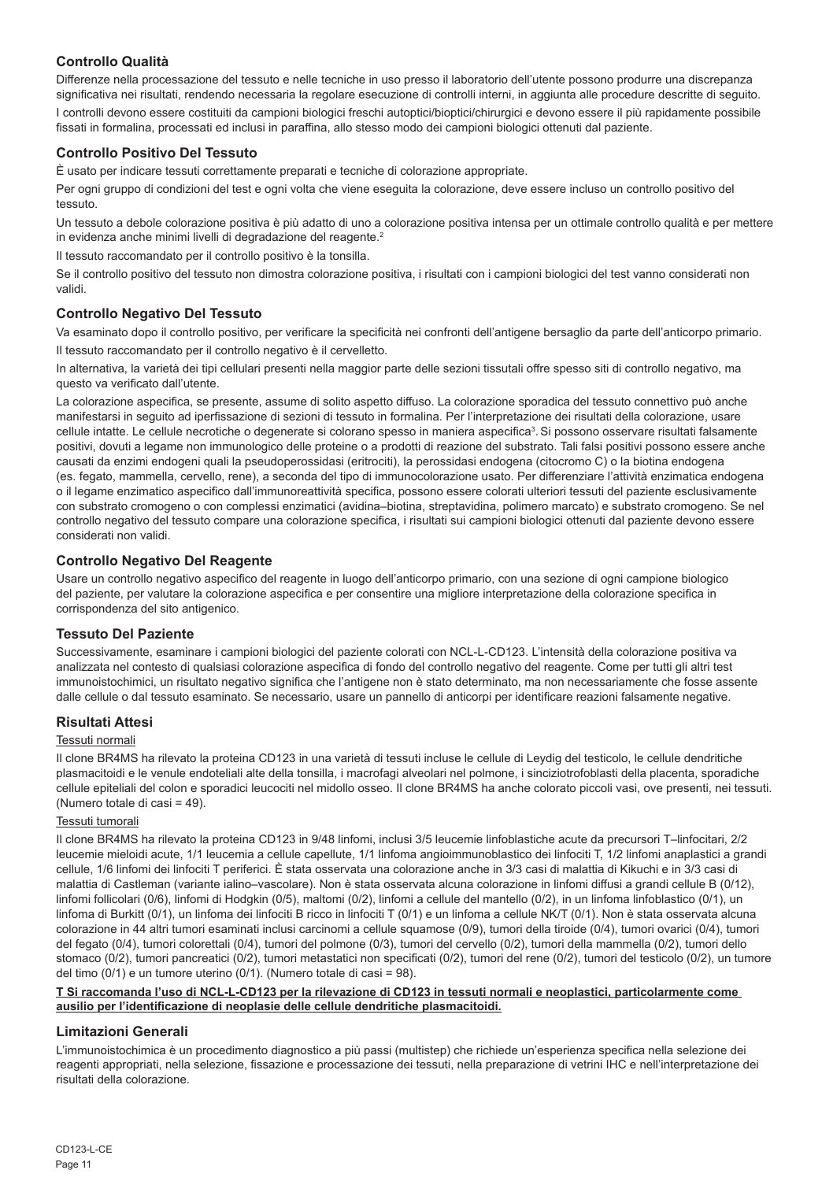## Controllo Qualità

Differenze nella processazione del tessuto e nelle tecniche in uso presso il laboratorio dell'utente possono produrre una discrepanza significativa nei risultati, rendendo necessaria la regolare esecuzione di controlli interni, in aggiunta alle procedure descritte di seguito.

I controlli devono essere costituiti da campioni biologici freschi autoptici/bioptici/chirurgici e devono essere il più rapidamente possibile fissati in formalina, processati ed inclusi in paraffina, allo stesso modo dei campioni biologici ottenuti dal paziente.

## Controllo Positivo Del Tessuto

È usato per indicare tessuti correttamente preparati e tecniche di colorazione appropriate.

Per ogni gruppo di condizioni del test e ogni volta che viene eseguita la colorazione, deve essere incluso un controllo positivo del tessuto.

Un tessuto a debole colorazione positiva è più adatto di uno a colorazione positiva intensa per un ottimale controllo qualità e per mettere in evidenza anche minimi livelli di degradazione del reagente.[2]

Il tessuto raccomandato per il controllo positivo è la tonsilla.

Se il controllo positivo del tessuto non dimostra colorazione positiva, i risultati con i campioni biologici del test vanno considerati non validi.

## Controllo Negativo Del Tessuto

Va esaminato dopo il controllo positivo, per verificare la specificità nei confronti dell'antigene bersaglio da parte dell'anticorpo primario.

Il tessuto raccomandato per il controllo negativo è il cervelletto.

In alternativa, la varietà dei tipi cellulari presenti nella maggior parte delle sezioni tissutali offre spesso siti di controllo negativo, ma questo va verificato dall'utente.

La colorazione aspecifica, se presente, assume di solito aspetto diffuso. La colorazione sporadica del tessuto connettivo può anche manifestarsi in seguito ad iperfissazione di sezioni di tessuto in formalina. Per l'interpretazione dei risultati della colorazione, usare cellule intatte. Le cellule necrotiche o degenerate si colorano spesso in maniera aspecifica[3]. Si possono osservare risultati falsamente positivi, dovuti a legame non immunologico delle proteine o a prodotti di reazione del substrato. Tali falsi positivi possono essere anche causati da enzimi endogeni quali la pseudoperossidasi (eritrociti), la perossidasi endogena (citocromo C) o la biotina endogena (es. fegato, mammella, cervello, rene), a seconda del tipo di immunocolorazione usato. Per differenziare l'attività enzimatica endogena o il legame enzimatico aspecifico dall'immunoreattività specifica, possono essere colorati ulteriori tessuti del paziente esclusivamente con substrato cromogeno o con complessi enzimatici (avidina–biotina, streptavidina, polimero marcato) e substrato cromogeno. Se nel controllo negativo del tessuto compare una colorazione specifica, i risultati sui campioni biologici ottenuti dal paziente devono essere considerati non validi.

## Controllo Negativo Del Reagente

Usare un controllo negativo aspecifico del reagente in luogo dell'anticorpo primario, con una sezione di ogni campione biologico del paziente, per valutare la colorazione aspecifica e per consentire una migliore interpretazione della colorazione specifica in corrispondenza del sito antigenico.

## Tessuto Del Paziente

Successivamente, esaminare i campioni biologici del paziente colorati con NCL-L-CD123. L'intensità della colorazione positiva va analizzata nel contesto di qualsiasi colorazione aspecifica di fondo del controllo negativo del reagente. Come per tutti gli altri test immunoistochimici, un risultato negativo significa che l'antigene non è stato determinato, ma non necessariamente che fosse assente dalle cellule o dal tessuto esaminato. Se necessario, usare un pannello di anticorpi per identificare reazioni falsamente negative.

## Risultati Attesi

Tessuti normali

Il clone BR4MS ha rilevato la proteina CD123 in una varietà di tessuti incluse le cellule di Leydig del testicolo, le cellule dendritiche plasmacitoidi e le venule endoteliali alte della tonsilla, i macrofagi alveolari nel polmone, i sinciziotrofoblasti della placenta, sporadiche cellule epiteliali del colon e sporadici leucociti nel midollo osseo. Il clone BR4MS ha anche colorato piccoli vasi, ove presenti, nei tessuti. (Numero totale di casi = 49).

Tessuti tumorali

Il clone BR4MS ha rilevato la proteina CD123 in 9/48 linfomi, inclusi 3/5 leucemie linfoblastiche acute da precursori T–linfocitari, 2/2 leucemie mieloidi acute, 1/1 leucemia a cellule capellute, 1/1 linfoma angioimmunoblastico dei linfociti T, 1/2 linfomi anaplastici a grandi cellule, 1/6 linfomi dei linfociti T periferici. È stata osservata una colorazione anche in 3/3 casi di malattia di Kikuchi e in 3/3 casi di malattia di Castleman (variante ialino–vascolare). Non è stata osservata alcuna colorazione in linfomi diffusi a grandi cellule B (0/12), linfomi follicolari (0/6), linfomi di Hodgkin (0/5), maltomi (0/2), linfomi a cellule del mantello (0/2), in un linfoma linfoblastico (0/1), un linfoma di Burkitt (0/1), un linfoma dei linfociti B ricco in linfociti T (0/1) e un linfoma a cellule NK/T (0/1). Non è stata osservata alcuna colorazione in 44 altri tumori esaminati inclusi carcinomi a cellule squamose (0/9), tumori della tiroide (0/4), tumori ovarici (0/4), tumori del fegato (0/4), tumori colorettali (0/4), tumori del polmone (0/3), tumori del cervello (0/2), tumori della mammella (0/2), tumori dello stomaco (0/2), tumori pancreatici (0/2), tumori metastatici non specificati (0/2), tumori del rene (0/2), tumori del testicolo (0/2), un tumore del timo (0/1) e un tumore uterino (0/1). (Numero totale di casi = 98).

**T Si raccomanda l'uso di NCL-L-CD123 per la rilevazione di CD123 in tessuti normali e neoplastici, particolarmente come ausilio per l'identificazione di neoplasie delle cellule dendritiche plasmacitoidi.**

## Limitazioni Generali

L'immunoistochimica è un procedimento diagnostico a più passi (multistep) che richiede un'esperienza specifica nella selezione dei reagenti appropriati, nella selezione, fissazione e processazione dei tessuti, nella preparazione di vetrini IHC e nell'interpretazione dei risultati della colorazione.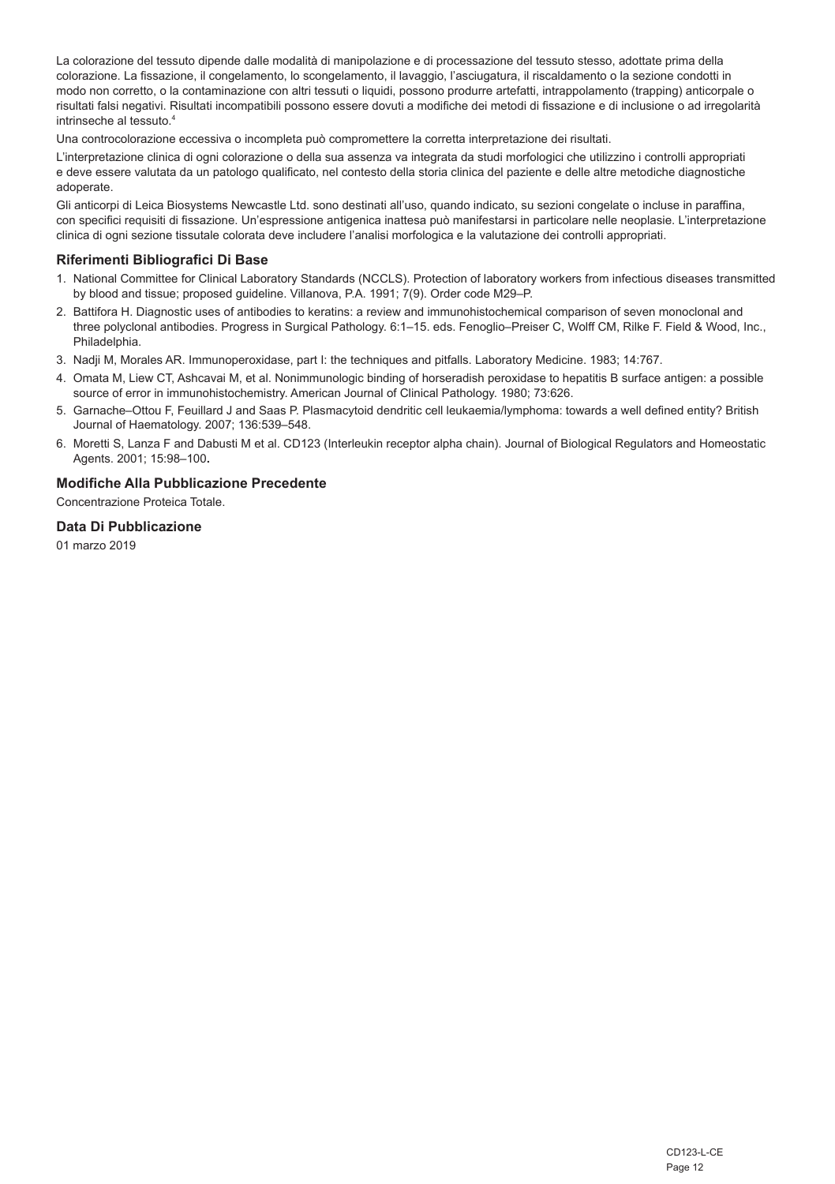La colorazione del tessuto dipende dalle modalità di manipolazione e di processazione del tessuto stesso, adottate prima della colorazione. La fissazione, il congelamento, lo scongelamento, il lavaggio, l'asciugatura, il riscaldamento o la sezione condotti in modo non corretto, o la contaminazione con altri tessuti o liquidi, possono produrre artefatti, intrappolamento (trapping) anticorpale o risultati falsi negativi. Risultati incompatibili possono essere dovuti a modifiche dei metodi di fissazione e di inclusione o ad irregolarità intrinseche al tessuto.[4]

Una controcolorazione eccessiva o incompleta può compromettere la corretta interpretazione dei risultati.

L'interpretazione clinica di ogni colorazione o della sua assenza va integrata da studi morfologici che utilizzino i controlli appropriati e deve essere valutata da un patologo qualificato, nel contesto della storia clinica del paziente e delle altre metodiche diagnostiche adoperate.

Gli anticorpi di Leica Biosystems Newcastle Ltd. sono destinati all'uso, quando indicato, su sezioni congelate o incluse in paraffina, con specifici requisiti di fissazione. Un'espressione antigenica inattesa può manifestarsi in particolare nelle neoplasie. L'interpretazione clinica di ogni sezione tissutale colorata deve includere l'analisi morfologica e la valutazione dei controlli appropriati.

## Riferimenti Bibliografici Di Base

1. National Committee for Clinical Laboratory Standards (NCCLS). Protection of laboratory workers from infectious diseases transmitted by blood and tissue; proposed guideline. Villanova, P.A. 1991; 7(9). Order code M29–P.
2. Battifora H. Diagnostic uses of antibodies to keratins: a review and immunohistochemical comparison of seven monoclonal and three polyclonal antibodies. Progress in Surgical Pathology. 6:1–15. eds. Fenoglio–Preiser C, Wolff CM, Rilke F. Field & Wood, Inc., Philadelphia.
3. Nadji M, Morales AR. Immunoperoxidase, part I: the techniques and pitfalls. Laboratory Medicine. 1983; 14:767.
4. Omata M, Liew CT, Ashcavai M, et al. Nonimmunologic binding of horseradish peroxidase to hepatitis B surface antigen: a possible source of error in immunohistochemistry. American Journal of Clinical Pathology. 1980; 73:626.
5. Garnache–Ottou F, Feuillard J and Saas P. Plasmacytoid dendritic cell leukaemia/lymphoma: towards a well defined entity? British Journal of Haematology. 2007; 136:539–548.
6. Moretti S, Lanza F and Dabusti M et al. CD123 (Interleukin receptor alpha chain). Journal of Biological Regulators and Homeostatic Agents. 2001; 15:98–100**.**

## Modifiche Alla Pubblicazione Precedente

Concentrazione Proteica Totale.

## Data Di Pubblicazione

01 marzo 2019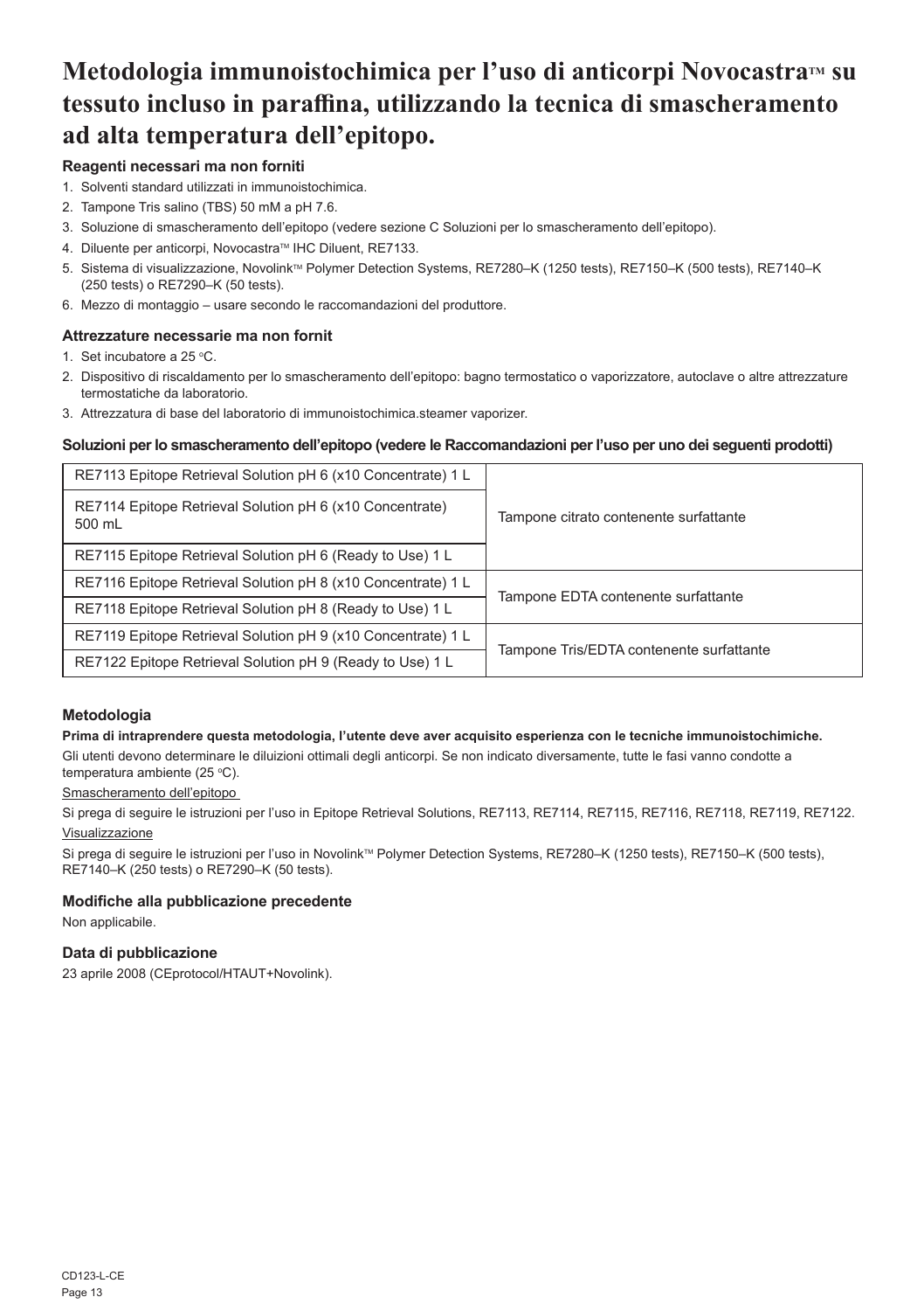# Metodologia immunoistochimica per l'uso di anticorpi Novocastra™ su tessuto incluso in paraffina, utilizzando la tecnica di smascheramento ad alta temperatura dell'epitopo.

### Reagenti necessari ma non forniti

1. Solventi standard utilizzati in immunoistochimica.
2. Tampone Tris salino (TBS) 50 mM a pH 7.6.
3. Soluzione di smascheramento dell'epitopo (vedere sezione C Soluzioni per lo smascheramento dell'epitopo).
4. Diluente per anticorpi, Novocastra™ IHC Diluent, RE7133.
5. Sistema di visualizzazione, Novolink™ Polymer Detection Systems, RE7280–K (1250 tests), RE7150–K (500 tests), RE7140–K (250 tests) o RE7290–K (50 tests).
6. Mezzo di montaggio – usare secondo le raccomandazioni del produttore.

### Attrezzature necessarie ma non fornit

1. Set incubatore a 25 °C.
2. Dispositivo di riscaldamento per lo smascheramento dell'epitopo: bagno termostatico o vaporizzatore, autoclave o altre attrezzature termostatiche da laboratorio.
3. Attrezzatura di base del laboratorio di immunoistochimica.steamer vaporizer.

### Soluzioni per lo smascheramento dell'epitopo (vedere le Raccomandazioni per l'uso per uno dei seguenti prodotti)

| | |
|---|---|
| RE7113 Epitope Retrieval Solution pH 6 (x10 Concentrate) 1 L | Tampone citrato contenente surfattante |
| RE7114 Epitope Retrieval Solution pH 6 (x10 Concentrate) 500 mL | |
| RE7115 Epitope Retrieval Solution pH 6 (Ready to Use) 1 L | |
| RE7116 Epitope Retrieval Solution pH 8 (x10 Concentrate) 1 L | Tampone EDTA contenente surfattante |
| RE7118 Epitope Retrieval Solution pH 8 (Ready to Use) 1 L | |
| RE7119 Epitope Retrieval Solution pH 9 (x10 Concentrate) 1 L | Tampone Tris/EDTA contenente surfattante |
| RE7122 Epitope Retrieval Solution pH 9 (Ready to Use) 1 L | |

### Metodologia

**Prima di intraprendere questa metodologia, l'utente deve aver acquisito esperienza con le tecniche immunoistochimiche.**

Gli utenti devono determinare le diluizioni ottimali degli anticorpi. Se non indicato diversamente, tutte le fasi vanno condotte a temperatura ambiente (25 °C).

Smascheramento dell'epitopo

Si prega di seguire le istruzioni per l'uso in Epitope Retrieval Solutions, RE7113, RE7114, RE7115, RE7116, RE7118, RE7119, RE7122.

Visualizzazione

Si prega di seguire le istruzioni per l'uso in Novolink™ Polymer Detection Systems, RE7280–K (1250 tests), RE7150–K (500 tests), RE7140–K (250 tests) o RE7290–K (50 tests).

### Modifiche alla pubblicazione precedente

Non applicabile.

### Data di pubblicazione

23 aprile 2008 (CEprotocol/HTAUT+Novolink).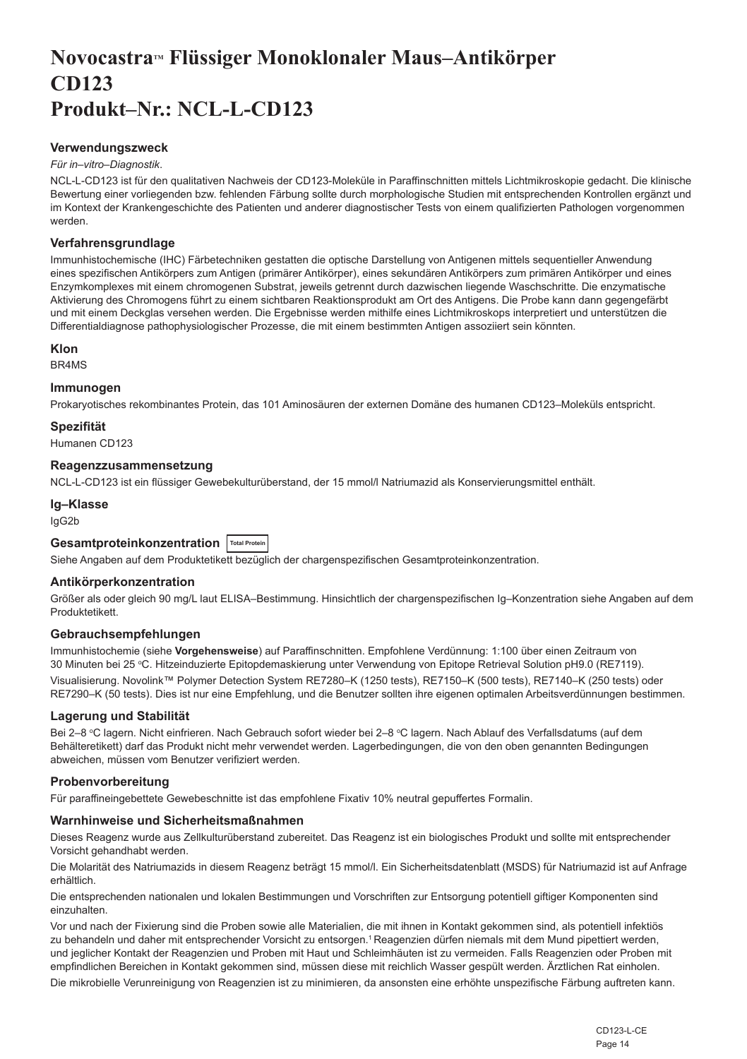# Novocastra™ Flüssiger Monoklonaler Maus–Antikörper CD123 Produkt–Nr.: NCL-L-CD123

### Verwendungszweck

*Für in–vitro–Diagnostik*.

NCL-L-CD123 ist für den qualitativen Nachweis der CD123-Moleküle in Paraffinschnitten mittels Lichtmikroskopie gedacht. Die klinische Bewertung einer vorliegenden bzw. fehlenden Färbung sollte durch morphologische Studien mit entsprechenden Kontrollen ergänzt und im Kontext der Krankengeschichte des Patienten und anderer diagnostischer Tests von einem qualifizierten Pathologen vorgenommen werden.

### Verfahrensgrundlage

Immunhistochemische (IHC) Färbetechniken gestatten die optische Darstellung von Antigenen mittels sequentieller Anwendung eines spezifischen Antikörpers zum Antigen (primärer Antikörper), eines sekundären Antikörpers zum primären Antikörper und eines Enzymkomplexes mit einem chromogenen Substrat, jeweils getrennt durch dazwischen liegende Waschschritte. Die enzymatische Aktivierung des Chromogens führt zu einem sichtbaren Reaktionsprodukt am Ort des Antigens. Die Probe kann dann gegengefärbt und mit einem Deckglas versehen werden. Die Ergebnisse werden mithilfe eines Lichtmikroskops interpretiert und unterstützen die Differentialdiagnose pathophysiologischer Prozesse, die mit einem bestimmten Antigen assoziiert sein könnten.

### Klon

BR4MS

### Immunogen

Prokaryotisches rekombinantes Protein, das 101 Aminosäuren der externen Domäne des humanen CD123–Moleküls entspricht.

### Spezifität

Humanen CD123

### Reagenzzusammensetzung

NCL-L-CD123 ist ein flüssiger Gewebekulturüberstand, der 15 mmol/l Natriumazid als Konservierungsmittel enthält.

### Ig–Klasse

IgG2b

### Gesamtproteinkonzentration Total Protein

Siehe Angaben auf dem Produktetikett bezüglich der chargenspezifischen Gesamtproteinkonzentration.

### Antikörperkonzentration

Größer als oder gleich 90 mg/L laut ELISA–Bestimmung. Hinsichtlich der chargenspezifischen Ig–Konzentration siehe Angaben auf dem Produktetikett.

### Gebrauchsempfehlungen

Immunhistochemie (siehe **Vorgehensweise**) auf Paraffinschnitten. Empfohlene Verdünnung: 1:100 über einen Zeitraum von 30 Minuten bei 25 °C. Hitzeinduzierte Epitopdemaskierung unter Verwendung von Epitope Retrieval Solution pH9.0 (RE7119).

Visualisierung. Novolink™ Polymer Detection System RE7280–K (1250 tests), RE7150–K (500 tests), RE7140–K (250 tests) oder RE7290–K (50 tests). Dies ist nur eine Empfehlung, und die Benutzer sollten ihre eigenen optimalen Arbeitsverdünnungen bestimmen.

### Lagerung und Stabilität

Bei 2–8 °C lagern. Nicht einfrieren. Nach Gebrauch sofort wieder bei 2–8 °C lagern. Nach Ablauf des Verfallsdatums (auf dem Behälteretikett) darf das Produkt nicht mehr verwendet werden. Lagerbedingungen, die von den oben genannten Bedingungen abweichen, müssen vom Benutzer verifiziert werden.

### Probenvorbereitung

Für paraffineingebettete Gewebeschnitte ist das empfohlene Fixativ 10% neutral gepuffertes Formalin.

### Warnhinweise und Sicherheitsmaßnahmen

Dieses Reagenz wurde aus Zellkulturüberstand zubereitet. Das Reagenz ist ein biologisches Produkt und sollte mit entsprechender Vorsicht gehandhabt werden.

Die Molarität des Natriumazids in diesem Reagenz beträgt 15 mmol/l. Ein Sicherheitsdatenblatt (MSDS) für Natriumazid ist auf Anfrage erhältlich.

Die entsprechenden nationalen und lokalen Bestimmungen und Vorschriften zur Entsorgung potentiell giftiger Komponenten sind einzuhalten.

Vor und nach der Fixierung sind die Proben sowie alle Materialien, die mit ihnen in Kontakt gekommen sind, als potentiell infektiös zu behandeln und daher mit entsprechender Vorsicht zu entsorgen.[1] Reagenzien dürfen niemals mit dem Mund pipettiert werden, und jeglicher Kontakt der Reagenzien und Proben mit Haut und Schleimhäuten ist zu vermeiden. Falls Reagenzien oder Proben mit empfindlichen Bereichen in Kontakt gekommen sind, müssen diese mit reichlich Wasser gespült werden. Ärztlichen Rat einholen.

Die mikrobielle Verunreinigung von Reagenzien ist zu minimieren, da ansonsten eine erhöhte unspezifische Färbung auftreten kann.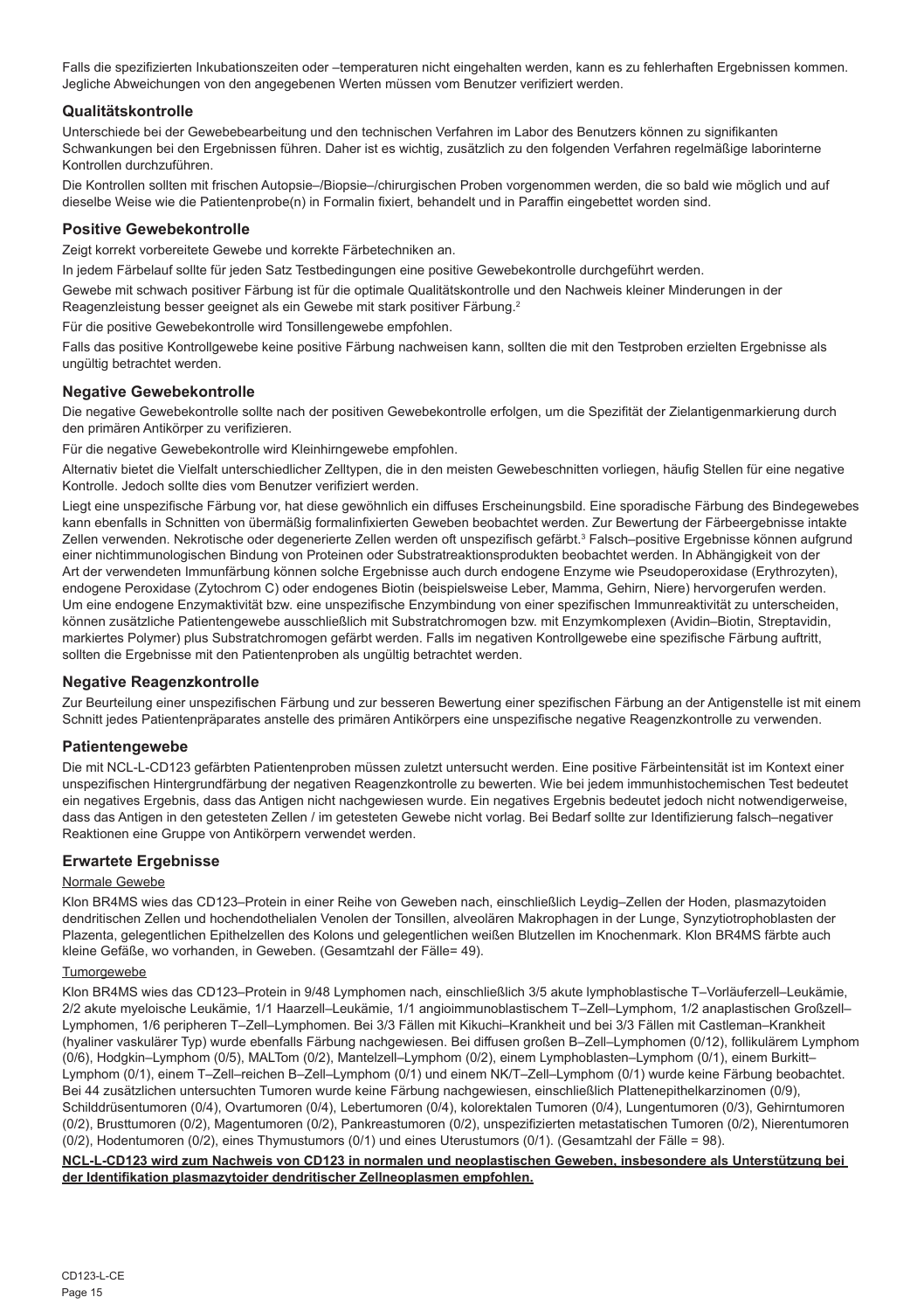Falls die spezifizierten Inkubationszeiten oder –temperaturen nicht eingehalten werden, kann es zu fehlerhaften Ergebnissen kommen. Jegliche Abweichungen von den angegebenen Werten müssen vom Benutzer verifiziert werden.

### Qualitätskontrolle

Unterschiede bei der Gewebebearbeitung und den technischen Verfahren im Labor des Benutzers können zu signifikanten Schwankungen bei den Ergebnissen führen. Daher ist es wichtig, zusätzlich zu den folgenden Verfahren regelmäßige laborinterne Kontrollen durchzuführen.

Die Kontrollen sollten mit frischen Autopsie–/Biopsie–/chirurgischen Proben vorgenommen werden, die so bald wie möglich und auf dieselbe Weise wie die Patientenprobe(n) in Formalin fixiert, behandelt und in Paraffin eingebettet worden sind.

### Positive Gewebekontrolle

Zeigt korrekt vorbereitete Gewebe und korrekte Färbetechniken an.

In jedem Färbelauf sollte für jeden Satz Testbedingungen eine positive Gewebekontrolle durchgeführt werden.

Gewebe mit schwach positiver Färbung ist für die optimale Qualitätskontrolle und den Nachweis kleiner Minderungen in der Reagenzleistung besser geeignet als ein Gewebe mit stark positiver Färbung.[2]

Für die positive Gewebekontrolle wird Tonsillengewebe empfohlen.

Falls das positive Kontrollgewebe keine positive Färbung nachweisen kann, sollten die mit den Testproben erzielten Ergebnisse als ungültig betrachtet werden.

### Negative Gewebekontrolle

Die negative Gewebekontrolle sollte nach der positiven Gewebekontrolle erfolgen, um die Spezifität der Zielantigenmarkierung durch den primären Antikörper zu verifizieren.

Für die negative Gewebekontrolle wird Kleinhirngewebe empfohlen.

Alternativ bietet die Vielfalt unterschiedlicher Zelltypen, die in den meisten Gewebeschnitten vorliegen, häufig Stellen für eine negative Kontrolle. Jedoch sollte dies vom Benutzer verifiziert werden.

Liegt eine unspezifische Färbung vor, hat diese gewöhnlich ein diffuses Erscheinungsbild. Eine sporadische Färbung des Bindegewebes kann ebenfalls in Schnitten von übermäßig formalinfixierten Geweben beobachtet werden. Zur Bewertung der Färbeergebnisse intakte Zellen verwenden. Nekrotische oder degenerierte Zellen werden oft unspezifisch gefärbt.[3] Falsch–positive Ergebnisse können aufgrund einer nichtimmunologischen Bindung von Proteinen oder Substratreaktionsprodukten beobachtet werden. In Abhängigkeit von der Art der verwendeten Immunfärbung können solche Ergebnisse auch durch endogene Enzyme wie Pseudoperoxidase (Erythrozyten), endogene Peroxidase (Zytochrom C) oder endogenes Biotin (beispielsweise Leber, Mamma, Gehirn, Niere) hervorgerufen werden. Um eine endogene Enzymaktivität bzw. eine unspezifische Enzymbindung von einer spezifischen Immunreaktivität zu unterscheiden, können zusätzliche Patientengewebe ausschließlich mit Substratchromogen bzw. mit Enzymkomplexen (Avidin–Biotin, Streptavidin, markiertes Polymer) plus Substratchromogen gefärbt werden. Falls im negativen Kontrollgewebe eine spezifische Färbung auftritt, sollten die Ergebnisse mit den Patientenproben als ungültig betrachtet werden.

### Negative Reagenzkontrolle

Zur Beurteilung einer unspezifischen Färbung und zur besseren Bewertung einer spezifischen Färbung an der Antigenstelle ist mit einem Schnitt jedes Patientenpräparates anstelle des primären Antikörpers eine unspezifische negative Reagenzkontrolle zu verwenden.

### Patientengewebe

Die mit NCL-L-CD123 gefärbten Patientenproben müssen zuletzt untersucht werden. Eine positive Färbeintensität ist im Kontext einer unspezifischen Hintergrundfärbung der negativen Reagenzkontrolle zu bewerten. Wie bei jedem immunhistochemischen Test bedeutet ein negatives Ergebnis, dass das Antigen nicht nachgewiesen wurde. Ein negatives Ergebnis bedeutet jedoch nicht notwendigerweise, dass das Antigen in den getesteten Zellen / im getesteten Gewebe nicht vorlag. Bei Bedarf sollte zur Identifizierung falsch–negativer Reaktionen eine Gruppe von Antikörpern verwendet werden.

### Erwartete Ergebnisse

Normale Gewebe

Klon BR4MS wies das CD123–Protein in einer Reihe von Geweben nach, einschließlich Leydig–Zellen der Hoden, plasmazytoiden dendritischen Zellen und hochendothelialen Venolen der Tonsillen, alveolären Makrophagen in der Lunge, Synzytiotrophoblasten der Plazenta, gelegentlichen Epithelzellen des Kolons und gelegentlichen weißen Blutzellen im Knochenmark. Klon BR4MS färbte auch kleine Gefäße, wo vorhanden, in Geweben. (Gesamtzahl der Fälle= 49).

Tumorgewebe

Klon BR4MS wies das CD123–Protein in 9/48 Lymphomen nach, einschließlich 3/5 akute lymphoblastische T–Vorläuferzell–Leukämie, 2/2 akute myeloische Leukämie, 1/1 Haarzell–Leukämie, 1/1 angioimmunoblastischem T–Zell–Lymphom, 1/2 anaplastischen Großzell–Lymphomen, 1/6 peripheren T–Zell–Lymphomen. Bei 3/3 Fällen mit Kikuchi–Krankheit und bei 3/3 Fällen mit Castleman–Krankheit (hyaliner vaskulärer Typ) wurde ebenfalls Färbung nachgewiesen. Bei diffusen großen B–Zell–Lymphomen (0/12), follikulärem Lymphom (0/6), Hodgkin–Lymphom (0/5), MALTom (0/2), Mantelzell–Lymphom (0/2), einem Lymphoblasten–Lymphom (0/1), einem Burkitt–Lymphom (0/1), einem T–Zell–reichen B–Zell–Lymphom (0/1) und einem NK/T–Zell–Lymphom (0/1) wurde keine Färbung beobachtet. Bei 44 zusätzlichen untersuchten Tumoren wurde keine Färbung nachgewiesen, einschließlich Plattenepithelkarzinomen (0/9), Schilddrüsentumoren (0/4), Ovartumoren (0/4), Lebertumoren (0/4), kolorektalen Tumoren (0/4), Lungentumoren (0/3), Gehirntumoren (0/2), Brusttumoren (0/2), Magentumoren (0/2), Pankreastumoren (0/2), unspezifizierten metastatischen Tumoren (0/2), Nierentumoren (0/2), Hodentumoren (0/2), eines Thymustumors (0/1) und eines Uterustumors (0/1). (Gesamtzahl der Fälle = 98).

**NCL-L-CD123 wird zum Nachweis von CD123 in normalen und neoplastischen Geweben, insbesondere als Unterstützung bei der Identifikation plasmazytoider dendritischer Zellneoplasmen empfohlen.**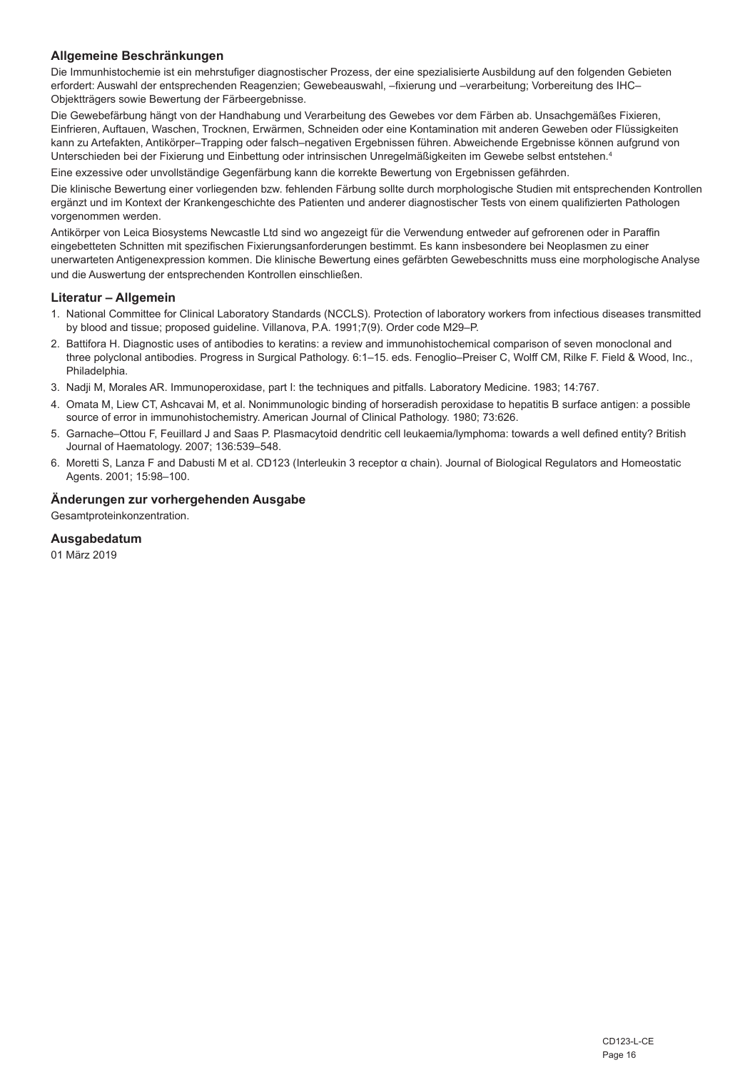### Allgemeine Beschränkungen

Die Immunhistochemie ist ein mehrstufiger diagnostischer Prozess, der eine spezialisierte Ausbildung auf den folgenden Gebieten erfordert: Auswahl der entsprechenden Reagenzien; Gewebeauswahl, –fixierung und –verarbeitung; Vorbereitung des IHC–Objektträgers sowie Bewertung der Färbeergebnisse.

Die Gewebefärbung hängt von der Handhabung und Verarbeitung des Gewebes vor dem Färben ab. Unsachgemäßes Fixieren, Einfrieren, Auftauen, Waschen, Trocknen, Erwärmen, Schneiden oder eine Kontamination mit anderen Geweben oder Flüssigkeiten kann zu Artefakten, Antikörper–Trapping oder falsch–negativen Ergebnissen führen. Abweichende Ergebnisse können aufgrund von Unterschieden bei der Fixierung und Einbettung oder intrinsischen Unregelmäßigkeiten im Gewebe selbst entstehen.[4]

Eine exzessive oder unvollständige Gegenfärbung kann die korrekte Bewertung von Ergebnissen gefährden.

Die klinische Bewertung einer vorliegenden bzw. fehlenden Färbung sollte durch morphologische Studien mit entsprechenden Kontrollen ergänzt und im Kontext der Krankengeschichte des Patienten und anderer diagnostischer Tests von einem qualifizierten Pathologen vorgenommen werden.

Antikörper von Leica Biosystems Newcastle Ltd sind wo angezeigt für die Verwendung entweder auf gefrorenen oder in Paraffin eingebetteten Schnitten mit spezifischen Fixierungsanforderungen bestimmt. Es kann insbesondere bei Neoplasmen zu einer unerwarteten Antigenexpression kommen. Die klinische Bewertung eines gefärbten Gewebeschnitts muss eine morphologische Analyse und die Auswertung der entsprechenden Kontrollen einschließen.

### Literatur – Allgemein

1. National Committee for Clinical Laboratory Standards (NCCLS). Protection of laboratory workers from infectious diseases transmitted by blood and tissue; proposed guideline. Villanova, P.A. 1991;7(9). Order code M29–P.
2. Battifora H. Diagnostic uses of antibodies to keratins: a review and immunohistochemical comparison of seven monoclonal and three polyclonal antibodies. Progress in Surgical Pathology. 6:1–15. eds. Fenoglio–Preiser C, Wolff CM, Rilke F. Field & Wood, Inc., Philadelphia.
3. Nadji M, Morales AR. Immunoperoxidase, part I: the techniques and pitfalls. Laboratory Medicine. 1983; 14:767.
4. Omata M, Liew CT, Ashcavai M, et al. Nonimmunologic binding of horseradish peroxidase to hepatitis B surface antigen: a possible source of error in immunohistochemistry. American Journal of Clinical Pathology. 1980; 73:626.
5. Garnache–Ottou F, Feuillard J and Saas P. Plasmacytoid dendritic cell leukaemia/lymphoma: towards a well defined entity? British Journal of Haematology. 2007; 136:539–548.
6. Moretti S, Lanza F and Dabusti M et al. CD123 (Interleukin 3 receptor α chain). Journal of Biological Regulators and Homeostatic Agents. 2001; 15:98–100.

### Änderungen zur vorhergehenden Ausgabe

Gesamtproteinkonzentration.

### Ausgabedatum

01 März 2019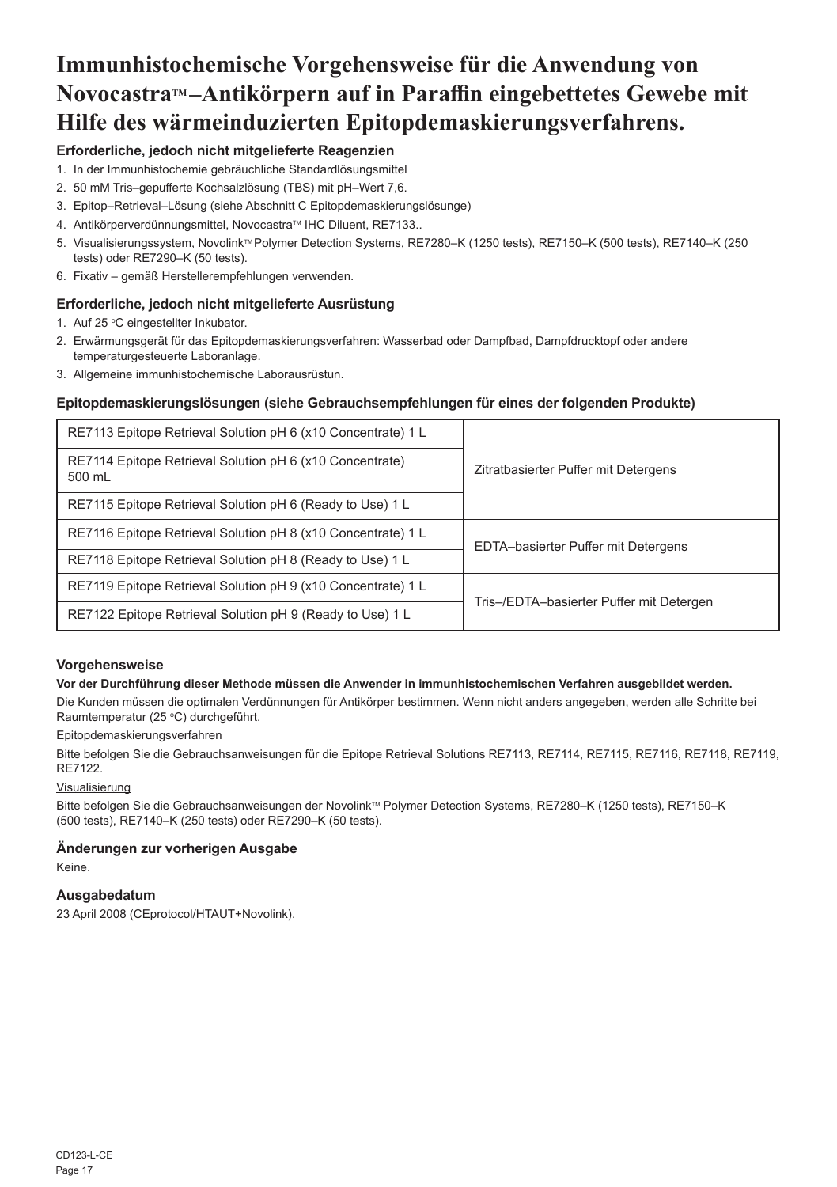# Immunhistochemische Vorgehensweise für die Anwendung von Novocastra™–Antikörpern auf in Paraffin eingebettetes Gewebe mit Hilfe des wärmeinduzierten Epitopdemaskierungsverfahrens.

### Erforderliche, jedoch nicht mitgelieferte Reagenzien

1. In der Immunhistochemie gebräuchliche Standardlösungsmittel
2. 50 mM Tris–gepufferte Kochsalzlösung (TBS) mit pH–Wert 7,6.
3. Epitop–Retrieval–Lösung (siehe Abschnitt C Epitopdemaskierungslösunge)
4. Antikörperverdünnungsmittel, Novocastra™ IHC Diluent, RE7133..
5. Visualisierungssystem, Novolink™ Polymer Detection Systems, RE7280–K (1250 tests), RE7150–K (500 tests), RE7140–K (250 tests) oder RE7290–K (50 tests).
6. Fixativ – gemäß Herstellerempfehlungen verwenden.

### Erforderliche, jedoch nicht mitgelieferte Ausrüstung

1. Auf 25 °C eingestellter Inkubator.
2. Erwärmungsgerät für das Epitopdemaskierungsverfahren: Wasserbad oder Dampfbad, Dampfdrucktopf oder andere temperaturgesteuerte Laboranlage.
3. Allgemeine immunhistochemische Laborausrüstun.

### Epitopdemaskierungslösungen (siehe Gebrauchsempfehlungen für eines der folgenden Produkte)

| | |
|---|---|
| RE7113 Epitope Retrieval Solution pH 6 (x10 Concentrate) 1 L | Zitratbasierter Puffer mit Detergens |
| RE7114 Epitope Retrieval Solution pH 6 (x10 Concentrate) 500 mL | |
| RE7115 Epitope Retrieval Solution pH 6 (Ready to Use) 1 L | |
| RE7116 Epitope Retrieval Solution pH 8 (x10 Concentrate) 1 L | EDTA–basierter Puffer mit Detergens |
| RE7118 Epitope Retrieval Solution pH 8 (Ready to Use) 1 L | |
| RE7119 Epitope Retrieval Solution pH 9 (x10 Concentrate) 1 L | Tris–/EDTA–basierter Puffer mit Detergen |
| RE7122 Epitope Retrieval Solution pH 9 (Ready to Use) 1 L | |

### Vorgehensweise

**Vor der Durchführung dieser Methode müssen die Anwender in immunhistochemischen Verfahren ausgebildet werden.**

Die Kunden müssen die optimalen Verdünnungen für Antikörper bestimmen. Wenn nicht anders angegeben, werden alle Schritte bei Raumtemperatur (25 °C) durchgeführt.

Epitopdemaskierungsverfahren

Bitte befolgen Sie die Gebrauchsanweisungen für die Epitope Retrieval Solutions RE7113, RE7114, RE7115, RE7116, RE7118, RE7119, RE7122.

Visualisierung

Bitte befolgen Sie die Gebrauchsanweisungen der Novolink™ Polymer Detection Systems, RE7280–K (1250 tests), RE7150–K (500 tests), RE7140–K (250 tests) oder RE7290–K (50 tests).

### Änderungen zur vorherigen Ausgabe

Keine.

### Ausgabedatum

23 April 2008 (CEprotocol/HTAUT+Novolink).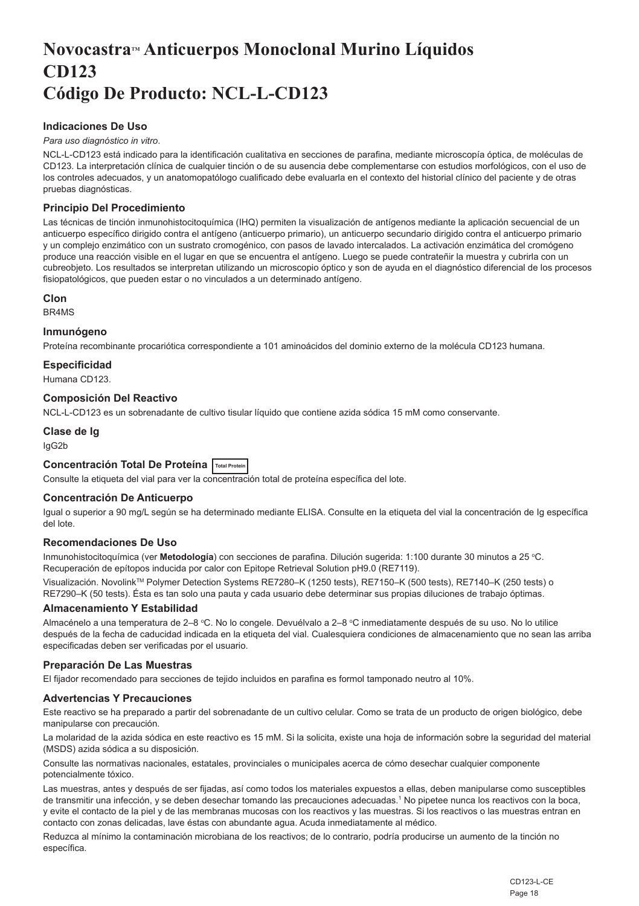# Novocastra™ Anticuerpos Monoclonal Murino Líquidos
# CD123
# Código De Producto: NCL-L-CD123

### Indicaciones De Uso

*Para uso diagnóstico in vitro*.

NCL-L-CD123 está indicado para la identificación cualitativa en secciones de parafina, mediante microscopía óptica, de moléculas de CD123. La interpretación clínica de cualquier tinción o de su ausencia debe complementarse con estudios morfológicos, con el uso de los controles adecuados, y un anatomopatólogo cualificado debe evaluarla en el contexto del historial clínico del paciente y de otras pruebas diagnósticas.

### Principio Del Procedimiento

Las técnicas de tinción inmunohistocitoquímica (IHQ) permiten la visualización de antígenos mediante la aplicación secuencial de un anticuerpo específico dirigido contra el antígeno (anticuerpo primario), un anticuerpo secundario dirigido contra el anticuerpo primario y un complejo enzimático con un sustrato cromogénico, con pasos de lavado intercalados. La activación enzimática del cromógeno produce una reacción visible en el lugar en que se encuentra el antígeno. Luego se puede contrateñir la muestra y cubrirla con un cubreobjeto. Los resultados se interpretan utilizando un microscopio óptico y son de ayuda en el diagnóstico diferencial de los procesos fisiopatológicos, que pueden estar o no vinculados a un determinado antígeno.

### Clon

BR4MS

### Inmunógeno

Proteína recombinante procariótica correspondiente a 101 aminoácidos del dominio externo de la molécula CD123 humana.

### Especificidad

Humana CD123.

### Composición Del Reactivo

NCL-L-CD123 es un sobrenadante de cultivo tisular líquido que contiene azida sódica 15 mM como conservante.

### Clase de Ig

IgG2b

### Concentración Total De Proteína Total Protein

Consulte la etiqueta del vial para ver la concentración total de proteína específica del lote.

### Concentración De Anticuerpo

Igual o superior a 90 mg/L según se ha determinado mediante ELISA. Consulte en la etiqueta del vial la concentración de Ig específica del lote.

### Recomendaciones De Uso

Inmunohistocitoquímica (ver **Metodología**) con secciones de parafina. Dilución sugerida: 1:100 durante 30 minutos a 25 °C. Recuperación de epítopos inducida por calor con Epitope Retrieval Solution pH9.0 (RE7119).

Visualización. Novolink™ Polymer Detection Systems RE7280–K (1250 tests), RE7150–K (500 tests), RE7140–K (250 tests) o RE7290–K (50 tests). Ésta es tan solo una pauta y cada usuario debe determinar sus propias diluciones de trabajo óptimas.

### Almacenamiento Y Estabilidad

Almacénelo a una temperatura de 2–8 °C. No lo congele. Devuélvalo a 2–8 °C inmediatamente después de su uso. No lo utilice después de la fecha de caducidad indicada en la etiqueta del vial. Cualesquiera condiciones de almacenamiento que no sean las arriba especificadas deben ser verificadas por el usuario.

### Preparación De Las Muestras

El fijador recomendado para secciones de tejido incluidos en parafina es formol tamponado neutro al 10%.

### Advertencias Y Precauciones

Este reactivo se ha preparado a partir del sobrenadante de un cultivo celular. Como se trata de un producto de origen biológico, debe manipularse con precaución.

La molaridad de la azida sódica en este reactivo es 15 mM. Si la solicita, existe una hoja de información sobre la seguridad del material (MSDS) azida sódica a su disposición.

Consulte las normativas nacionales, estatales, provinciales o municipales acerca de cómo desechar cualquier componente potencialmente tóxico.

Las muestras, antes y después de ser fijadas, así como todos los materiales expuestos a ellas, deben manipularse como susceptibles de transmitir una infección, y se deben desechar tomando las precauciones adecuadas.[1] No pipetee nunca los reactivos con la boca, y evite el contacto de la piel y de las membranas mucosas con los reactivos y las muestras. Si los reactivos o las muestras entran en contacto con zonas delicadas, lave éstas con abundante agua. Acuda inmediatamente al médico.

Reduzca al mínimo la contaminación microbiana de los reactivos; de lo contrario, podría producirse un aumento de la tinción no específica.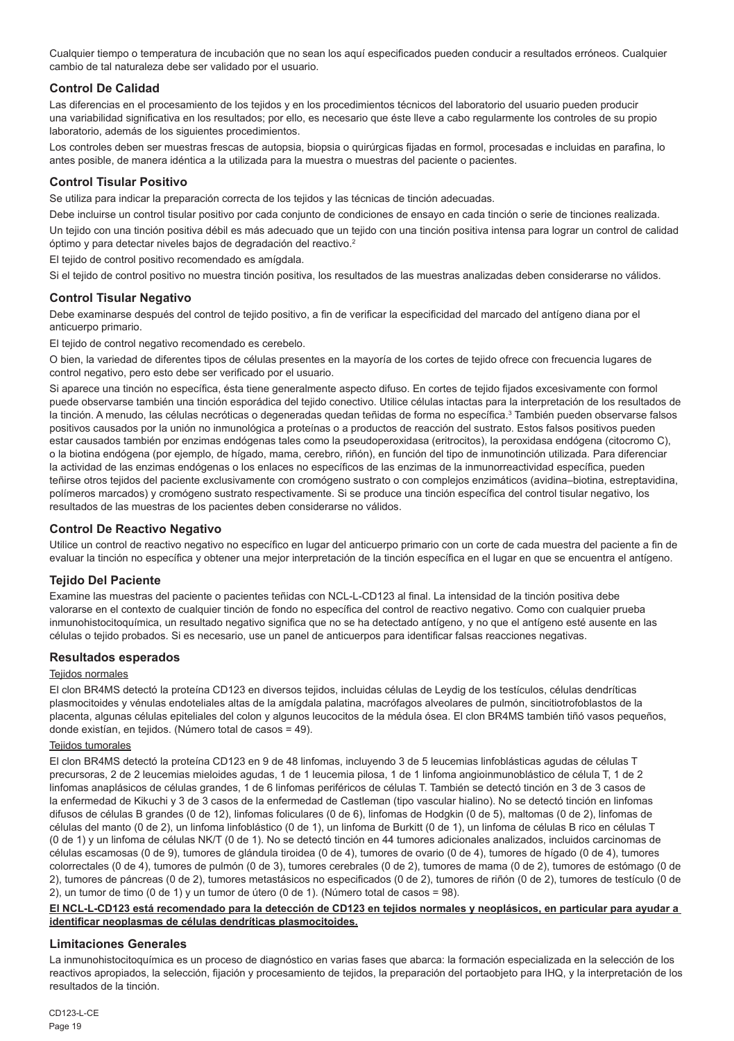Cualquier tiempo o temperatura de incubación que no sean los aquí especificados pueden conducir a resultados erróneos. Cualquier cambio de tal naturaleza debe ser validado por el usuario.

### Control De Calidad

Las diferencias en el procesamiento de los tejidos y en los procedimientos técnicos del laboratorio del usuario pueden producir una variabilidad significativa en los resultados; por ello, es necesario que éste lleve a cabo regularmente los controles de su propio laboratorio, además de los siguientes procedimientos.

Los controles deben ser muestras frescas de autopsia, biopsia o quirúrgicas fijadas en formol, procesadas e incluidas en parafina, lo antes posible, de manera idéntica a la utilizada para la muestra o muestras del paciente o pacientes.

### Control Tisular Positivo

Se utiliza para indicar la preparación correcta de los tejidos y las técnicas de tinción adecuadas.

Debe incluirse un control tisular positivo por cada conjunto de condiciones de ensayo en cada tinción o serie de tinciones realizada.

Un tejido con una tinción positiva débil es más adecuado que un tejido con una tinción positiva intensa para lograr un control de calidad óptimo y para detectar niveles bajos de degradación del reactivo.[2]

El tejido de control positivo recomendado es amígdala.

Si el tejido de control positivo no muestra tinción positiva, los resultados de las muestras analizadas deben considerarse no válidos.

### Control Tisular Negativo

Debe examinarse después del control de tejido positivo, a fin de verificar la especificidad del marcado del antígeno diana por el anticuerpo primario.

El tejido de control negativo recomendado es cerebelo.

O bien, la variedad de diferentes tipos de células presentes en la mayoría de los cortes de tejido ofrece con frecuencia lugares de control negativo, pero esto debe ser verificado por el usuario.

Si aparece una tinción no específica, ésta tiene generalmente aspecto difuso. En cortes de tejido fijados excesivamente con formol puede observarse también una tinción esporádica del tejido conectivo. Utilice células intactas para la interpretación de los resultados de la tinción. A menudo, las células necróticas o degeneradas quedan teñidas de forma no específica.[3] También pueden observarse falsos positivos causados por la unión no inmunológica a proteínas o a productos de reacción del sustrato. Estos falsos positivos pueden estar causados también por enzimas endógenas tales como la pseudoperoxidasa (eritrocitos), la peroxidasa endógena (citocromo C), o la biotina endógena (por ejemplo, de hígado, mama, cerebro, riñón), en función del tipo de inmunotinción utilizada. Para diferenciar la actividad de las enzimas endógenas o los enlaces no específicos de las enzimas de la inmunorreactividad específica, pueden teñirse otros tejidos del paciente exclusivamente con cromógeno sustrato o con complejos enzimáticos (avidina–biotina, estreptavidina, polímeros marcados) y cromógeno sustrato respectivamente. Si se produce una tinción específica del control tisular negativo, los resultados de las muestras de los pacientes deben considerarse no válidos.

### Control De Reactivo Negativo

Utilice un control de reactivo negativo no específico en lugar del anticuerpo primario con un corte de cada muestra del paciente a fin de evaluar la tinción no específica y obtener una mejor interpretación de la tinción específica en el lugar en que se encuentra el antígeno.

### Tejido Del Paciente

Examine las muestras del paciente o pacientes teñidas con NCL-L-CD123 al final. La intensidad de la tinción positiva debe valorarse en el contexto de cualquier tinción de fondo no específica del control de reactivo negativo. Como con cualquier prueba inmunohistocitoquímica, un resultado negativo significa que no se ha detectado antígeno, y no que el antígeno esté ausente en las células o tejido probados. Si es necesario, use un panel de anticuerpos para identificar falsas reacciones negativas.

### Resultados esperados

Tejidos normales

El clon BR4MS detectó la proteína CD123 en diversos tejidos, incluidas células de Leydig de los testículos, células dendríticas plasmocitoides y vénulas endoteliales altas de la amígdala palatina, macrófagos alveolares de pulmón, sincitiotrofoblastos de la placenta, algunas células epiteliales del colon y algunos leucocitos de la médula ósea. El clon BR4MS también tiñó vasos pequeños, donde existían, en tejidos. (Número total de casos = 49).

Tejidos tumorales

El clon BR4MS detectó la proteína CD123 en 9 de 48 linfomas, incluyendo 3 de 5 leucemias linfoblásticas agudas de células T precursoras, 2 de 2 leucemias mieloides agudas, 1 de 1 leucemia pilosa, 1 de 1 linfoma angioinmunoblástico de célula T, 1 de 2 linfomas anaplásicos de células grandes, 1 de 6 linfomas periféricos de células T. También se detectó tinción en 3 de 3 casos de la enfermedad de Kikuchi y 3 de 3 casos de la enfermedad de Castleman (tipo vascular hialino). No se detectó tinción en linfomas difusos de células B grandes (0 de 12), linfomas foliculares (0 de 6), linfomas de Hodgkin (0 de 5), maltomas (0 de 2), linfomas de células del manto (0 de 2), un linfoma linfoblástico (0 de 1), un linfoma de Burkitt (0 de 1), un linfoma de células B rico en células T (0 de 1) y un linfoma de células NK/T (0 de 1). No se detectó tinción en 44 tumores adicionales analizados, incluidos carcinomas de células escamosas (0 de 9), tumores de glándula tiroidea (0 de 4), tumores de ovario (0 de 4), tumores de hígado (0 de 4), tumores colorrectales (0 de 4), tumores de pulmón (0 de 3), tumores cerebrales (0 de 2), tumores de mama (0 de 2), tumores de estómago (0 de 2), tumores de páncreas (0 de 2), tumores metastásicos no especificados (0 de 2), tumores de riñón (0 de 2), tumores de testículo (0 de 2), un tumor de timo (0 de 1) y un tumor de útero (0 de 1). (Número total de casos = 98).

**El NCL-L-CD123 está recomendado para la detección de CD123 en tejidos normales y neoplásicos, en particular para ayudar a identificar neoplasmas de células dendríticas plasmocitoides.**

### Limitaciones Generales

La inmunohistocitoquímica es un proceso de diagnóstico en varias fases que abarca: la formación especializada en la selección de los reactivos apropiados, la selección, fijación y procesamiento de tejidos, la preparación del portaobjeto para IHQ, y la interpretación de los resultados de la tinción.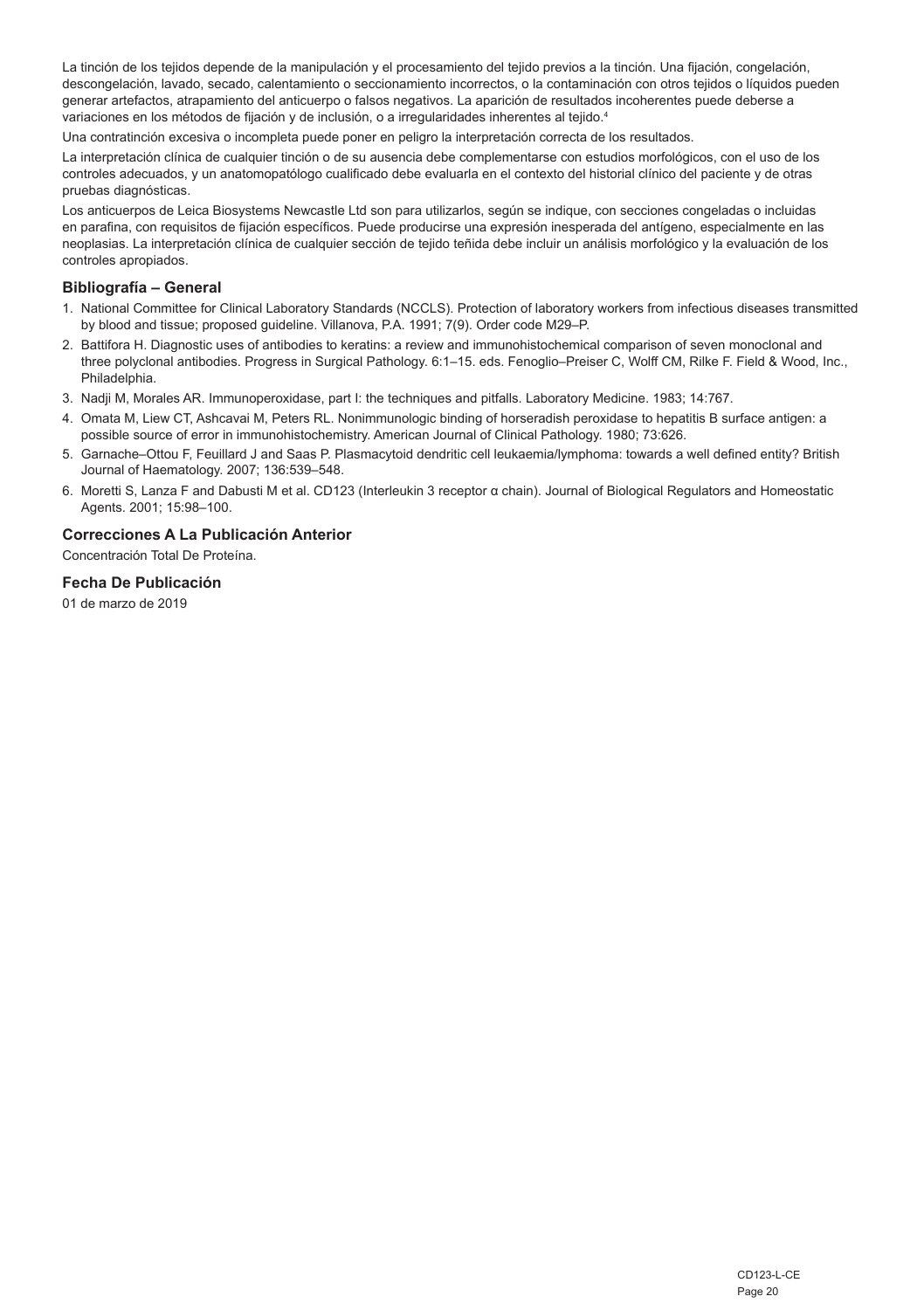La tinción de los tejidos depende de la manipulación y el procesamiento del tejido previos a la tinción. Una fijación, congelación, descongelación, lavado, secado, calentamiento o seccionamiento incorrectos, o la contaminación con otros tejidos o líquidos pueden generar artefactos, atrapamiento del anticuerpo o falsos negativos. La aparición de resultados incoherentes puede deberse a variaciones en los métodos de fijación y de inclusión, o a irregularidades inherentes al tejido.[4]

Una contratinción excesiva o incompleta puede poner en peligro la interpretación correcta de los resultados.

La interpretación clínica de cualquier tinción o de su ausencia debe complementarse con estudios morfológicos, con el uso de los controles adecuados, y un anatomopatólogo cualificado debe evaluarla en el contexto del historial clínico del paciente y de otras pruebas diagnósticas.

Los anticuerpos de Leica Biosystems Newcastle Ltd son para utilizarlos, según se indique, con secciones congeladas o incluidas en parafina, con requisitos de fijación específicos. Puede producirse una expresión inesperada del antígeno, especialmente en las neoplasias. La interpretación clínica de cualquier sección de tejido teñida debe incluir un análisis morfológico y la evaluación de los controles apropiados.

## Bibliografía – General

1. National Committee for Clinical Laboratory Standards (NCCLS). Protection of laboratory workers from infectious diseases transmitted by blood and tissue; proposed guideline. Villanova, P.A. 1991; 7(9). Order code M29–P.
2. Battifora H. Diagnostic uses of antibodies to keratins: a review and immunohistochemical comparison of seven monoclonal and three polyclonal antibodies. Progress in Surgical Pathology. 6:1–15. eds. Fenoglio–Preiser C, Wolff CM, Rilke F. Field & Wood, Inc., Philadelphia.
3. Nadji M, Morales AR. Immunoperoxidase, part I: the techniques and pitfalls. Laboratory Medicine. 1983; 14:767.
4. Omata M, Liew CT, Ashcavai M, Peters RL. Nonimmunologic binding of horseradish peroxidase to hepatitis B surface antigen: a possible source of error in immunohistochemistry. American Journal of Clinical Pathology. 1980; 73:626.
5. Garnache–Ottou F, Feuillard J and Saas P. Plasmacytoid dendritic cell leukaemia/lymphoma: towards a well defined entity? British Journal of Haematology. 2007; 136:539–548.
6. Moretti S, Lanza F and Dabusti M et al. CD123 (Interleukin 3 receptor α chain). Journal of Biological Regulators and Homeostatic Agents. 2001; 15:98–100.

## Correcciones A La Publicación Anterior

Concentración Total De Proteína.

## Fecha De Publicación

01 de marzo de 2019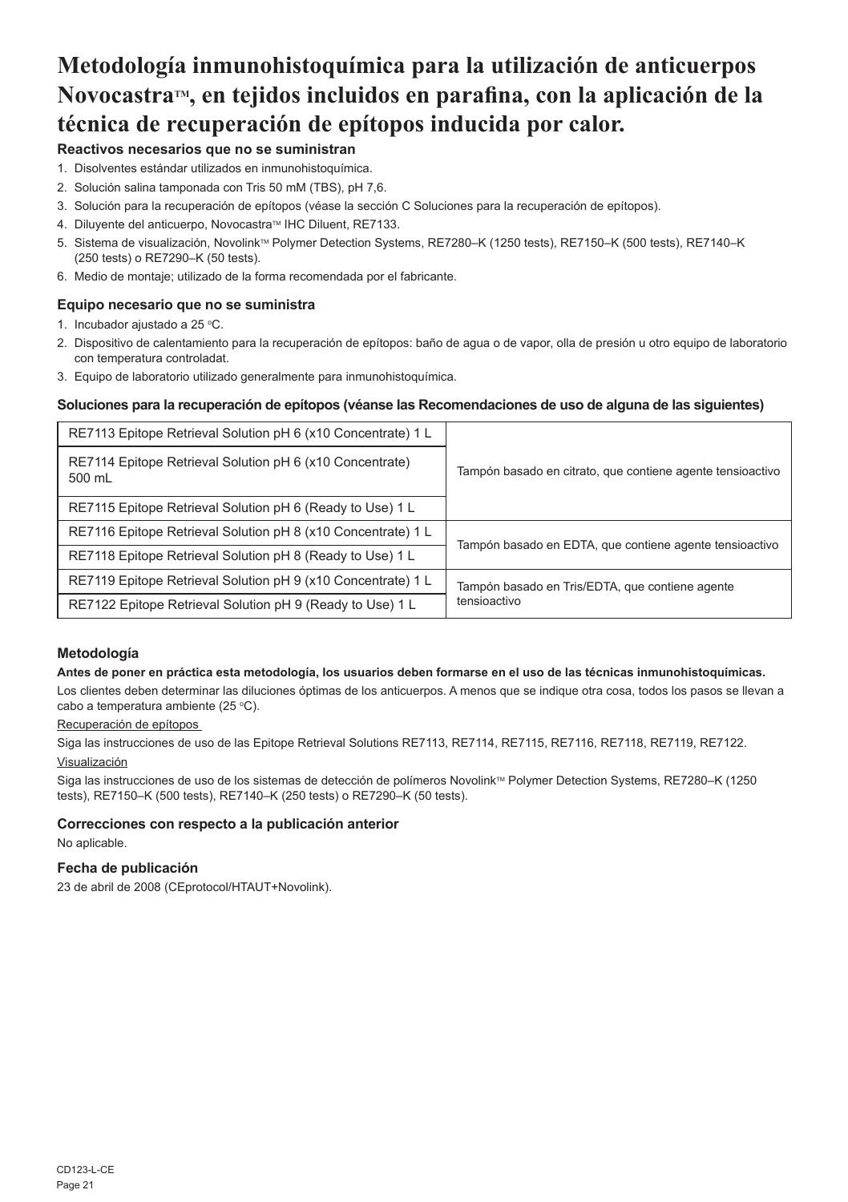# Metodología inmunohistoquímica para la utilización de anticuerpos Novocastra™, en tejidos incluidos en parafina, con la aplicación de la técnica de recuperación de epítopos inducida por calor.

### Reactivos necesarios que no se suministran

1. Disolventes estándar utilizados en inmunohistoquímica.
2. Solución salina tamponada con Tris 50 mM (TBS), pH 7,6.
3. Solución para la recuperación de epítopos (véase la sección C Soluciones para la recuperación de epítopos).
4. Diluyente del anticuerpo, Novocastra™ IHC Diluent, RE7133.
5. Sistema de visualización, Novolink™ Polymer Detection Systems, RE7280–K (1250 tests), RE7150–K (500 tests), RE7140–K (250 tests) o RE7290–K (50 tests).
6. Medio de montaje; utilizado de la forma recomendada por el fabricante.

### Equipo necesario que no se suministra

1. Incubador ajustado a 25 °C.
2. Dispositivo de calentamiento para la recuperación de epítopos: baño de agua o de vapor, olla de presión u otro equipo de laboratorio con temperatura controladat.
3. Equipo de laboratorio utilizado generalmente para inmunohistoquímica.

### Soluciones para la recuperación de epítopos (véanse las Recomendaciones de uso de alguna de las siguientes)

| Producto | Descripción |
|---|---|
| RE7113 Epitope Retrieval Solution pH 6 (x10 Concentrate) 1 L | Tampón basado en citrato, que contiene agente tensioactivo |
| RE7114 Epitope Retrieval Solution pH 6 (x10 Concentrate) 500 mL | |
| RE7115 Epitope Retrieval Solution pH 6 (Ready to Use) 1 L | |
| RE7116 Epitope Retrieval Solution pH 8 (x10 Concentrate) 1 L | Tampón basado en EDTA, que contiene agente tensioactivo |
| RE7118 Epitope Retrieval Solution pH 8 (Ready to Use) 1 L | |
| RE7119 Epitope Retrieval Solution pH 9 (x10 Concentrate) 1 L | Tampón basado en Tris/EDTA, que contiene agente tensioactivo |
| RE7122 Epitope Retrieval Solution pH 9 (Ready to Use) 1 L | |

### Metodología

**Antes de poner en práctica esta metodología, los usuarios deben formarse en el uso de las técnicas inmunohistoquímicas.**

Los clientes deben determinar las diluciones óptimas de los anticuerpos. A menos que se indique otra cosa, todos los pasos se llevan a cabo a temperatura ambiente (25 °C).

Recuperación de epítopos

Siga las instrucciones de uso de las Epitope Retrieval Solutions RE7113, RE7114, RE7115, RE7116, RE7118, RE7119, RE7122.

Visualización

Siga las instrucciones de uso de los sistemas de detección de polímeros Novolink™ Polymer Detection Systems, RE7280–K (1250 tests), RE7150–K (500 tests), RE7140–K (250 tests) o RE7290–K (50 tests).

### Correcciones con respecto a la publicación anterior

No aplicable.

### Fecha de publicación

23 de abril de 2008 (CEprotocol/HTAUT+Novolink).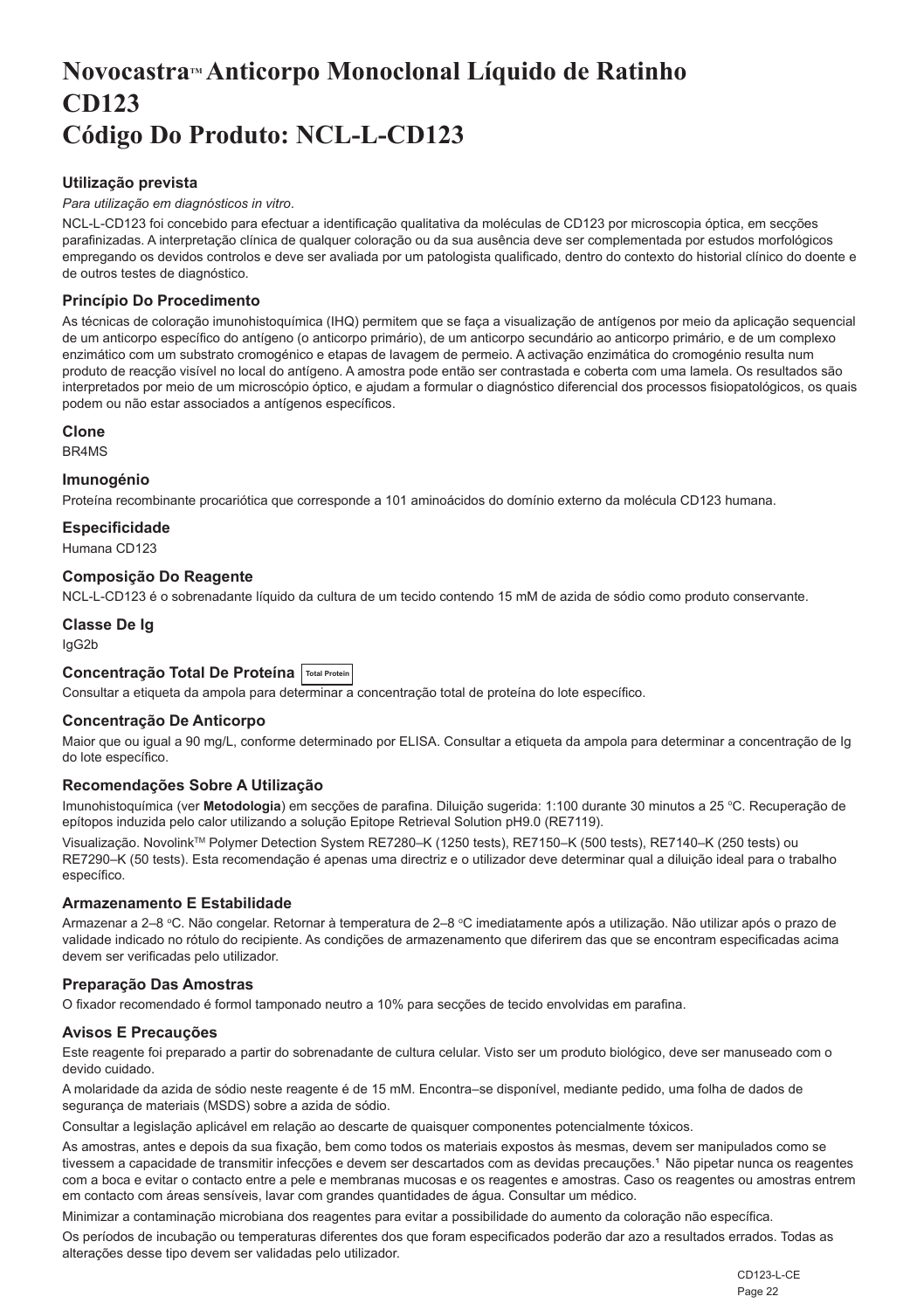# Novocastra™ Anticorpo Monoclonal Líquido de Ratinho CD123 Código Do Produto: NCL-L-CD123

### Utilização prevista

*Para utilização em diagnósticos in vitro*.

NCL-L-CD123 foi concebido para efectuar a identificação qualitativa da moléculas de CD123 por microscopia óptica, em secções parafinizadas. A interpretação clínica de qualquer coloração ou da sua ausência deve ser complementada por estudos morfológicos empregando os devidos controlos e deve ser avaliada por um patologista qualificado, dentro do contexto do historial clínico do doente e de outros testes de diagnóstico.

### Princípio Do Procedimento

As técnicas de coloração imunohistoquímica (IHQ) permitem que se faça a visualização de antígenos por meio da aplicação sequencial de um anticorpo específico do antígeno (o anticorpo primário), de um anticorpo secundário ao anticorpo primário, e de um complexo enzimático com um substrato cromogénico e etapas de lavagem de permeio. A activação enzimática do cromogénio resulta num produto de reacção visível no local do antígeno. A amostra pode então ser contrastada e coberta com uma lamela. Os resultados são interpretados por meio de um microscópio óptico, e ajudam a formular o diagnóstico diferencial dos processos fisiopatológicos, os quais podem ou não estar associados a antígenos específicos.

### Clone

BR4MS

### Imunogénio

Proteína recombinante procariótica que corresponde a 101 aminoácidos do domínio externo da molécula CD123 humana.

### Especificidade

Humana CD123

### Composição Do Reagente

NCL-L-CD123 é o sobrenadante líquido da cultura de um tecido contendo 15 mM de azida de sódio como produto conservante.

### Classe De Ig

IgG2b

### Concentração Total De Proteína Total Protein

Consultar a etiqueta da ampola para determinar a concentração total de proteína do lote específico.

### Concentração De Anticorpo

Maior que ou igual a 90 mg/L, conforme determinado por ELISA. Consultar a etiqueta da ampola para determinar a concentração de Ig do lote específico.

### Recomendações Sobre A Utilização

Imunohistoquímica (ver **Metodologia**) em secções de parafina. Diluição sugerida: 1:100 durante 30 minutos a 25 °C. Recuperação de epítopos induzida pelo calor utilizando a solução Epitope Retrieval Solution pH9.0 (RE7119).

Visualização. Novolink™ Polymer Detection System RE7280–K (1250 tests), RE7150–K (500 tests), RE7140–K (250 tests) ou RE7290–K (50 tests). Esta recomendação é apenas uma directriz e o utilizador deve determinar qual a diluição ideal para o trabalho específico.

### Armazenamento E Estabilidade

Armazenar a 2–8 °C. Não congelar. Retornar à temperatura de 2–8 °C imediatamente após a utilização. Não utilizar após o prazo de validade indicado no rótulo do recipiente. As condições de armazenamento que diferirem das que se encontram especificadas acima devem ser verificadas pelo utilizador.

### Preparação Das Amostras

O fixador recomendado é formol tamponado neutro a 10% para secções de tecido envolvidas em parafina.

### Avisos E Precauções

Este reagente foi preparado a partir do sobrenadante de cultura celular. Visto ser um produto biológico, deve ser manuseado com o devido cuidado.

A molaridade da azida de sódio neste reagente é de 15 mM. Encontra–se disponível, mediante pedido, uma folha de dados de segurança de materiais (MSDS) sobre a azida de sódio.

Consultar a legislação aplicável em relação ao descarte de quaisquer componentes potencialmente tóxicos.

As amostras, antes e depois da sua fixação, bem como todos os materiais expostos às mesmas, devem ser manipulados como se tivessem a capacidade de transmitir infecções e devem ser descartados com as devidas precauções.[1] Não pipetar nunca os reagentes com a boca e evitar o contacto entre a pele e membranas mucosas e os reagentes e amostras. Caso os reagentes ou amostras entrem em contacto com áreas sensíveis, lavar com grandes quantidades de água. Consultar um médico.

Minimizar a contaminação microbiana dos reagentes para evitar a possibilidade do aumento da coloração não específica.

Os períodos de incubação ou temperaturas diferentes dos que foram especificados poderão dar azo a resultados errados. Todas as alterações desse tipo devem ser validadas pelo utilizador.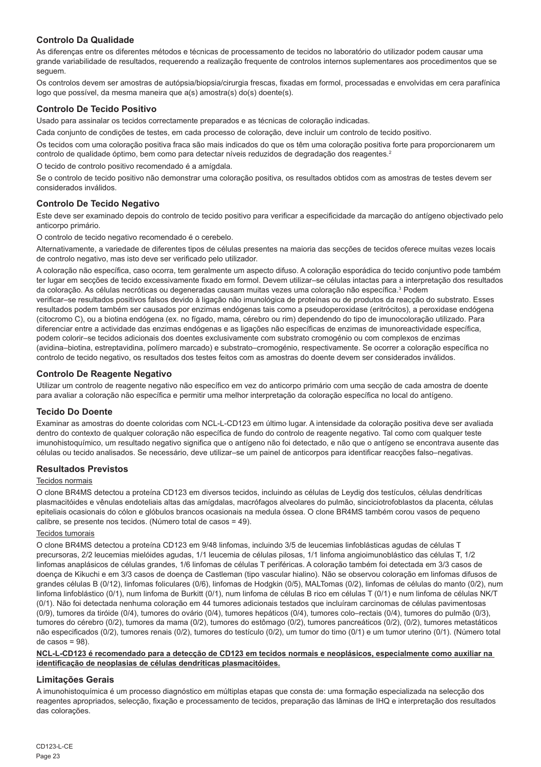## Controlo Da Qualidade

As diferenças entre os diferentes métodos e técnicas de processamento de tecidos no laboratório do utilizador podem causar uma grande variabilidade de resultados, requerendo a realização frequente de controlos internos suplementares aos procedimentos que se seguem.

Os controlos devem ser amostras de autópsia/biopsia/cirurgia frescas, fixadas em formol, processadas e envolvidas em cera parafínica logo que possível, da mesma maneira que a(s) amostra(s) do(s) doente(s).

## Controlo De Tecido Positivo

Usado para assinalar os tecidos correctamente preparados e as técnicas de coloração indicadas.

Cada conjunto de condições de testes, em cada processo de coloração, deve incluir um controlo de tecido positivo.

Os tecidos com uma coloração positiva fraca são mais indicados do que os têm uma coloração positiva forte para proporcionarem um controlo de qualidade óptimo, bem como para detectar níveis reduzidos de degradação dos reagentes.[2]

O tecido de controlo positivo recomendado é a amígdala.

Se o controlo de tecido positivo não demonstrar uma coloração positiva, os resultados obtidos com as amostras de testes devem ser considerados inválidos.

## Controlo De Tecido Negativo

Este deve ser examinado depois do controlo de tecido positivo para verificar a especificidade da marcação do antígeno objectivado pelo anticorpo primário.

O controlo de tecido negativo recomendado é o cerebelo.

Alternativamente, a variedade de diferentes tipos de células presentes na maioria das secções de tecidos oferece muitas vezes locais de controlo negativo, mas isto deve ser verificado pelo utilizador.

A coloração não específica, caso ocorra, tem geralmente um aspecto difuso. A coloração esporádica do tecido conjuntivo pode também ter lugar em secções de tecido excessivamente fixado em formol. Devem utilizar–se células intactas para a interpretação dos resultados da coloração. As células necróticas ou degeneradas causam muitas vezes uma coloração não específica.[3] Podem verificar–se resultados positivos falsos devido à ligação não imunológica de proteínas ou de produtos da reacção do substrato. Esses resultados podem também ser causados por enzimas endógenas tais como a pseudoperoxidase (eritrócitos), a peroxidase endógena (citocromo C), ou a biotina endógena (ex. no fígado, mama, cérebro ou rim) dependendo do tipo de imunocoloração utilizado. Para diferenciar entre a actividade das enzimas endógenas e as ligações não específicas de enzimas de imunoreactividade específica, podem colorir–se tecidos adicionais dos doentes exclusivamente com substrato cromogénio ou com complexos de enzimas (avidina–biotina, estreptavidina, polímero marcado) e substrato–cromogénio, respectivamente. Se ocorrer a coloração específica no controlo de tecido negativo, os resultados dos testes feitos com as amostras do doente devem ser considerados inválidos.

## Controlo De Reagente Negativo

Utilizar um controlo de reagente negativo não específico em vez do anticorpo primário com uma secção de cada amostra de doente para avaliar a coloração não específica e permitir uma melhor interpretação da coloração específica no local do antígeno.

## Tecido Do Doente

Examinar as amostras do doente coloridas com NCL-L-CD123 em último lugar. A intensidade da coloração positiva deve ser avaliada dentro do contexto de qualquer coloração não específica de fundo do controlo de reagente negativo. Tal como com qualquer teste imunohistoquímico, um resultado negativo significa que o antígeno não foi detectado, e não que o antígeno se encontrava ausente das células ou tecido analisados. Se necessário, deve utilizar–se um painel de anticorpos para identificar reacções falso–negativas.

## Resultados Previstos

Tecidos normais

O clone BR4MS detectou a proteína CD123 em diversos tecidos, incluindo as células de Leydig dos testículos, células dendríticas plasmacitóides e vênulas endoteliais altas das amígdalas, macrófagos alveolares do pulmão, sinciciotrofoblastos da placenta, células epiteliais ocasionais do cólon e glóbulos brancos ocasionais na medula óssea. O clone BR4MS também corou vasos de pequeno calibre, se presente nos tecidos. (Número total de casos = 49).

Tecidos tumorais

O clone BR4MS detectou a proteína CD123 em 9/48 linfomas, incluindo 3/5 de leucemias linfoblásticas agudas de células T precursoras, 2/2 leucemias mielóides agudas, 1/1 leucemia de células pilosas, 1/1 linfoma angioimunoblástico das células T, 1/2 linfomas anaplásicos de grandes células, 1/6 linfomas de células T periféricas. A coloração também foi detectada em 3/3 casos de doença de Kikuchi e em 3/3 casos de doença de Castleman (tipo vascular hialino). Não se observou coloração em linfomas difusos de grandes células B (0/12), linfomas foliculares (0/6), linfomas de Hodgkin (0/5), MALTomas (0/2), linfomas de células do manto (0/2), num linfoma linfoblástico (0/1), num linfoma de Burkitt (0/1), num linfoma de células B rico em células T (0/1) e num linfoma de células NK/T (0/1). Não foi detectada nenhuma coloração em 44 tumores adicionais testados que incluíram carcinomas de células pavimentosas (0/9), tumores da tiróide (0/4), tumores do ovário (0/4), tumores hepáticos (0/4), tumores colo–rectais (0/4), tumores do pulmão (0/3), tumores do cérebro (0/2), tumores da mama (0/2), tumores do estômago (0/2), tumores pancreáticos (0/2), (0/2), tumores metastáticos não especificados (0/2), tumores renais (0/2), tumores do testículo (0/2), um tumor do timo (0/1) e um tumor uterino (0/1). (Número total de casos = 98).

**NCL-L-CD123 é recomendado para a detecção de CD123 em tecidos normais e neoplásicos, especialmente como auxiliar na identificação de neoplasias de células dendríticas plasmacitóides.**

## Limitações Gerais

A imunohistoquímica é um processo diagnóstico em múltiplas etapas que consta de: uma formação especializada na selecção dos reagentes apropriados, selecção, fixação e processamento de tecidos, preparação das lâminas de IHQ e interpretação dos resultados das colorações.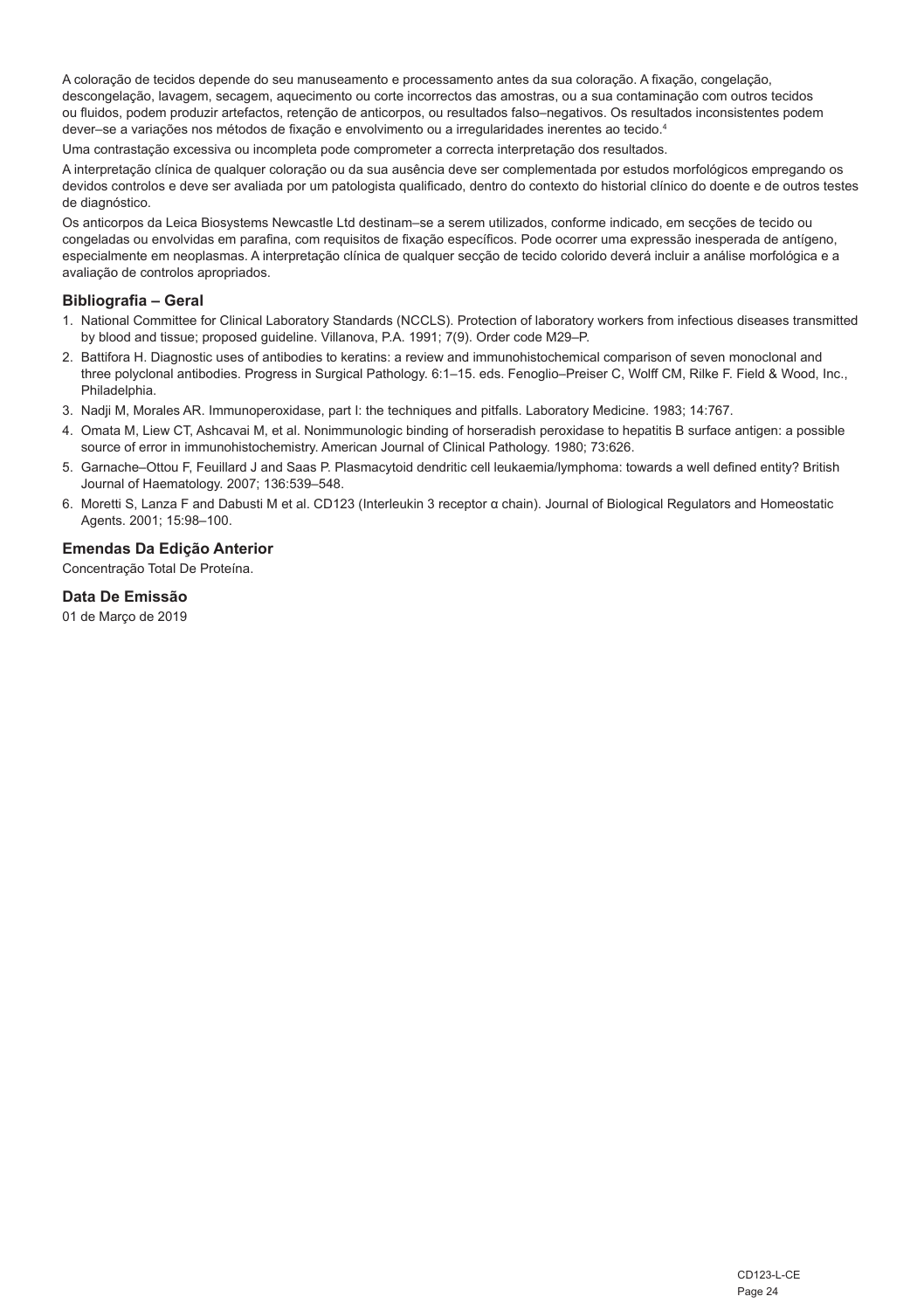A coloração de tecidos depende do seu manuseamento e processamento antes da sua coloração. A fixação, congelação, descongelação, lavagem, secagem, aquecimento ou corte incorrectos das amostras, ou a sua contaminação com outros tecidos ou fluidos, podem produzir artefactos, retenção de anticorpos, ou resultados falso–negativos. Os resultados inconsistentes podem dever–se a variações nos métodos de fixação e envolvimento ou a irregularidades inerentes ao tecido.[4]

Uma contrastação excessiva ou incompleta pode comprometer a correcta interpretação dos resultados.

A interpretação clínica de qualquer coloração ou da sua ausência deve ser complementada por estudos morfológicos empregando os devidos controlos e deve ser avaliada por um patologista qualificado, dentro do contexto do historial clínico do doente e de outros testes de diagnóstico.

Os anticorpos da Leica Biosystems Newcastle Ltd destinam–se a serem utilizados, conforme indicado, em secções de tecido ou congeladas ou envolvidas em parafina, com requisitos de fixação específicos. Pode ocorrer uma expressão inesperada de antígeno, especialmente em neoplasmas. A interpretação clínica de qualquer secção de tecido colorido deverá incluir a análise morfológica e a avaliação de controlos apropriados.

## Bibliografia – Geral

1. National Committee for Clinical Laboratory Standards (NCCLS). Protection of laboratory workers from infectious diseases transmitted by blood and tissue; proposed guideline. Villanova, P.A. 1991; 7(9). Order code M29–P.
2. Battifora H. Diagnostic uses of antibodies to keratins: a review and immunohistochemical comparison of seven monoclonal and three polyclonal antibodies. Progress in Surgical Pathology. 6:1–15. eds. Fenoglio–Preiser C, Wolff CM, Rilke F. Field & Wood, Inc., Philadelphia.
3. Nadji M, Morales AR. Immunoperoxidase, part I: the techniques and pitfalls. Laboratory Medicine. 1983; 14:767.
4. Omata M, Liew CT, Ashcavai M, et al. Nonimmunologic binding of horseradish peroxidase to hepatitis B surface antigen: a possible source of error in immunohistochemistry. American Journal of Clinical Pathology. 1980; 73:626.
5. Garnache–Ottou F, Feuillard J and Saas P. Plasmacytoid dendritic cell leukaemia/lymphoma: towards a well defined entity? British Journal of Haematology. 2007; 136:539–548.
6. Moretti S, Lanza F and Dabusti M et al. CD123 (Interleukin 3 receptor α chain). Journal of Biological Regulators and Homeostatic Agents. 2001; 15:98–100.

## Emendas Da Edição Anterior

Concentração Total De Proteína.

## Data De Emissão

01 de Março de 2019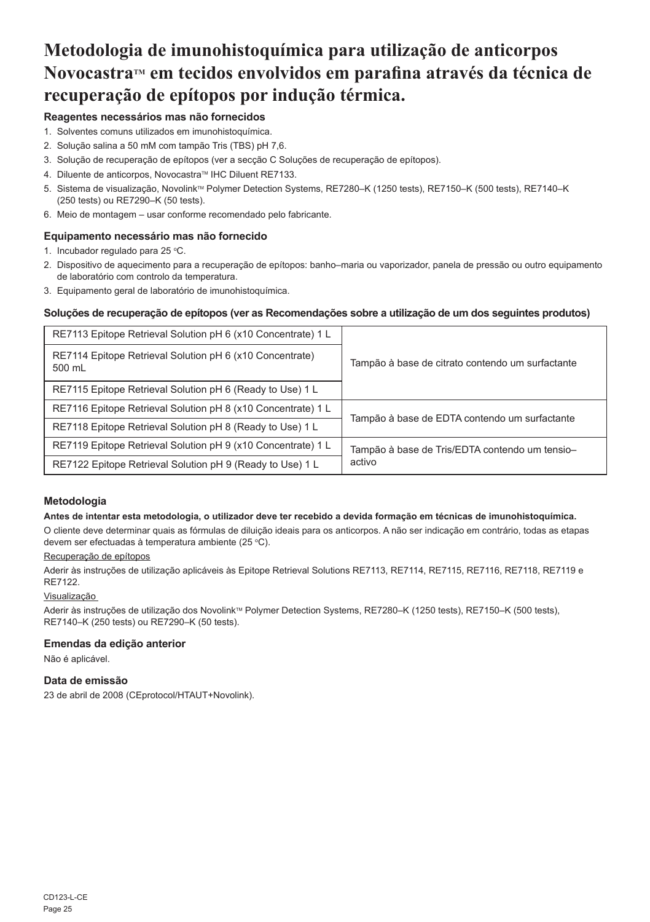# Metodologia de imunohistoquímica para utilização de anticorpos Novocastra™ em tecidos envolvidos em parafina através da técnica de recuperação de epítopos por indução térmica.

### Reagentes necessários mas não fornecidos

1. Solventes comuns utilizados em imunohistoquímica.
2. Solução salina a 50 mM com tampão Tris (TBS) pH 7,6.
3. Solução de recuperação de epítopos (ver a secção C Soluções de recuperação de epítopos).
4. Diluente de anticorpos, Novocastra™ IHC Diluent RE7133.
5. Sistema de visualização, Novolink™ Polymer Detection Systems, RE7280–K (1250 tests), RE7150–K (500 tests), RE7140–K (250 tests) ou RE7290–K (50 tests).
6. Meio de montagem – usar conforme recomendado pelo fabricante.

### Equipamento necessário mas não fornecido

1. Incubador regulado para 25 °C.
2. Dispositivo de aquecimento para a recuperação de epítopos: banho–maria ou vaporizador, panela de pressão ou outro equipamento de laboratório com controlo da temperatura.
3. Equipamento geral de laboratório de imunohistoquímica.

### Soluções de recuperação de epítopos (ver as Recomendações sobre a utilização de um dos seguintes produtos)

| Produto | Descrição |
|---|---|
| RE7113 Epitope Retrieval Solution pH 6 (x10 Concentrate) 1 L | Tampão à base de citrato contendo um surfactante |
| RE7114 Epitope Retrieval Solution pH 6 (x10 Concentrate) 500 mL | |
| RE7115 Epitope Retrieval Solution pH 6 (Ready to Use) 1 L | |
| RE7116 Epitope Retrieval Solution pH 8 (x10 Concentrate) 1 L | Tampão à base de EDTA contendo um surfactante |
| RE7118 Epitope Retrieval Solution pH 8 (Ready to Use) 1 L | |
| RE7119 Epitope Retrieval Solution pH 9 (x10 Concentrate) 1 L | Tampão à base de Tris/EDTA contendo um tensio–activo |
| RE7122 Epitope Retrieval Solution pH 9 (Ready to Use) 1 L | |

### Metodologia

**Antes de intentar esta metodologia, o utilizador deve ter recebido a devida formação em técnicas de imunohistoquímica.**

O cliente deve determinar quais as fórmulas de diluição ideais para os anticorpos. A não ser indicação em contrário, todas as etapas devem ser efectuadas à temperatura ambiente (25 °C).

Recuperação de epítopos

Aderir às instruções de utilização aplicáveis às Epitope Retrieval Solutions RE7113, RE7114, RE7115, RE7116, RE7118, RE7119 e RE7122.

Visualização

Aderir às instruções de utilização dos Novolink™ Polymer Detection Systems, RE7280–K (1250 tests), RE7150–K (500 tests), RE7140–K (250 tests) ou RE7290–K (50 tests).

### Emendas da edição anterior

Não é aplicável.

### Data de emissão

23 de abril de 2008 (CEprotocol/HTAUT+Novolink).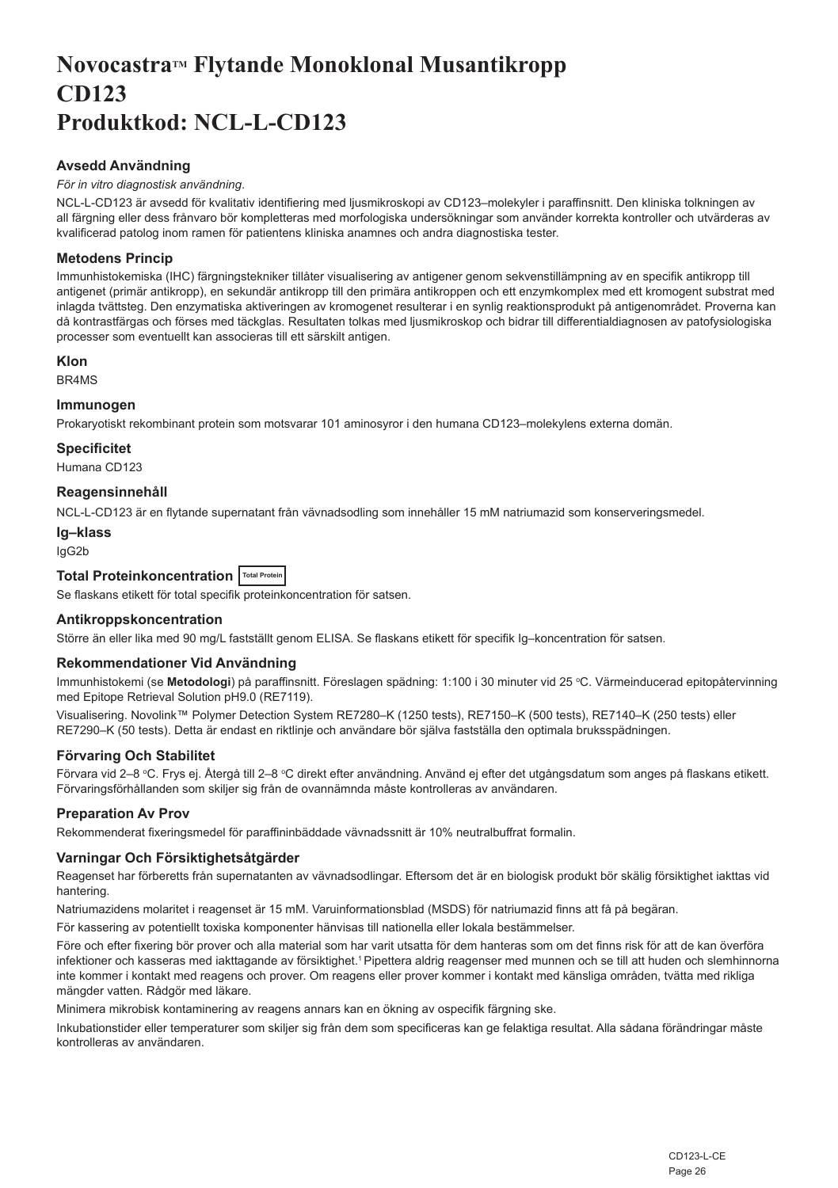# Novocastra™ Flytande Monoklonal Musantikropp CD123 Produktkod: NCL-L-CD123

### Avsedd Användning

*För in vitro diagnostisk användning.*

NCL-L-CD123 är avsedd för kvalitativ identifiering med ljusmikroskopi av CD123–molekyler i paraffinsnitt. Den kliniska tolkningen av all färgning eller dess frånvaro bör kompletteras med morfologiska undersökningar som använder korrekta kontroller och utvärderas av kvalificerad patolog inom ramen för patientens kliniska anamnes och andra diagnostiska tester.

### Metodens Princip

Immunhistokemiska (IHC) färgningstekniker tillåter visualisering av antigener genom sekvenstillämpning av en specifik antikropp till antigenet (primär antikropp), en sekundär antikropp till den primära antikroppen och ett enzymkomplex med ett kromogent substrat med inlagda tvättsteg. Den enzymatiska aktiveringen av kromogenet resulterar i en synlig reaktionsprodukt på antigenområdet. Proverna kan då kontrastfärgas och förses med täckglas. Resultaten tolkas med ljusmikroskop och bidrar till differentialdiagnosen av patofysiologiska processer som eventuellt kan associeras till ett särskilt antigen.

### Klon

BR4MS

### Immunogen

Prokaryotiskt rekombinant protein som motsvarar 101 aminosyror i den humana CD123–molekylens externa domän.

### Specificitet

Humana CD123

### Reagensinnehåll

NCL-L-CD123 är en flytande supernatant från vävnadsodling som innehåller 15 mM natriumazid som konserveringsmedel.

### Ig–klass

IgG2b

### Total Proteinkoncentration Total Protein

Se flaskans etikett för total specifik proteinkoncentration för satsen.

### Antikroppskoncentration

Större än eller lika med 90 mg/L fastställt genom ELISA. Se flaskans etikett för specifik Ig–koncentration för satsen.

### Rekommendationer Vid Användning

Immunhistokemi (se **Metodologi**) på paraffinsnitt. Föreslagen spädning: 1:100 i 30 minuter vid 25 °C. Värmeinducerad epitopåtervinning med Epitope Retrieval Solution pH9.0 (RE7119).

Visualisering. Novolink™ Polymer Detection System RE7280–K (1250 tests), RE7150–K (500 tests), RE7140–K (250 tests) eller RE7290–K (50 tests). Detta är endast en riktlinje och användare bör själva fastställa den optimala bruksspädningen.

### Förvaring Och Stabilitet

Förvara vid 2–8 °C. Frys ej. Återgå till 2–8 °C direkt efter användning. Använd ej efter det utgångsdatum som anges på flaskans etikett. Förvaringsförhållanden som skiljer sig från de ovannämnda måste kontrolleras av användaren.

### Preparation Av Prov

Rekommenderat fixeringsmedel för paraffininbäddade vävnadssnitt är 10% neutralbuffrat formalin.

### Varningar Och Försiktighetsåtgärder

Reagenset har förberetts från supernatanten av vävnadsodlingar. Eftersom det är en biologisk produkt bör skälig försiktighet iakttas vid hantering.

Natriumazidens molaritet i reagenset är 15 mM. Varuinformationsblad (MSDS) för natriumazid finns att få på begäran.

För kassering av potentiellt toxiska komponenter hänvisas till nationella eller lokala bestämmelser.

Före och efter fixering bör prover och alla material som har varit utsatta för dem hanteras som om det finns risk för att de kan överföra infektioner och kasseras med iakttagande av försiktighet.[1] Pipettera aldrig reagenser med munnen och se till att huden och slemhinnorna inte kommer i kontakt med reagens och prover. Om reagens eller prover kommer i kontakt med känsliga områden, tvätta med rikliga mängder vatten. Rådgör med läkare.

Minimera mikrobisk kontaminering av reagens annars kan en ökning av ospecifik färgning ske.

Inkubationstider eller temperaturer som skiljer sig från dem som specificeras kan ge felaktiga resultat. Alla sådana förändringar måste kontrolleras av användaren.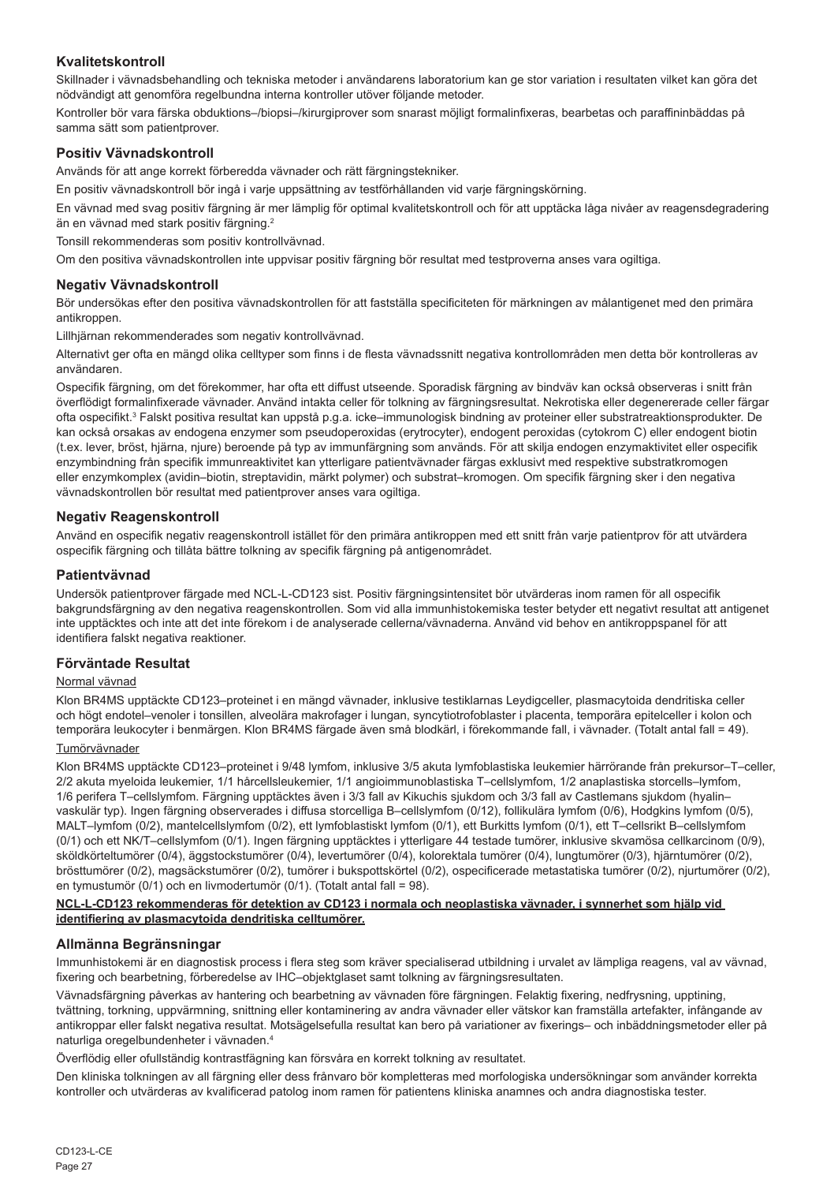## Kvalitetskontroll

Skillnader i vävnadsbehandling och tekniska metoder i användarens laboratorium kan ge stor variation i resultaten vilket kan göra det nödvändigt att genomföra regelbundna interna kontroller utöver följande metoder.

Kontroller bör vara färska obduktions–/biopsi–/kirurgiprover som snarast möjligt formalinfixeras, bearbetas och paraffininbäddas på samma sätt som patientprover.

### Positiv Vävnadskontroll

Används för att ange korrekt förberedda vävnader och rätt färgningstekniker.

En positiv vävnadskontroll bör ingå i varje uppsättning av testförhållanden vid varje färgningskörning.

En vävnad med svag positiv färgning är mer lämplig för optimal kvalitetskontroll och för att upptäcka låga nivåer av reagensdegradering än en vävnad med stark positiv färgning.[2]

Tonsill rekommenderas som positiv kontrollvävnad.

Om den positiva vävnadskontrollen inte uppvisar positiv färgning bör resultat med testproverna anses vara ogiltiga.

### Negativ Vävnadskontroll

Bör undersökas efter den positiva vävnadskontrollen för att fastställa specificiteten för märkningen av målantigenet med den primära antikroppen.

Lillhjärnan rekommenderades som negativ kontrollvävnad.

Alternativt ger ofta en mängd olika celltyper som finns i de flesta vävnadssnitt negativa kontrollområden men detta bör kontrolleras av användaren.

Ospecifik färgning, om det förekommer, har ofta ett diffust utseende. Sporadisk färgning av bindväv kan också observeras i snitt från överflödigt formalinfixerade vävnader. Använd intakta celler för tolkning av färgningsresultat. Nekrotiska eller degenererade celler färgar ofta ospecifikt.[3] Falskt positiva resultat kan uppstå p.g.a. icke–immunologisk bindning av proteiner eller substratreaktionsprodukter. De kan också orsakas av endogena enzymer som pseudoperoxidas (erytrocyter), endogent peroxidas (cytokrom C) eller endogent biotin (t.ex. lever, bröst, hjärna, njure) beroende på typ av immunfärgning som används. För att skilja endogen enzymaktivitet eller ospecifik enzymbindning från specifik immunreaktivitet kan ytterligare patientvävnader färgas exklusivt med respektive substratkromogen eller enzymkomplex (avidin–biotin, streptavidin, märkt polymer) och substrat–kromogen. Om specifik färgning sker i den negativa vävnadskontrollen bör resultat med patientprover anses vara ogiltiga.

### Negativ Reagenskontroll

Använd en ospecifik negativ reagenskontroll istället för den primära antikroppen med ett snitt från varje patientprov för att utvärdera ospecifik färgning och tillåta bättre tolkning av specifik färgning på antigenområdet.

### Patientvävnad

Undersök patientprover färgade med NCL-L-CD123 sist. Positiv färgningsintensitet bör utvärderas inom ramen för all ospecifik bakgrundsfärgning av den negativa reagenskontrollen. Som vid alla immunhistokemiska tester betyder ett negativt resultat att antigenet inte upptäcktes och inte att det inte förekom i de analyserade cellerna/vävnaderna. Använd vid behov en antikroppspanel för att identifiera falskt negativa reaktioner.

## Förväntade Resultat

Normal vävnad

Klon BR4MS upptäckte CD123–proteinet i en mängd vävnader, inklusive testiklarnas Leydigceller, plasmacytoida dendritiska celler och högt endotel–venoler i tonsillen, alveolära makrofager i lungan, syncytiotrofoblaster i placenta, temporära epitelceller i kolon och temporära leukocyter i benmärgen. Klon BR4MS färgade även små blodkärl, i förekommande fall, i vävnader. (Totalt antal fall = 49).

Tumörvävnader

Klon BR4MS upptäckte CD123–proteinet i 9/48 lymfom, inklusive 3/5 akuta lymfoblastiska leukemier härrörande från prekursor–T–celler, 2/2 akuta myeloida leukemier, 1/1 hårcellsleukemier, 1/1 angioimmunoblastiska T–cellslymfom, 1/2 anaplastiska storcells–lymfom, 1/6 perifera T–cellslymfom. Färgning upptäcktes även i 3/3 fall av Kikuchis sjukdom och 3/3 fall av Castlemans sjukdom (hyalin–vaskulär typ). Ingen färgning observerades i diffusa storcelliga B–cellslymfom (0/12), follikulära lymfom (0/6), Hodgkins lymfom (0/5), MALT–lymfom (0/2), mantelcellslymfom (0/2), ett lymfoblastiskt lymfom (0/1), ett Burkitts lymfom (0/1), ett T–cellsrikt B–cellslymfom (0/1) och ett NK/T–cellslymfom (0/1). Ingen färgning upptäcktes i ytterligare 44 testade tumörer, inklusive skvamösa cellkarcinom (0/9), sköldkörteltumörer (0/4), äggstockstumörer (0/4), levertumörer (0/4), kolorektala tumörer (0/4), lungtumörer (0/3), hjärntumörer (0/2), brösttumörer (0/2), magsäckstumörer (0/2), tumörer i bukspottskörtel (0/2), ospecificerade metastatiska tumörer (0/2), njurtumörer (0/2), en tymustumör (0/1) och en livmodertumör (0/1). (Totalt antal fall = 98).

**NCL-L-CD123 rekommenderas för detektion av CD123 i normala och neoplastiska vävnader, i synnerhet som hjälp vid identifiering av plasmacytoida dendritiska celltumörer.**

## Allmänna Begränsningar

Immunhistokemi är en diagnostisk process i flera steg som kräver specialiserad utbildning i urvalet av lämpliga reagens, val av vävnad, fixering och bearbetning, förberedelse av IHC–objektglaset samt tolkning av färgningsresultaten.

Vävnadsfärgning påverkas av hantering och bearbetning av vävnaden före färgningen. Felaktig fixering, nedfrysning, upptining, tvättning, torkning, uppvärmning, snittning eller kontaminering av andra vävnader eller vätskor kan framställa artefakter, infångande av antikroppar eller falskt negativa resultat. Motsägelsefulla resultat kan bero på variationer av fixerings– och inbäddningsmetoder eller på naturliga oregelbundenheter i vävnaden.[4]

Överflödig eller ofullständig kontrastfärgning kan försvåra en korrekt tolkning av resultatet.

Den kliniska tolkningen av all färgning eller dess frånvaro bör kompletteras med morfologiska undersökningar som använder korrekta kontroller och utvärderas av kvalificerad patolog inom ramen för patientens kliniska anamnes och andra diagnostiska tester.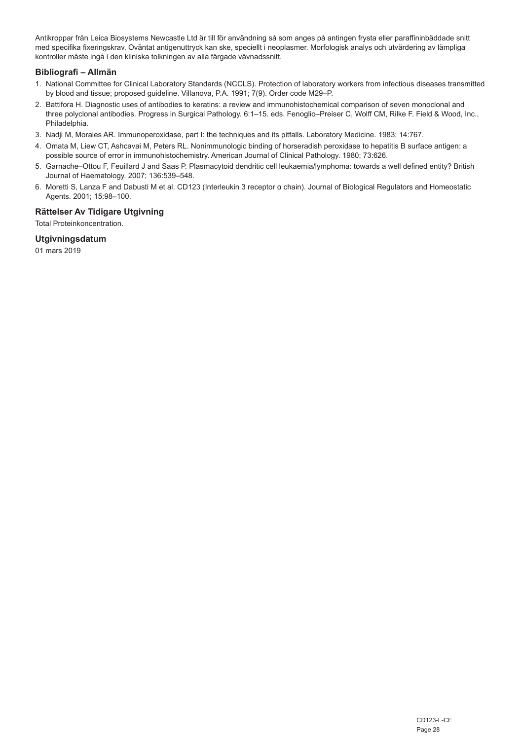Antikroppar från Leica Biosystems Newcastle Ltd är till för användning så som anges på antingen frysta eller paraffininbäddade snitt med specifika fixeringskrav. Oväntat antigenuttryck kan ske, speciellt i neoplasmer. Morfologisk analys och utvärdering av lämpliga kontroller måste ingå i den kliniska tolkningen av alla färgade vävnadssnitt.

## Bibliografi – Allmän

1. National Committee for Clinical Laboratory Standards (NCCLS). Protection of laboratory workers from infectious diseases transmitted by blood and tissue; proposed guideline. Villanova, P.A. 1991; 7(9). Order code M29–P.
2. Battifora H. Diagnostic uses of antibodies to keratins: a review and immunohistochemical comparison of seven monoclonal and three polyclonal antibodies. Progress in Surgical Pathology. 6:1–15. eds. Fenoglio–Preiser C, Wolff CM, Rilke F. Field & Wood, Inc., Philadelphia.
3. Nadji M, Morales AR. Immunoperoxidase, part I: the techniques and its pitfalls. Laboratory Medicine. 1983; 14:767.
4. Omata M, Liew CT, Ashcavai M, Peters RL. Nonimmunologic binding of horseradish peroxidase to hepatitis B surface antigen: a possible source of error in immunohistochemistry. American Journal of Clinical Pathology. 1980; 73:626.
5. Garnache–Ottou F, Feuillard J and Saas P. Plasmacytoid dendritic cell leukaemia/lymphoma: towards a well defined entity? British Journal of Haematology. 2007; 136:539–548.
6. Moretti S, Lanza F and Dabusti M et al. CD123 (Interleukin 3 receptor α chain). Journal of Biological Regulators and Homeostatic Agents. 2001; 15:98–100.

## Rättelser Av Tidigare Utgivning

Total Proteinkoncentration.

## Utgivningsdatum

01 mars 2019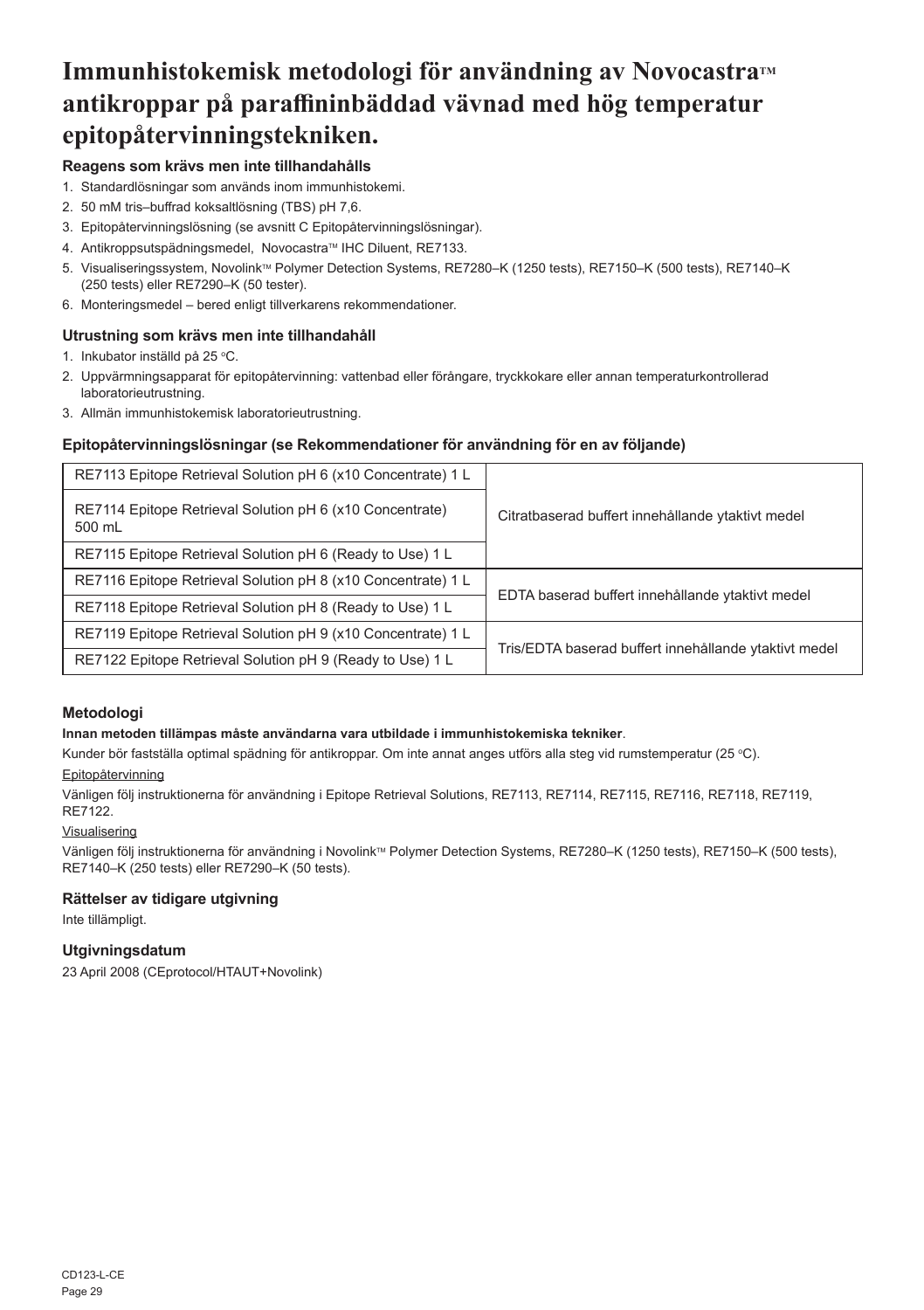# Immunhistokemisk metodologi för användning av Novocastra™ antikroppar på paraffininbäddad vävnad med hög temperatur epitopåtervinningstekniken.

### Reagens som krävs men inte tillhandahålls

1. Standardlösningar som används inom immunhistokemi.
2. 50 mM tris–buffrad koksaltlösning (TBS) pH 7,6.
3. Epitopåtervinningslösning (se avsnitt C Epitopåtervinningslösningar).
4. Antikroppsutspädningsmedel, Novocastra™ IHC Diluent, RE7133.
5. Visualiseringssystem, Novolink™ Polymer Detection Systems, RE7280–K (1250 tests), RE7150–K (500 tests), RE7140–K (250 tests) eller RE7290–K (50 tester).
6. Monteringsmedel – bered enligt tillverkarens rekommendationer.

### Utrustning som krävs men inte tillhandahåll

1. Inkubator inställd på 25 °C.
2. Uppvärmningsapparat för epitopåtervinning: vattenbad eller förångare, tryckkokare eller annan temperaturkontrollerad laboratorieutrustning.
3. Allmän immunhistokemisk laboratorieutrustning.

### Epitopåtervinningslösningar (se Rekommendationer för användning för en av följande)

| Produkt | Beskrivning |
|---|---|
| RE7113 Epitope Retrieval Solution pH 6 (x10 Concentrate) 1 L | Citratbaserad buffert innehållande ytaktivt medel |
| RE7114 Epitope Retrieval Solution pH 6 (x10 Concentrate) 500 mL | |
| RE7115 Epitope Retrieval Solution pH 6 (Ready to Use) 1 L | |
| RE7116 Epitope Retrieval Solution pH 8 (x10 Concentrate) 1 L | EDTA baserad buffert innehållande ytaktivt medel |
| RE7118 Epitope Retrieval Solution pH 8 (Ready to Use) 1 L | |
| RE7119 Epitope Retrieval Solution pH 9 (x10 Concentrate) 1 L | Tris/EDTA baserad buffert innehållande ytaktivt medel |
| RE7122 Epitope Retrieval Solution pH 9 (Ready to Use) 1 L | |

### Metodologi

**Innan metoden tillämpas måste användarna vara utbildade i immunhistokemiska tekniker**.

Kunder bör fastställa optimal spädning för antikroppar. Om inte annat anges utförs alla steg vid rumstemperatur (25 °C).

Epitopåtervinning

Vänligen följ instruktionerna för användning i Epitope Retrieval Solutions, RE7113, RE7114, RE7115, RE7116, RE7118, RE7119, RE7122.

Visualisering

Vänligen följ instruktionerna för användning i Novolink™ Polymer Detection Systems, RE7280–K (1250 tests), RE7150–K (500 tests), RE7140–K (250 tests) eller RE7290–K (50 tests).

### Rättelser av tidigare utgivning

Inte tillämpligt.

### Utgivningsdatum

23 April 2008 (CEprotocol/HTAUT+Novolink)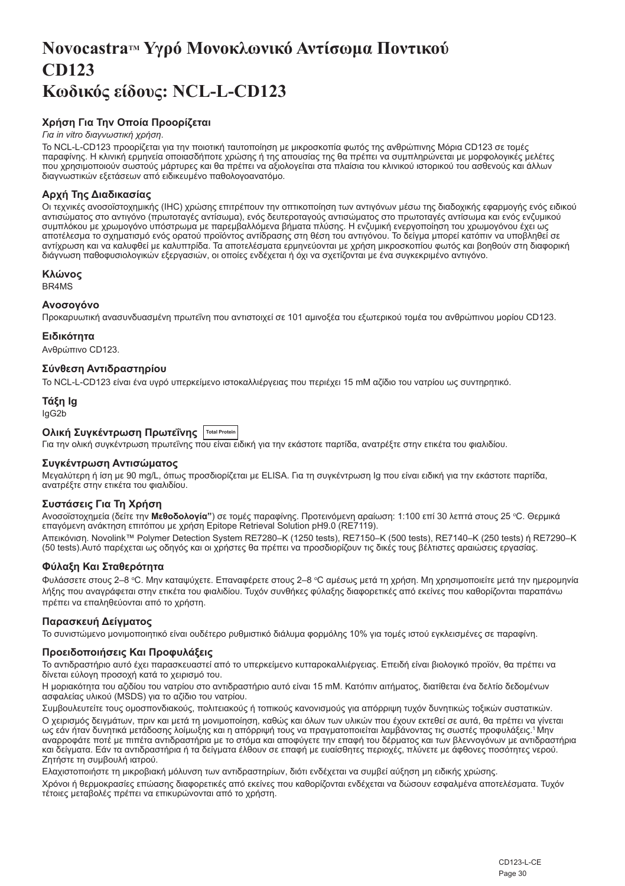# Novocastra™ Υγρό Μονοκλωνικό Αντίσωμα Ποντικού CD123
# Κωδικός είδους: NCL-L-CD123

### Χρήση Για Την Οποία Προορίζεται

*Για in vitro διαγνωστική χρήση*.

Το NCL-L-CD123 προορίζεται για την ποιοτική ταυτοποίηση με μικροσκοπία φωτός της ανθρώπινης Μόρια CD123 σε τομές παραφίνης. Η κλινική ερμηνεία οποιασδήποτε χρώσης ή της απουσίας της θα πρέπει να συμπληρώνεται με μορφολογικές μελέτες που χρησιμοποιούν σωστούς μάρτυρες και θα πρέπει να αξιολογείται στα πλαίσια του κλινικού ιστορικού του ασθενούς και άλλων διαγνωστικών εξετάσεων από ειδικευμένο παθολογοανατόμο.

### Αρχή Της Διαδικασίας

Οι τεχνικές ανοσοϊστοχημικής (IHC) χρώσης επιτρέπουν την οπτικοποίηση των αντιγόνων μέσω της διαδοχικής εφαρμογής ενός ειδικού αντισώματος στο αντιγόνο (πρωτοταγές αντίσωμα), ενός δευτεροταγούς αντισώματος στο πρωτοταγές αντίσωμα και ενός ενζυμικού συμπλόκου με χρωμογόνο υπόστρωμα με παρεμβαλλόμενα βήματα πλύσης. Η ενζυμική ενεργοποίηση του χρωμογόνου έχει ως αποτέλεσμα το σχηματισμό ενός ορατού προϊόντος αντίδρασης στη θέση του αντιγόνου. Το δείγμα μπορεί κατόπιν να υποβληθεί σε αντίχρωση και να καλυφθεί με καλυπτρίδα. Τα αποτελέσματα ερμηνεύονται με χρήση μικροσκοπίου φωτός και βοηθούν στη διαφορική διάγνωση παθοφυσιολογικών εξεργασιών, οι οποίες ενδέχεται ή όχι να σχετίζονται με ένα συγκεκριμένο αντιγόνο.

### Κλώνος

BR4MS

### Ανοσογόνο

Προκαρυωτική ανασυνδυασμένη πρωτεΐνη που αντιστοιχεί σε 101 αμινοξέα του εξωτερικού τομέα του ανθρώπινου μορίου CD123.

### Ειδικότητα

Ανθρώπινο CD123.

### Σύνθεση Αντιδραστηρίου

Το NCL-L-CD123 είναι ένα υγρό υπερκείμενο ιστοκαλλιέργειας που περιέχει 15 mM αζίδιο του νατρίου ως συντηρητικό.

### Τάξη Ig

IgG2b

### Ολική Συγκέντρωση Πρωτεΐνης Total Protein

Για την ολική συγκέντρωση πρωτεΐνης που είναι ειδική για την εκάστοτε παρτίδα, ανατρέξτε στην ετικέτα του φιαλιδίου.

### Συγκέντρωση Αντισώματος

Μεγαλύτερη ή ίση με 90 mg/L, όπως προσδιορίζεται με ELISA. Για τη συγκέντρωση Ig που είναι ειδική για την εκάστοτε παρτίδα, ανατρέξτε στην ετικέτα του φιαλιδίου.

### Συστάσεις Για Τη Χρήση

Ανοσοϊστοχημεία (δείτε την **Μεθοδολογία"**) σε τομές παραφίνης. Προτεινόμενη αραίωση: 1:100 επί 30 λεπτά στους 25 °C. Θερμικά επαγόμενη ανάκτηση επιτόπου με χρήση Epitope Retrieval Solution pH9.0 (RE7119).

Απεικόνιση. Novolink™ Polymer Detection System RE7280–K (1250 tests), RE7150–K (500 tests), RE7140–K (250 tests) ή RE7290–K (50 tests).Αυτό παρέχεται ως οδηγός και οι χρήστες θα πρέπει να προσδιορίζουν τις δικές τους βέλτιστες αραιώσεις εργασίας.

### Φύλαξη Και Σταθερότητα

Φυλάσσετε στους 2–8 °C. Μην καταψύχετε. Επαναφέρετε στους 2–8 °C αμέσως μετά τη χρήση. Μη χρησιμοποιείτε μετά την ημερομηνία λήξης που αναγράφεται στην ετικέτα του φιαλιδίου. Τυχόν συνθήκες φύλαξης διαφορετικές από εκείνες που καθορίζονται παραπάνω πρέπει να επαληθεύονται από το χρήστη.

### Παρασκευή Δείγματος

Το συνιστώμενο μονιμοποιητικό είναι ουδέτερο ρυθμιστικό διάλυμα φορμόλης 10% για τομές ιστού εγκλεισμένες σε παραφίνη.

### Προειδοποιήσεις Και Προφυλάξεις

Το αντιδραστήριο αυτό έχει παρασκευαστεί από το υπερκείμενο κυτταροκαλλιέργειας. Επειδή είναι βιολογικό προϊόν, θα πρέπει να δίνεται εύλογη προσοχή κατά το χειρισμό του.

Η μοριακότητα του αζιδίου του νατρίου στο αντιδραστήριο αυτό είναι 15 mM. Κατόπιν αιτήματος, διατίθεται ένα δελτίο δεδομένων ασφαλείας υλικού (MSDS) για το αζίδιο του νατρίου.

Συμβουλευτείτε τους ομοσπονδιακούς, πολιτειακούς ή τοπικούς κανονισμούς για απόρριψη τυχόν δυνητικώς τοξικών συστατικών.

Ο χειρισμός δειγμάτων, πριν και μετά τη μονιμοποίηση, καθώς και όλων των υλικών που έχουν εκτεθεί σε αυτά, θα πρέπει να γίνεται ως εάν ήταν δυνητικά μετάδοσης λοίμωξης και η απόρριψή τους να πραγματοποιείται λαμβάνοντας τις σωστές προφυλάξεις.[1] Μην αναρροφάτε ποτέ με πιπέτα αντιδραστήρια με το στόμα και αποφύγετε την επαφή του δέρματος και των βλεννογόνων με αντιδραστήρια και δείγματα. Εάν τα αντιδραστήρια ή τα δείγματα έλθουν σε επαφή με ευαίσθητες περιοχές, πλύνετε με άφθονες ποσότητες νερού. Ζητήστε τη συμβουλή ιατρού.

Ελαχιστοποιήστε τη μικροβιακή μόλυνση των αντιδραστηρίων, διότι ενδέχεται να συμβεί αύξηση μη ειδικής χρώσης.

Χρόνοι ή θερμοκρασίες επώασης διαφορετικές από εκείνες που καθορίζονται ενδέχεται να δώσουν εσφαλμένα αποτελέσματα. Τυχόν τέτοιες μεταβολές πρέπει να επικυρώνονται από το χρήστη.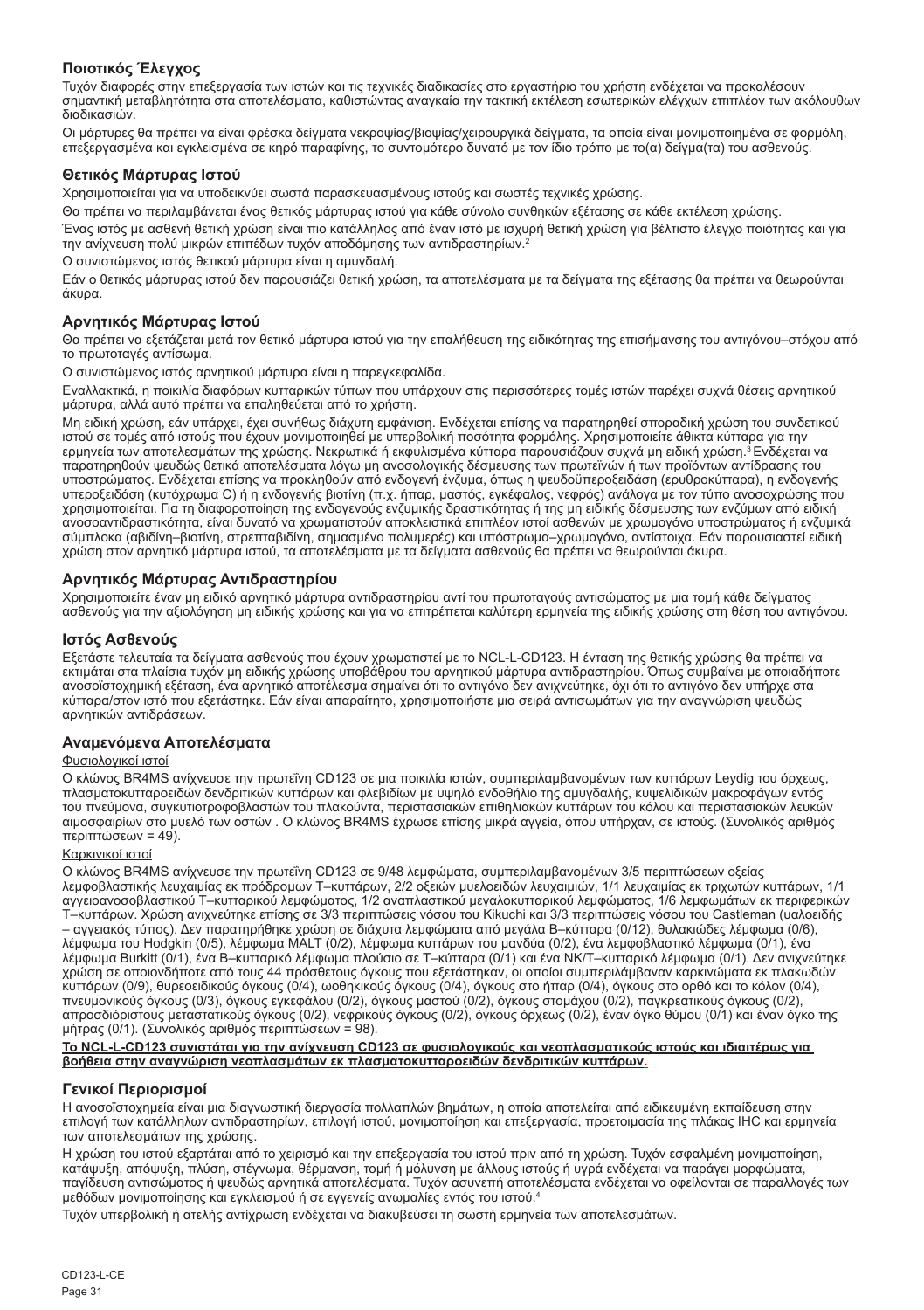## Ποιοτικός Έλεγχος

Τυχόν διαφορές στην επεξεργασία των ιστών και τις τεχνικές διαδικασίες στο εργαστήριο του χρήστη ενδέχεται να προκαλέσουν σημαντική μεταβλητότητα στα αποτελέσματα, καθιστώντας αναγκαία την τακτική εκτέλεση εσωτερικών ελέγχων επιπλέον των ακόλουθων διαδικασιών.

Οι μάρτυρες θα πρέπει να είναι φρέσκα δείγματα νεκροψίας/βιοψίας/χειρουργικά δείγματα, τα οποία είναι μονιμοποιημένα σε φορμόλη, επεξεργασμένα και εγκλεισμένα σε κηρό παραφίνης, το συντομότερο δυνατό με τον ίδιο τρόπο με το(α) δείγμα(τα) του ασθενούς.

### Θετικός Μάρτυρας Ιστού

Χρησιμοποιείται για να υποδεικνύει σωστά παρασκευασμένους ιστούς και σωστές τεχνικές χρώσης.

Θα πρέπει να περιλαμβάνεται ένας θετικός μάρτυρας ιστού για κάθε σύνολο συνθηκών εξέτασης σε κάθε εκτέλεση χρώσης.

Ένας ιστός με ασθενή θετική χρώση είναι πιο κατάλληλος από έναν ιστό με ισχυρή θετική χρώση για βέλτιστο έλεγχο ποιότητας και για την ανίχνευση πολύ μικρών επιπέδων τυχόν αποδόμησης των αντιδραστηρίων.[2]

Ο συνιστώμενος ιστός θετικού μάρτυρα είναι η αμυγδαλή.

Εάν ο θετικός μάρτυρας ιστού δεν παρουσιάζει θετική χρώση, τα αποτελέσματα με τα δείγματα της εξέτασης θα πρέπει να θεωρούνται άκυρα.

### Αρνητικός Μάρτυρας Ιστού

Θα πρέπει να εξετάζεται μετά τον θετικό μάρτυρα ιστού για την επαλήθευση της ειδικότητας της επισήμανσης του αντιγόνου–στόχου από το πρωτοταγές αντίσωμα.

Ο συνιστώμενος ιστός αρνητικού μάρτυρα είναι η παρεγκεφαλίδα.

Εναλλακτικά, η ποικιλία διαφόρων κυτταρικών τύπων που υπάρχουν στις περισσότερες τομές ιστών παρέχει συχνά θέσεις αρνητικού μάρτυρα, αλλά αυτό πρέπει να επαληθεύεται από το χρήστη.

Μη ειδική χρώση, εάν υπάρχει, έχει συνήθως διάχυτη εμφάνιση. Ενδέχεται επίσης να παρατηρηθεί σποραδική χρώση του συνδετικού ιστού σε τομές από ιστούς που έχουν μονιμοποιηθεί με υπερβολική ποσότητα φορμόλης. Χρησιμοποιείτε άθικτα κύτταρα για την ερμηνεία των αποτελεσμάτων της χρώσης. Νεκρωτικά ή εκφυλισμένα κύτταρα παρουσιάζουν συχνά μη ειδική χρώση.[3] Ενδέχεται να παρατηρηθούν ψευδώς θετικά αποτελέσματα λόγω μη ανοσολογικής δέσμευσης των πρωτεϊνών ή των προϊόντων αντίδρασης του υποστρώματος. Ενδέχεται επίσης να προκληθούν από ενδογενή ένζυμα, όπως η ψευδοϋπεροξειδάση (ερυθροκύτταρα), η ενδογενής υπεροξειδάση (κυτόχρωμα C) ή η ενδογενής βιοτίνη (π.χ. ήπαρ, μαστός, εγκέφαλος, νεφρός) ανάλογα με τον τύπο ανοσοχρώσης που χρησιμοποιείται. Για τη διαφοροποίηση της ενδογενούς ενζυμικής δραστικότητας ή της μη ειδικής δέσμευσης των ενζύμων από ειδική ανοσοαντιδραστικότητα, είναι δυνατό να χρωματιστούν αποκλειστικά επιπλέον ιστοί ασθενών με χρωμογόνο υποστρώματος ή ενζυμικά σύμπλοκα (αβιδίνη–βιοτίνη, στρεπταβιδίνη, σημασμένο πολυμερές) και υπόστρωμα–χρωμογόνο, αντίστοιχα. Εάν παρουσιαστεί ειδική χρώση στον αρνητικό μάρτυρα ιστού, τα αποτελέσματα με τα δείγματα ασθενούς θα πρέπει να θεωρούνται άκυρα.

### Αρνητικός Μάρτυρας Αντιδραστηρίου

Χρησιμοποιείτε έναν μη ειδικό αρνητικό μάρτυρα αντιδραστηρίου αντί του πρωτοταγούς αντισώματος με μια τομή κάθε δείγματος ασθενούς για την αξιολόγηση μη ειδικής χρώσης και για να επιτρέπεται καλύτερη ερμηνεία της ειδικής χρώσης στη θέση του αντιγόνου.

### Ιστός Ασθενούς

Εξετάστε τελευταία τα δείγματα ασθενούς που έχουν χρωματιστεί με το NCL-L-CD123. Η ένταση της θετικής χρώσης θα πρέπει να εκτιμάται στα πλαίσια τυχόν μη ειδικής χρώσης υποβάθρου του αρνητικού μάρτυρα αντιδραστηρίου. Όπως συμβαίνει με οποιαδήποτε ανοσοϊστοχημική εξέταση, ένα αρνητικό αποτέλεσμα σημαίνει ότι το αντιγόνο δεν ανιχνεύτηκε, όχι ότι το αντιγόνο δεν υπήρχε στα κύτταρα/στον ιστό που εξετάστηκε. Εάν είναι απαραίτητο, χρησιμοποιήστε μια σειρά αντισωμάτων για την αναγνώριση ψευδώς αρνητικών αντιδράσεων.

### Αναμενόμενα Αποτελέσματα

Φυσιολογικοί ιστοί

Ο κλώνος BR4MS ανίχνευσε την πρωτεΐνη CD123 σε μια ποικιλία ιστών, συμπεριλαμβανομένων των κυττάρων Leydig του όρχεως, πλασματοκυτταροειδών δενδριτικών κυττάρων και φλεβιδίων με υψηλό ενδοθήλιο της αμυγδαλής, κυψελιδικών μακροφάγων εντός του πνεύμονα, συγκυτιοτροφοβλαστών του πλακούντα, περιστασιακών επιθηλιακών κυττάρων του κόλου και περιστασιακών λευκών αιμοσφαιρίων στο μυελό των οστών . Ο κλώνος BR4MS έχρωσε επίσης μικρά αγγεία, όπου υπήρχαν, σε ιστούς. (Συνολικός αριθμός περιπτώσεων = 49).

Καρκινικοί ιστοί

Ο κλώνος BR4MS ανίχνευσε την πρωτεΐνη CD123 σε 9/48 λεμφώματα, συμπεριλαμβανομένων 3/5 περιπτώσεων οξείας λεμφοβλαστικής λευχαιμίας εκ πρόδρομων Τ–κυττάρων, 2/2 οξειών μυελοειδών λευχαιμιών, 1/1 λευχαιμίας εκ τριχωτών κυττάρων, 1/1 αγγειοανοσοβλαστικού Τ–κυτταρικού λεμφώματος, 1/2 αναπλαστικού μεγαλοκυτταρικού λεμφώματος, 1/6 λεμφωμάτων εκ περιφερικών Τ–κυττάρων. Χρώση ανιχνεύτηκε επίσης σε 3/3 περιπτώσεις νόσου του Kikuchi και 3/3 περιπτώσεις νόσου του Castleman (υαλοειδής – αγγειακός τύπος). Δεν παρατηρήθηκε χρώση σε διάχυτα λεμφώματα από μεγάλα Β–κύτταρα (0/12), θυλακιώδες λέμφωμα (0/6), λέμφωμα του Hodgkin (0/5), λέμφωμα MALT (0/2), λέμφωμα κυττάρων του μανδύα (0/2), ένα λεμφοβλαστικό λέμφωμα (0/1), ένα λέμφωμα Burkitt (0/1), ένα Β–κυτταρικό λέμφωμα πλούσιο σε Τ–κύτταρα (0/1) και ένα NK/T–κυτταρικό λέμφωμα (0/1). Δεν ανιχνεύτηκε χρώση σε οποιονδήποτε από τους 44 πρόσθετους όγκους που εξετάστηκαν, οι οποίοι συμπεριλάμβαναν καρκινώματα εκ πλακωδών κυττάρων (0/9), θυρεοειδικούς όγκους (0/4), ωοθηκικούς όγκους (0/4), όγκους στο ήπαρ (0/4), όγκους στο ορθό και το κόλον (0/4), πνευμονικούς όγκους (0/3), όγκους εγκεφάλου (0/2), όγκους μαστού (0/2), όγκους στομάχου (0/2), παγκρεατικούς όγκους (0/2), απροσδιόριστους μεταστατικούς όγκους (0/2), νεφρικούς όγκους (0/2), όγκους όρχεως (0/2), έναν όγκο θύμου (0/1) και έναν όγκο της μήτρας (0/1). (Συνολικός αριθμός περιπτώσεων = 98).

**Το NCL-L-CD123 συνιστάται για την ανίχνευση CD123 σε φυσιολογικούς και νεοπλασματικούς ιστούς και ιδιαιτέρως για βοήθεια στην αναγνώριση νεοπλασμάτων εκ πλασματοκυτταροειδών δενδριτικών κυττάρων.**

### Γενικοί Περιορισμοί

Η ανοσοϊστοχημεία είναι μια διαγνωστική διεργασία πολλαπλών βημάτων, η οποία αποτελείται από ειδικευμένη εκπαίδευση στην επιλογή των κατάλληλων αντιδραστηρίων, επιλογή ιστού, μονιμοποίηση και επεξεργασία, προετοιμασία της πλάκας IHC και ερμηνεία των αποτελεσμάτων της χρώσης.

Η χρώση του ιστού εξαρτάται από το χειρισμό και την επεξεργασία του ιστού πριν από τη χρώση. Τυχόν εσφαλμένη μονιμοποίηση, κατάψυξη, απόψυξη, πλύση, στέγνωμα, θέρμανση, τομή ή μόλυνση με άλλους ιστούς ή υγρά ενδέχεται να παράγει μορφώματα, παγίδευση αντισώματος ή ψευδώς αρνητικά αποτελέσματα. Τυχόν ασυνεπή αποτελέσματα ενδέχεται να οφείλονται σε παραλλαγές των μεθόδων μονιμοποίησης και εγκλεισμού ή σε εγγενείς ανωμαλίες εντός του ιστού.[4]

Τυχόν υπερβολική ή ατελής αντίχρωση ενδέχεται να διακυβεύσει τη σωστή ερμηνεία των αποτελεσμάτων.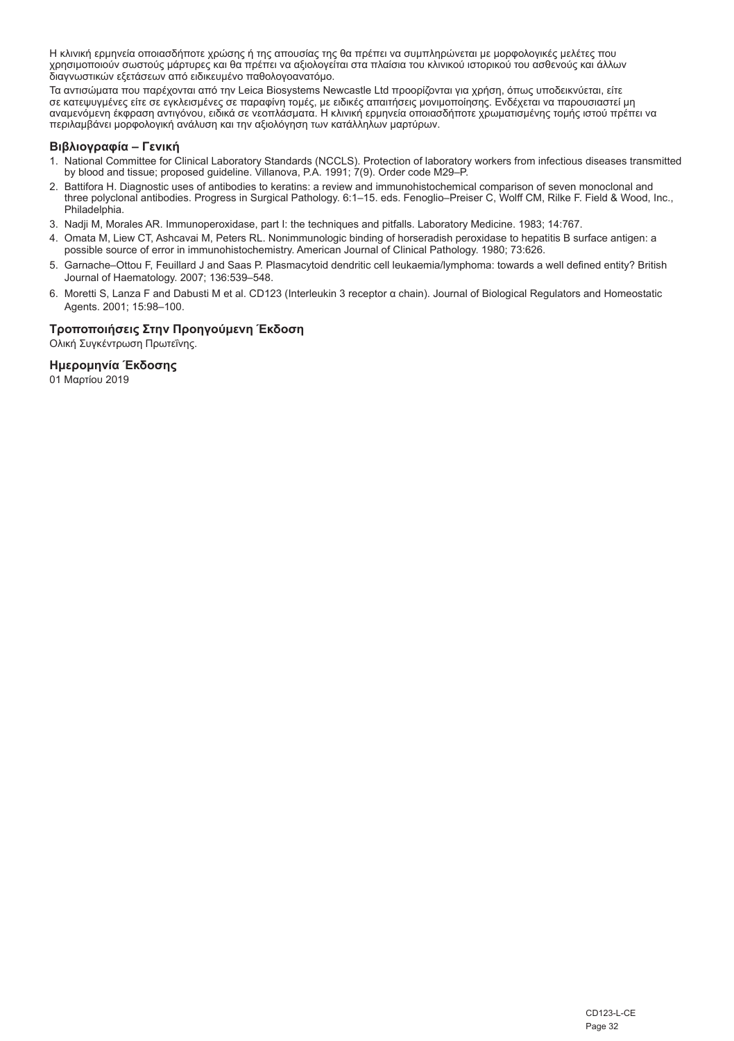Η κλινική ερμηνεία οποιασδήποτε χρώσης ή της απουσίας της θα πρέπει να συμπληρώνεται με μορφολογικές μελέτες που χρησιμοποιούν σωστούς μάρτυρες και θα πρέπει να αξιολογείται στα πλαίσια του κλινικού ιστορικού του ασθενούς και άλλων διαγνωστικών εξετάσεων από ειδικευμένο παθολογοανατόμο.

Τα αντισώματα που παρέχονται από την Leica Biosystems Newcastle Ltd προορίζονται για χρήση, όπως υποδεικνύεται, είτε σε κατεψυγμένες είτε σε εγκλεισμένες σε παραφίνη τομές, με ειδικές απαιτήσεις μονιμοποίησης. Ενδέχεται να παρουσιαστεί μη αναμενόμενη έκφραση αντιγόνου, ειδικά σε νεοπλάσματα. Η κλινική ερμηνεία οποιασδήποτε χρωματισμένης τομής ιστού πρέπει να περιλαμβάνει μορφολογική ανάλυση και την αξιολόγηση των κατάλληλων μαρτύρων.

## Βιβλιογραφία – Γενική

1. National Committee for Clinical Laboratory Standards (NCCLS). Protection of laboratory workers from infectious diseases transmitted by blood and tissue; proposed guideline. Villanova, P.A. 1991; 7(9). Order code M29–P.
2. Battifora H. Diagnostic uses of antibodies to keratins: a review and immunohistochemical comparison of seven monoclonal and three polyclonal antibodies. Progress in Surgical Pathology. 6:1–15. eds. Fenoglio–Preiser C, Wolff CM, Rilke F. Field & Wood, Inc., Philadelphia.
3. Nadji M, Morales AR. Immunoperoxidase, part I: the techniques and pitfalls. Laboratory Medicine. 1983; 14:767.
4. Omata M, Liew CT, Ashcavai M, Peters RL. Nonimmunologic binding of horseradish peroxidase to hepatitis B surface antigen: a possible source of error in immunohistochemistry. American Journal of Clinical Pathology. 1980; 73:626.
5. Garnache–Ottou F, Feuillard J and Saas P. Plasmacytoid dendritic cell leukaemia/lymphoma: towards a well defined entity? British Journal of Haematology. 2007; 136:539–548.
6. Moretti S, Lanza F and Dabusti M et al. CD123 (Interleukin 3 receptor α chain). Journal of Biological Regulators and Homeostatic Agents. 2001; 15:98–100.

## Τροποποιήσεις Στην Προηγούμενη Έκδοση

Ολική Συγκέντρωση Πρωτεΐνης.

## Ημερομηνία Έκδοσης

01 Μαρτίου 2019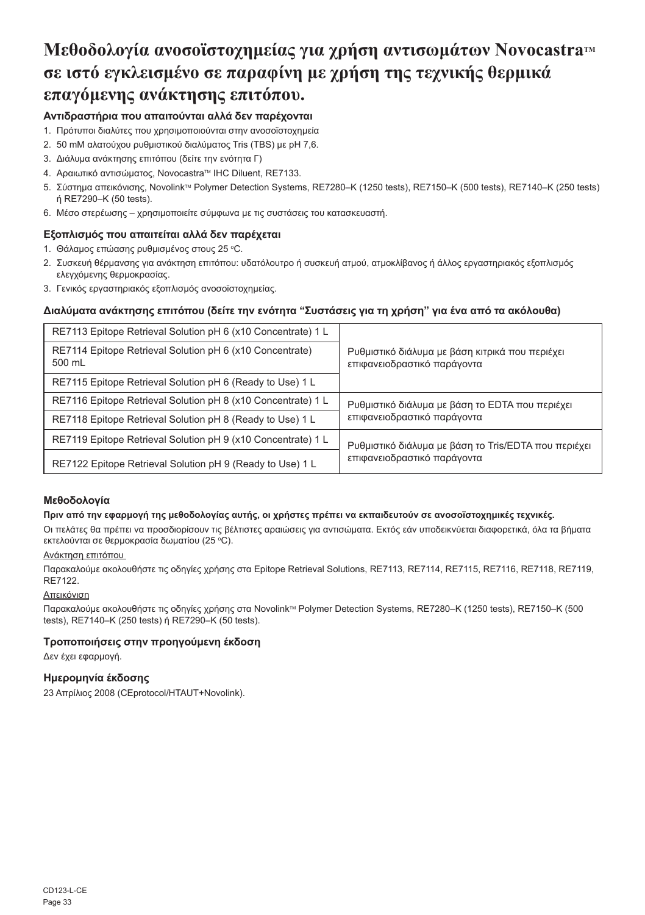# Μεθοδολογία ανοσοϊστοχημείας για χρήση αντισωμάτων Novocastra™ σε ιστό εγκλεισμένο σε παραφίνη με χρήση της τεχνικής θερμικά επαγόμενης ανάκτησης επιτόπου.

### Αντιδραστήρια που απαιτούνται αλλά δεν παρέχονται

1. Πρότυποι διαλύτες που χρησιμοποιούνται στην ανοσοϊστοχημεία
2. 50 mM αλατούχου ρυθμιστικού διαλύματος Tris (TBS) με pH 7,6.
3. Διάλυμα ανάκτησης επιτόπου (δείτε την ενότητα Γ)
4. Αραιωτικό αντισώματος, Novocastra™ IHC Diluent, RE7133.
5. Σύστημα απεικόνισης, Novolink™ Polymer Detection Systems, RE7280–K (1250 tests), RE7150–K (500 tests), RE7140–K (250 tests) ή RE7290–K (50 tests).
6. Μέσο στερέωσης – χρησιμοποιείτε σύμφωνα με τις συστάσεις του κατασκευαστή.

### Εξοπλισμός που απαιτείται αλλά δεν παρέχεται

1. Θάλαμος επώασης ρυθμισμένος στους 25 °C.
2. Συσκευή θέρμανσης για ανάκτηση επιτόπου: υδατόλουτρο ή συσκευή ατμού, ατμοκλίβανος ή άλλος εργαστηριακός εξοπλισμός ελεγχόμενης θερμοκρασίας.
3. Γενικός εργαστηριακός εξοπλισμός ανοσοϊστοχημείας.

### Διαλύματα ανάκτησης επιτόπου (δείτε την ενότητα "Συστάσεις για τη χρήση" για ένα από τα ακόλουθα)

| | |
|---|---|
| RE7113 Epitope Retrieval Solution pH 6 (x10 Concentrate) 1 L | Ρυθμιστικό διάλυμα με βάση κιτρικά που περιέχει επιφανειοδραστικό παράγοντα |
| RE7114 Epitope Retrieval Solution pH 6 (x10 Concentrate) 500 mL | |
| RE7115 Epitope Retrieval Solution pH 6 (Ready to Use) 1 L | |
| RE7116 Epitope Retrieval Solution pH 8 (x10 Concentrate) 1 L | Ρυθμιστικό διάλυμα με βάση το EDTA που περιέχει επιφανειοδραστικό παράγοντα |
| RE7118 Epitope Retrieval Solution pH 8 (Ready to Use) 1 L | |
| RE7119 Epitope Retrieval Solution pH 9 (x10 Concentrate) 1 L | Ρυθμιστικό διάλυμα με βάση το Tris/EDTA που περιέχει επιφανειοδραστικό παράγοντα |
| RE7122 Epitope Retrieval Solution pH 9 (Ready to Use) 1 L | |

### Μεθοδολογία

**Πριν από την εφαρμογή της μεθοδολογίας αυτής, οι χρήστες πρέπει να εκπαιδευτούν σε ανοσοϊστοχημικές τεχνικές.**

Οι πελάτες θα πρέπει να προσδιορίσουν τις βέλτιστες αραιώσεις για αντισώματα. Εκτός εάν υποδεικνύεται διαφορετικά, όλα τα βήματα εκτελούνται σε θερμοκρασία δωματίου (25 °C).

Ανάκτηση επιτόπου

Παρακαλούμε ακολουθήστε τις οδηγίες χρήσης στα Epitope Retrieval Solutions, RE7113, RE7114, RE7115, RE7116, RE7118, RE7119, RE7122.

Απεικόνιση

Παρακαλούμε ακολουθήστε τις οδηγίες χρήσης στα Novolink™ Polymer Detection Systems, RE7280–K (1250 tests), RE7150–K (500 tests), RE7140–K (250 tests) ή RE7290–K (50 tests).

### Τροποποιήσεις στην προηγούμενη έκδοση

Δεν έχει εφαρμογή.

### Ημερομηνία έκδοσης

23 Απρίλιος 2008 (CEprotocol/HTAUT+Novolink).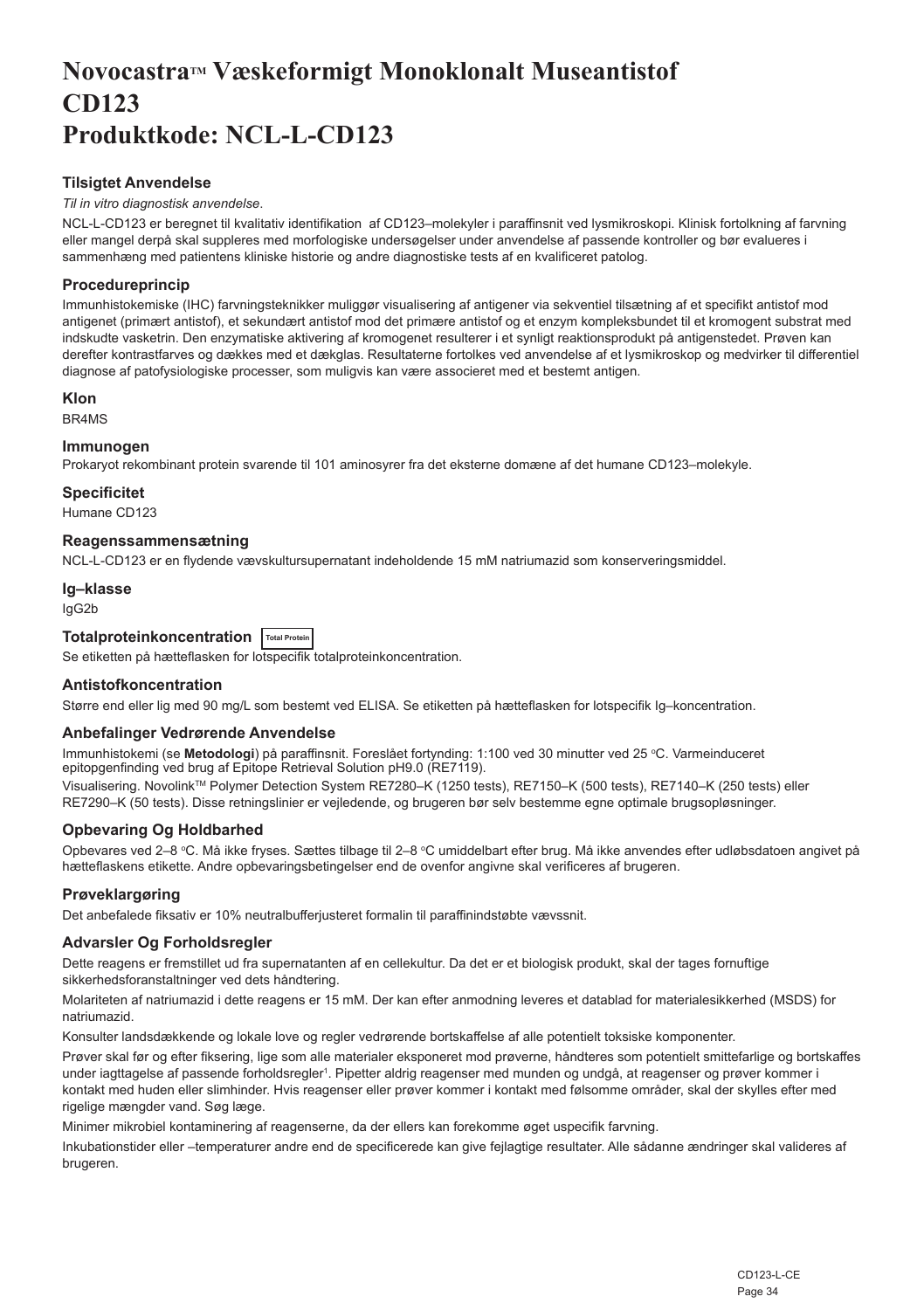# Novocastra™ Væskeformigt Monoklonalt Museantistof CD123 Produktkode: NCL-L-CD123

## Tilsigtet Anvendelse

*Til in vitro diagnostisk anvendelse*.

NCL-L-CD123 er beregnet til kvalitativ identifikation af CD123–molekyler i paraffinsnit ved lysmikroskopi. Klinisk fortolkning af farvning eller mangel derpå skal suppleres med morfologiske undersøgelser under anvendelse af passende kontroller og bør evalueres i sammenhæng med patientens kliniske historie og andre diagnostiske tests af en kvalificeret patolog.

## Procedureprincip

Immunhistokemiske (IHC) farvningsteknikker muliggør visualisering af antigener via sekventiel tilsætning af et specifikt antistof mod antigenet (primært antistof), et sekundært antistof mod det primære antistof og et enzym kompleksbundet til et kromogent substrat med indskudte vasketrin. Den enzymatiske aktivering af kromogenet resulterer i et synligt reaktionsprodukt på antigenstedet. Prøven kan derefter kontrastfarves og dækkes med et dækglas. Resultaterne fortolkes ved anvendelse af et lysmikroskop og medvirker til differentiel diagnose af patofysiologiske processer, som muligvis kan være associeret med et bestemt antigen.

## Klon

BR4MS

## Immunogen

Prokaryot rekombinant protein svarende til 101 aminosyrer fra det eksterne domæne af det humane CD123–molekyle.

## Specificitet

Humane CD123

## Reagenssammensætning

NCL-L-CD123 er en flydende vævskultursupernatant indeholdende 15 mM natriumazid som konserveringsmiddel.

## Ig–klasse

IgG2b

## Totalproteinkoncentration Total Protein

Se etiketten på hætteflasken for lotspecifik totalproteinkoncentration.

## Antistofkoncentration

Større end eller lig med 90 mg/L som bestemt ved ELISA. Se etiketten på hætteflasken for lotspecifik Ig–koncentration.

## Anbefalinger Vedrørende Anvendelse

Immunhistokemi (se **Metodologi**) på paraffinsnit. Foreslået fortynding: 1:100 ved 30 minutter ved 25 °C. Varmeinduceret epitopgenfinding ved brug af Epitope Retrieval Solution pH9.0 (RE7119).

Visualisering. Novolink™ Polymer Detection System RE7280–K (1250 tests), RE7150–K (500 tests), RE7140–K (250 tests) eller RE7290–K (50 tests). Disse retningslinier er vejledende, og brugeren bør selv bestemme egne optimale brugsopløsninger.

## Opbevaring Og Holdbarhed

Opbevares ved 2–8 °C. Må ikke fryses. Sættes tilbage til 2–8 °C umiddelbart efter brug. Må ikke anvendes efter udløbsdatoen angivet på hætteflaskens etikette. Andre opbevaringsbetingelser end de ovenfor angivne skal verificeres af brugeren.

## Prøveklargøring

Det anbefalede fiksativ er 10% neutralbufferjusteret formalin til paraffinindstøbte vævssnit.

## Advarsler Og Forholdsregler

Dette reagens er fremstillet ud fra supernatanten af en cellekultur. Da det er et biologisk produkt, skal der tages fornuftige sikkerhedsforanstaltninger ved dets håndtering.

Molariteten af natriumazid i dette reagens er 15 mM. Der kan efter anmodning leveres et datablad for materialesikkerhed (MSDS) for natriumazid.

Konsulter landsdækkende og lokale love og regler vedrørende bortskaffelse af alle potentielt toksiske komponenter.

Prøver skal før og efter fiksering, lige som alle materialer eksponeret mod prøverne, håndteres som potentielt smittefarlige og bortskaffes under iagttagelse af passende forholdsregler[1]. Pipetter aldrig reagenser med munden og undgå, at reagenser og prøver kommer i kontakt med huden eller slimhinder. Hvis reagenser eller prøver kommer i kontakt med følsomme områder, skal der skylles efter med rigelige mængder vand. Søg læge.

Minimer mikrobiel kontaminering af reagenserne, da der ellers kan forekomme øget uspecifik farvning.

Inkubationstider eller –temperaturer andre end de specificerede kan give fejlagtige resultater. Alle sådanne ændringer skal valideres af brugeren.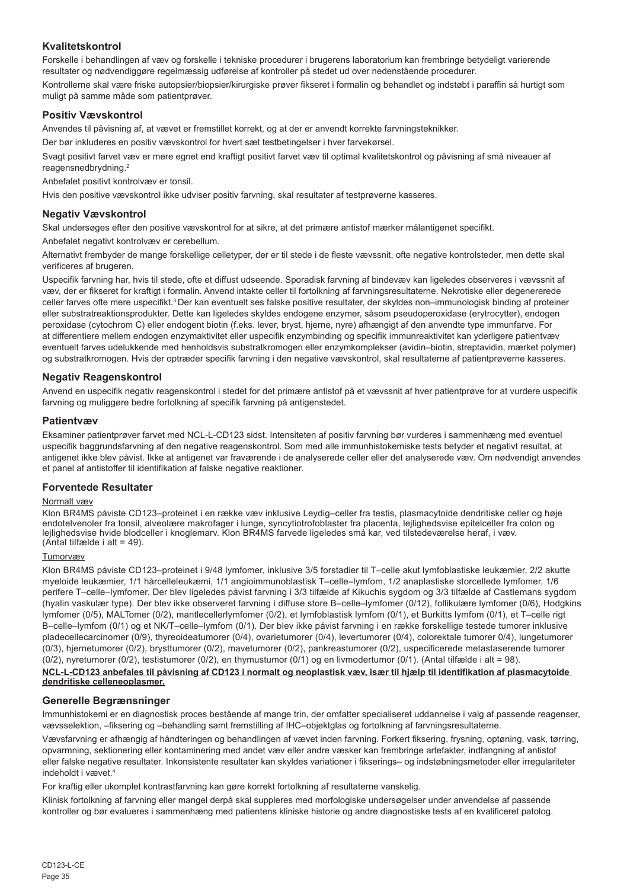## Kvalitetskontrol

Forskelle i behandlingen af væv og forskelle i tekniske procedurer i brugerens laboratorium kan frembringe betydeligt varierende resultater og nødvendiggøre regelmæssig udførelse af kontroller på stedet ud over nedenstående procedurer.

Kontrollerne skal være friske autopsier/biopsier/kirurgiske prøver fikseret i formalin og behandlet og indstøbt i paraffin så hurtigt som muligt på samme måde som patientprøver.

## Positiv Vævskontrol

Anvendes til påvisning af, at vævet er fremstillet korrekt, og at der er anvendt korrekte farvningsteknikker.

Der bør inkluderes en positiv vævskontrol for hvert sæt testbetingelser i hver farvekørsel.

Svagt positivt farvet væv er mere egnet end kraftigt positivt farvet væv til optimal kvalitetskontrol og påvisning af små niveauer af reagensnedbrydning.[2]

Anbefalet positivt kontrolvæv er tonsil.

Hvis den positive vævskontrol ikke udviser positiv farvning, skal resultater af testprøverne kasseres.

## Negativ Vævskontrol

Skal undersøges efter den positive vævskontrol for at sikre, at det primære antistof mærker målantigenet specifikt.

Anbefalet negativt kontrolvæv er cerebellum.

Alternativt frembyder de mange forskellige celletyper, der er til stede i de fleste vævssnit, ofte negative kontrolsteder, men dette skal verificeres af brugeren.

Uspecifik farvning har, hvis til stede, ofte et diffust udseende. Sporadisk farvning af bindevæv kan ligeledes observeres i vævssnit af væv, der er fikseret for kraftigt i formalin. Anvend intakte celler til fortolkning af farvningsresultaterne. Nekrotiske eller degenererede celler farves ofte mere uspecifikt.[3] Der kan eventuelt ses falske positive resultater, der skyldes non–immunologisk binding af proteiner eller substratreaktionsprodukter. Dette kan ligeledes skyldes endogene enzymer, såsom pseudoperoxidase (erytrocytter), endogen peroxidase (cytochrom C) eller endogent biotin (f.eks. lever, bryst, hjerne, nyre) afhængigt af den anvendte type immunfarve. For at differentiere mellem endogen enzymaktivitet eller uspecifik enzymbinding og specifik immunreaktivitet kan yderligere patientvæv eventuelt farves udelukkende med henholdsvis substratkromogen eller enzymkomplekser (avidin–biotin, streptavidin, mærket polymer) og substratkromogen. Hvis der optræder specifik farvning i den negative vævskontrol, skal resultaterne af patientprøverne kasseres.

## Negativ Reagenskontrol

Anvend en uspecifik negativ reagenskontrol i stedet for det primære antistof på et vævssnit af hver patientprøve for at vurdere uspecifik farvning og muliggøre bedre fortolkning af specifik farvning på antigenstedet.

## Patientvæv

Eksaminer patientprøver farvet med NCL-L-CD123 sidst. Intensiteten af positiv farvning bør vurderes i sammenhæng med eventuel uspecifik baggrundsfarvning af den negative reagenskontrol. Som med alle immunhistokemiske tests betyder et negativt resultat, at antigenet ikke blev påvist. Ikke at antigenet var fraværende i de analyserede celler eller det analyserede væv. Om nødvendigt anvendes et panel af antistoffer til identifikation af falske negative reaktioner.

## Forventede Resultater

Normalt væv

Klon BR4MS påviste CD123–proteinet i en række væv inklusive Leydig–celler fra testis, plasmacytoide dendritiske celler og høje endotelvenoler fra tonsil, alveolære makrofager i lunge, syncytiotrofoblaster fra placenta, lejlighedsvise epitelceller fra colon og lejlighedsvise hvide blodceller i knoglemarv. Klon BR4MS farvede ligeledes små kar, ved tilstedeværelse heraf, i væv. (Antal tilfælde i alt = 49).

Tumorvæv

Klon BR4MS påviste CD123–proteinet i 9/48 lymfomer, inklusive 3/5 forstadier til T–celle akut lymfoblastiske leukæmier, 2/2 akutte myeloide leukæmier, 1/1 hårcelleleukæmi, 1/1 angioimmunoblastisk T–celle–lymfom, 1/2 anaplastiske storcellede lymfomer, 1/6 perifere T–celle–lymfomer. Der blev ligeledes påvist farvning i 3/3 tilfælde af Kikuchis sygdom og 3/3 tilfælde af Castlemans sygdom (hyalin vaskulær type). Der blev ikke observeret farvning i diffuse store B–celle–lymfomer (0/12), follikulære lymfomer (0/6), Hodgkins lymfomer (0/5), MALTomer (0/2), mantlecellerlymfomer (0/2), et lymfoblastisk lymfom (0/1), et Burkitts lymfom (0/1), et T–celle rigt B–celle–lymfom (0/1) og et NK/T–celle–lymfom (0/1). Der blev ikke påvist farvning i en række forskellige testede tumorer inklusive pladecellecarcinomer (0/9), thyreoideatumorer (0/4), ovarietumorer (0/4), levertumorer (0/4), colorektale tumorer 0/4), lungetumorer (0/3), hjernetumorer (0/2), brysttumorer (0/2), mavetumorer (0/2), pankreastumorer (0/2), uspecificerede metastaserende tumorer (0/2), nyretumorer (0/2), testistumorer (0/2), en thymustumor (0/1) og en livmodertumor (0/1). (Antal tilfælde i alt = 98).

**NCL-L-CD123 anbefales til påvisning af CD123 i normalt og neoplastisk væv, især til hjælp til identifikation af plasmacytoide dendritiske celleneoplasmer.**

## Generelle Begrænsninger

Immunhistokemi er en diagnostisk proces bestående af mange trin, der omfatter specialiseret uddannelse i valg af passende reagenser, vævsselektion, –fiksering og –behandling samt fremstilling af IHC–objektglas og fortolkning af farvningsresultaterne.

Vævsfarvning er afhængig af håndteringen og behandlingen af vævet inden farvning. Forkert fiksering, frysning, optøning, vask, tørring, opvarmning, sektionering eller kontaminering med andet væv eller andre væsker kan frembringe artefakter, indfangning af antistof eller falske negative resultater. Inkonsistente resultater kan skyldes variationer i fikserings– og indstøbningsmetoder eller irregulariteter indeholdt i vævet.[4]

For kraftig eller ukomplet kontrastfarvning kan gøre korrekt fortolkning af resultaterne vanskelig.

Klinisk fortolkning af farvning eller mangel derpå skal suppleres med morfologiske undersøgelser under anvendelse af passende kontroller og bør evalueres i sammenhæng med patientens kliniske historie og andre diagnostiske tests af en kvalificeret patolog.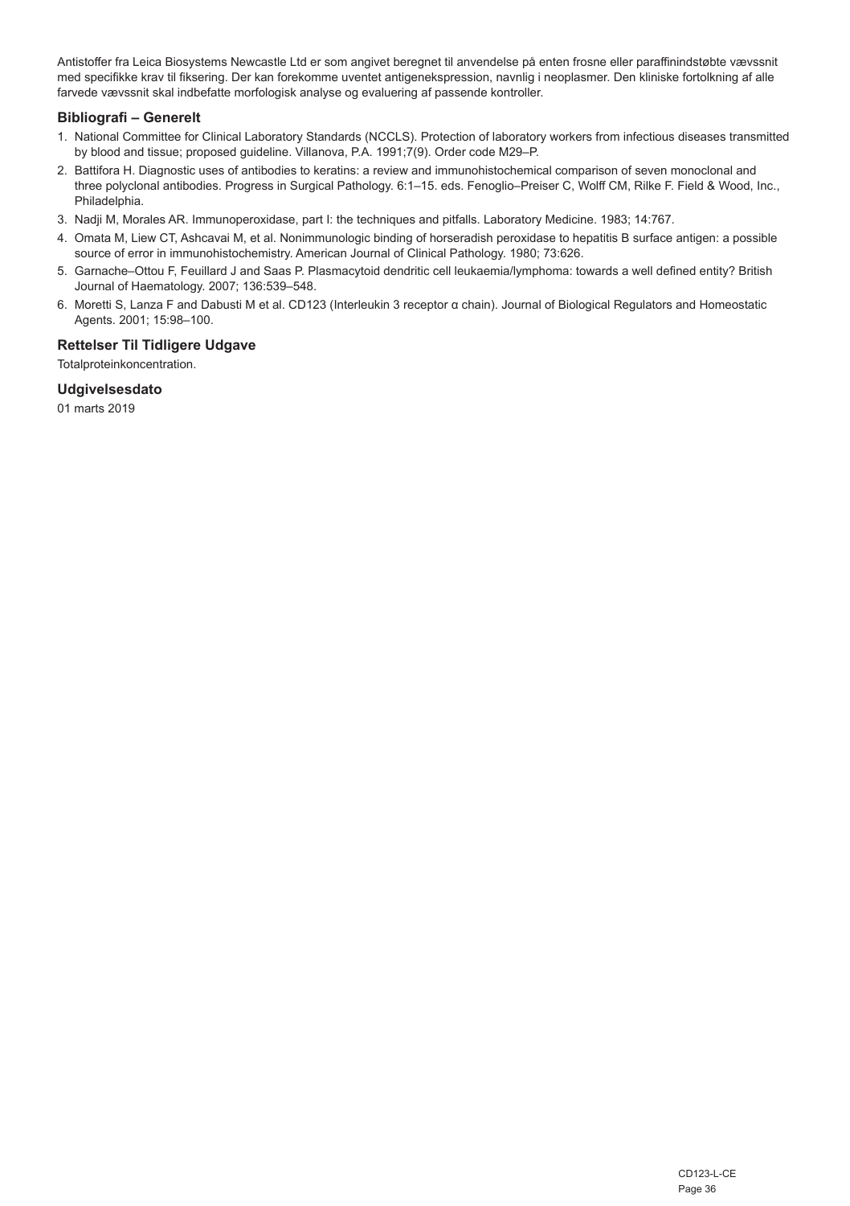Antistoffer fra Leica Biosystems Newcastle Ltd er som angivet beregnet til anvendelse på enten frosne eller paraffinindstøbte vævssnit med specifikke krav til fiksering. Der kan forekomme uventet antigenekspression, navnlig i neoplasmer. Den kliniske fortolkning af alle farvede vævssnit skal indbefatte morfologisk analyse og evaluering af passende kontroller.

### Bibliografi – Generelt

1. National Committee for Clinical Laboratory Standards (NCCLS). Protection of laboratory workers from infectious diseases transmitted by blood and tissue; proposed guideline. Villanova, P.A. 1991;7(9). Order code M29–P.
2. Battifora H. Diagnostic uses of antibodies to keratins: a review and immunohistochemical comparison of seven monoclonal and three polyclonal antibodies. Progress in Surgical Pathology. 6:1–15. eds. Fenoglio–Preiser C, Wolff CM, Rilke F. Field & Wood, Inc., Philadelphia.
3. Nadji M, Morales AR. Immunoperoxidase, part I: the techniques and pitfalls. Laboratory Medicine. 1983; 14:767.
4. Omata M, Liew CT, Ashcavai M, et al. Nonimmunologic binding of horseradish peroxidase to hepatitis B surface antigen: a possible source of error in immunohistochemistry. American Journal of Clinical Pathology. 1980; 73:626.
5. Garnache–Ottou F, Feuillard J and Saas P. Plasmacytoid dendritic cell leukaemia/lymphoma: towards a well defined entity? British Journal of Haematology. 2007; 136:539–548.
6. Moretti S, Lanza F and Dabusti M et al. CD123 (Interleukin 3 receptor α chain). Journal of Biological Regulators and Homeostatic Agents. 2001; 15:98–100.

### Rettelser Til Tidligere Udgave

Totalproteinkoncentration.

### Udgivelsesdato

01 marts 2019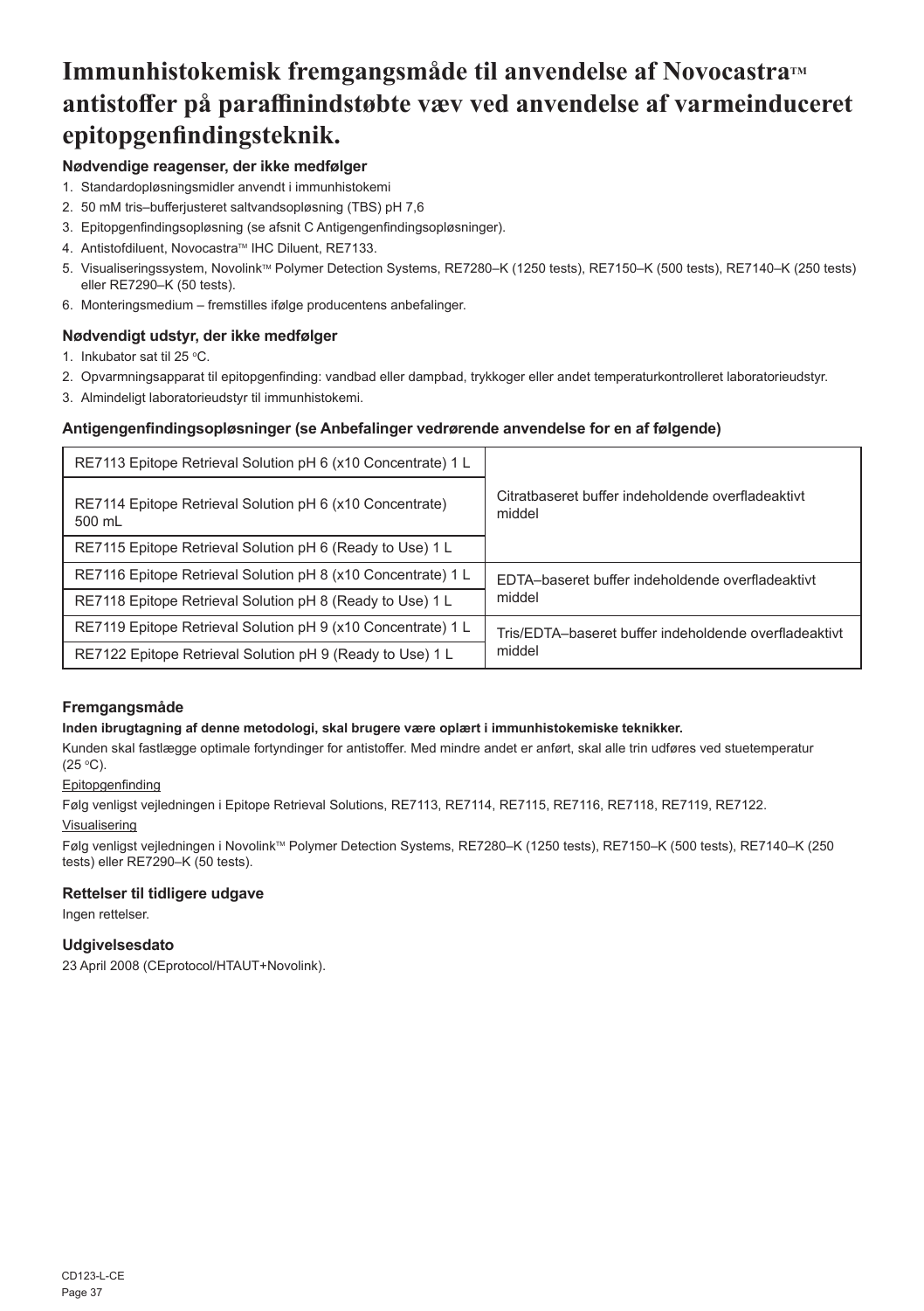# Immunhistokemisk fremgangsmåde til anvendelse af Novocastra™ antistoffer på paraffinindstøbte væv ved anvendelse af varmeinduceret epitopgenfindingsteknik.

### Nødvendige reagenser, der ikke medfølger

1. Standardopløsningsmidler anvendt i immunhistokemi
2. 50 mM tris–bufferjusteret saltvandsopløsning (TBS) pH 7,6
3. Epitopgenfindingsopløsning (se afsnit C Antigengenfindingsopløsninger).
4. Antistofdiluent, Novocastra™ IHC Diluent, RE7133.
5. Visualiseringssystem, Novolink™ Polymer Detection Systems, RE7280–K (1250 tests), RE7150–K (500 tests), RE7140–K (250 tests) eller RE7290–K (50 tests).
6. Monteringsmedium – fremstilles ifølge producentens anbefalinger.

### Nødvendigt udstyr, der ikke medfølger

1. Inkubator sat til 25 °C.
2. Opvarmningsapparat til epitopgenfinding: vandbad eller dampbad, trykkoger eller andet temperaturkontrolleret laboratorieudstyr.
3. Almindeligt laboratorieudstyr til immunhistokemi.

### Antigengenfindingsopløsninger (se Anbefalinger vedrørende anvendelse for en af følgende)

| | |
|---|---|
| RE7113 Epitope Retrieval Solution pH 6 (x10 Concentrate) 1 L | Citratbaseret buffer indeholdende overfladeaktivt middel |
| RE7114 Epitope Retrieval Solution pH 6 (x10 Concentrate) 500 mL | |
| RE7115 Epitope Retrieval Solution pH 6 (Ready to Use) 1 L | |
| RE7116 Epitope Retrieval Solution pH 8 (x10 Concentrate) 1 L | EDTA–baseret buffer indeholdende overfladeaktivt middel |
| RE7118 Epitope Retrieval Solution pH 8 (Ready to Use) 1 L | |
| RE7119 Epitope Retrieval Solution pH 9 (x10 Concentrate) 1 L | Tris/EDTA–baseret buffer indeholdende overfladeaktivt middel |
| RE7122 Epitope Retrieval Solution pH 9 (Ready to Use) 1 L | |

### Fremgangsmåde

**Inden ibrugtagning af denne metodologi, skal brugere være oplært i immunhistokemiske teknikker.**

Kunden skal fastlægge optimale fortyndinger for antistoffer. Med mindre andet er anført, skal alle trin udføres ved stuetemperatur (25 °C).

Epitopgenfinding

Følg venligst vejledningen i Epitope Retrieval Solutions, RE7113, RE7114, RE7115, RE7116, RE7118, RE7119, RE7122.

Visualisering

Følg venligst vejledningen i Novolink™ Polymer Detection Systems, RE7280–K (1250 tests), RE7150–K (500 tests), RE7140–K (250 tests) eller RE7290–K (50 tests).

### Rettelser til tidligere udgave

Ingen rettelser.

### Udgivelsesdato

23 April 2008 (CEprotocol/HTAUT+Novolink).

CD123-L-CE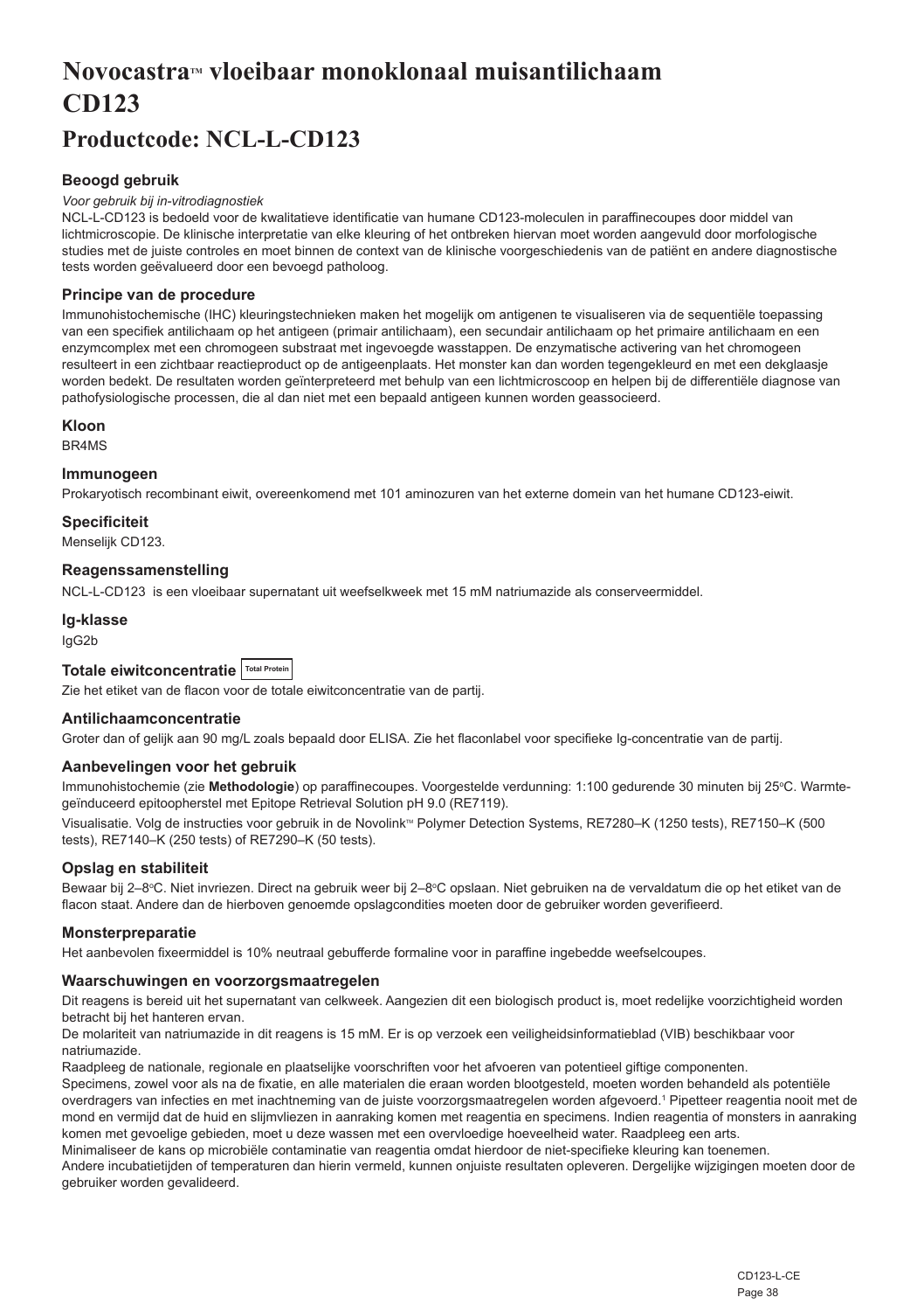# Novocastra™ vloeibaar monoklonaal muisantilichaam CD123

## Productcode: NCL-L-CD123

### Beoogd gebruik

*Voor gebruik bij in-vitrodiagnostiek*

NCL-L-CD123 is bedoeld voor de kwalitatieve identificatie van humane CD123-moleculen in paraffinecoupes door middel van lichtmicroscopie. De klinische interpretatie van elke kleuring of het ontbreken hiervan moet worden aangevuld door morfologische studies met de juiste controles en moet binnen de context van de klinische voorgeschiedenis van de patiënt en andere diagnostische tests worden geëvalueerd door een bevoegd patholoog.

### Principe van de procedure

Immunohistochemische (IHC) kleuringstechnieken maken het mogelijk om antigenen te visualiseren via de sequentiële toepassing van een specifiek antilichaam op het antigeen (primair antilichaam), een secundair antilichaam op het primaire antilichaam en een enzymcomplex met een chromogeen substraat met ingevoegde wasstappen. De enzymatische activering van het chromogeen resulteert in een zichtbaar reactieproduct op de antigeenplaats. Het monster kan dan worden tegengekleurd en met een dekglaasje worden bedekt. De resultaten worden geïnterpreteerd met behulp van een lichtmicroscoop en helpen bij de differentiële diagnose van pathofysiologische processen, die al dan niet met een bepaald antigeen kunnen worden geassocieerd.

### Kloon

BR4MS

### Immunogeen

Prokaryotisch recombinant eiwit, overeenkomend met 101 aminozuren van het externe domein van het humane CD123-eiwit.

### Specificiteit

Menselijk CD123.

### Reagenssamenstelling

NCL-L-CD123 is een vloeibaar supernatant uit weefselkweek met 15 mM natriumazide als conserveermiddel.

### Ig-klasse

IgG2b

### Totale eiwitconcentratie Total Protein

Zie het etiket van de flacon voor de totale eiwitconcentratie van de partij.

### Antilichaamconcentratie

Groter dan of gelijk aan 90 mg/L zoals bepaald door ELISA. Zie het flaconlabel voor specifieke Ig-concentratie van de partij.

### Aanbevelingen voor het gebruik

Immunohistochemie (zie **Methodologie**) op paraffinecoupes. Voorgestelde verdunning: 1:100 gedurende 30 minuten bij 25°C. Warmte-geïnduceerd epitoopherstel met Epitope Retrieval Solution pH 9.0 (RE7119).

Visualisatie. Volg de instructies voor gebruik in de Novolink™ Polymer Detection Systems, RE7280–K (1250 tests), RE7150–K (500 tests), RE7140–K (250 tests) of RE7290–K (50 tests).

### Opslag en stabiliteit

Bewaar bij 2–8°C. Niet invriezen. Direct na gebruik weer bij 2–8°C opslaan. Niet gebruiken na de vervaldatum die op het etiket van de flacon staat. Andere dan de hierboven genoemde opslagcondities moeten door de gebruiker worden geverifieerd.

### Monsterpreparatie

Het aanbevolen fixeermiddel is 10% neutraal gebufferde formaline voor in paraffine ingebedde weefselcoupes.

### Waarschuwingen en voorzorgsmaatregelen

Dit reagens is bereid uit het supernatant van celkweek. Aangezien dit een biologisch product is, moet redelijke voorzichtigheid worden betracht bij het hanteren ervan.

De molariteit van natriumazide in dit reagens is 15 mM. Er is op verzoek een veiligheidsinformatieblad (VIB) beschikbaar voor natriumazide.

Raadpleeg de nationale, regionale en plaatselijke voorschriften voor het afvoeren van potentieel giftige componenten.

Specimens, zowel voor als na de fixatie, en alle materialen die eraan worden blootgesteld, moeten worden behandeld als potentiële overdragers van infecties en met inachtneming van de juiste voorzorgsmaatregelen worden afgevoerd.[1] Pipetteer reagentia nooit met de mond en vermijd dat de huid en slijmvliezen in aanraking komen met reagentia en specimens. Indien reagentia of monsters in aanraking komen met gevoelige gebieden, moet u deze wassen met een overvloedige hoeveelheid water. Raadpleeg een arts.

Minimaliseer de kans op microbiële contaminatie van reagentia omdat hierdoor de niet-specifieke kleuring kan toenemen.

Andere incubatietijden of temperaturen dan hierin vermeld, kunnen onjuiste resultaten opleveren. Dergelijke wijzigingen moeten door de gebruiker worden gevalideerd.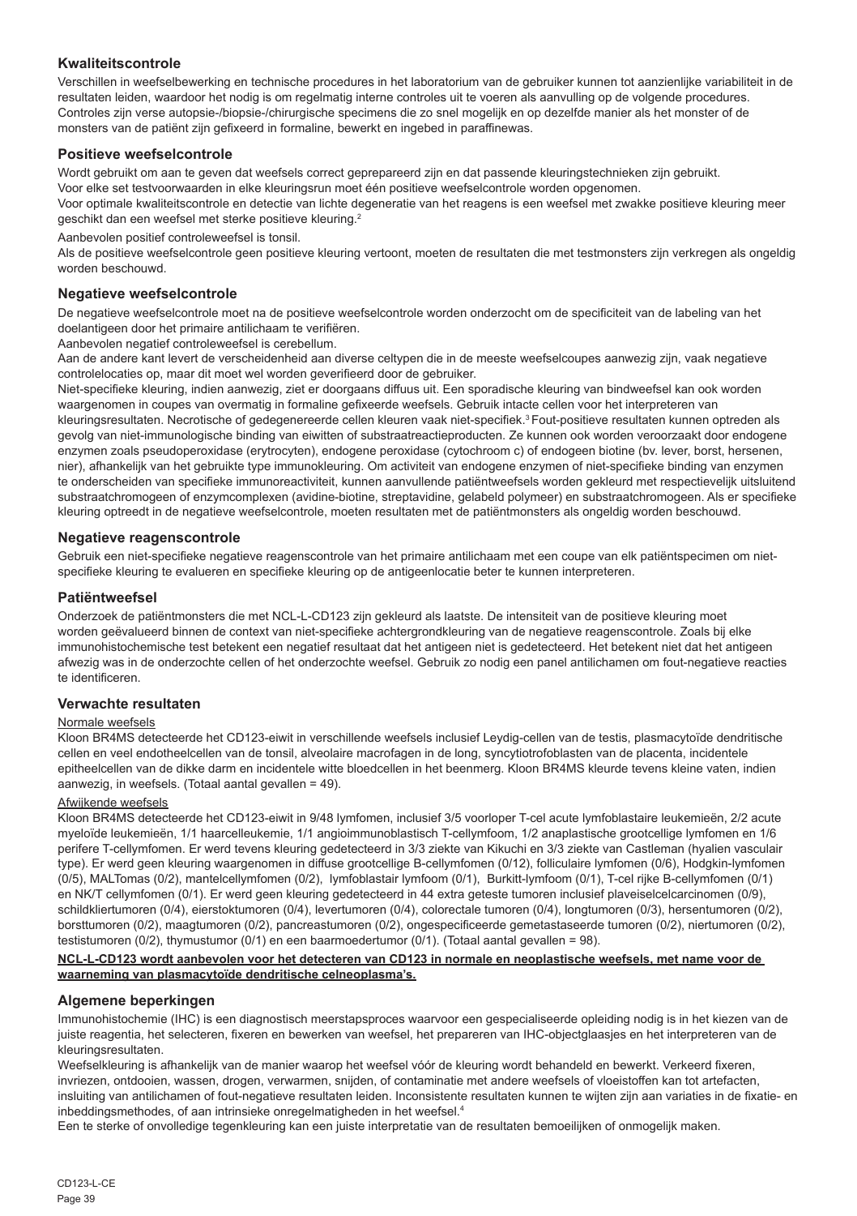## Kwaliteitscontrole

Verschillen in weefselbewerking en technische procedures in het laboratorium van de gebruiker kunnen tot aanzienlijke variabiliteit in de resultaten leiden, waardoor het nodig is om regelmatig interne controles uit te voeren als aanvulling op de volgende procedures. Controles zijn verse autopsie-/biopsie-/chirurgische specimens die zo snel mogelijk en op dezelfde manier als het monster of de monsters van de patiënt zijn gefixeerd in formaline, bewerkt en ingebed in paraffinewas.

## Positieve weefselcontrole

Wordt gebruikt om aan te geven dat weefsels correct geprepareerd zijn en dat passende kleuringstechnieken zijn gebruikt.

Voor elke set testvoorwaarden in elke kleuringsrun moet één positieve weefselcontrole worden opgenomen.

Voor optimale kwaliteitscontrole en detectie van lichte degeneratie van het reagens is een weefsel met zwakke positieve kleuring meer geschikt dan een weefsel met sterke positieve kleuring.[2]

Aanbevolen positief controleweefsel is tonsil.

Als de positieve weefselcontrole geen positieve kleuring vertoont, moeten de resultaten die met testmonsters zijn verkregen als ongeldig worden beschouwd.

## Negatieve weefselcontrole

De negatieve weefselcontrole moet na de positieve weefselcontrole worden onderzocht om de specificiteit van de labeling van het doelantigeen door het primaire antilichaam te verifiëren.

Aanbevolen negatief controleweefsel is cerebellum.

Aan de andere kant levert de verscheidenheid aan diverse celtypen die in de meeste weefselcoupes aanwezig zijn, vaak negatieve controlelocaties op, maar dit moet wel worden geverifieerd door de gebruiker.

Niet-specifieke kleuring, indien aanwezig, ziet er doorgaans diffuus uit. Een sporadische kleuring van bindweefsel kan ook worden waargenomen in coupes van overmatig in formaline gefixeerde weefsels. Gebruik intacte cellen voor het interpreteren van kleuringsresultaten. Necrotische of gedegenereerde cellen kleuren vaak niet-specifiek.[3] Fout-positieve resultaten kunnen optreden als gevolg van niet-immunologische binding van eiwitten of substraatreactieproducten. Ze kunnen ook worden veroorzaakt door endogene enzymen zoals pseudoperoxidase (erytrocyten), endogene peroxidase (cytochroom c) of endogeen biotine (bv. lever, borst, hersenen, nier), afhankelijk van het gebruikte type immunokleuring. Om activiteit van endogene enzymen of niet-specifieke binding van enzymen te onderscheiden van specifieke immunoreactiviteit, kunnen aanvullende patiëntweefsels worden gekleurd met respectievelijk uitsluitend substraatchromogeen of enzymcomplexen (avidine-biotine, streptavidine, gelabeld polymeer) en substraatchromogeen. Als er specifieke kleuring optreedt in de negatieve weefselcontrole, moeten resultaten met de patiëntmonsters als ongeldig worden beschouwd.

## Negatieve reagenscontrole

Gebruik een niet-specifieke negatieve reagenscontrole van het primaire antilichaam met een coupe van elk patiëntspecimen om niet-specifieke kleuring te evalueren en specifieke kleuring op de antigeenlocatie beter te kunnen interpreteren.

## Patiëntweefsel

Onderzoek de patiëntmonsters die met NCL-L-CD123 zijn gekleurd als laatste. De intensiteit van de positieve kleuring moet worden geëvalueerd binnen de context van niet-specifieke achtergrondkleuring van de negatieve reagenscontrole. Zoals bij elke immunohistochemische test betekent een negatief resultaat dat het antigeen niet is gedetecteerd. Het betekent niet dat het antigeen afwezig was in de onderzochte cellen of het onderzochte weefsel. Gebruik zo nodig een panel antilichamen om fout-negatieve reacties te identificeren.

## Verwachte resultaten

Normale weefsels

Kloon BR4MS detecteerde het CD123-eiwit in verschillende weefsels inclusief Leydig-cellen van de testis, plasmacytoïde dendritische cellen en veel endotheelcellen van de tonsil, alveolaire macrofagen in de long, syncytiotrofoblasten van de placenta, incidentele epitheelcellen van de dikke darm en incidentele witte bloedcellen in het beenmerg. Kloon BR4MS kleurde tevens kleine vaten, indien aanwezig, in weefsels. (Totaal aantal gevallen = 49).

Afwijkende weefsels

Kloon BR4MS detecteerde het CD123-eiwit in 9/48 lymfomen, inclusief 3/5 voorloper T-cel acute lymfoblastaire leukemieën, 2/2 acute myeloïde leukemieën, 1/1 haarcelleukemie, 1/1 angioimmunoblastisch T-cellymfoom, 1/2 anaplastische grootcellige lymfomen en 1/6 perifere T-cellymfomen. Er werd tevens kleuring gedetecteerd in 3/3 ziekte van Kikuchi en 3/3 ziekte van Castleman (hyalien vasculair type). Er werd geen kleuring waargenomen in diffuse grootcellige B-cellymfomen (0/12), folliculaire lymfomen (0/6), Hodgkin-lymfomen (0/5), MALTomas (0/2), mantelcellymfomen (0/2), lymfoblastair lymfoom (0/1), Burkitt-lymfoom (0/1), T-cel rijke B-cellymfomen (0/1) en NK/T cellymfomen (0/1). Er werd geen kleuring gedetecteerd in 44 extra geteste tumoren inclusief plaveiselcelcarcinomen (0/9), schildkliertumoren (0/4), eierstoktumoren (0/4), levertumoren (0/4), colorectale tumoren (0/4), longtumoren (0/3), hersentumoren (0/2), borsttumoren (0/2), maagtumoren (0/2), pancreastumoren (0/2), ongespecificeerde gemetastaseerde tumoren (0/2), niertumoren (0/2), testistumoren (0/2), thymustumor (0/1) en een baarmoedertumor (0/1). (Totaal aantal gevallen = 98).

**NCL-L-CD123 wordt aanbevolen voor het detecteren van CD123 in normale en neoplastische weefsels, met name voor de waarneming van plasmacytoïde dendritische celneoplasma's.**

## Algemene beperkingen

Immunohistochemie (IHC) is een diagnostisch meerstapsproces waarvoor een gespecialiseerde opleiding nodig is in het kiezen van de juiste reagentia, het selecteren, fixeren en bewerken van weefsel, het prepareren van IHC-objectglaasjes en het interpreteren van de kleuringsresultaten.

Weefselkleuring is afhankelijk van de manier waarop het weefsel vóór de kleuring wordt behandeld en bewerkt. Verkeerd fixeren, invriezen, ontdooien, wassen, drogen, verwarmen, snijden, of contaminatie met andere weefsels of vloeistoffen kan tot artefacten, insluiting van antilichamen of fout-negatieve resultaten leiden. Inconsistente resultaten kunnen te wijten zijn aan variaties in de fixatie- en inbeddingsmethodes, of aan intrinsieke onregelmatigheden in het weefsel.[4]

Een te sterke of onvolledige tegenkleuring kan een juiste interpretatie van de resultaten bemoeilijken of onmogelijk maken.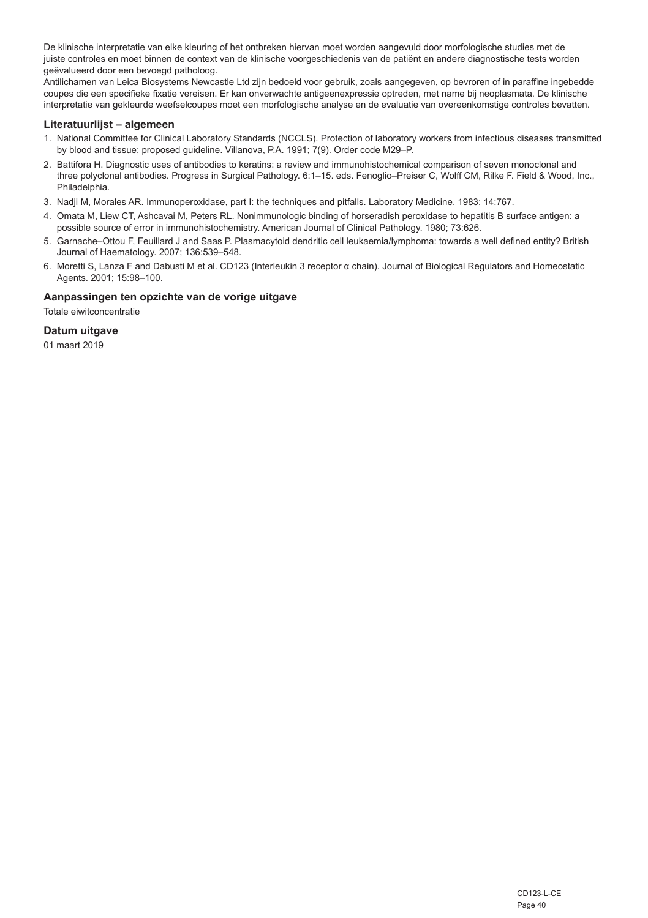De klinische interpretatie van elke kleuring of het ontbreken hiervan moet worden aangevuld door morfologische studies met de juiste controles en moet binnen de context van de klinische voorgeschiedenis van de patiënt en andere diagnostische tests worden geëvalueerd door een bevoegd patholoog.

Antilichamen van Leica Biosystems Newcastle Ltd zijn bedoeld voor gebruik, zoals aangegeven, op bevroren of in paraffine ingebedde coupes die een specifieke fixatie vereisen. Er kan onverwachte antigeenexpressie optreden, met name bij neoplasmata. De klinische interpretatie van gekleurde weefselcoupes moet een morfologische analyse en de evaluatie van overeenkomstige controles bevatten.

### Literatuurlijst – algemeen

1. National Committee for Clinical Laboratory Standards (NCCLS). Protection of laboratory workers from infectious diseases transmitted by blood and tissue; proposed guideline. Villanova, P.A. 1991; 7(9). Order code M29–P.
2. Battifora H. Diagnostic uses of antibodies to keratins: a review and immunohistochemical comparison of seven monoclonal and three polyclonal antibodies. Progress in Surgical Pathology. 6:1–15. eds. Fenoglio–Preiser C, Wolff CM, Rilke F. Field & Wood, Inc., Philadelphia.
3. Nadji M, Morales AR. Immunoperoxidase, part I: the techniques and pitfalls. Laboratory Medicine. 1983; 14:767.
4. Omata M, Liew CT, Ashcavai M, Peters RL. Nonimmunologic binding of horseradish peroxidase to hepatitis B surface antigen: a possible source of error in immunohistochemistry. American Journal of Clinical Pathology. 1980; 73:626.
5. Garnache–Ottou F, Feuillard J and Saas P. Plasmacytoid dendritic cell leukaemia/lymphoma: towards a well defined entity? British Journal of Haematology. 2007; 136:539–548.
6. Moretti S, Lanza F and Dabusti M et al. CD123 (Interleukin 3 receptor α chain). Journal of Biological Regulators and Homeostatic Agents. 2001; 15:98–100.

### Aanpassingen ten opzichte van de vorige uitgave

Totale eiwitconcentratie

### Datum uitgave

01 maart 2019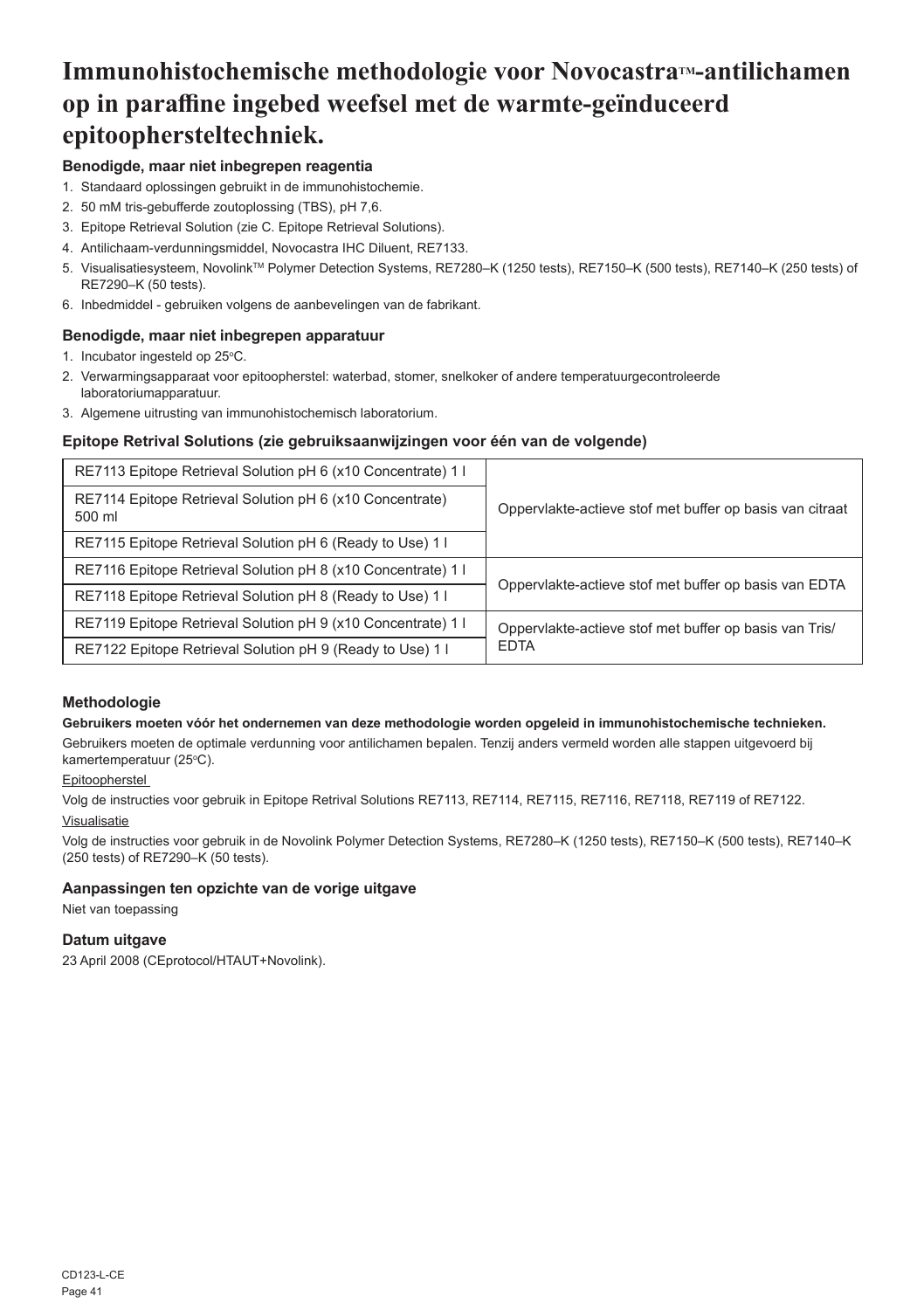# Immunohistochemische methodologie voor Novocastra™-antilichamen op in paraffine ingebed weefsel met de warmte-geïnduceerd epitoophersteltechniek.

### Benodigde, maar niet inbegrepen reagentia

1. Standaard oplossingen gebruikt in de immunohistochemie.
2. 50 mM tris-gebufferde zoutoplossing (TBS), pH 7,6.
3. Epitope Retrieval Solution (zie C. Epitope Retrieval Solutions).
4. Antilichaam-verdunningsmiddel, Novocastra IHC Diluent, RE7133.
5. Visualisatiesysteem, Novolink™ Polymer Detection Systems, RE7280–K (1250 tests), RE7150–K (500 tests), RE7140–K (250 tests) of RE7290–K (50 tests).
6. Inbedmiddel - gebruiken volgens de aanbevelingen van de fabrikant.

### Benodigde, maar niet inbegrepen apparatuur

1. Incubator ingesteld op 25°C.
2. Verwarmingsapparaat voor epitoopherstel: waterbad, stomer, snelkoker of andere temperatuurgecontroleerde laboratoriumapparatuur.
3. Algemene uitrusting van immunohistochemisch laboratorium.

### Epitope Retrival Solutions (zie gebruiksaanwijzingen voor één van de volgende)

| | |
|---|---|
| RE7113 Epitope Retrieval Solution pH 6 (x10 Concentrate) 1 l | Oppervlakte-actieve stof met buffer op basis van citraat |
| RE7114 Epitope Retrieval Solution pH 6 (x10 Concentrate) 500 ml | |
| RE7115 Epitope Retrieval Solution pH 6 (Ready to Use) 1 l | |
| RE7116 Epitope Retrieval Solution pH 8 (x10 Concentrate) 1 l | Oppervlakte-actieve stof met buffer op basis van EDTA |
| RE7118 Epitope Retrieval Solution pH 8 (Ready to Use) 1 l | |
| RE7119 Epitope Retrieval Solution pH 9 (x10 Concentrate) 1 l | Oppervlakte-actieve stof met buffer op basis van Tris/EDTA |
| RE7122 Epitope Retrieval Solution pH 9 (Ready to Use) 1 l | |

### Methodologie

**Gebruikers moeten vóór het ondernemen van deze methodologie worden opgeleid in immunohistochemische technieken.**

Gebruikers moeten de optimale verdunning voor antilichamen bepalen. Tenzij anders vermeld worden alle stappen uitgevoerd bij kamertemperatuur (25°C).

Epitoopherstel

Volg de instructies voor gebruik in Epitope Retrival Solutions RE7113, RE7114, RE7115, RE7116, RE7118, RE7119 of RE7122.

Visualisatie

Volg de instructies voor gebruik in de Novolink Polymer Detection Systems, RE7280–K (1250 tests), RE7150–K (500 tests), RE7140–K (250 tests) of RE7290–K (50 tests).

### Aanpassingen ten opzichte van de vorige uitgave

Niet van toepassing

### Datum uitgave

23 April 2008 (CEprotocol/HTAUT+Novolink).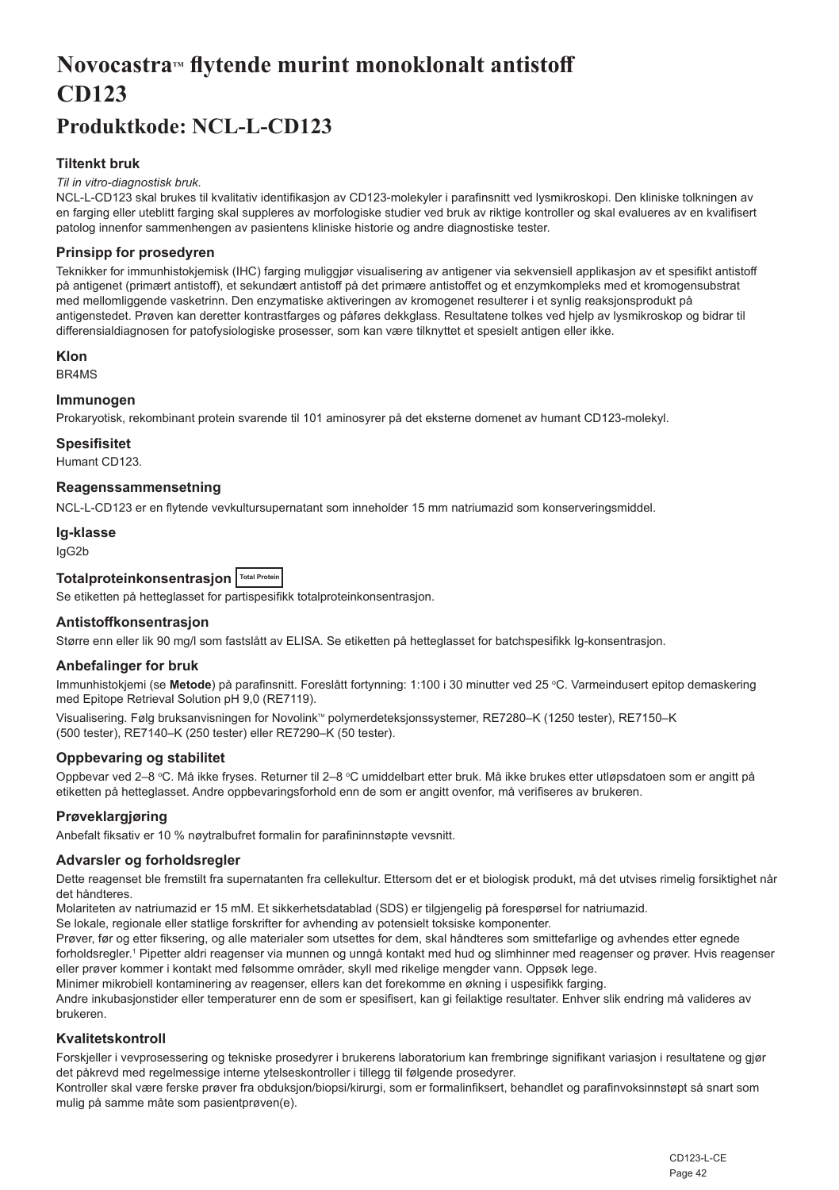# Novocastra™ flytende murint monoklonalt antistoff CD123

## Produktkode: NCL-L-CD123

### Tiltenkt bruk

*Til in vitro-diagnostisk bruk.*

NCL-L-CD123 skal brukes til kvalitativ identifikasjon av CD123-molekyler i parafinsnitt ved lysmikroskopi. Den kliniske tolkningen av en farging eller uteblitt farging skal suppleres av morfologiske studier ved bruk av riktige kontroller og skal evalueres av en kvalifisert patolog innenfor sammenhengen av pasientens kliniske historie og andre diagnostiske tester.

### Prinsipp for prosedyren

Teknikker for immunhistokjemisk (IHC) farging muliggjør visualisering av antigener via sekvensiell applikasjon av et spesifikt antistoff på antigenet (primært antistoff), et sekundært antistoff på det primære antistoffet og et enzymkompleks med et kromogensubstrat med mellomliggende vasketrinn. Den enzymatiske aktiveringen av kromogenet resulterer i et synlig reaksjonsprodukt på antigenstedet. Prøven kan deretter kontrastfarges og påføres dekkglass. Resultatene tolkes ved hjelp av lysmikroskop og bidrar til differensialdiagnosen for patofysiologiske prosesser, som kan være tilknyttet et spesielt antigen eller ikke.

### Klon

BR4MS

### Immunogen

Prokaryotisk, rekombinant protein svarende til 101 aminosyrer på det eksterne domenet av humant CD123-molekyl.

### Spesifisitet

Humant CD123.

### Reagenssammensetning

NCL-L-CD123 er en flytende vevkultursupernatant som inneholder 15 mm natriumazid som konserveringsmiddel.

### Ig-klasse

IgG2b

### Totalproteinkonsentrasjon Total Protein

Se etiketten på hetteglasset for partispesifikk totalproteinkonsentrasjon.

### Antistoffkonsentrasjon

Større enn eller lik 90 mg/l som fastslått av ELISA. Se etiketten på hetteglasset for batchspesifikk Ig-konsentrasjon.

### Anbefalinger for bruk

Immunhistokjemi (se **Metode**) på parafinsnitt. Foreslått fortynning: 1:100 i 30 minutter ved 25 °C. Varmeindusert epitop demaskering med Epitope Retrieval Solution pH 9,0 (RE7119).

Visualisering. Følg bruksanvisningen for Novolink™ polymerdeteksjonssystemer, RE7280–K (1250 tester), RE7150–K (500 tester), RE7140–K (250 tester) eller RE7290–K (50 tester).

### Oppbevaring og stabilitet

Oppbevar ved 2–8 °C. Må ikke fryses. Returner til 2–8 °C umiddelbart etter bruk. Må ikke brukes etter utløpsdatoen som er angitt på etiketten på hetteglasset. Andre oppbevaringsforhold enn de som er angitt ovenfor, må verifiseres av brukeren.

### Prøveklargjøring

Anbefalt fiksativ er 10 % nøytralbufret formalin for parafininnstøpte vevsnitt.

### Advarsler og forholdsregler

Dette reagenset ble fremstilt fra supernatanten fra cellekultur. Ettersom det er et biologisk produkt, må det utvises rimelig forsiktighet når det håndteres.

Molariteten av natriumazid er 15 mM. Et sikkerhetsdatablad (SDS) er tilgjengelig på forespørsel for natriumazid.

Se lokale, regionale eller statlige forskrifter for avhending av potensielt toksiske komponenter.

Prøver, før og etter fiksering, og alle materialer som utsettes for dem, skal håndteres som smittefarlige og avhendes etter egnede forholdsregler.[1] Pipetter aldri reagenser via munnen og unngå kontakt med hud og slimhinner med reagenser og prøver. Hvis reagenser eller prøver kommer i kontakt med følsomme områder, skyll med rikelige mengder vann. Oppsøk lege.

Minimer mikrobiell kontaminering av reagenser, ellers kan det forekomme en økning i uspesifikk farging.

Andre inkubasjonstider eller temperaturer enn de som er spesifisert, kan gi feilaktige resultater. Enhver slik endring må valideres av brukeren.

### Kvalitetskontroll

Forskjeller i vevprosessering og tekniske prosedyrer i brukerens laboratorium kan frembringe signifikant variasjon i resultatene og gjør det påkrevd med regelmessige interne ytelseskontroller i tillegg til følgende prosedyrer.

Kontroller skal være ferske prøver fra obduksjon/biopsi/kirurgi, som er formalinfiksert, behandlet og parafinvoksinnstøpt så snart som mulig på samme måte som pasientprøven(e).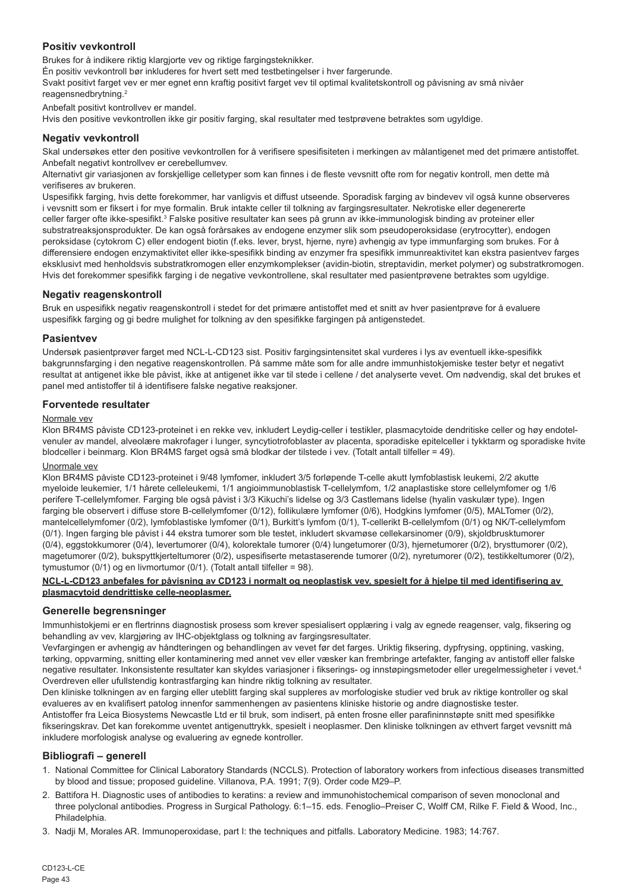## Positiv vevkontroll

Brukes for å indikere riktig klargjorte vev og riktige fargingsteknikker.

Én positiv vevkontroll bør inkluderes for hvert sett med testbetingelser i hver fargerunde.

Svakt positivt farget vev er mer egnet enn kraftig positivt farget vev til optimal kvalitetskontroll og påvisning av små nivåer reagensnedbrytning.[2]

Anbefalt positivt kontrollvev er mandel.

Hvis den positive vevkontrollen ikke gir positiv farging, skal resultater med testprøvene betraktes som ugyldige.

## Negativ vevkontroll

Skal undersøkes etter den positive vevkontrollen for å verifisere spesifisiteten i merkingen av målantigenet med det primære antistoffet.

Anbefalt negativt kontrollvev er cerebellumvev.

Alternativt gir variasjonen av forskjellige celletyper som kan finnes i de fleste vevsnitt ofte rom for negativ kontroll, men dette må verifiseres av brukeren.

Uspesifikk farging, hvis dette forekommer, har vanligvis et diffust utseende. Sporadisk farging av bindevev vil også kunne observeres i vevsnitt som er fiksert i for mye formalin. Bruk intakte celler til tolkning av fargingsresultater. Nekrotiske eller degenererte celler farger ofte ikke-spesifikt.[3] Falske positive resultater kan sees på grunn av ikke-immunologisk binding av proteiner eller substratreaksjonsprodukter. De kan også forårsakes av endogene enzymer slik som pseudoperoksidase (erytrocytter), endogen peroksidase (cytokrom C) eller endogent biotin (f.eks. lever, bryst, hjerne, nyre) avhengig av type immunfarging som brukes. For å differensiere endogen enzymaktivitet eller ikke-spesifikk binding av enzymer fra spesifikk immunreaktivitet kan ekstra pasientvev farges eksklusivt med henholdsvis substratkromogen eller enzymkomplekser (avidin-biotin, streptavidin, merket polymer) og substratkromogen. Hvis det forekommer spesifikk farging i de negative vevkontrollene, skal resultater med pasientprøvene betraktes som ugyldige.

## Negativ reagenskontroll

Bruk en uspesifikk negativ reagenskontroll i stedet for det primære antistoffet med et snitt av hver pasientprøve for å evaluere uspesifikk farging og gi bedre mulighet for tolkning av den spesifikke fargingen på antigenstedet.

## Pasientvev

Undersøk pasientprøver farget med NCL-L-CD123 sist. Positiv fargingsintensitet skal vurderes i lys av eventuell ikke-spesifikk bakgrunnsfarging i den negative reagenskontrollen. På samme måte som for alle andre immunhistokjemiske tester betyr et negativt resultat at antigenet ikke ble påvist, ikke at antigenet ikke var til stede i cellene / det analyserte vevet. Om nødvendig, skal det brukes et panel med antistoffer til å identifisere falske negative reaksjoner.

## Forventede resultater

Normale vev

Klon BR4MS påviste CD123-proteinet i en rekke vev, inkludert Leydig-celler i testikler, plasmacytoide dendritiske celler og høy endotel-venuler av mandel, alveolære makrofager i lunger, syncytiotrofoblaster av placenta, sporadiske epitelceller i tykktarm og sporadiske hvite blodceller i beinmarg. Klon BR4MS farget også små blodkar der tilstede i vev. (Totalt antall tilfeller = 49).

Unormale vev

Klon BR4MS påviste CD123-proteinet i 9/48 lymfomer, inkludert 3/5 forløpende T-celle akutt lymfoblastisk leukemi, 2/2 akutte myeloide leukemier, 1/1 hårete celleleukemi, 1/1 angioimmunoblastisk T-cellelymfom, 1/2 anaplastiske store cellelymfomer og 1/6 perifere T-cellelymfomer. Farging ble også påvist i 3/3 Kikuchi's lidelse og 3/3 Castlemans lidelse (hyalin vaskulær type). Ingen farging ble observert i diffuse store B-cellelymfomer (0/12), follikulære lymfomer (0/6), Hodgkins lymfomer (0/5), MALTomer (0/2), mantelcellelymfomer (0/2), lymfoblastiske lymfomer (0/1), Burkitt's lymfom (0/1), T-cellerikt B-cellelymfom (0/1) og NK/T-cellelymfom (0/1). Ingen farging ble påvist i 44 ekstra tumorer som ble testet, inkludert skvamøse cellekarsinomer (0/9), skjoldbrusktumorer (0/4), eggstokkumorer (0/4), levertumorer (0/4), kolorektale tumorer (0/4) lungetumorer (0/3), hjernetumorer (0/2), brysttumorer (0/2), magetumorer (0/2), bukspyttkjerteltumorer (0/2), uspesifiserte metastaserende tumorer (0/2), nyretumorer (0/2), testikkeltumorer (0/2), tymustumor (0/1) og en livmortumor (0/1). (Totalt antall tilfeller = 98).

**NCL-L-CD123 anbefales for påvisning av CD123 i normalt og neoplastisk vev, spesielt for å hjelpe til med identifisering av plasmacytoid dendrittiske celle-neoplasmer.**

## Generelle begrensninger

Immunhistokjemi er en flertrinns diagnostisk prosess som krever spesialisert opplæring i valg av egnede reagenser, valg, fiksering og behandling av vev, klargjøring av IHC-objektglass og tolkning av fargingsresultater.

Vevfargingen er avhengig av håndteringen og behandlingen av vevet før det farges. Uriktig fiksering, dypfrysing, opptining, vasking, tørking, oppvarming, snitting eller kontaminering med annet vev eller væsker kan frembringe artefakter, fanging av antistoff eller falske negative resultater. Inkonsistente resultater kan skyldes variasjoner i fikserings- og innstøpingsmetoder eller uregelmessigheter i vevet.[4]

Overdreven eller ufullstendig kontrastfarging kan hindre riktig tolkning av resultater.

Den kliniske tolkningen av en farging eller uteblitt farging skal suppleres av morfologiske studier ved bruk av riktige kontroller og skal evalueres av en kvalifisert patolog innenfor sammenhengen av pasientens kliniske historie og andre diagnostiske tester.

Antistoffer fra Leica Biosystems Newcastle Ltd er til bruk, som indisert, på enten frosne eller parafininnstøpte snitt med spesifikke fikseringskrav. Det kan forekomme uventet antigenuttrykk, spesielt i neoplasmer. Den kliniske tolkningen av ethvert farget vevsnitt må inkludere morfologisk analyse og evaluering av egnede kontroller.

## Bibliografi – generell

1. National Committee for Clinical Laboratory Standards (NCCLS). Protection of laboratory workers from infectious diseases transmitted by blood and tissue; proposed guideline. Villanova, P.A. 1991; 7(9). Order code M29–P.
2. Battifora H. Diagnostic uses of antibodies to keratins: a review and immunohistochemical comparison of seven monoclonal and three polyclonal antibodies. Progress in Surgical Pathology. 6:1–15. eds. Fenoglio–Preiser C, Wolff CM, Rilke F. Field & Wood, Inc., Philadelphia.
3. Nadji M, Morales AR. Immunoperoxidase, part I: the techniques and pitfalls. Laboratory Medicine. 1983; 14:767.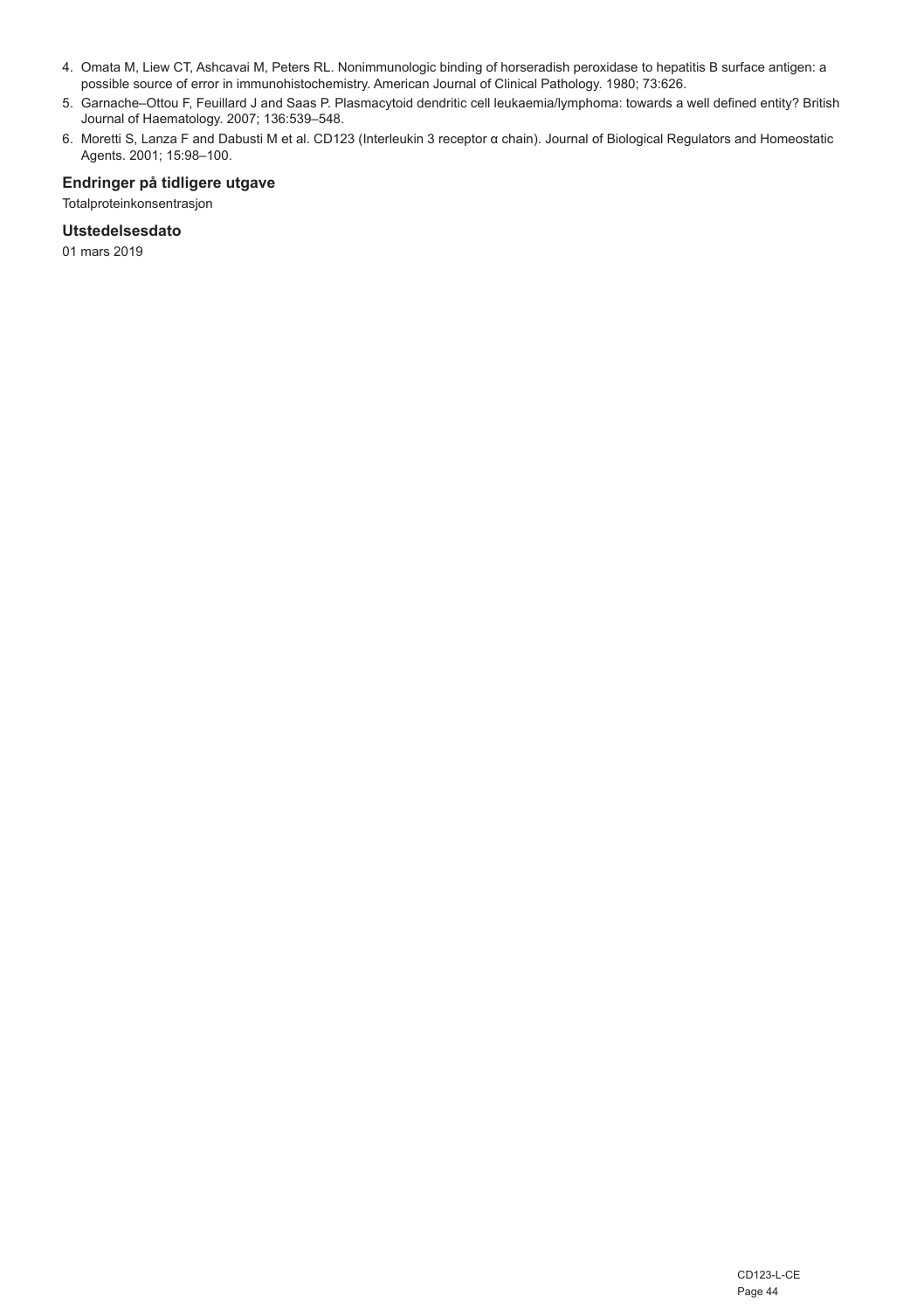4. Omata M, Liew CT, Ashcavai M, Peters RL. Nonimmunologic binding of horseradish peroxidase to hepatitis B surface antigen: a possible source of error in immunohistochemistry. American Journal of Clinical Pathology. 1980; 73:626.
5. Garnache–Ottou F, Feuillard J and Saas P. Plasmacytoid dendritic cell leukaemia/lymphoma: towards a well defined entity? British Journal of Haematology. 2007; 136:539–548.
6. Moretti S, Lanza F and Dabusti M et al. CD123 (Interleukin 3 receptor α chain). Journal of Biological Regulators and Homeostatic Agents. 2001; 15:98–100.

### Endringer på tidligere utgave

Totalproteinkonsentrasjon

### Utstedelsesdato

01 mars 2019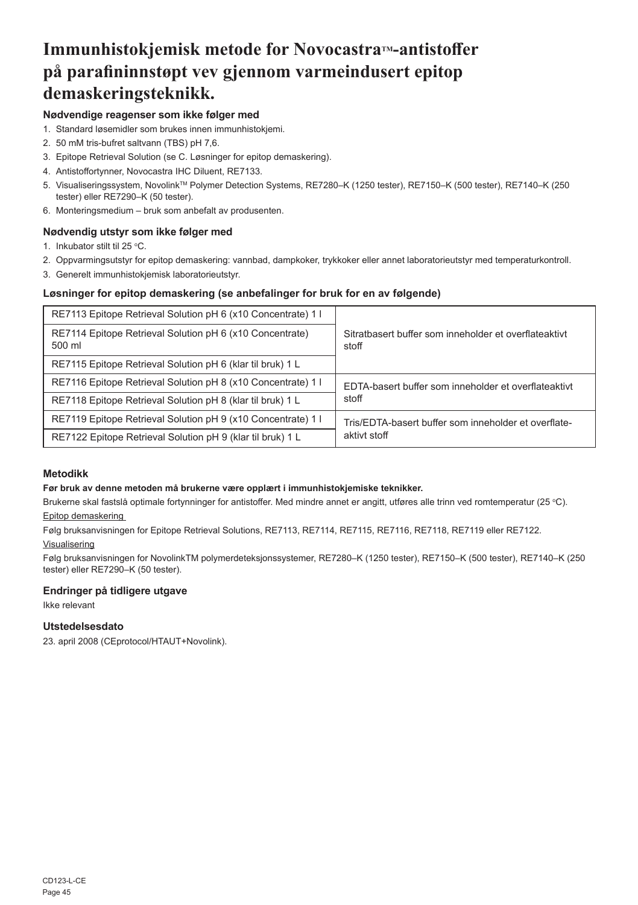# Immunhistokjemisk metode for Novocastra™-antistoffer på parafininnstøpt vev gjennom varmeindusert epitop demaskeringsteknikk.

### Nødvendige reagenser som ikke følger med

1. Standard løsemidler som brukes innen immunhistokjemi.
2. 50 mM tris-bufret saltvann (TBS) pH 7,6.
3. Epitope Retrieval Solution (se C. Løsninger for epitop demaskering).
4. Antistoffortynner, Novocastra IHC Diluent, RE7133.
5. Visualiseringssystem, Novolink™ Polymer Detection Systems, RE7280–K (1250 tester), RE7150–K (500 tester), RE7140–K (250 tester) eller RE7290–K (50 tester).
6. Monteringsmedium – bruk som anbefalt av produsenten.

### Nødvendig utstyr som ikke følger med

1. Inkubator stilt til 25 °C.
2. Oppvarmingsutstyr for epitop demaskering: vannbad, dampkoker, trykkoker eller annet laboratorieutstyr med temperaturkontroll.
3. Generelt immunhistokjemisk laboratorieutstyr.

### Løsninger for epitop demaskering (se anbefalinger for bruk for en av følgende)

| | |
|---|---|
| RE7113 Epitope Retrieval Solution pH 6 (x10 Concentrate) 1 l | Sitratbasert buffer som inneholder et overflateaktivt stoff |
| RE7114 Epitope Retrieval Solution pH 6 (x10 Concentrate) 500 ml | |
| RE7115 Epitope Retrieval Solution pH 6 (klar til bruk) 1 L | |
| RE7116 Epitope Retrieval Solution pH 8 (x10 Concentrate) 1 l | EDTA-basert buffer som inneholder et overflateaktivt stoff |
| RE7118 Epitope Retrieval Solution pH 8 (klar til bruk) 1 L | |
| RE7119 Epitope Retrieval Solution pH 9 (x10 Concentrate) 1 l | Tris/EDTA-basert buffer som inneholder et overflate-aktivt stoff |
| RE7122 Epitope Retrieval Solution pH 9 (klar til bruk) 1 L | |

### Metodikk

**Før bruk av denne metoden må brukerne være opplært i immunhistokjemiske teknikker.**

Brukerne skal fastslå optimale fortynninger for antistoffer. Med mindre annet er angitt, utføres alle trinn ved romtemperatur (25 °C).

Epitop demaskering

Følg bruksanvisningen for Epitope Retrieval Solutions, RE7113, RE7114, RE7115, RE7116, RE7118, RE7119 eller RE7122.

Visualisering

Følg bruksanvisningen for NovolinkTM polymerdeteksjonssystemer, RE7280–K (1250 tester), RE7150–K (500 tester), RE7140–K (250 tester) eller RE7290–K (50 tester).

### Endringer på tidligere utgave

Ikke relevant

### Utstedelsesdato

23. april 2008 (CEprotocol/HTAUT+Novolink).

CD123-L-CE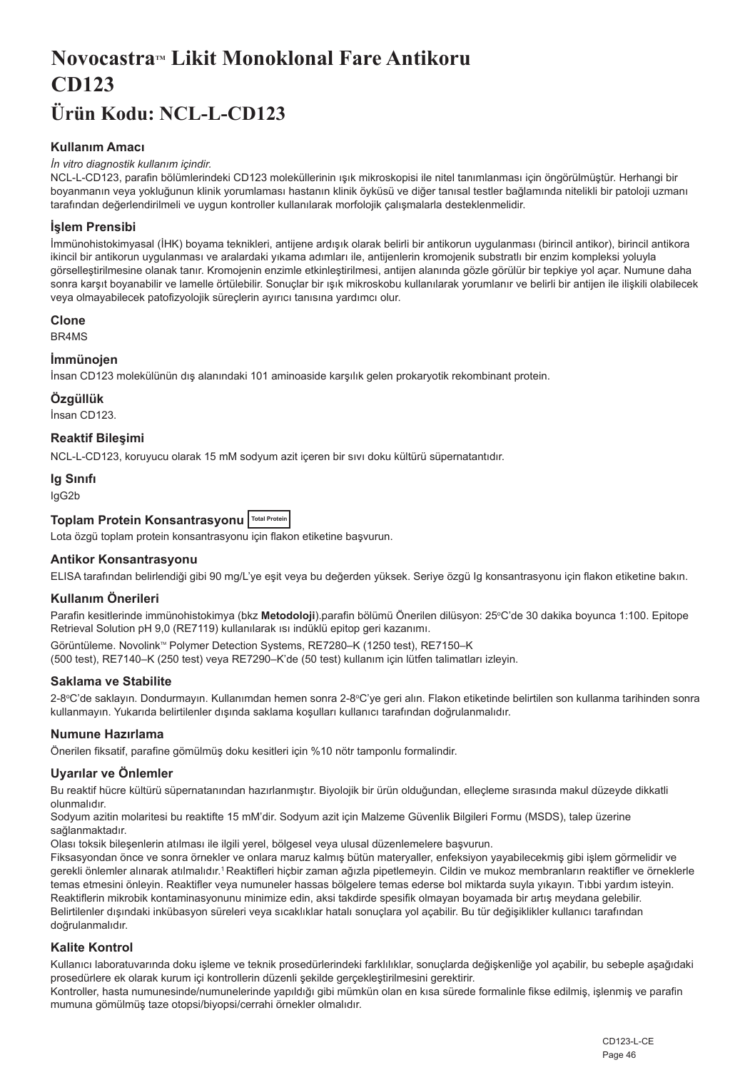# Novocastra™ Likit Monoklonal Fare Antikoru CD123

# Ürün Kodu: NCL-L-CD123

### Kullanım Amacı

*İn vitro diagnostik kullanım içindir.*

NCL-L-CD123, parafin bölümlerindeki CD123 moleküllerinin ışık mikroskopisi ile nitel tanımlanması için öngörülmüştür. Herhangi bir boyanmanın veya yokluğunun klinik yorumlaması hastanın klinik öyküsü ve diğer tanısal testler bağlamında nitelikli bir patoloji uzmanı tarafından değerlendirilmeli ve uygun kontroller kullanılarak morfolojik çalışmalarla desteklenmelidir.

### İşlem Prensibi

İmmünohistokimyasal (İHK) boyama teknikleri, antijene ardışık olarak belirli bir antikorun uygulanması (birincil antikor), birincil antikora ikincil bir antikorun uygulanması ve aralardaki yıkama adımları ile, antijenlerin kromojenik substratlı bir enzim kompleksi yoluyla görselleştirilmesine olanak tanır. Kromojenin enzimle etkinleştirilmesi, antijen alanında gözle görülür bir tepkiye yol açar. Numune daha sonra karşıt boyanabilir ve lamelle örtülebilir. Sonuçlar bir ışık mikroskobu kullanılarak yorumlanır ve belirli bir antijen ile ilişkili olabilecek veya olmayabilecek patofizyolojik süreçlerin ayırıcı tanısına yardımcı olur.

### Clone

BR4MS

### İmmünojen

İnsan CD123 molekülünün dış alanındaki 101 aminoaside karşılık gelen prokaryotik rekombinant protein.

### Özgüllük

İnsan CD123.

### Reaktif Bileşimi

NCL-L-CD123, koruyucu olarak 15 mM sodyum azit içeren bir sıvı doku kültürü süpernatantıdır.

### Ig Sınıfı

IgG2b

### Toplam Protein Konsantrasyonu Total Protein

Lota özgü toplam protein konsantrasyonu için flakon etiketine başvurun.

### Antikor Konsantrasyonu

ELISA tarafından belirlendiği gibi 90 mg/L'ye eşit veya bu değerden yüksek. Seriye özgü Ig konsantrasyonu için flakon etiketine bakın.

### Kullanım Önerileri

Parafin kesitlerinde immünohistokimya (bkz **Metodoloji**).parafin bölümü Önerilen dilüsyon: 25°C'de 30 dakika boyunca 1:100. Epitope Retrieval Solution pH 9,0 (RE7119) kullanılarak ısı indüklü epitop geri kazanımı.

Görüntüleme. Novolink™ Polymer Detection Systems, RE7280–K (1250 test), RE7150–K (500 test), RE7140–K (250 test) veya RE7290–K'de (50 test) kullanım için lütfen talimatları izleyin.

### Saklama ve Stabilite

2-8°C'de saklayın. Dondurmayın. Kullanımdan hemen sonra 2-8°C'ye geri alın. Flakon etiketinde belirtilen son kullanma tarihinden sonra kullanmayın. Yukarıda belirtilenler dışında saklama koşulları kullanıcı tarafından doğrulanmalıdır.

### Numune Hazırlama

Önerilen fiksatif, parafine gömülmüş doku kesitleri için %10 nötr tamponlu formalindir.

### Uyarılar ve Önlemler

Bu reaktif hücre kültürü süpernatanından hazırlanmıştır. Biyolojik bir ürün olduğundan, elleçleme sırasında makul düzeyde dikkatli olunmalıdır.

Sodyum azitin molaritesi bu reaktifte 15 mM'dir. Sodyum azit için Malzeme Güvenlik Bilgileri Formu (MSDS), talep üzerine sağlanmaktadır.

Olası toksik bileşenlerin atılması ile ilgili yerel, bölgesel veya ulusal düzenlemelere başvurun.

Fiksasyondan önce ve sonra örnekler ve onlara maruz kalmış bütün materyaller, enfeksiyon yayabilecekmiş gibi işlem görmelidir ve gerekli önlemler alınarak atılmalıdır.[1] Reaktifleri hiçbir zaman ağızla pipetlemeyin. Cildin ve mukoz membranların reaktifler ve örneklerle temas etmesini önleyin. Reaktifler veya numuneler hassas bölgelere temas ederse bol miktarda suyla yıkayın. Tıbbi yardım isteyin.

Reaktiflerin mikrobik kontaminasyonunu minimize edin, aksi takdirde spesifik olmayan boyamada bir artış meydana gelebilir.

Belirtilenler dışındaki inkübasyon süreleri veya sıcaklıklar hatalı sonuçlara yol açabilir. Bu tür değişiklikler kullanıcı tarafından doğrulanmalıdır.

### Kalite Kontrol

Kullanıcı laboratuvarında doku işleme ve teknik prosedürlerindeki farklılıklar, sonuçlarda değişkenliğe yol açabilir, bu sebeple aşağıdaki prosedürlere ek olarak kurum içi kontrollerin düzenli şekilde gerçekleştirilmesini gerektirir.

Kontroller, hasta numunesinde/numunelerinde yapıldığı gibi mümkün olan en kısa sürede formalinle fikse edilmiş, işlenmiş ve parafin mumuna gömülmüş taze otopsi/biyopsi/cerrahi örnekler olmalıdır.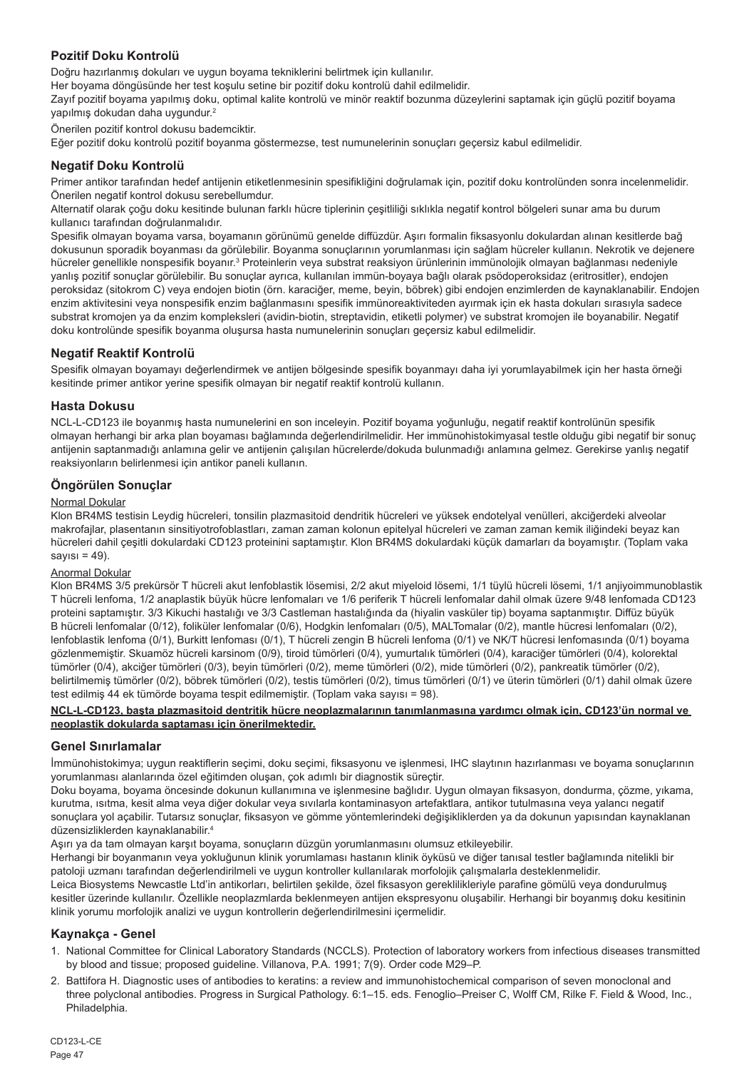## Pozitif Doku Kontrolü

Doğru hazırlanmış dokuları ve uygun boyama tekniklerini belirtmek için kullanılır.

Her boyama döngüsünde her test koşulu setine bir pozitif doku kontrolü dahil edilmelidir.

Zayıf pozitif boyama yapılmış doku, optimal kalite kontrolü ve minör reaktif bozunma düzeylerini saptamak için güçlü pozitif boyama yapılmış dokudan daha uygundur.[2]

Önerilen pozitif kontrol dokusu bademcikti.

Eğer pozitif doku kontrolü pozitif boyanma göstermezse, test numunelerinin sonuçları geçersiz kabul edilmelidir.

## Negatif Doku Kontrolü

Primer antikor tarafından hedef antijenin etiketlenmesinin spesifikliğini doğrulamak için, pozitif doku kontrolünden sonra incelenmelidir.

Önerilen negatif kontrol dokusu serebellumdur.

Alternatif olarak çoğu doku kesitinde bulunan farklı hücre tiplerinin çeşitliliği sıklıkla negatif kontrol bölgeleri sunar ama bu durum kullanıcı tarafından doğrulanmalıdır.

Spesifik olmayan boyama varsa, boyamanın görünümü genelde diffüzdür. Aşırı formalin fiksasyonlu dokulardan alınan kesitlerde bağ dokusunun sporadik boyanması da görülebilir. Boyanma sonuçlarının yorumlanması için sağlam hücreler kullanın. Nekrotik ve dejenere hücreler genellikle nonspesifik boyanır.[3] Proteinlerin veya substrat reaksiyon ürünlerinin immünolojik olmayan bağlanması nedeniyle yanlış pozitif sonuçlar görülebilir. Bu sonuçlar ayrıca, kullanılan immün-boyaya bağlı olarak psödoperoksidaz (eritrositler), endojen peroksidaz (sitokrom C) veya endojen biotin (örn. karaciğer, meme, beyin, böbrek) gibi endojen enzimlerden de kaynaklanabilir. Endojen enzim aktivitesini veya nonspesifik enzim bağlanmasını spesifik immünoreaktiviteden ayırmak için ek hasta dokuları sırasıyla sadece substrat kromojen ya da enzim kompleksleri (avidin-biotin, streptavidin, etiketli polymer) ve substrat kromojen ile boyanabilir. Negatif doku kontrolünde spesifik boyanma oluşursa hasta numunelerinin sonuçları geçersiz kabul edilmelidir.

## Negatif Reaktif Kontrolü

Spesifik olmayan boyamayı değerlendirmek ve antijen bölgesinde spesifik boyanmayı daha iyi yorumlayabilmek için her hasta örneği kesitinde primer antikor yerine spesifik olmayan bir negatif reaktif kontrolü kullanın.

## Hasta Dokusu

NCL-L-CD123 ile boyanmış hasta numunelerini en son inceleyin. Pozitif boyama yoğunluğu, negatif reaktif kontrolünün spesifik olmayan herhangi bir arka plan boyaması bağlamında değerlendirilmelidir. Her immünohistokimyasal testle olduğu gibi negatif bir sonuç antijenin saptanmadığı anlamına gelir ve antijenin çalışılan hücrelerde/dokuda bulunmadığı anlamına gelmez. Gerekirse yanlış negatif reaksiyonların belirlenmesi için antikor paneli kullanın.

## Öngörülen Sonuçlar

### Normal Dokular

Klon BR4MS testisin Leydig hücreleri, tonsilin plazmasitoid dendritik hücreleri ve yüksek endotelyal venülleri, akciğerdeki alveolar makrofajlar, plasentanın sinsitiyotrofoblastları, zaman zaman kolonun epitelyal hücreleri ve zaman zaman kemik iliğindeki beyaz kan hücreleri dahil çeşitli dokulardaki CD123 proteinini saptamıştır. Klon BR4MS dokulardaki küçük damarları da boyamıştır. (Toplam vaka sayısı = 49).

### Anormal Dokular

Klon BR4MS 3/5 prekürsör T hücreli akut lenfoblastik lösemisi, 2/2 akut miyeloid lösemi, 1/1 tüylü hücreli lösemi, 1/1 anjiyoimmunoblastik T hücreli lenfoma, 1/2 anaplastik büyük hücre lenfomaları ve 1/6 periferik T hücreli lenfomalar dahil olmak üzere 9/48 lenfomada CD123 proteini saptamıştır. 3/3 Kikuchi hastalığı ve 3/3 Castleman hastalığında da (hiyalin vasküler tip) boyama saptanmıştır. Diffüz büyük B hücreli lenfomalar (0/12), foliküler lenfomalar (0/6), Hodgkin lenfomaları (0/5), MALTomalar (0/2), mantle hücresi lenfomaları (0/2), lenfoblastik lenfoma (0/1), Burkitt lenfoması (0/1), T hücreli zengin B hücreli lenfoma (0/1) ve NK/T hücresi lenfomasında (0/1) boyama gözlenmemiştir. Skuamöz hücreli karsinom (0/9), tiroid tümörleri (0/4), yumurtalık tümörleri (0/4), karaciğer tümörleri (0/4), kolorektal tümörler (0/4), akciğer tümörleri (0/3), beyin tümörleri (0/2), meme tümörleri (0/2), mide tümörleri (0/2), pankreatik tümörler (0/2), belirtilmemiş tümörler (0/2), böbrek tümörleri (0/2), testis tümörleri (0/2), timus tümörleri (0/1) ve üterin tümörleri (0/1) dahil olmak üzere test edilmiş 44 ek tümörde boyama tespit edilmemiştir. (Toplam vaka sayısı = 98).

**NCL-L-CD123, başta plazmasitoid dentritik hücre neoplazmalarının tanımlanmasına yardımcı olmak için, CD123'ün normal ve neoplastik dokularda saptaması için önerilmektedir.**

## Genel Sınırlamalar

İmmünohistokimya; uygun reaktiflerin seçimi, doku seçimi, fiksasyonu ve işlenmesi, IHC slaytının hazırlanması ve boyama sonuçlarının yorumlanması alanlarında özel eğitimden oluşan, çok adımlı bir diagnostik süreçtir.

Doku boyama, boyama öncesinde dokunun kullanımına ve işlenmesine bağlıdır. Uygun olmayan fiksasyon, dondurma, çözme, yıkama, kurutma, ısıtma, kesit alma veya diğer dokular veya sıvılarla kontaminasyon artefaktlara, antikor tutulmasına veya yalancı negatif sonuçlara yol açabilir. Tutarsız sonuçlar, fiksasyon ve gömme yöntemlerindeki değişikliklerden ya da dokunun yapısından kaynaklanan düzensizliklerden kaynaklanabilir.[4]

Aşırı ya da tam olmayan karşıt boyama, sonuçların düzgün yorumlanmasını olumsuz etkileyebilir.

Herhangi bir boyanmanın veya yokluğunun klinik yorumlaması hastanın klinik öyküsü ve diğer tanısal testler bağlamında nitelikli bir patoloji uzmanı tarafından değerlendirilmeli ve uygun kontroller kullanılarak morfolojik çalışmalarla desteklenmelidir.

Leica Biosystems Newcastle Ltd'in antikorları, belirtilen şekilde, özel fiksasyon gereklilikleriyle parafine gömülü veya dondurulmuş kesitler üzerinde kullanılır. Özellikle neoplazmlarda beklenmeyen antijen ekspresyonu oluşabilir. Herhangi bir boyanmış doku kesitinin klinik yorumu morfolojik analizi ve uygun kontrollerin değerlendirilmesini içermelidir.

## Kaynakça - Genel

1. National Committee for Clinical Laboratory Standards (NCCLS). Protection of laboratory workers from infectious diseases transmitted by blood and tissue; proposed guideline. Villanova, P.A. 1991; 7(9). Order code M29–P.
2. Battifora H. Diagnostic uses of antibodies to keratins: a review and immunohistochemical comparison of seven monoclonal and three polyclonal antibodies. Progress in Surgical Pathology. 6:1–15. eds. Fenoglio–Preiser C, Wolff CM, Rilke F. Field & Wood, Inc., Philadelphia.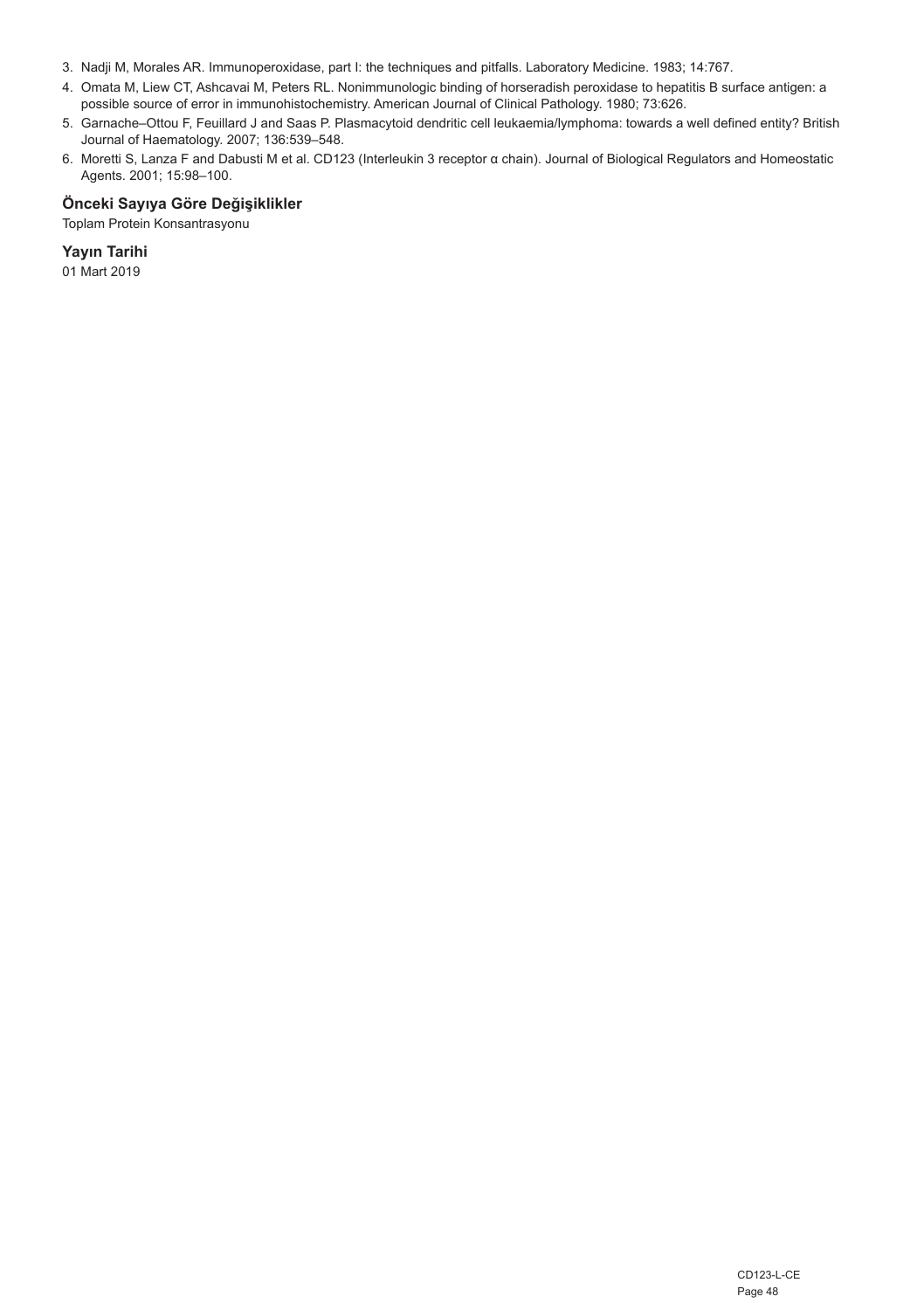3. Nadji M, Morales AR. Immunoperoxidase, part I: the techniques and pitfalls. Laboratory Medicine. 1983; 14:767.
4. Omata M, Liew CT, Ashcavai M, Peters RL. Nonimmunologic binding of horseradish peroxidase to hepatitis B surface antigen: a possible source of error in immunohistochemistry. American Journal of Clinical Pathology. 1980; 73:626.
5. Garnache–Ottou F, Feuillard J and Saas P. Plasmacytoid dendritic cell leukaemia/lymphoma: towards a well defined entity? British Journal of Haematology. 2007; 136:539–548.
6. Moretti S, Lanza F and Dabusti M et al. CD123 (Interleukin 3 receptor α chain). Journal of Biological Regulators and Homeostatic Agents. 2001; 15:98–100.

### Önceki Sayıya Göre Değişiklikler

Toplam Protein Konsantrasyonu

### Yayın Tarihi

01 Mart 2019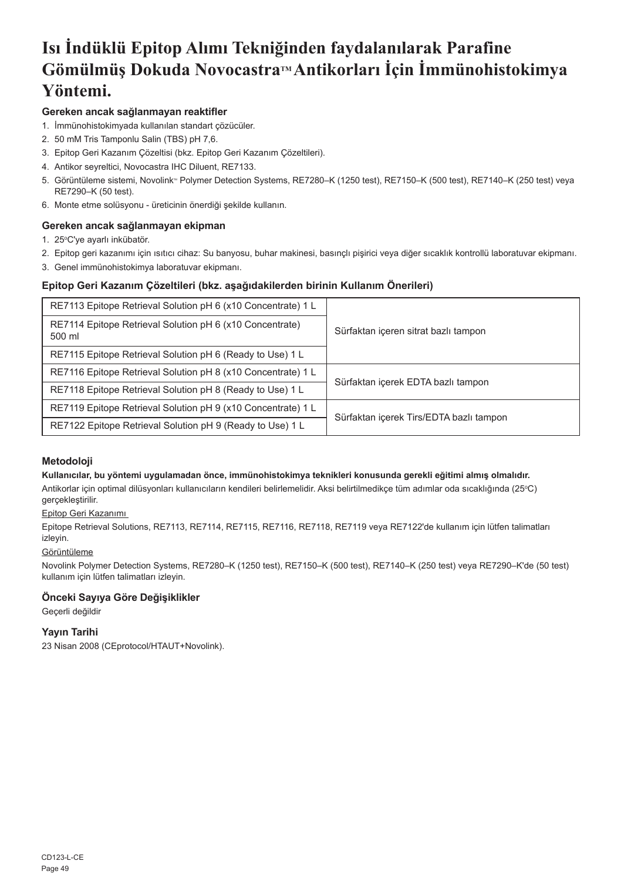# Isı İndüklü Epitop Alımı Tekniğinden faydalanılarak Parafine Gömülmüş Dokuda Novocastra™ Antikorları İçin İmmünohistokimya Yöntemi.

### Gereken ancak sağlanmayan reaktifler

1. İmmünohistokimyada kullanılan standart çözücüler.
2. 50 mM Tris Tamponlu Salin (TBS) pH 7,6.
3. Epitop Geri Kazanım Çözeltisi (bkz. Epitop Geri Kazanım Çözeltileri).
4. Antikor seyreltici, Novocastra IHC Diluent, RE7133.
5. Görüntüleme sistemi, Novolink™ Polymer Detection Systems, RE7280–K (1250 test), RE7150–K (500 test), RE7140–K (250 test) veya RE7290–K (50 test).
6. Monte etme solüsyonu - üreticinin önerdiği şekilde kullanın.

### Gereken ancak sağlanmayan ekipman

1. 25°C'ye ayarlı inkübatör.
2. Epitop geri kazanımı için ısıtıcı cihaz: Su banyosu, buhar makinesi, basınçlı pişirici veya diğer sıcaklık kontrollü laboratuvar ekipmanı.
3. Genel immünohistokimya laboratuvar ekipmanı.

### Epitop Geri Kazanım Çözeltileri (bkz. aşağıdakilerden birinin Kullanım Önerileri)

| | |
|---|---|
| RE7113 Epitope Retrieval Solution pH 6 (x10 Concentrate) 1 L | Sürfaktan içeren sitrat bazlı tampon |
| RE7114 Epitope Retrieval Solution pH 6 (x10 Concentrate) 500 ml | |
| RE7115 Epitope Retrieval Solution pH 6 (Ready to Use) 1 L | |
| RE7116 Epitope Retrieval Solution pH 8 (x10 Concentrate) 1 L | Sürfaktan içerek EDTA bazlı tampon |
| RE7118 Epitope Retrieval Solution pH 8 (Ready to Use) 1 L | |
| RE7119 Epitope Retrieval Solution pH 9 (x10 Concentrate) 1 L | Sürfaktan içerek Tirs/EDTA bazlı tampon |
| RE7122 Epitope Retrieval Solution pH 9 (Ready to Use) 1 L | |

### Metodoloji

**Kullanıcılar, bu yöntemi uygulamadan önce, immünohistokimya teknikleri konusunda gerekli eğitimi almış olmalıdır.**

Antikorlar için optimal dilüsyonları kullanıcıların kendileri belirlemelidir. Aksi belirtilmedikçe tüm adımlar oda sıcaklığında (25°C) gerçekleştirilir.

Epitop Geri Kazanımı

Epitope Retrieval Solutions, RE7113, RE7114, RE7115, RE7116, RE7118, RE7119 veya RE7122'de kullanım için lütfen talimatları izleyin.

Görüntüleme

Novolink Polymer Detection Systems, RE7280–K (1250 test), RE7150–K (500 test), RE7140–K (250 test) veya RE7290–K'de (50 test) kullanım için lütfen talimatları izleyin.

### Önceki Sayıya Göre Değişiklikler

Geçerli değildir

### Yayın Tarihi

23 Nisan 2008 (CEprotocol/HTAUT+Novolink).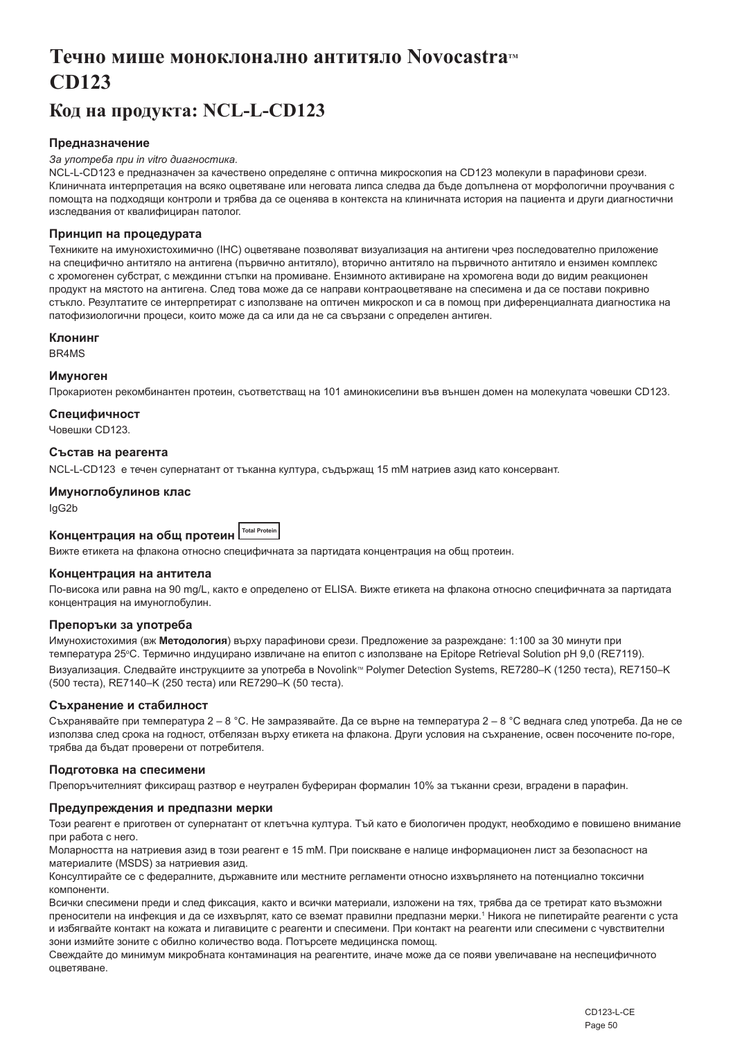# Течно мише моноклонално антитяло Novocastra™ CD123

## Код на продукта: NCL-L-CD123

### Предназначение

*За употреба при in vitro диагностика.*

NCL-L-CD123 е предназначен за качествено определяне с оптична микроскопия на CD123 молекули в парафинови срези. Клиничната интерпретация на всяко оцветяване или неговата липса следва да бъде допълнена от морфологични проучвания с помощта на подходящи контроли и трябва да се оценява в контекста на клиничната история на пациента и други диагностични изследвания от квалифициран патолог.

### Принцип на процедурата

Техниките на имунохистохимично (IHC) оцветяване позволяват визуализация на антигени чрез последователно приложение на специфично антитяло на антигена (първично антитяло), вторично антитяло на първичното антитяло и ензимен комплекс с хромогенен субстрат, с междинни стъпки на промиване. Ензимното активиране на хромогена води до видим реакционен продукт на мястото на антигена. След това може да се направи контраоцветяване на спесимена и да се постави покривно стъкло. Резултатите се интерпретират с използване на оптичен микроскоп и са в помощ при диференциалната диагностика на патофизиологични процеси, които може да са или да не са свързани с определен антиген.

### Клонинг

BR4MS

### Имуноген

Прокариотен рекомбинантен протеин, съответстващ на 101 аминокиселини във външен домен на молекулата човешки CD123.

### Специфичност

Човешки CD123.

### Състав на реагента

NCL-L-CD123 е течен супернатант от тъканна култура, съдържащ 15 mM натриев азид като консервант.

### Имуноглобулинов клас

IgG2b

### Концентрация на общ протеин Total Protein

Вижте етикета на флакона относно специфичната за партидата концентрация на общ протеин.

### Концентрация на антитела

По-висока или равна на 90 mg/L, както е определено от ELISA. Вижте етикета на флакона относно специфичната за партидата концентрация на имуноглобулин.

### Препоръки за употреба

Имунохистохимия (вж **Методология**) върху парафинови срези. Предложение за разреждане: 1:100 за 30 минути при температура 25°C. Термично индуцирано извличане на епитоп с използване на Epitope Retrieval Solution pH 9,0 (RE7119).

Визуализация. Следвайте инструкциите за употреба в Novolink™ Polymer Detection Systems, RE7280–K (1250 теста), RE7150–K (500 теста), RE7140–K (250 теста) или RE7290–K (50 теста).

### Съхранение и стабилност

Съхранявайте при температура 2 – 8 °C. Не замразявайте. Да се върне на температура 2 – 8 °C веднага след употреба. Да не се използва след срока на годност, отбелязан върху етикета на флакона. Други условия на съхранение, освен посочените по-горе, трябва да бъдат проверени от потребителя.

### Подготовка на спесимени

Препоръчителният фиксиращ разтвор е неутрален буфериран формалин 10% за тъканни срези, вградени в парафин.

### Предупреждения и предпазни мерки

Този реагент е приготвен от супернатант от клетъчна култура. Тъй като е биологичен продукт, необходимо е повишено внимание при работа с него.

Моларността на натриевия азид в този реагент е 15 mM. При поискване е налице информационен лист за безопасност на материалите (MSDS) за натриевия азид.

Консултирайте се с федералните, държавните или местните регламенти относно изхвърлянето на потенциално токсични компоненти.

Всички спесимени преди и след фиксация, както и всички материали, изложени на тях, трябва да се третират като възможни преносители на инфекция и да се изхвърлят, като се вземат правилни предпазни мерки.[1] Никога не пипетирайте реагенти с уста и избягвайте контакт на кожата и лигавиците с реагенти и спесимени. При контакт на реагенти или спесимени с чувствителни зони измийте зоните с обилно количество вода. Потърсете медицинска помощ.

Свеждайте до минимум микробната контаминация на реагентите, иначе може да се появи увеличаване на неспецифичното оцветяване.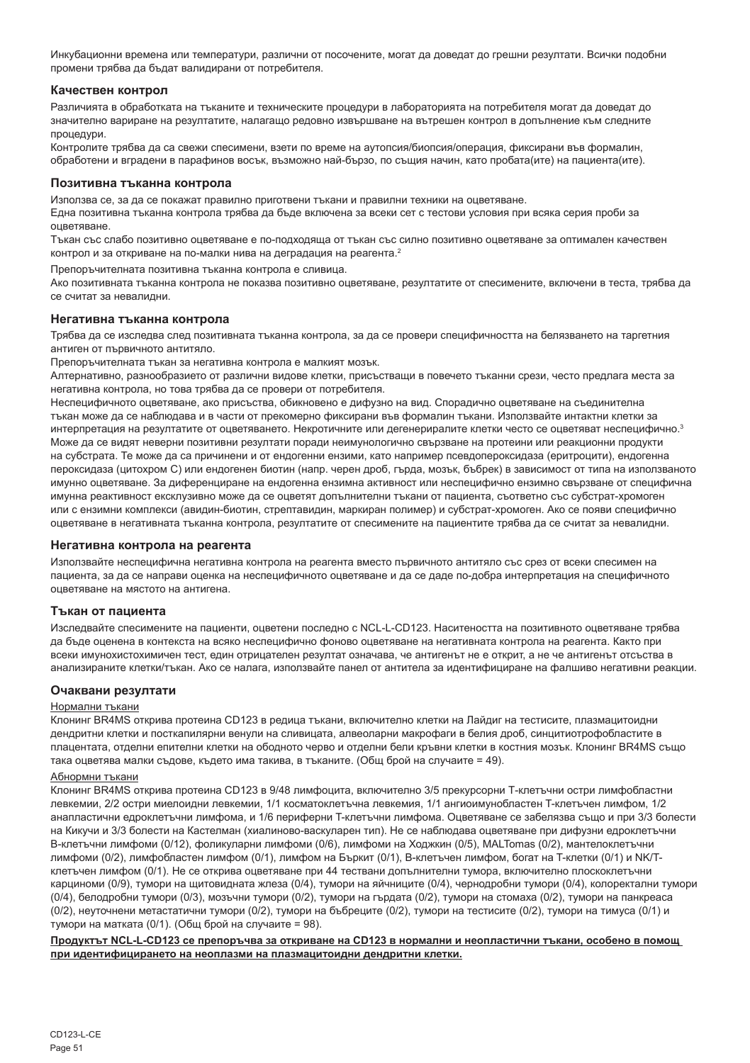Инкубационни времена или температури, различни от посочените, могат да доведат до грешни резултати. Всички подобни промени трябва да бъдат валидирани от потребителя.

### Качествен контрол

Различията в обработката на тъканите и техническите процедури в лабораторията на потребителя могат да доведат до значително вариране на резултатите, налагащо редовно извършване на вътрешен контрол в допълнение към следните процедури.
Контролите трябва да са свежи спесимени, взети по време на аутопсия/биопсия/операция, фиксирани във формалин, обработени и вградени в парафинов восък, възможно най-бързо, по същия начин, като пробата(ите) на пациента(ите).

### Позитивна тъканна контрола

Използва се, за да се покажат правилно приготвени тъкани и правилни техники на оцветяване.
Една позитивна тъканна контрола трябва да бъде включена за всеки сет с тестови условия при всяка серия проби за оцветяване.
Тъкан със слабо позитивно оцветяване е по-подходяща от тъкан със силно позитивно оцветяване за оптимален качествен контрол и за откриване на по-малки нива на деградация на реагента.[2]
Препоръчителната позитивна тъканна контрола е сливица.
Ако позитивната тъканна контрола не показва позитивно оцветяване, резултатите от спесимените, включени в теста, трябва да се считат за невалидни.

### Негативна тъканна контрола

Трябва да се изследва след позитивната тъканна контрола, за да се провери специфичността на белязването на таргетния антиген от първичното антитяло.
Препоръчителната тъкан за негативна контрола е малкият мозък.
Алтернативно, разнообразието от различни видове клетки, присъстващи в повечето тъканни срези, често предлага места за негативна контрола, но това трябва да се провери от потребителя.
Неспецифичното оцветяване, ако присъства, обикновено е дифузно на вид. Спорадично оцветяване на съединителна тъкан може да се наблюдава и в части от прекомерно фиксирани във формалин тъкани. Използвайте интактни клетки за интерпретация на резултатите от оцветяването. Некротичните или дегенериралите клетки често се оцветяват неспецифично.[3] Може да се видят неверни позитивни резултати поради неимунологично свързване на протеини или реакционни продукти на субстрата. Те може да са причинени и от ендогенни ензими, като например псевдопероксидаза (еритроцити), ендогенна пероксидаза (цитохром C) или ендогенен биотин (напр. черен дроб, гърда, мозък, бъбрек) в зависимост от типа на използваното имунно оцветяване. За диференциране на ендогенна ензимна активност или неспецифично ензимно свързване от специфична имунна реактивност ексклузивно може да се оцветят допълнителни тъкани от пациента, съответно със субстрат-хромоген или с ензимни комплекси (авидин-биотин, стрептавидин, маркиран полимер) и субстрат-хромоген. Ако се появи специфично оцветяване в негативната тъканна контрола, резултатите от спесимените на пациентите трябва да се считат за невалидни.

### Негативна контрола на реагента

Използвайте неспецифична негативна контрола на реагента вместо първичното антитяло със срез от всеки спесимен на пациента, за да се направи оценка на неспецифичното оцветяване и да се даде по-добра интерпретация на специфичното оцветяване на мястото на антигена.

### Тъкан от пациента

Изследвайте спесимените на пациенти, оцветени последно с NCL-L-CD123. Наситеността на позитивното оцветяване трябва да бъде оценена в контекста на всяко неспецифично фоново оцветяване на негативната контрола на реагента. Както при всеки имунохистохимичен тест, един отрицателен резултат означава, че антигенът не е открит, а не че антигенът отсъства в анализираните клетки/тъкан. Ако се налага, използвайте панел от антитела за идентифициране на фалшиво негативни реакции.

### Очаквани резултати

Нормални тъкани

Клонинг BR4MS открива протеина CD123 в редица тъкани, включително клетки на Лайдиг на тестисите, плазмацитоидни дендритни клетки и посткапилярни венули на сливицата, алвеоларни макрофаги в белия дроб, синцитиотрофобластите в плацентата, отделни епителни клетки на ободното черво и отделни бели кръвни клетки в костния мозък. Клонинг BR4MS също така оцветява малки съдове, където има такива, в тъканите. (Общ брой на случаите = 49).

Абнормни тъкани

Клонинг BR4MS открива протеина CD123 в 9/48 лимфоцита, включително 3/5 прекурсорни Т-клетъчни остри лимфобластни левкемии, 2/2 остри миелоидни левкемии, 1/1 косматоклетъчна левкемия, 1/1 ангиоимунобластен Т-клетъчен лимфом, 1/2 анапластични едроклетъчни лимфома, и 1/6 периферни Т-клетъчни лимфома. Оцветяване се забелязва също и при 3/3 болести на Кикучи и 3/3 болести на Кастелман (хиалиново-васкуларен тип). Не се наблюдава оцветяване при дифузни едроклетъчни В-клетъчни лимфоми (0/12), фоликуларни лимфоми (0/6), лимфоми на Ходжкин (0/5), MALTomas (0/2), мантелоклетъчни лимфоми (0/2), лимфобластен лимфом (0/1), лимфом на Бъркит (0/1), В-клетъчен лимфом, богат на Т-клетки (0/1) и NK/T-клетъчен лимфом (0/1). Не се открива оцветяване при 44 тествани допълнителни тумора, включително плоскоклетъчни карциноми (0/9), тумори на щитовидната жлеза (0/4), тумори на яйчниците (0/4), чернодробни тумори (0/4), колоректални тумори (0/4), белодробни тумори (0/3), мозъчни тумори (0/2), тумори на гърдата (0/2), тумори на стомаха (0/2), тумори на панкреаса (0/2), неуточнени метастатични тумори (0/2), тумори на бъбреците (0/2), тумори на тестисите (0/2), тумори на тимуса (0/1) и тумори на матката (0/1). (Общ брой на случаите = 98).

**Продуктът NCL-L-CD123 се препоръчва за откриване на CD123 в нормални и неопластични тъкани, особено в помощ при идентифицирането на неоплазми на плазмацитоидни дендритни клетки.**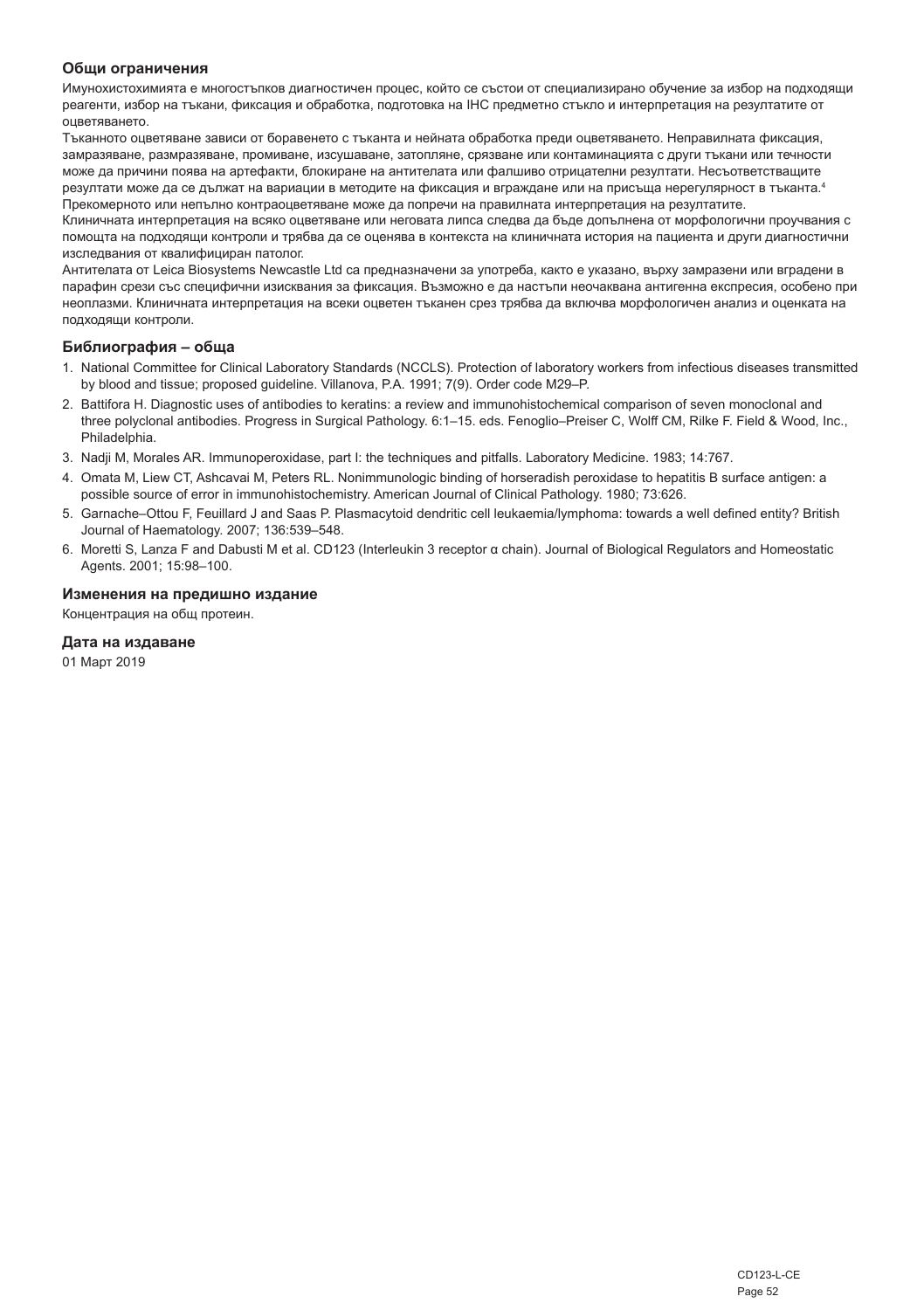### Общи ограничения

Имунохистохимията е многостъпков диагностичен процес, който се състои от специализирано обучение за избор на подходящи реагенти, избор на тъкани, фиксация и обработка, подготовка на IHC предметно стъкло и интерпретация на резултатите от оцветяването.

Тъканното оцветяване зависи от боравенето с тъканта и нейната обработка преди оцветяването. Неправилната фиксация, замразяване, размразяване, промиване, изсушаване, затопляне, срязване или контаминацията с други тъкани или течности може да причини поява на артефакти, блокиране на антителата или фалшиво отрицателни резултати. Несъответстващите резултати може да се дължат на вариации в методите на фиксация и вграждане или на присъща нерегулярност в тъканта.[4]

Прекомерното или непълно контраоцветяване може да попречи на правилната интерпретация на резултатите.

Клиничната интерпретация на всяко оцветяване или неговата липса следва да бъде допълнена от морфологични проучвания с помощта на подходящи контроли и трябва да се оценява в контекста на клиничната история на пациента и други диагностични изследвания от квалифициран патолог.

Антителата от Leica Biosystems Newcastle Ltd са предназначени за употреба, както е указано, върху замразени или вградени в парафин срези със специфични изисквания за фиксация. Възможно е да настъпи неочаквана антигенна експресия, особено при неоплазми. Клиничната интерпретация на всеки оцветен тъканен срез трябва да включва морфологичен анализ и оценката на подходящи контроли.

### Библиография – обща

1. National Committee for Clinical Laboratory Standards (NCCLS). Protection of laboratory workers from infectious diseases transmitted by blood and tissue; proposed guideline. Villanova, P.A. 1991; 7(9). Order code M29–P.
2. Battifora H. Diagnostic uses of antibodies to keratins: a review and immunohistochemical comparison of seven monoclonal and three polyclonal antibodies. Progress in Surgical Pathology. 6:1–15. eds. Fenoglio–Preiser C, Wolff CM, Rilke F. Field & Wood, Inc., Philadelphia.
3. Nadji M, Morales AR. Immunoperoxidase, part I: the techniques and pitfalls. Laboratory Medicine. 1983; 14:767.
4. Omata M, Liew CT, Ashcavai M, Peters RL. Nonimmunologic binding of horseradish peroxidase to hepatitis B surface antigen: a possible source of error in immunohistochemistry. American Journal of Clinical Pathology. 1980; 73:626.
5. Garnache–Ottou F, Feuillard J and Saas P. Plasmacytoid dendritic cell leukaemia/lymphoma: towards a well defined entity? British Journal of Haematology. 2007; 136:539–548.
6. Moretti S, Lanza F and Dabusti M et al. CD123 (Interleukin 3 receptor α chain). Journal of Biological Regulators and Homeostatic Agents. 2001; 15:98–100.

### Изменения на предишно издание

Концентрация на общ протеин.

### Дата на издаване

01 Март 2019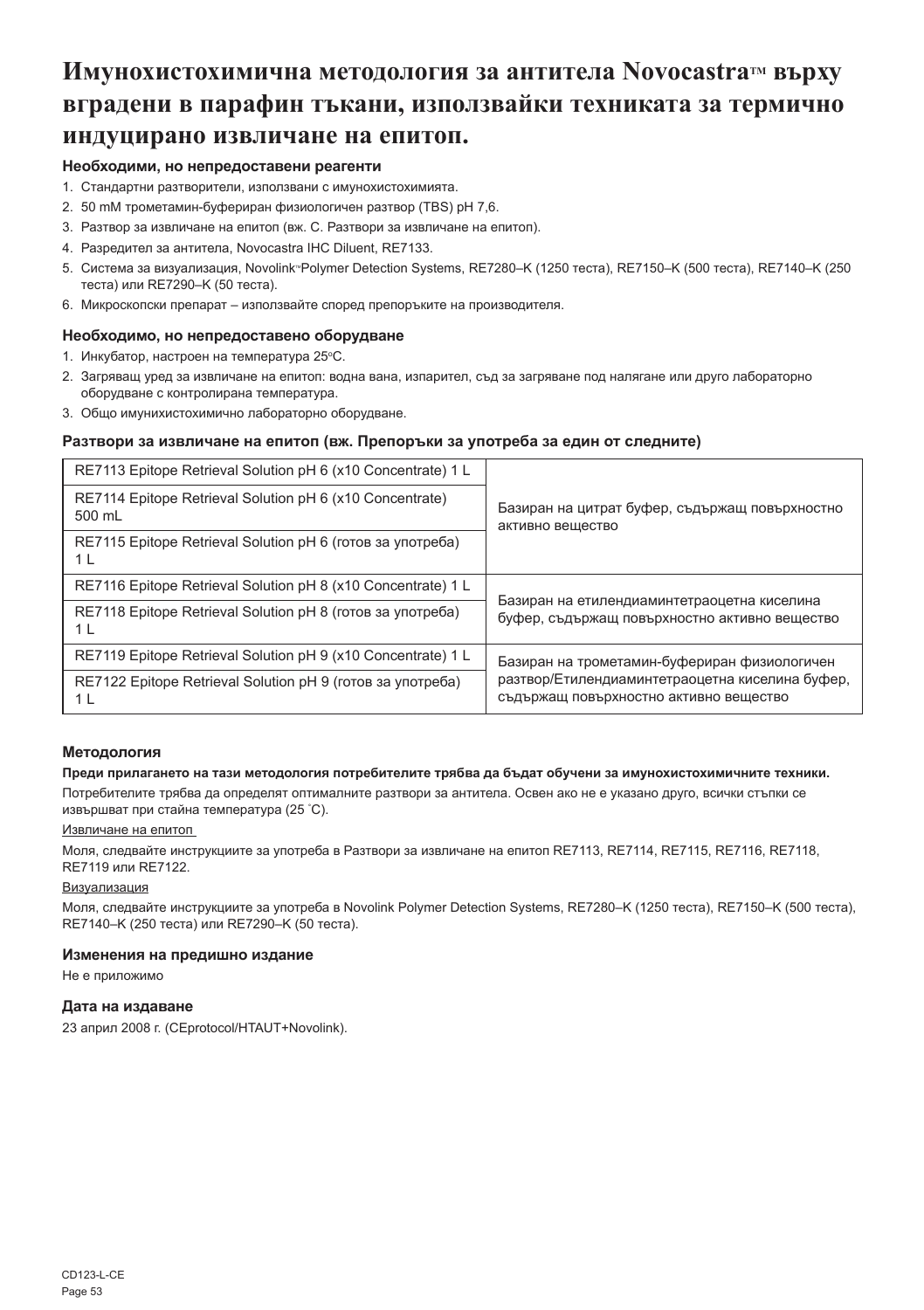# Имунохистохимична методология за антитела Novocastra™ върху вградени в парафин тъкани, използвайки техниката за термично индуцирано извличане на епитоп.

### Необходими, но непредоставени реагенти

1. Стандартни разтворители, използвани с имунохистохимията.
2. 50 mM трометамин-буфериран физиологичен разтвор (TBS) pH 7,6.
3. Разтвор за извличане на епитоп (вж. С. Разтвори за извличане на епитоп).
4. Разредител за антитела, Novocastra IHC Diluent, RE7133.
5. Система за визуализация, Novolink™ Polymer Detection Systems, RE7280–K (1250 теста), RE7150–K (500 теста), RE7140–K (250 теста) или RE7290–K (50 теста).
6. Микроскопски препарат – използвайте според препоръките на производителя.

### Необходимо, но непредоставено оборудване

1. Инкубатор, настроен на температура 25°C.
2. Загряващ уред за извличане на епитоп: водна вана, изпарител, съд за загряване под налягане или друго лабораторно оборудване с контролирана температура.
3. Общо имунихистохимично лабораторно оборудване.

### Разтвори за извличане на епитоп (вж. Препоръки за употреба за един от следните)

| | |
|---|---|
| RE7113 Epitope Retrieval Solution pH 6 (x10 Concentrate) 1 L | Базиран на цитрат буфер, съдържащ повърхностно активно вещество |
| RE7114 Epitope Retrieval Solution pH 6 (x10 Concentrate) 500 mL | |
| RE7115 Epitope Retrieval Solution pH 6 (готов за употреба) 1 L | |
| RE7116 Epitope Retrieval Solution pH 8 (x10 Concentrate) 1 L | Базиран на етилендиаминтетраоцетна киселина буфер, съдържащ повърхностно активно вещество |
| RE7118 Epitope Retrieval Solution pH 8 (готов за употреба) 1 L | |
| RE7119 Epitope Retrieval Solution pH 9 (x10 Concentrate) 1 L | Базиран на трометамин-буфериран физиологичен разтвор/Етилендиаминтетраоцетна киселина буфер, съдържащ повърхностно активно вещество |
| RE7122 Epitope Retrieval Solution pH 9 (готов за употреба) 1 L | |

### Методология

**Преди прилагането на тази методология потребителите трябва да бъдат обучени за имунохистохимичните техники.**

Потребителите трябва да определят оптималните разтвори за антитела. Освен ако не е указано друго, всички стъпки се извършват при стайна температура (25 °C).

Извличане на епитоп

Моля, следвайте инструкциите за употреба в Разтвори за извличане на епитоп RE7113, RE7114, RE7115, RE7116, RE7118, RE7119 или RE7122.

Визуализация

Моля, следвайте инструкциите за употреба в Novolink Polymer Detection Systems, RE7280–K (1250 теста), RE7150–K (500 теста), RE7140–K (250 теста) или RE7290–K (50 теста).

### Изменения на предишно издание

Не е приложимо

### Дата на издаване

23 април 2008 г. (CEprotocol/HTAUT+Novolink).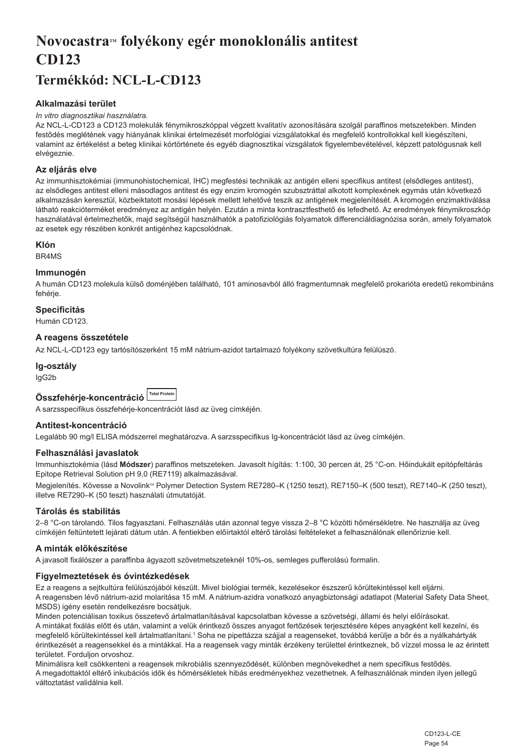# Novocastra™ folyékony egér monoklonális antitest CD123

## Termékkód: NCL-L-CD123

### Alkalmazási terület

*In vitro diagnosztikai használatra.*

Az NCL-L-CD123 a CD123 molekulák fénymikroszkóppal végzett kvalitatív azonosítására szolgál paraffinos metszetekben. Minden festődés meglétének vagy hiányának klinikai értelmezését morfológiai vizsgálatokkal és megfelelő kontrollokkal kell kiegészíteni, valamint az értékelést a beteg klinikai kórtörténete és egyéb diagnosztikai vizsgálatok figyelembevételével, képzett patológusnak kell elvégeznie.

### Az eljárás elve

Az immunhisztokémiai (immunohistochemical, IHC) megfestési technikák az antigén elleni specifikus antitest (elsődleges antitest), az elsődleges antitest elleni másodlagos antitest és egy enzim kromogén szubsztráttal alkotott komplexének egymás után következő alkalmazásán keresztül, közbeiktatott mosási lépések mellett lehetővé teszik az antigének megjelenítését. A kromogén enzimaktiválása látható reakcióterméket eredményez az antigén helyén. Ezután a minta kontrasztfesthető és lefedhető. Az eredmények fénymikroszkóp használatával értelmezhetők, majd segítségül használhatók a patofiziológiás folyamatok differenciáldiagnózisa során, amely folyamatok az esetek egy részében konkrét antigénhez kapcsolódnak.

### Klón

BR4MS

### Immunogén

A humán CD123 molekula külső doménjében található, 101 aminosavból álló fragmentumnak megfelelő prokarióta eredetű rekombináns fehérje.

### Specificitás

Humán CD123.

### A reagens összetétele

Az NCL-L-CD123 egy tartósítószerként 15 mM nátrium-azidot tartalmazó folyékony szövetkultúra felülúszó.

### Ig-osztály

IgG2b

### Összfehérje-koncentráció Total Protein

A sarzsspecifikus összfehérje-koncentrációt lásd az üveg címkéjén.

### Antitest-koncentráció

Legalább 90 mg/l ELISA módszerrel meghatározva. A sarzsspecifikus Ig-koncentrációt lásd az üveg címkéjén.

### Felhasználási javaslatok

Immunhisztokémia (lásd **Módszer**) paraffinos metszeteken. Javasolt hígítás: 1:100, 30 percen át, 25 °C-on. Hőindukált epitópfeltárás Epitope Retrieval Solution pH 9,0 (RE7119) alkalmazásával.

Megjelenítés. Kövesse a Novolink™ Polymer Detection System RE7280–K (1250 teszt), RE7150–K (500 teszt), RE7140–K (250 teszt), illetve RE7290–K (50 teszt) használati útmutatóját.

### Tárolás és stabilitás

2–8 °C-on tárolandó. Tilos fagyasztani. Felhasználás után azonnal tegye vissza 2–8 °C közötti hőmérsékletre. Ne használja az üveg címkéjén feltüntetett lejárati dátum után. A fentiekben előírtaktól eltérő tárolási feltételeket a felhasználónak ellenőriznie kell.

### A minták előkészítése

A javasolt fixálószer a paraffinba ágyazott szövetmetszeteknél 10%-os, semleges pufferolású formalin.

### Figyelmeztetések és óvintézkedések

Ez a reagens a sejtkultúra felülúszójából készült. Mivel biológiai termék, kezelésekor észszerű körültekintéssel kell eljárni.

A reagensben lévő nátrium-azid molaritása 15 mM. A nátrium-azidra vonatkozó anyagbiztonsági adatlapot (Material Safety Data Sheet, MSDS) igény esetén rendelkezésre bocsátjuk.

Minden potenciálisan toxikus összetevő ártalmatlanításával kapcsolatban kövesse a szövetségi, állami és helyi előírásokat.

A mintákat fixálás előtt és után, valamint a velük érintkező összes anyagot fertőzések terjesztésére képes anyagként kell kezelni, és megfelelő körültekintéssel kell ártalmatlanítani.[1] Soha ne pipettázza szájjal a reagenseket, továbbá kerülje a bőr és a nyálkahártyák érintkezését a reagensekkel és a mintákkal. Ha a reagensek vagy minták érzékeny területtel érintkeznek, bő vízzel mossa le az érintett területet. Forduljon orvoshoz.

Minimálisra kell csökkenteni a reagensek mikrobiális szennyeződését, különben megnövekedhet a nem specifikus festődés.

A megadottaktól eltérő inkubációs idők és hőmérsékletek hibás eredményekhez vezethetnek. A felhasználónak minden ilyen jellegű változtatást validálnia kell.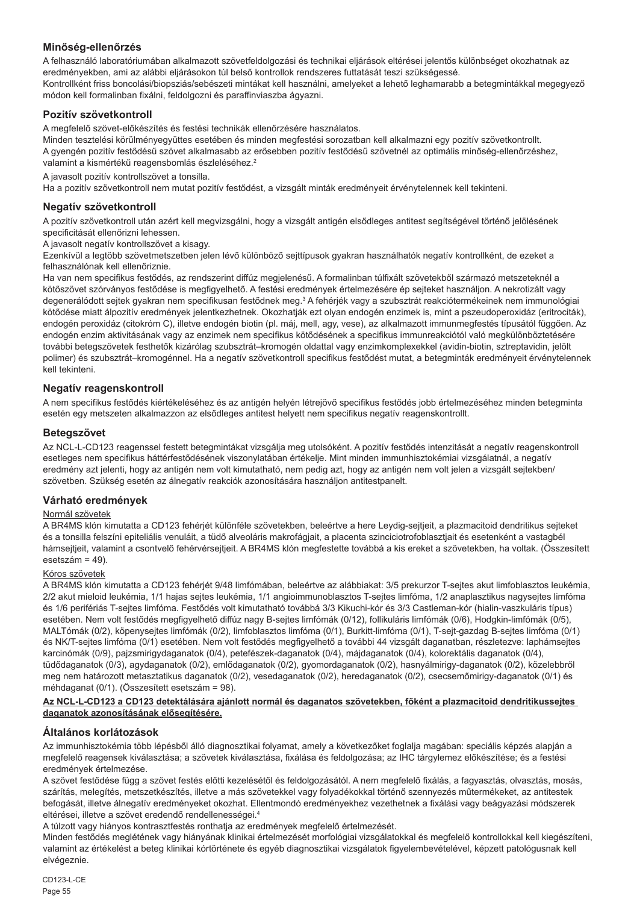## Minőség-ellenőrzés

A felhasználó laboratóriumában alkalmazott szövetfeldolgozási és technikai eljárások eltérései jelentős különbséget okozhatnak az eredményekben, ami az alábbi eljárásokon túl belső kontrollok rendszeres futtatását teszi szükségessé.
Kontrollként friss boncolási/biopsziás/sebészeti mintákat kell használni, amelyeket a lehető leghamarabb a betegmintákkal megegyező módon kell formalinban fixálni, feldolgozni és paraffinviaszba ágyazni.

### Pozitív szövetkontroll

A megfelelő szövet-előkészítés és festési technikák ellenőrzésére használatos.
Minden tesztelési körülményegyüttes esetében és minden megfestési sorozatban kell alkalmazni egy pozitív szövetkontrollt.
A gyengén pozitív festődésű szövet alkalmasabb az erősebben pozitív festődésű szövetnél az optimális minőség-ellenőrzéshez, valamint a kismértékű reagensbomlás észleléséhez.[2]

A javasolt pozitív kontrollszövet a tonsilla.
Ha a pozitív szövetkontroll nem mutat pozitív festődést, a vizsgált minták eredményeit érvénytelennek kell tekinteni.

### Negatív szövetkontroll

A pozitív szövetkontroll után azért kell megvizsgálni, hogy a vizsgált antigén elsődleges antitest segítségével történő jelölésének specificitását ellenőrizni lehessen.
A javasolt negatív kontrollszövet a kisagy.
Ezenkívül a legtöbb szövetmetszetben jelen lévő különböző sejttípusok gyakran használhatók negatív kontrollként, de ezeket a felhasználónak kell ellenőriznie.
Ha van nem specifikus festődés, az rendszerint diffúz megjelenésű. A formalinban túlfixált szövetekből származó metszeteknél a kötőszövet szórványos festődése is megfigyelhető. A festési eredmények értelmezésére ép sejteket használjon. A nekrotizált vagy degenerálódott sejtek gyakran nem specifikusan festődnek meg.[3] A fehérjék vagy a szubsztrát reakciótermékeinek nem immunológiai kötődése miatt álpozitív eredmények jelentkezhetnek. Okozhatják ezt olyan endogén enzimek is, mint a pszeudoperoxidáz (eritrociták), endogén peroxidáz (citokróm C), illetve endogén biotin (pl. máj, mell, agy, vese), az alkalmazott immunmegfestés típusától függően. Az endogén enzim aktivitásának vagy az enzimek nem specifikus kötődésének a specifikus immunreakciótól való megkülönböztetésére további betegszövetek festhetők kizárólag szubsztrát–kromogén oldattal vagy enzimkomplexekkel (avidin-biotin, sztreptavidin, jelölt polimer) és szubsztrát–kromogénnel. Ha a negatív szövetkontroll specifikus festődést mutat, a betegminták eredményeit érvénytelennek kell tekinteni.

### Negatív reagenskontroll

A nem specifikus festődés kiértékeléséhez és az antigén helyén létrejövő specifikus festődés jobb értelmezéséhez minden betegminta esetén egy metszeten alkalmazzon az elsődleges antitest helyett nem specifikus negatív reagenskontrollt.

### Betegszövet

Az NCL-L-CD123 reagenssel festett betegmintákat vizsgálja meg utolsóként. A pozitív festődés intenzitását a negatív reagenskontroll esetleges nem specifikus háttérfestődésének viszonylatában értékelje. Mint minden immunhisztokémiai vizsgálatnál, a negatív eredmény azt jelenti, hogy az antigén nem volt kimutatható, nem pedig azt, hogy az antigén nem volt jelen a vizsgált sejtekben/szövetben. Szükség esetén az álnegatív reakciók azonosítására használjon antitestpanelt.

## Várható eredmények

Normál szövetek

A BR4MS klón kimutatta a CD123 fehérjét különféle szövetekben, beleértve a here Leydig-sejtjeit, a plazmacitoid dendritikus sejteket és a tonsilla felszíni epiteliális venuláit, a tüdő alveoláris makrofágjait, a placenta szinciciotrofoblasztjait és esetenként a vastagbél hámsejtjeit, valamint a csontvelő fehérvérsejtjeit. A BR4MS klón megfestette továbbá a kis ereket a szövetekben, ha voltak. (Összesített esetszám = 49).

Kóros szövetek

A BR4MS klón kimutatta a CD123 fehérjét 9/48 limfómában, beleértve az alábbiakat: 3/5 prekurzor T-sejtes akut limfoblasztos leukémia, 2/2 akut mieloid leukémia, 1/1 hajas sejtes leukémia, 1/1 angioimmunoblasztos T-sejtes limfóma, 1/2 anaplasztikus nagysejtes limfóma és 1/6 perifériás T-sejtes limfóma. Festődés volt kimutatható továbbá 3/3 Kikuchi-kór és 3/3 Castleman-kór (hialin-vaszkuláris típus) esetében. Nem volt festődés megfigyelhető diffúz nagy B-sejtes limfómák (0/12), follikuláris limfómák (0/6), Hodgkin-limfómák (0/5), MALTómák (0/2), köpenysejtes limfómák (0/2), limfoblasztos limfóma (0/1), Burkitt-limfóma (0/1), T-sejt-gazdag B-sejtes limfóma (0/1) és NK/T-sejtes limfóma (0/1) esetében. Nem volt festődés megfigyelhető a további 44 vizsgált daganatban, részletezve: laphámsejtes karcinómák (0/9), pajzsmirigydaganatok (0/4), petefészek-daganatok (0/4), májdaganatok (0/4), kolorektális daganatok (0/4), tüdődaganatok (0/3), agydaganatok (0/2), emlődaganatok (0/2), gyomordaganatok (0/2), hasnyálmirigy-daganatok (0/2), közelebbről meg nem határozott metasztatikus daganatok (0/2), vesedaganatok (0/2), heredaganatok (0/2), csecsemőmirigy-daganatok (0/1) és méhdaganat (0/1). (Összesített esetszám = 98).

**Az NCL-L-CD123 a CD123 detektálására ajánlott normál és daganatos szövetekben, főként a plazmacitoid dendritikussejtes daganatok azonosításának elősegítésére.**

## Általános korlátozások

Az immunhisztokémia több lépésből álló diagnosztikai folyamat, amely a következőket foglalja magában: speciális képzés alapján a megfelelő reagensek kiválasztása; a szövetek kiválasztása, fixálása és feldolgozása; az IHC tárgylemez előkészítése; és a festési eredmények értelmezése.
A szövet festődése függ a szövet festés előtti kezelésétől és feldolgozásától. A nem megfelelő fixálás, a fagyasztás, olvasztás, mosás, szárítás, melegítés, metszetkészítés, illetve a más szövetekkel vagy folyadékokkal történő szennyezés műtermékeket, az antitestek befogását, illetve álnegatív eredményeket okozhat. Ellentmondó eredményekhez vezethetnek a fixálási vagy beágyazási módszerek eltérései, illetve a szövet eredendő rendellenességei.[4]
A túlzott vagy hiányos kontrasztfestés ronthatja az eredmények megfelelő értelmezését.
Minden festődés meglétének vagy hiányának klinikai értelmezését morfológiai vizsgálatokkal és megfelelő kontrollokkal kell kiegészíteni, valamint az értékelést a beteg klinikai kórtörténete és egyéb diagnosztikai vizsgálatok figyelembevételével, képzett patológusnak kell elvégeznie.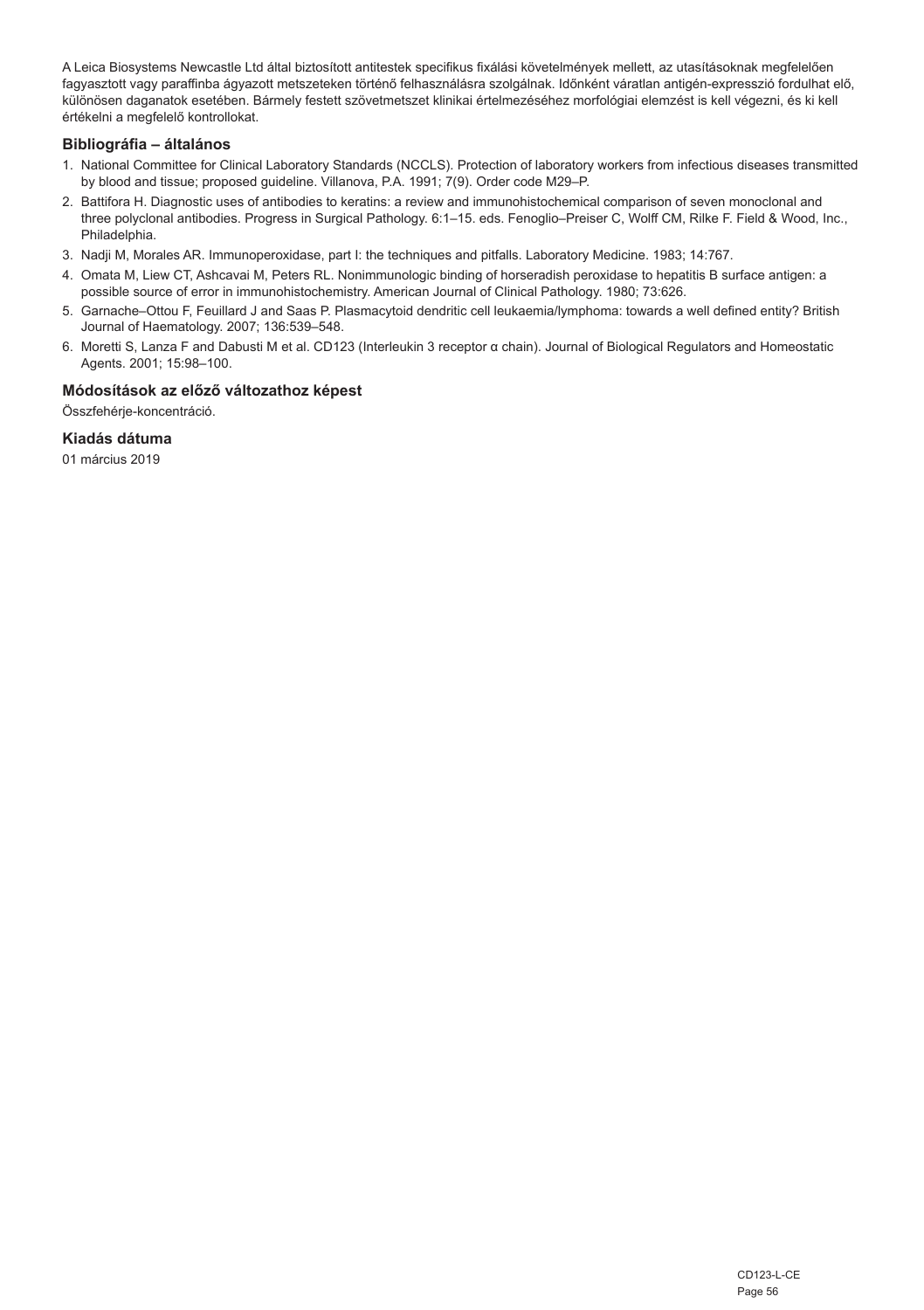A Leica Biosystems Newcastle Ltd által biztosított antitestek specifikus fixálási követelmények mellett, az utasításoknak megfelelően fagyasztott vagy paraffinba ágyazott metszeteken történő felhasználásra szolgálnak. Időnként váratlan antigén-expresszió fordulhat elő, különösen daganatok esetében. Bármely festett szövetmetszet klinikai értelmezéséhez morfológiai elemzést is kell végezni, és ki kell értékelni a megfelelő kontrollokat.

## Bibliográfia – általános

1. National Committee for Clinical Laboratory Standards (NCCLS). Protection of laboratory workers from infectious diseases transmitted by blood and tissue; proposed guideline. Villanova, P.A. 1991; 7(9). Order code M29–P.
2. Battifora H. Diagnostic uses of antibodies to keratins: a review and immunohistochemical comparison of seven monoclonal and three polyclonal antibodies. Progress in Surgical Pathology. 6:1–15. eds. Fenoglio–Preiser C, Wolff CM, Rilke F. Field & Wood, Inc., Philadelphia.
3. Nadji M, Morales AR. Immunoperoxidase, part I: the techniques and pitfalls. Laboratory Medicine. 1983; 14:767.
4. Omata M, Liew CT, Ashcavai M, Peters RL. Nonimmunologic binding of horseradish peroxidase to hepatitis B surface antigen: a possible source of error in immunohistochemistry. American Journal of Clinical Pathology. 1980; 73:626.
5. Garnache–Ottou F, Feuillard J and Saas P. Plasmacytoid dendritic cell leukaemia/lymphoma: towards a well defined entity? British Journal of Haematology. 2007; 136:539–548.
6. Moretti S, Lanza F and Dabusti M et al. CD123 (Interleukin 3 receptor α chain). Journal of Biological Regulators and Homeostatic Agents. 2001; 15:98–100.

## Módosítások az előző változathoz képest

Összfehérje-koncentráció.

## Kiadás dátuma

01 március 2019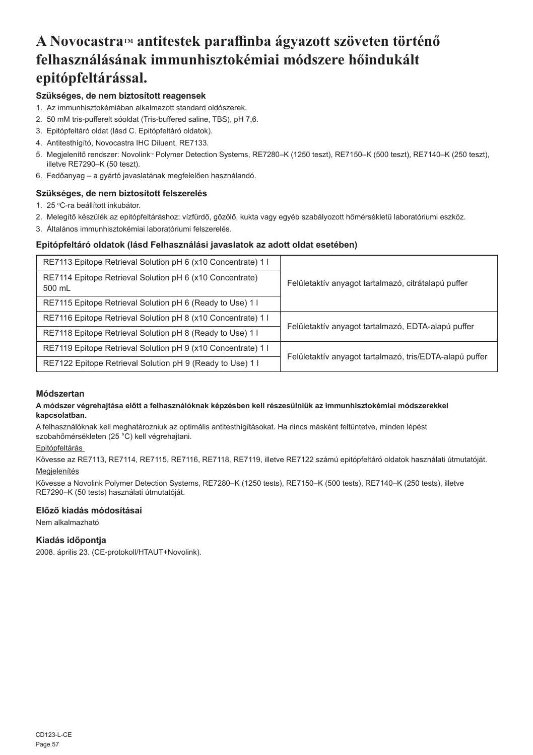# A Novocastra™ antitestek paraffinba ágyazott szöveten történő felhasználásának immunhisztokémiai módszere hőindukált epitópfeltárással.

### Szükséges, de nem biztosított reagensek

1. Az immunhisztokémiában alkalmazott standard oldószerek.
2. 50 mM tris-pufferelt sóoldat (Tris-buffered saline, TBS), pH 7,6.
3. Epitópfeltáró oldat (lásd C. Epitópfeltáró oldatok).
4. Antitesthígító, Novocastra IHC Diluent, RE7133.
5. Megjelenítő rendszer: Novolink™ Polymer Detection Systems, RE7280–K (1250 teszt), RE7150–K (500 teszt), RE7140–K (250 teszt), illetve RE7290–K (50 teszt).
6. Fedőanyag – a gyártó javaslatának megfelelően használandó.

### Szükséges, de nem biztosított felszerelés

1. 25 °C-ra beállított inkubátor.
2. Melegítő készülék az epitópfeltáráshoz: vízfürdő, gőzölő, kukta vagy egyéb szabályozott hőmérsékletű laboratóriumi eszköz.
3. Általános immunhisztokémiai laboratóriumi felszerelés.

### Epitópfeltáró oldatok (lásd Felhasználási javaslatok az adott oldat esetében)

| | |
|---|---|
| RE7113 Epitope Retrieval Solution pH 6 (x10 Concentrate) 1 l | Felületaktív anyagot tartalmazó, citrátalapú puffer |
| RE7114 Epitope Retrieval Solution pH 6 (x10 Concentrate) 500 mL | |
| RE7115 Epitope Retrieval Solution pH 6 (Ready to Use) 1 l | |
| RE7116 Epitope Retrieval Solution pH 8 (x10 Concentrate) 1 l | Felületaktív anyagot tartalmazó, EDTA-alapú puffer |
| RE7118 Epitope Retrieval Solution pH 8 (Ready to Use) 1 l | |
| RE7119 Epitope Retrieval Solution pH 9 (x10 Concentrate) 1 l | Felületaktív anyagot tartalmazó, tris/EDTA-alapú puffer |
| RE7122 Epitope Retrieval Solution pH 9 (Ready to Use) 1 l | |

### Módszertan

**A módszer végrehajtása előtt a felhasználóknak képzésben kell részesülniük az immunhisztokémiai módszerekkel kapcsolatban.**

A felhasználóknak kell meghatározniuk az optimális antitesthígításokat. Ha nincs másként feltüntetve, minden lépést szobahőmérsékleten (25 °C) kell végrehajtani.

Epitópfeltárás

Kövesse az RE7113, RE7114, RE7115, RE7116, RE7118, RE7119, illetve RE7122 számú epitópfeltáró oldatok használati útmutatóját.

Megjelenítés

Kövesse a Novolink Polymer Detection Systems, RE7280–K (1250 tests), RE7150–K (500 tests), RE7140–K (250 tests), illetve RE7290–K (50 tests) használati útmutatóját.

### Előző kiadás módosításai

Nem alkalmazható

### Kiadás időpontja

2008. április 23. (CE-protokoll/HTAUT+Novolink).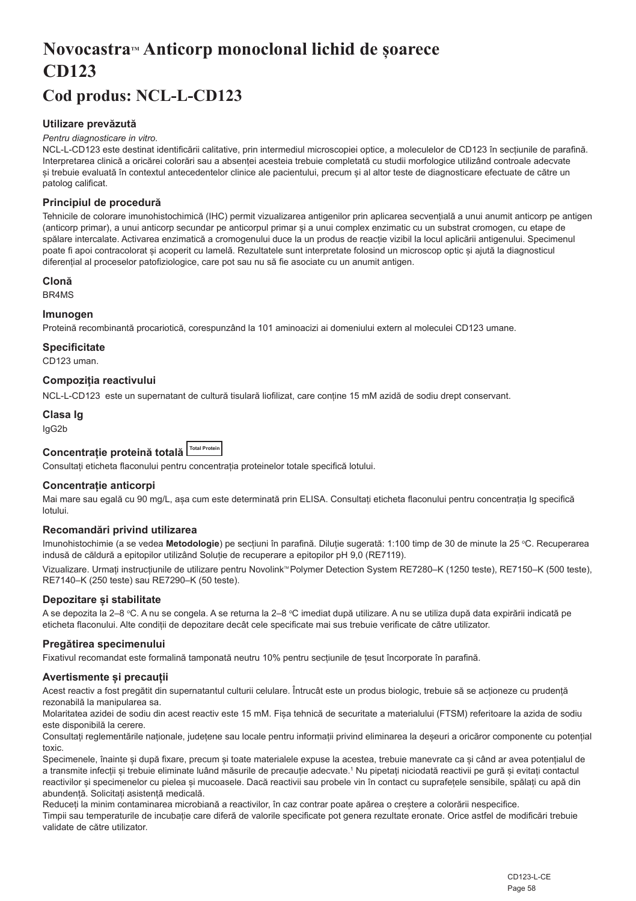# Novocastra™ Anticorp monoclonal lichid de șoarece CD123

## Cod produs: NCL-L-CD123

### Utilizare prevăzută

*Pentru diagnosticare in vitro.*

NCL-L-CD123 este destinat identificării calitative, prin intermediul microscopiei optice, a moleculelor de CD123 în secțiunile de parafină. Interpretarea clinică a oricărei colorări sau a absenței acesteia trebuie completată cu studii morfologice utilizând controale adecvate și trebuie evaluată în contextul antecedentelor clinice ale pacientului, precum și al altor teste de diagnosticare efectuate de către un patolog calificat.

### Principiul de procedură

Tehnicile de colorare imunohistochimică (IHC) permit vizualizarea antigenilor prin aplicarea secvențială a unui anumit anticorp pe antigen (anticorp primar), a unui anticorp secundar pe anticorpul primar și a unui complex enzimatic cu un substrat cromogen, cu etape de spălare intercalate. Activarea enzimatică a cromogenului duce la un produs de reacție vizibil la locul aplicării antigenului. Specimenul poate fi apoi contracolorat și acoperit cu lamelă. Rezultatele sunt interpretate folosind un microscop optic și ajută la diagnosticul diferențial al proceselor patofiziologice, care pot sau nu să fie asociate cu un anumit antigen.

### Clonă

BR4MS

### Imunogen

Proteină recombinantă procariotică, corespunzând la 101 aminoacizi ai domeniului extern al moleculei CD123 umane.

### Specificitate

CD123 uman.

### Compoziția reactivului

NCL-L-CD123 este un supernatant de cultură tisulară liofilizat, care conține 15 mM azidă de sodiu drept conservant.

### Clasa Ig

IgG2b

### Concentrație proteină totală Total Protein

Consultați eticheta flaconului pentru concentrația proteinelor totale specifică lotului.

### Concentrație anticorpi

Mai mare sau egală cu 90 mg/L, așa cum este determinată prin ELISA. Consultați eticheta flaconului pentru concentrația Ig specifică lotului.

### Recomandări privind utilizarea

Imunohistochimie (a se vedea **Metodologie**) pe secțiuni în parafină. Diluție sugerată: 1:100 timp de 30 de minute la 25 °C. Recuperarea indusă de căldură a epitopilor utilizând Soluție de recuperare a epitopilor pH 9,0 (RE7119).

Vizualizare. Urmați instrucțiunile de utilizare pentru Novolink™ Polymer Detection System RE7280–K (1250 teste), RE7150–K (500 teste), RE7140–K (250 teste) sau RE7290–K (50 teste).

### Depozitare și stabilitate

A se depozita la 2–8 °C. A nu se congela. A se returna la 2–8 °C imediat după utilizare. A nu se utiliza după data expirării indicată pe eticheta flaconului. Alte condiții de depozitare decât cele specificate mai sus trebuie verificate de către utilizator.

### Pregătirea specimenului

Fixativul recomandat este formalină tamponată neutru 10% pentru secțiunile de țesut încorporate în parafină.

### Avertismente și precauții

Acest reactiv a fost pregătit din supernatantul culturii celulare. Întrucât este un produs biologic, trebuie să se acționeze cu prudență rezonabilă la manipularea sa.

Molaritatea azidei de sodiu din acest reactiv este 15 mM. Fișa tehnică de securitate a materialului (FTSM) referitoare la azida de sodiu este disponibilă la cerere.

Consultați reglementările naționale, județene sau locale pentru informații privind eliminarea la deșeuri a oricăror componente cu potențial toxic.

Specimenele, înainte și după fixare, precum și toate materialele expuse la acestea, trebuie manevrate ca și când ar avea potențialul de a transmite infecții și trebuie eliminate luând măsurile de precauție adecvate.[1] Nu pipetați niciodată reactivii pe gură și evitați contactul reactivilor și specimenelor cu pielea și mucoasele. Dacă reactivii sau probele vin în contact cu suprafețele sensibile, spălați cu apă din abundență. Solicitați asistență medicală.

Reduceți la minim contaminarea microbiană a reactivilor, în caz contrar poate apărea o creștere a colorării nespecifice.

Timpii sau temperaturile de incubație care diferă de valorile specificate pot genera rezultate eronate. Orice astfel de modificări trebuie validate de către utilizator.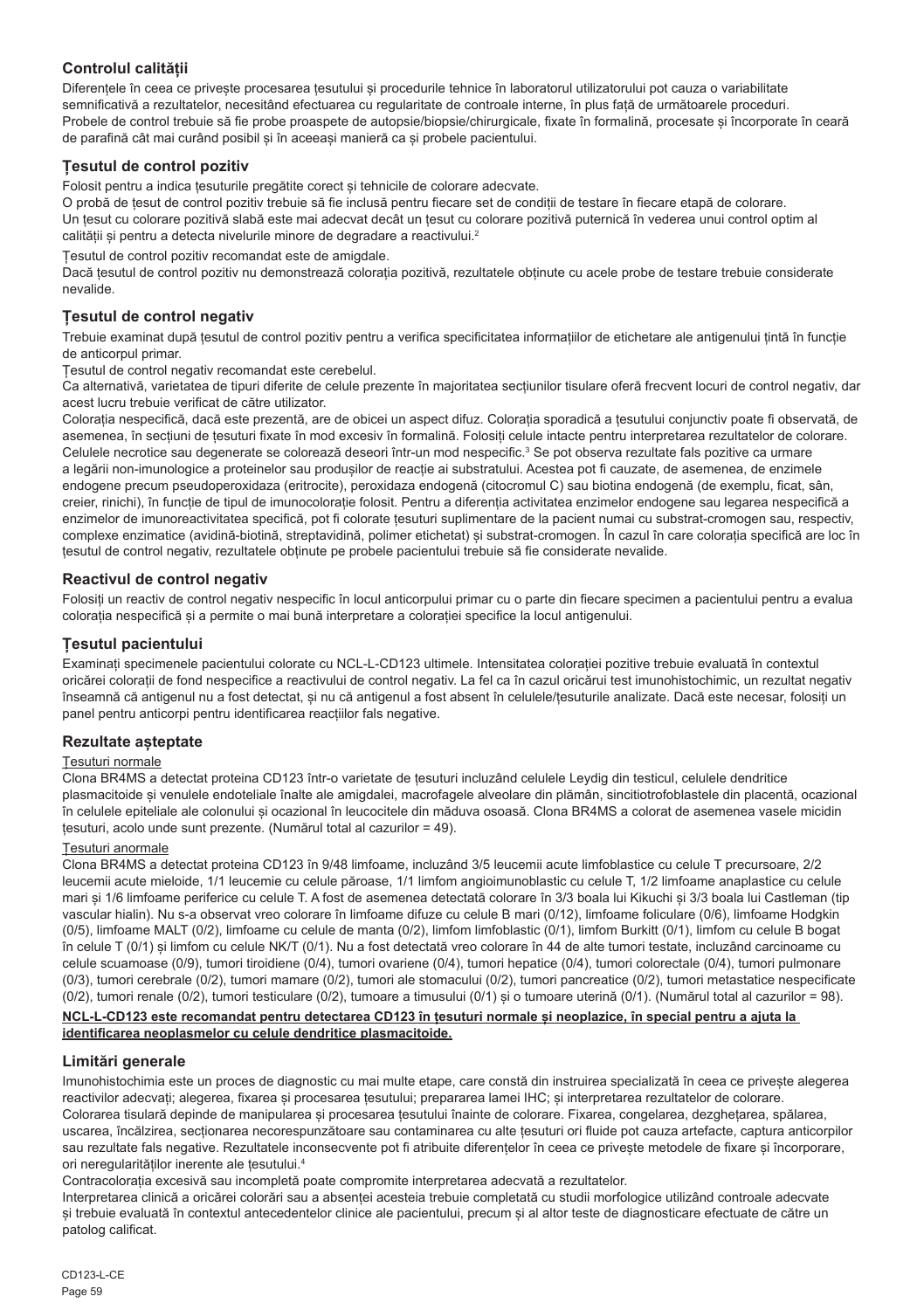## Controlul calității

Diferențele în ceea ce privește procesarea țesutului și procedurile tehnice în laboratorul utilizatorului pot cauza o variabilitate semnificativă a rezultatelor, necesitând efectuarea cu regularitate de controale interne, în plus față de următoarele proceduri. Probele de control trebuie să fie probe proaspete de autopsie/biopsie/chirurgicale, fixate în formalină, procesate și încorporate în ceară de parafină cât mai curând posibil și în aceeași manieră ca și probele pacientului.

### Țesutul de control pozitiv

Folosit pentru a indica țesuturile pregătite corect și tehnicile de colorare adecvate.

O probă de țesut de control pozitiv trebuie să fie inclusă pentru fiecare set de condiții de testare în fiecare etapă de colorare.

Un țesut cu colorare pozitivă slabă este mai adecvat decât un țesut cu colorare pozitivă puternică în vederea unui control optim al calității și pentru a detecta nivelurile minore de degradare a reactivului.[2]

Țesutul de control pozitiv recomandat este de amigdale.

Dacă țesutul de control pozitiv nu demonstrează colorația pozitivă, rezultatele obținute cu acele probe de testare trebuie considerate nevalide.

### Țesutul de control negativ

Trebuie examinat după țesutul de control pozitiv pentru a verifica specificitatea informațiilor de etichetare ale antigenului țintă în funcție de anticorpul primar.

Țesutul de control negativ recomandat este cerebelul.

Ca alternativă, varietatea de tipuri diferite de celule prezente în majoritatea secțiunilor tisulare oferă frecvent locuri de control negativ, dar acest lucru trebuie verificat de către utilizator.

Colorația nespecifică, dacă este prezentă, are de obicei un aspect difuz. Colorația sporadică a țesutului conjunctiv poate fi observată, de asemenea, în secțiuni de țesuturi fixate în mod excesiv în formalină. Folosiți celule intacte pentru interpretarea rezultatelor de colorare. Celulele necrotice sau degenerate se colorează deseori într-un mod nespecific.[3] Se pot observa rezultate fals pozitive ca urmare a legării non-imunologice a proteinelor sau produșilor de reacție ai substratului. Acestea pot fi cauzate, de asemenea, de enzimele endogene precum pseudoperoxidaza (eritrocite), peroxidaza endogenă (citocromul C) sau biotina endogenă (de exemplu, ficat, sân, creier, rinichi), în funcție de tipul de imunocolorație folosit. Pentru a diferenția activitatea enzimelor endogene sau legarea nespecifică a enzimelor de imunoreactivitatea specifică, pot fi colorate țesuturi suplimentare de la pacient numai cu substrat-cromogen sau, respectiv, complexe enzimatice (avidină-biotină, streptavidină, polimer etichetat) și substrat-cromogen. În cazul în care colorația specifică are loc în țesutul de control negativ, rezultatele obținute pe probele pacientului trebuie să fie considerate nevalide.

### Reactivul de control negativ

Folosiți un reactiv de control negativ nespecific în locul anticorpului primar cu o parte din fiecare specimen a pacientului pentru a evalua colorația nespecifică și a permite o mai bună interpretare a colorației specifice la locul antigenului.

### Țesutul pacientului

Examinați specimenele pacientului colorate cu NCL-L-CD123 ultimele. Intensitatea colorației pozitive trebuie evaluată în contextul oricărei colorații de fond nespecifice a reactivului de control negativ. La fel ca în cazul oricărui test imunohistochimic, un rezultat negativ înseamnă că antigenul nu a fost detectat, și nu că antigenul a fost absent în celulele/țesuturile analizate. Dacă este necesar, folosiți un panel pentru anticorpi pentru identificarea reacțiilor fals negative.

## Rezultate așteptate

Țesuturi normale

Clona BR4MS a detectat proteina CD123 într-o varietate de țesuturi incluzând celulele Leydig din testicul, celulele dendritice plasmacitoide și venulele endoteliale înalte ale amigdalei, macrofagele alveolare din plămân, sincitiotrofoblastele din placentă, ocazional în celulele epiteliale ale colonului și ocazional în leucocitele din măduva osoasă. Clona BR4MS a colorat de asemenea vasele micidin țesuturi, acolo unde sunt prezente. (Numărul total al cazurilor = 49).

Țesuturi anormale

Clona BR4MS a detectat proteina CD123 în 9/48 limfoame, incluzând 3/5 leucemii acute limfoblastice cu celule T precursoare, 2/2 leucemii acute mieloide, 1/1 leucemie cu celule păroase, 1/1 limfom angioimunoblastic cu celule T, 1/2 limfoame anaplastice cu celule mari și 1/6 limfoame periferice cu celule T. A fost de asemenea detectată colorare în 3/3 boala lui Kikuchi și 3/3 boala lui Castleman (tip vascular hialin). Nu s-a observat vreo colorare în limfoame difuze cu celule B mari (0/12), limfoame foliculare (0/6), limfoame Hodgkin (0/5), limfoame MALT (0/2), limfoame cu celule de manta (0/2), limfom limfoblastic (0/1), limfom Burkitt (0/1), limfom cu celule B bogat în celule T (0/1) și limfom cu celule NK/T (0/1). Nu a fost detectată vreo colorare în 44 de alte tumori testate, incluzând carcinoame cu celule scuamoase (0/9), tumori tiroidiene (0/4), tumori ovariene (0/4), tumori hepatice (0/4), tumori colorectale (0/4), tumori pulmonare (0/3), tumori cerebrale (0/2), tumori mamare (0/2), tumori ale stomacului (0/2), tumori pancreatice (0/2), tumori metastatice nespecificate (0/2), tumori renale (0/2), tumori testiculare (0/2), tumoare a timusului (0/1) și o tumoare uterină (0/1). (Numărul total al cazurilor = 98).

**NCL-L-CD123 este recomandat pentru detectarea CD123 în țesuturi normale și neoplazice, în special pentru a ajuta la identificarea neoplasmelor cu celule dendritice plasmacitoide.**

## Limitări generale

Imunohistochimia este un proces de diagnostic cu mai multe etape, care constă din instruirea specializată în ceea ce privește alegerea reactivilor adecvați; alegerea, fixarea și procesarea țesutului; prepararea lamei IHC; și interpretarea rezultatelor de colorare.

Colorarea tisulară depinde de manipularea și procesarea țesutului înainte de colorare. Fixarea, congelarea, dezghețarea, spălarea, uscarea, încălzirea, secționarea necorespunzătoare sau contaminarea cu alte țesuturi ori fluide pot cauza artefacte, captura anticorpilor sau rezultate fals negative. Rezultatele inconsecvente pot fi atribuite diferențelor în ceea ce privește metodele de fixare și încorporare, ori neregularităților inerente ale țesutului.[4]

Contracolorația excesivă sau incompletă poate compromite interpretarea adecvată a rezultatelor.

Interpretarea clinică a oricărei colorări sau a absenței acesteia trebuie completată cu studii morfologice utilizând controale adecvate și trebuie evaluată în contextul antecedentelor clinice ale pacientului, precum și al altor teste de diagnosticare efectuate de către un patolog calificat.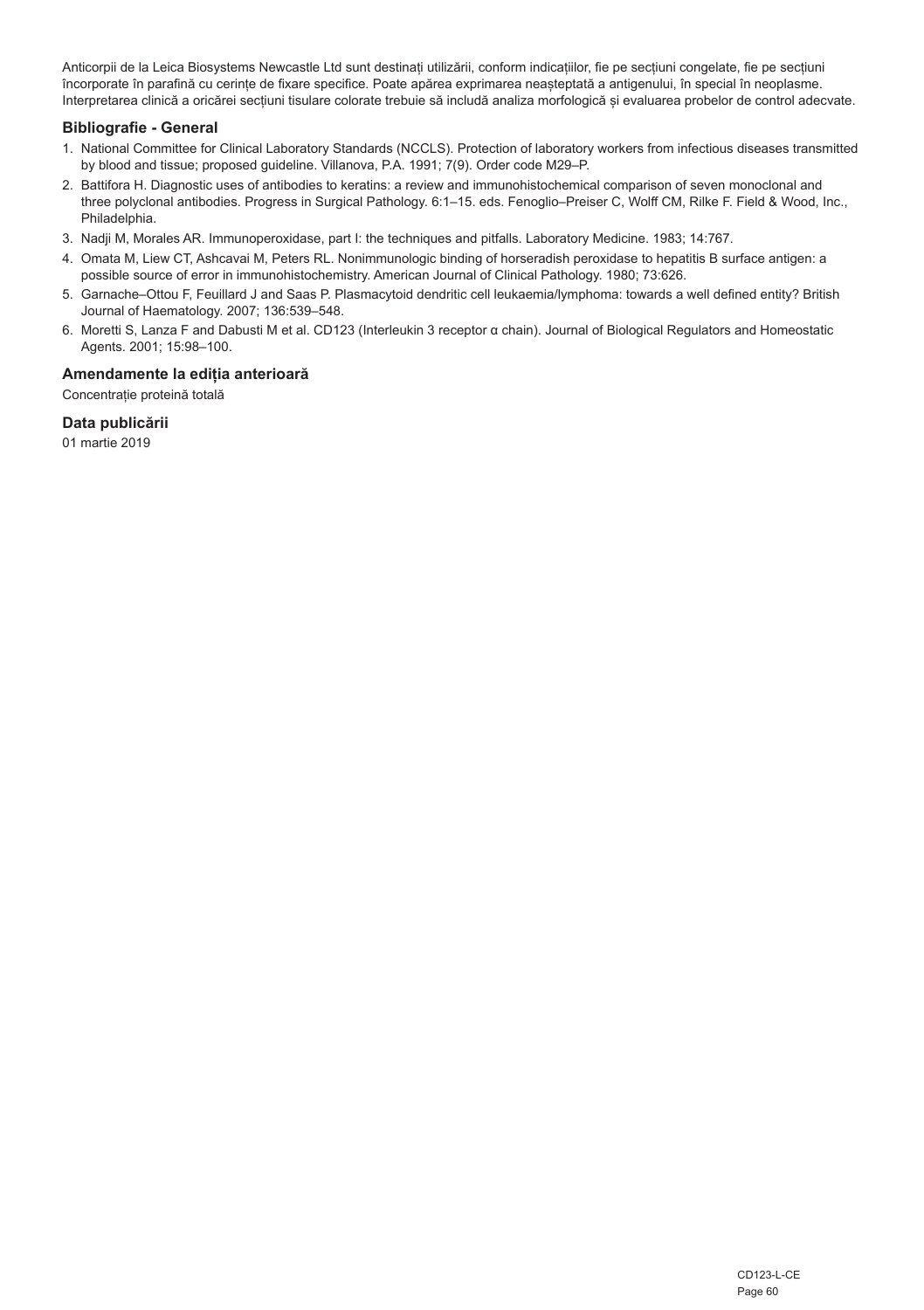Anticorpii de la Leica Biosystems Newcastle Ltd sunt destinați utilizării, conform indicațiilor, fie pe secțiuni congelate, fie pe secțiuni încorporate în parafină cu cerințe de fixare specifice. Poate apărea exprimarea neașteptată a antigenului, în special în neoplasme. Interpretarea clinică a oricărei secțiuni tisulare colorate trebuie să includă analiza morfologică și evaluarea probelor de control adecvate.

### Bibliografie - General

1. National Committee for Clinical Laboratory Standards (NCCLS). Protection of laboratory workers from infectious diseases transmitted by blood and tissue; proposed guideline. Villanova, P.A. 1991; 7(9). Order code M29–P.
2. Battifora H. Diagnostic uses of antibodies to keratins: a review and immunohistochemical comparison of seven monoclonal and three polyclonal antibodies. Progress in Surgical Pathology. 6:1–15. eds. Fenoglio–Preiser C, Wolff CM, Rilke F. Field & Wood, Inc., Philadelphia.
3. Nadji M, Morales AR. Immunoperoxidase, part I: the techniques and pitfalls. Laboratory Medicine. 1983; 14:767.
4. Omata M, Liew CT, Ashcavai M, Peters RL. Nonimmunologic binding of horseradish peroxidase to hepatitis B surface antigen: a possible source of error in immunohistochemistry. American Journal of Clinical Pathology. 1980; 73:626.
5. Garnache–Ottou F, Feuillard J and Saas P. Plasmacytoid dendritic cell leukaemia/lymphoma: towards a well defined entity? British Journal of Haematology. 2007; 136:539–548.
6. Moretti S, Lanza F and Dabusti M et al. CD123 (Interleukin 3 receptor α chain). Journal of Biological Regulators and Homeostatic Agents. 2001; 15:98–100.

### Amendamente la ediția anterioară

Concentrație proteină totală

### Data publicării

01 martie 2019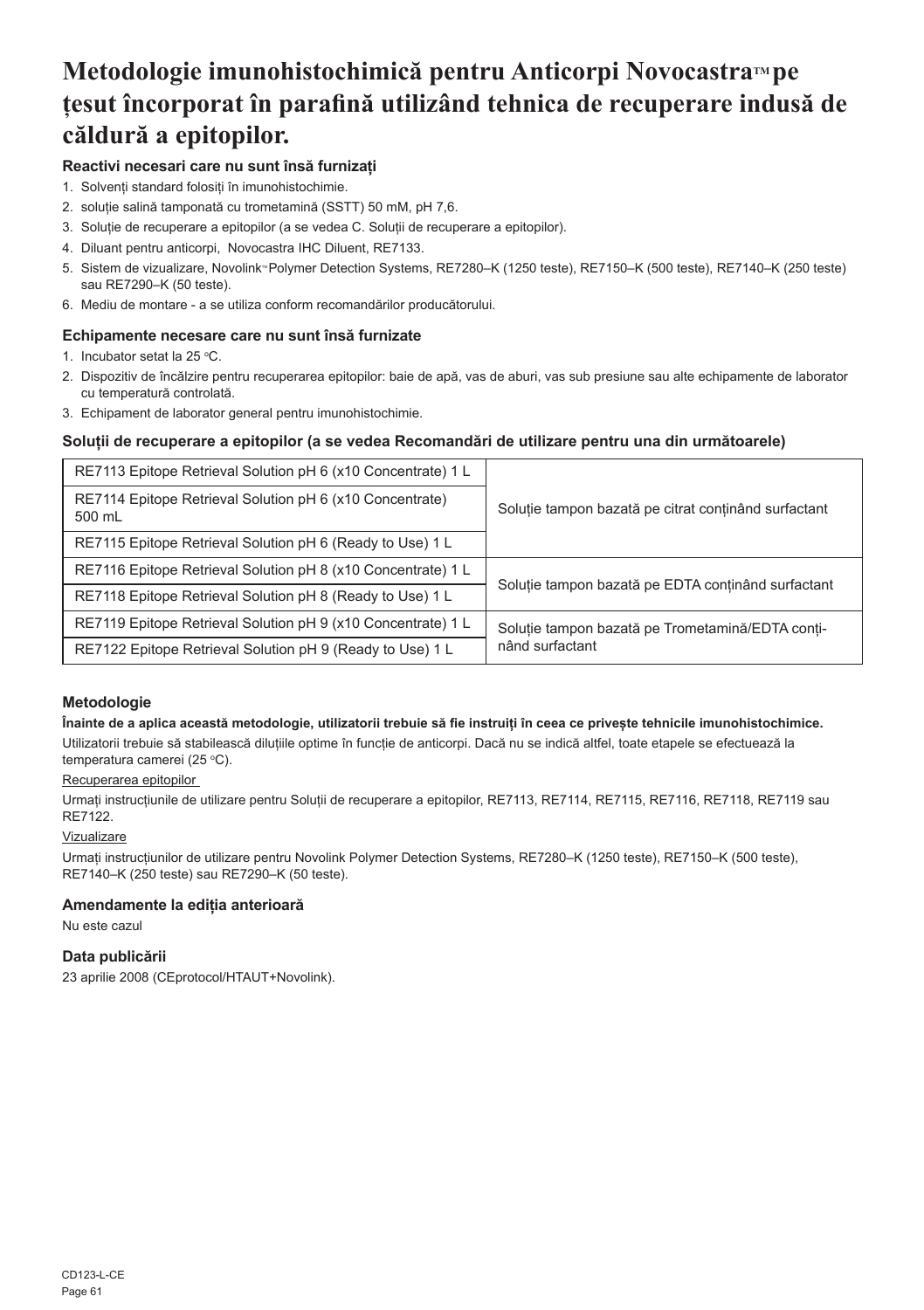# Metodologie imunohistochimică pentru Anticorpi Novocastra™ pe țesut încorporat în parafină utilizând tehnica de recuperare indusă de căldură a epitopilor.

### Reactivi necesari care nu sunt însă furnizați

1. Solvenți standard folosiți în imunohistochimie.
2. soluție salină tamponată cu trometamină (SSTT) 50 mM, pH 7,6.
3. Soluție de recuperare a epitopilor (a se vedea C. Soluții de recuperare a epitopilor).
4. Diluant pentru anticorpi, Novocastra IHC Diluent, RE7133.
5. Sistem de vizualizare, Novolink™ Polymer Detection Systems, RE7280–K (1250 teste), RE7150–K (500 teste), RE7140–K (250 teste) sau RE7290–K (50 teste).
6. Mediu de montare - a se utiliza conform recomandărilor producătorului.

### Echipamente necesare care nu sunt însă furnizate

1. Incubator setat la 25 °C.
2. Dispozitiv de încălzire pentru recuperarea epitopilor: baie de apă, vas de aburi, vas sub presiune sau alte echipamente de laborator cu temperatură controlată.
3. Echipament de laborator general pentru imunohistochimie.

### Soluții de recuperare a epitopilor (a se vedea Recomandări de utilizare pentru una din următoarele)

| Produs | Descriere |
|---|---|
| RE7113 Epitope Retrieval Solution pH 6 (x10 Concentrate) 1 L | Soluție tampon bazată pe citrat conținând surfactant |
| RE7114 Epitope Retrieval Solution pH 6 (x10 Concentrate) 500 mL | |
| RE7115 Epitope Retrieval Solution pH 6 (Ready to Use) 1 L | |
| RE7116 Epitope Retrieval Solution pH 8 (x10 Concentrate) 1 L | Soluție tampon bazată pe EDTA conținând surfactant |
| RE7118 Epitope Retrieval Solution pH 8 (Ready to Use) 1 L | |
| RE7119 Epitope Retrieval Solution pH 9 (x10 Concentrate) 1 L | Soluție tampon bazată pe Trometamină/EDTA conținând surfactant |
| RE7122 Epitope Retrieval Solution pH 9 (Ready to Use) 1 L | |

### Metodologie

**Înainte de a aplica această metodologie, utilizatorii trebuie să fie instruiți în ceea ce privește tehnicile imunohistochimice.**

Utilizatorii trebuie să stabilească diluțiile optime în funcție de anticorpi. Dacă nu se indică altfel, toate etapele se efectuează la temperatura camerei (25 °C).

Recuperarea epitopilor

Urmați instrucțiunile de utilizare pentru Soluții de recuperare a epitopilor, RE7113, RE7114, RE7115, RE7116, RE7118, RE7119 sau RE7122.

Vizualizare

Urmați instrucțiunilor de utilizare pentru Novolink Polymer Detection Systems, RE7280–K (1250 teste), RE7150–K (500 teste), RE7140–K (250 teste) sau RE7290–K (50 teste).

### Amendamente la ediția anterioară

Nu este cazul

### Data publicării

23 aprilie 2008 (CEprotocol/HTAUT+Novolink).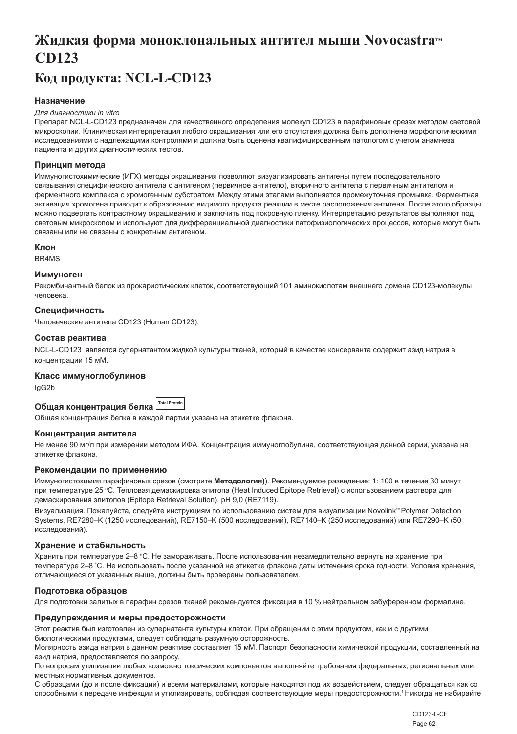# Жидкая форма моноклональных антител мыши Novocastra™ CD123

## Код продукта: NCL-L-CD123

### Назначение

*Для диагностики in vitro*

Препарат NCL-L-CD123 предназначен для качественного определения молекул CD123 в парафиновых срезах методом световой микроскопии. Клиническая интерпретация любого окрашивания или его отсутствия должна быть дополнена морфологическими исследованиями с надлежащими контролями и должна быть оценена квалифицированным патологом с учетом анамнеза пациента и других диагностических тестов.

### Принцип метода

Иммуногистохимические (ИГХ) методы окрашивания позволяют визуализировать антигены путем последовательного связывания специфического антитела с антигеном (первичное антитело), вторичного антитела с первичным антителом и ферментного комплекса с хромогенным субстратом. Между этими этапами выполняется промежуточная промывка. Ферментная активация хромогена приводит к образованию видимого продукта реакции в месте расположения антигена. После этого образцы можно подвергать контрастному окрашиванию и заключить под покровную пленку. Интерпретацию результатов выполняют под световым микроскопом и используют для дифференциальной диагностики патофизиологических процессов, которые могут быть связаны или не связаны с конкретным антигеном.

### Клон

BR4MS

### Иммуноген

Рекомбинантный белок из прокариотических клеток, соответствующий 101 аминокислотам внешнего домена CD123-молекулы человека.

### Специфичность

Человеческие антитела CD123 (Human CD123).

### Состав реактива

NCL-L-CD123 является супернатантом жидкой культуры тканей, который в качестве консерванта содержит азид натрия в концентрации 15 мМ.

### Класс иммуноглобулинов

IgG2b

### Общая концентрация белка Total Protein

Общая концентрация белка в каждой партии указана на этикетке флакона.

### Концентрация антитела

Не менее 90 мг/л при измерении методом ИФА. Концентрация иммуноглобулина, соответствующая данной серии, указана на этикетке флакона.

### Рекомендации по применению

Иммуногистохимия парафиновых срезов (смотрите **Методология)**). Рекомендуемое разведение: 1: 100 в течение 30 минут при температуре 25 °C. Тепловая демаскировка эпитопа (Heat Induced Epitope Retrieval) с использованием раствора для демаскирования эпитопов (Epitope Retrieval Solution), pH 9,0 (RE7119).

Визуализация. Пожалуйста, следуйте инструкциям по использованию систем для визуализации Novolink™ Polymer Detection Systems, RE7280–K (1250 исследований), RE7150–K (500 исследований), RE7140–K (250 исследований) или RE7290–K (50 исследований).

### Хранение и стабильность

Хранить при температуре 2–8 °C. Не замораживать. После использования незамедлительно вернуть на хранение при температуре 2–8 ˚C. Не использовать после указанной на этикетке флакона даты истечения срока годности. Условия хранения, отличающиеся от указанных выше, должны быть проверены пользователем.

### Подготовка образцов

Для подготовки залитых в парафин срезов тканей рекомендуется фиксация в 10 % нейтральном забуференном формалине.

### Предупреждения и меры предосторожности

Этот реактив был изготовлен из супернатанта культуры клеток. При обращении с этим продуктом, как и с другими биологическими продуктами, следует соблюдать разумную осторожность.

Молярность азида натрия в данном реактиве составляет 15 мМ. Паспорт безопасности химической продукции, составленный на азид натрия, предоставляется по запросу.

По вопросам утилизации любых возможно токсических компонентов выполняйте требования федеральных, региональных или местных нормативных документов.

С образцами (до и после фиксации) и всеми материалами, которые находятся под их воздействием, следует обращаться как со способными к передаче инфекции и утилизировать, соблюдая соответствующие меры предосторожности.[1] Никогда не набирайте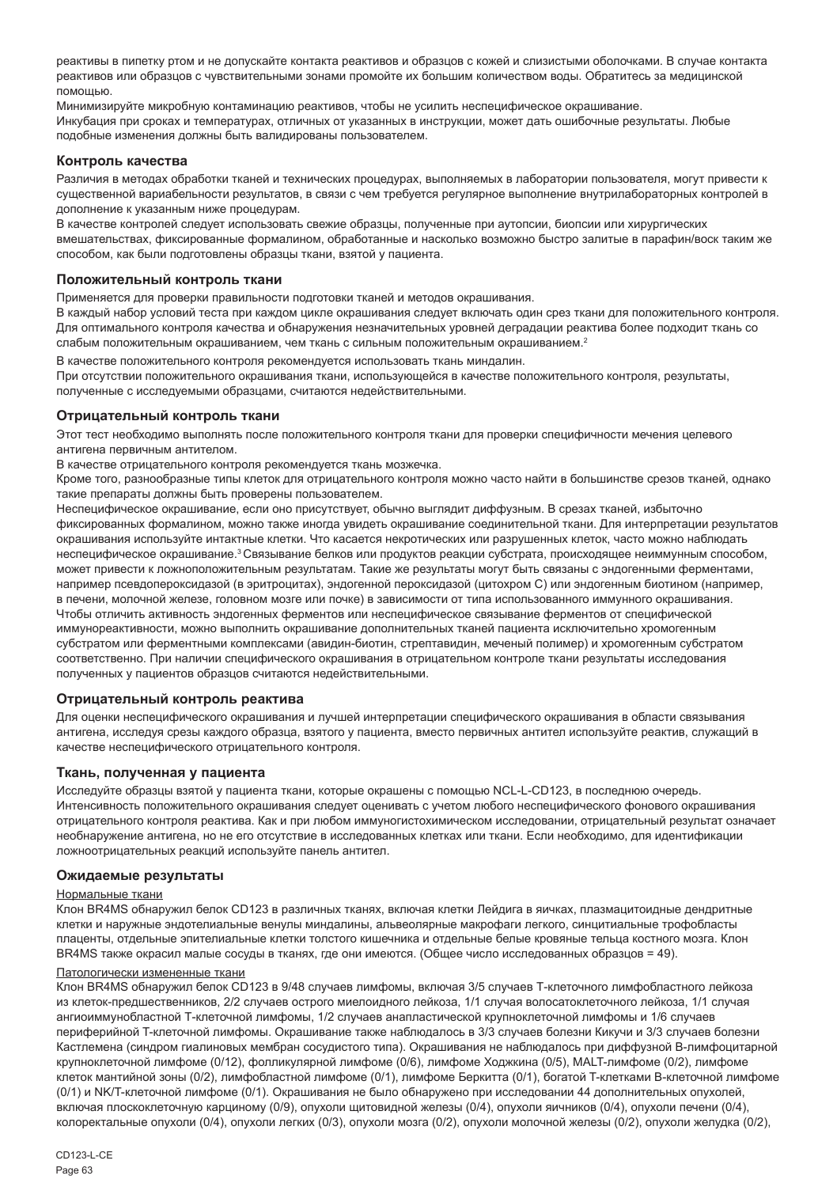реактивы в пипетку ртом и не допускайте контакта реактивов и образцов с кожей и слизистыми оболочками. В случае контакта реактивов или образцов с чувствительными зонами промойте их большим количеством воды. Обратитесь за медицинской помощью.

Минимизируйте микробную контаминацию реактивов, чтобы не усилить неспецифическое окрашивание.

Инкубация при сроках и температурах, отличных от указанных в инструкции, может дать ошибочные результаты. Любые подобные изменения должны быть валидированы пользователем.

### Контроль качества

Различия в методах обработки тканей и технических процедурах, выполняемых в лаборатории пользователя, могут привести к существенной вариабельности результатов, в связи с чем требуется регулярное выполнение внутрилабораторных контролей в дополнение к указанным ниже процедурам.

В качестве контролей следует использовать свежие образцы, полученные при аутопсии, биопсии или хирургических вмешательствах, фиксированные формалином, обработанные и насколько возможно быстро залитые в парафин/воск таким же способом, как были подготовлены образцы ткани, взятой у пациента.

### Положительный контроль ткани

Применяется для проверки правильности подготовки тканей и методов окрашивания.

В каждый набор условий теста при каждом цикле окрашивания следует включать один срез ткани для положительного контроля. Для оптимального контроля качества и обнаружения незначительных уровней деградации реактива более подходит ткань со слабым положительным окрашиванием, чем ткань с сильным положительным окрашиванием.[2]

В качестве положительного контроля рекомендуется использовать ткань миндалин.

При отсутствии положительного окрашивания ткани, использующейся в качестве положительного контроля, результаты, полученные с исследуемыми образцами, считаются недействительными.

### Отрицательный контроль ткани

Этот тест необходимо выполнять после положительного контроля ткани для проверки специфичности мечения целевого антигена первичным антителом.

В качестве отрицательного контроля рекомендуется ткань мозжечка.

Кроме того, разнообразные типы клеток для отрицательного контроля можно часто найти в большинстве срезов тканей, однако такие препараты должны быть проверены пользователем.

Неспецифическое окрашивание, если оно присутствует, обычно выглядит диффузным. В срезах тканей, избыточно фиксированных формалином, можно также иногда увидеть окрашивание соединительной ткани. Для интерпретации результатов окрашивания используйте интактные клетки. Что касается некротических или разрушенных клеток, часто можно наблюдать неспецифическое окрашивание.[3] Связывание белков или продуктов реакции субстрата, происходящее неиммунным способом, может привести к ложноположительным результатам. Такие же результаты могут быть связаны с эндогенными ферментами, например псевдопероксидазой (в эритроцитах), эндогенной пероксидазой (цитохром C) или эндогенным биотином (например, в печени, молочной железе, головном мозге или почке) в зависимости от типа использованного иммунного окрашивания. Чтобы отличить активность эндогенных ферментов или неспецифическое связывание ферментов от специфической иммунореактивности, можно выполнить окрашивание дополнительных тканей пациента исключительно хромогенным субстратом или ферментными комплексами (авидин-биотин, стрептавидин, меченый полимер) и хромогенным субстратом соответственно. При наличии специфического окрашивания в отрицательном контроле ткани результаты исследования полученных у пациентов образцов считаются недействительными.

### Отрицательный контроль реактива

Для оценки неспецифического окрашивания и лучшей интерпретации специфического окрашивания в области связывания антигена, исследуя срезы каждого образца, взятого у пациента, вместо первичных антител используйте реактив, служащий в качестве неспецифического отрицательного контроля.

### Ткань, полученная у пациента

Исследуйте образцы взятой у пациента ткани, которые окрашены с помощью NCL-L-CD123, в последнюю очередь. Интенсивность положительного окрашивания следует оценивать с учетом любого неспецифического фонового окрашивания отрицательного контроля реактива. Как и при любом иммуногистохимическом исследовании, отрицательный результат означает необнаружение антигена, но не его отсутствие в исследованных клетках или ткани. Если необходимо, для идентификации ложноотрицательных реакций используйте панель антител.

### Ожидаемые результаты

Нормальные ткани

Клон BR4MS обнаружил белок CD123 в различных тканях, включая клетки Лейдига в яичках, плазмацитоидные дендритные клетки и наружные эндотелиальные венулы миндалины, альвеолярные макрофаги легкого, синцитиальные трофобласты плаценты, отдельные эпителиальные клетки толстого кишечника и отдельные белые кровяные тельца костного мозга. Клон BR4MS также окрасил малые сосуды в тканях, где они имеются. (Общее число исследованных образцов = 49).

Патологически измененные ткани

Клон BR4MS обнаружил белок CD123 в 9/48 случаев лимфомы, включая 3/5 случаев T-клеточного лимфобластного лейкоза из клеток-предшественников, 2/2 случаев острого миелоидного лейкоза, 1/1 случая волосатоклеточного лейкоза, 1/1 случая ангиоиммунобластной T-клеточной лимфомы, 1/2 случаев анапластической крупноклеточной лимфомы и 1/6 случаев периферийной T-клеточной лимфомы. Окрашивание также наблюдалось в 3/3 случаев болезни Кикучи и 3/3 случаев болезни Кастлемена (синдром гиалиновых мембран сосудистого типа). Окрашивания не наблюдалось при диффузной B-лимфоцитарной крупноклеточной лимфоме (0/12), фолликулярной лимфоме (0/6), лимфоме Ходжкина (0/5), MALT-лимфоме (0/2), лимфоме клеток мантийной зоны (0/2), лимфобластной лимфоме (0/1), лимфоме Беркитта (0/1), богатой T-клетками B-клеточной лимфоме (0/1) и NK/T-клеточной лимфоме (0/1). Окрашивания не было обнаружено при исследовании 44 дополнительных опухолей, включая плоскоклеточную карциному (0/9), опухоли щитовидной железы (0/4), опухоли яичников (0/4), опухоли печени (0/4), колоректальные опухоли (0/4), опухоли легких (0/3), опухоли мозга (0/2), опухоли молочной железы (0/2), опухоли желудка (0/2),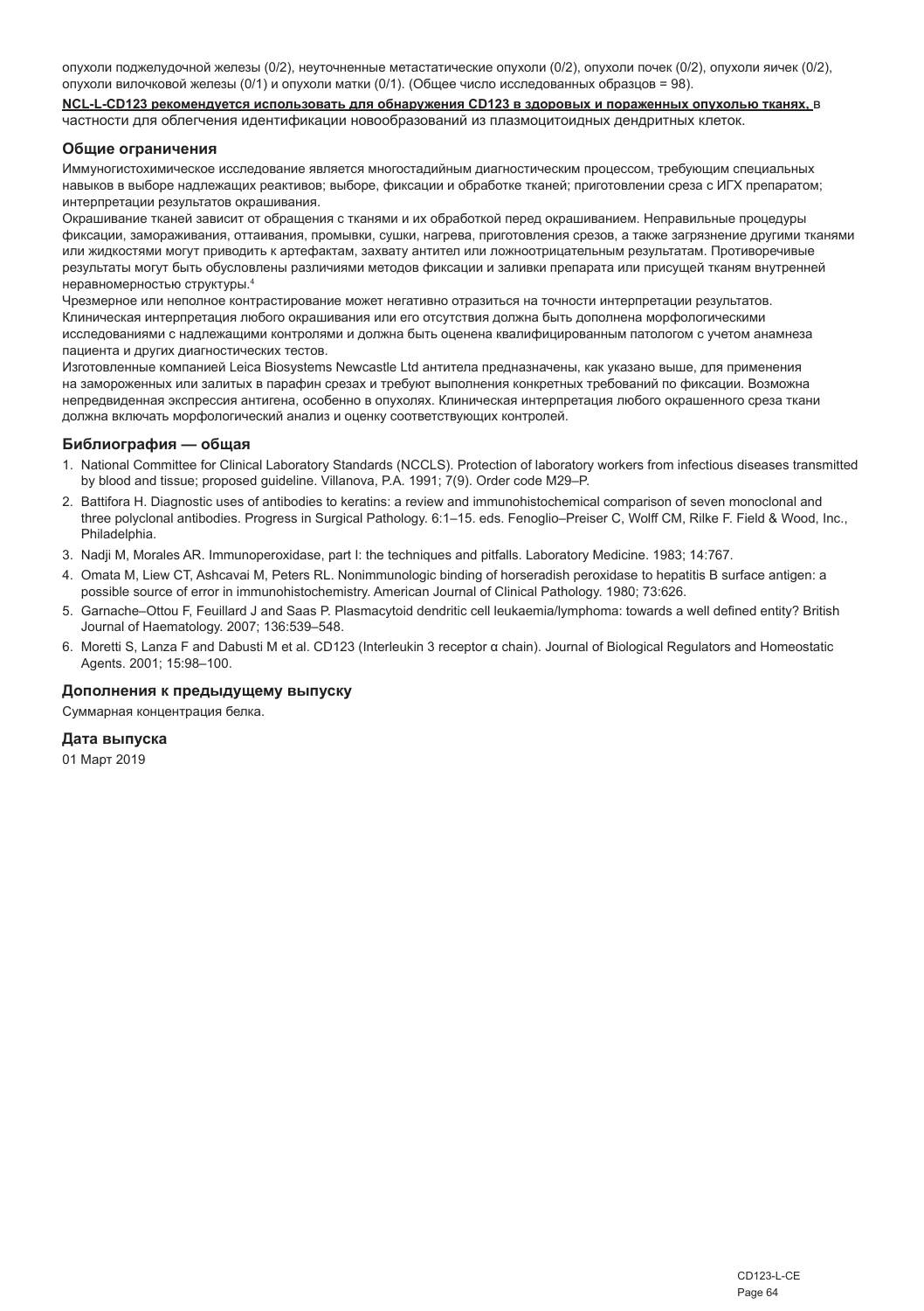опухоли поджелудочной железы (0/2), неуточненные метастатические опухоли (0/2), опухоли почек (0/2), опухоли яичек (0/2), опухоли вилочковой железы (0/1) и опухоли матки (0/1). (Общее число исследованных образцов = 98).

**NCL-L-CD123 рекомендуется использовать для обнаружения CD123 в здоровых и пораженных опухолью тканях,** в частности для облегчения идентификации новообразований из плазмоцитоидных дендритных клеток.

## Общие ограничения

Иммуногистохимическое исследование является многостадийным диагностическим процессом, требующим специальных навыков в выборе надлежащих реактивов; выборе, фиксации и обработке тканей; приготовлении среза с ИГХ препаратом; интерпретации результатов окрашивания.

Окрашивание тканей зависит от обращения с тканями и их обработкой перед окрашиванием. Неправильные процедуры фиксации, замораживания, оттаивания, промывки, сушки, нагрева, приготовления срезов, а также загрязнение другими тканями или жидкостями могут приводить к артефактам, захвату антител или ложноотрицательным результатам. Противоречивые результаты могут быть обусловлены различиями методов фиксации и заливки препарата или присущей тканям внутренней неравномерностью структуры.[4]

Чрезмерное или неполное контрастирование может негативно отразиться на точности интерпретации результатов. Клиническая интерпретация любого окрашивания или его отсутствия должна быть дополнена морфологическими исследованиями с надлежащими контролями и должна быть оценена квалифицированным патологом с учетом анамнеза пациента и других диагностических тестов.

Изготовленные компанией Leica Biosystems Newcastle Ltd антитела предназначены, как указано выше, для применения на замороженных или залитых в парафин срезах и требуют выполнения конкретных требований по фиксации. Возможна непредвиденная экспрессия антигена, особенно в опухолях. Клиническая интерпретация любого окрашенного среза ткани должна включать морфологический анализ и оценку соответствующих контролей.

## Библиография — общая

1. National Committee for Clinical Laboratory Standards (NCCLS). Protection of laboratory workers from infectious diseases transmitted by blood and tissue; proposed guideline. Villanova, P.A. 1991; 7(9). Order code M29–P.
2. Battifora H. Diagnostic uses of antibodies to keratins: a review and immunohistochemical comparison of seven monoclonal and three polyclonal antibodies. Progress in Surgical Pathology. 6:1–15. eds. Fenoglio–Preiser C, Wolff CM, Rilke F. Field & Wood, Inc., Philadelphia.
3. Nadji M, Morales AR. Immunoperoxidase, part I: the techniques and pitfalls. Laboratory Medicine. 1983; 14:767.
4. Omata M, Liew CT, Ashcavai M, Peters RL. Nonimmunologic binding of horseradish peroxidase to hepatitis B surface antigen: a possible source of error in immunohistochemistry. American Journal of Clinical Pathology. 1980; 73:626.
5. Garnache–Ottou F, Feuillard J and Saas P. Plasmacytoid dendritic cell leukaemia/lymphoma: towards a well defined entity? British Journal of Haematology. 2007; 136:539–548.
6. Moretti S, Lanza F and Dabusti M et al. CD123 (Interleukin 3 receptor α chain). Journal of Biological Regulators and Homeostatic Agents. 2001; 15:98–100.

## Дополнения к предыдущему выпуску

Суммарная концентрация белка.

## Дата выпуска

01 Март 2019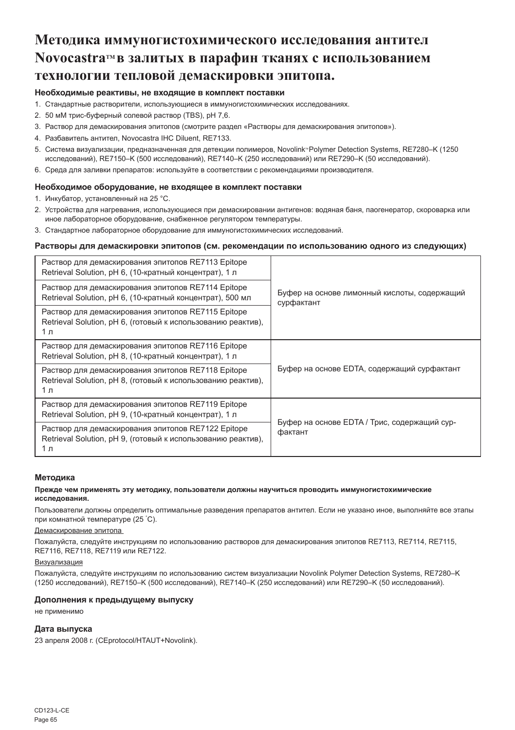# Методика иммуногистохимического исследования антител Novocastra™ в залитых в парафин тканях с использованием технологии тепловой демаскировки эпитопа.

### Необходимые реактивы, не входящие в комплект поставки

1. Стандартные растворители, использующиеся в иммуногистохимических исследованиях.
2. 50 мМ трис-буферный солевой раствор (TBS), pH 7,6.
3. Раствор для демаскирования эпитопов (смотрите раздел «Растворы для демаскирования эпитопов»).
4. Разбавитель антител, Novocastra IHC Diluent, RE7133.
5. Система визуализации, предназначенная для детекции полимеров, Novolink™ Polymer Detection Systems, RE7280–K (1250 исследований), RE7150–K (500 исследований), RE7140–K (250 исследований) или RE7290–K (50 исследований).
6. Среда для заливки препаратов: используйте в соответствии с рекомендациями производителя.

### Необходимое оборудование, не входящее в комплект поставки

1. Инкубатор, установленный на 25 °C.
2. Устройства для нагревания, использующиеся при демаскировании антигенов: водяная баня, паогенератор, скороварка или иное лабораторное оборудование, снабженное регулятором температуры.
3. Стандартное лабораторное оборудование для иммуногистохимических исследований.

### Растворы для демаскировки эпитопов (см. рекомендации по использованию одного из следующих)

| Раствор | Описание |
| --- | --- |
| Раствор для демаскирования эпитопов RE7113 Epitope Retrieval Solution, pH 6, (10-кратный концентрат), 1 л | Буфер на основе лимонный кислоты, содержащий сурфактант |
| Раствор для демаскирования эпитопов RE7114 Epitope Retrieval Solution, pH 6, (10-кратный концентрат), 500 мл | |
| Раствор для демаскирования эпитопов RE7115 Epitope Retrieval Solution, pH 6, (готовый к использованию реактив), 1 л | |
| Раствор для демаскирования эпитопов RE7116 Epitope Retrieval Solution, pH 8, (10-кратный концентрат), 1 л | Буфер на основе EDTA, содержащий сурфактант |
| Раствор для демаскирования эпитопов RE7118 Epitope Retrieval Solution, pH 8, (готовый к использованию реактив), 1 л | |
| Раствор для демаскирования эпитопов RE7119 Epitope Retrieval Solution, pH 9, (10-кратный концентрат), 1 л | Буфер на основе EDTA / Трис, содержащий сурфактант |
| Раствор для демаскирования эпитопов RE7122 Epitope Retrieval Solution, pH 9, (готовый к использованию реактив), 1 л | |

### Методика

**Прежде чем применять эту методику, пользователи должны научиться проводить иммуногистохимические исследования.**

Пользователи должны определить оптимальные разведения препаратов антител. Если не указано иное, выполняйте все этапы при комнатной температуре (25 ˚C).

Демаскирование эпитопа

Пожалуйста, следуйте инструкциям по использованию растворов для демаскирования эпитопов RE7113, RE7114, RE7115, RE7116, RE7118, RE7119 или RE7122.

Визуализация

Пожалуйста, следуйте инструкциям по использованию систем визуализации Novolink Polymer Detection Systems, RE7280–K (1250 исследований), RE7150–K (500 исследований), RE7140–K (250 исследований) или RE7290–K (50 исследований).

### Дополнения к предыдущему выпуску

не применимо

### Дата выпуска

23 апреля 2008 г. (CEprotocol/HTAUT+Novolink).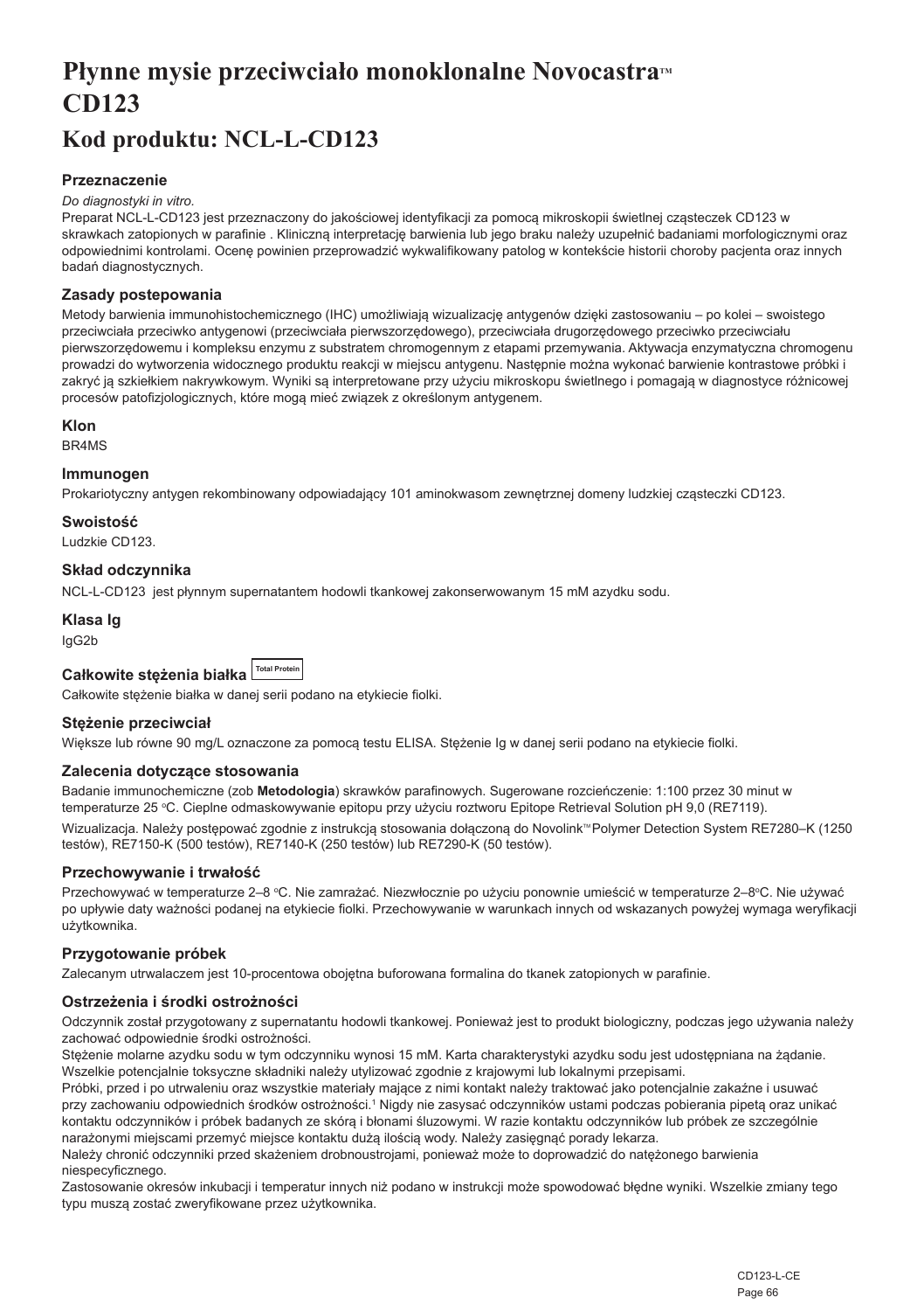# Płynne mysie przeciwciało monoklonalne Novocastra™ CD123

# Kod produktu: NCL-L-CD123

### Przeznaczenie

*Do diagnostyki in vitro.*

Preparat NCL-L-CD123 jest przeznaczony do jakościowej identyfikacji za pomocą mikroskopii świetlnej cząsteczek CD123 w skrawkach zatopionych w parafinie . Kliniczną interpretację barwienia lub jego braku należy uzupełnić badaniami morfologicznymi oraz odpowiednimi kontrolami. Ocenę powinien przeprowadzić wykwalifikowany patolog w kontekście historii choroby pacjenta oraz innych badań diagnostycznych.

### Zasady postepowania

Metody barwienia immunohistochemicznego (IHC) umożliwiają wizualizację antygenów dzięki zastosowaniu – po kolei – swoistego przeciwciała przeciwko antygenowi (przeciwciała pierwszorzędowego), przeciwciała drugorzędowego przeciwko przeciwciału pierwszorzędowemu i kompleksu enzymu z substratem chromogennym z etapami przemywania. Aktywacja enzymatyczna chromogenu prowadzi do wytworzenia widocznego produktu reakcji w miejscu antygenu. Następnie można wykonać barwienie kontrastowe próbki i zakryć ją szkiełkiem nakrywkowym. Wyniki są interpretowane przy użyciu mikroskopu świetlnego i pomagają w diagnostyce różnicowej procesów patofizjologicznych, które mogą mieć związek z określonym antygenem.

### Klon

BR4MS

### Immunogen

Prokariotyczny antygen rekombinowany odpowiadający 101 aminokwasom zewnętrznej domeny ludzkiej cząsteczki CD123.

### Swoistość

Ludzkie CD123.

### Skład odczynnika

NCL-L-CD123 jest płynnym supernatantem hodowli tkankowej zakonserwowanym 15 mM azydku sodu.

### Klasa Ig

IgG2b

### Całkowite stężenia białka Total Protein

Całkowite stężenie białka w danej serii podano na etykiecie fiolki.

### Stężenie przeciwciał

Większe lub równe 90 mg/L oznaczone za pomocą testu ELISA. Stężenie Ig w danej serii podano na etykiecie fiolki.

### Zalecenia dotyczące stosowania

Badanie immunochemiczne (zob **Metodologia**) skrawków parafinowych. Sugerowane rozcieńczenie: 1:100 przez 30 minut w temperaturze 25 °C. Cieplne odmaskowywanie epitopu przy użyciu roztworu Epitope Retrieval Solution pH 9,0 (RE7119).

Wizualizacja. Należy postępować zgodnie z instrukcją stosowania dołączoną do Novolink™ Polymer Detection System RE7280–K (1250 testów), RE7150-K (500 testów), RE7140-K (250 testów) lub RE7290-K (50 testów).

### Przechowywanie i trwałość

Przechowywać w temperaturze 2–8 °C. Nie zamrażać. Niezwłocznie po użyciu ponownie umieścić w temperaturze 2–8°C. Nie używać po upływie daty ważności podanej na etykiecie fiolki. Przechowywanie w warunkach innych od wskazanych powyżej wymaga weryfikacji użytkownika.

### Przygotowanie próbek

Zalecanym utrwalaczem jest 10-procentowa obojętna buforowana formalina do tkanek zatopionych w parafinie.

### Ostrzeżenia i środki ostrożności

Odczynnik został przygotowany z supernatantu hodowli tkankowej. Ponieważ jest to produkt biologiczny, podczas jego używania należy zachować odpowiednie środki ostrożności.

Stężenie molarne azydku sodu w tym odczynniku wynosi 15 mM. Karta charakterystyki azydku sodu jest udostępniana na żądanie. Wszelkie potencjalnie toksyczne składniki należy utylizować zgodnie z krajowymi lub lokalnymi przepisami.

Próbki, przed i po utrwaleniu oraz wszystkie materiały mające z nimi kontakt należy traktować jako potencjalnie zakaźne i usuwać przy zachowaniu odpowiednich środków ostrożności.[1] Nigdy nie zasysać odczynników ustami podczas pobierania pipetą oraz unikać kontaktu odczynników i próbek badanych ze skórą i błonami śluzowymi. W razie kontaktu odczynników lub próbek ze szczególnie narażonymi miejscami przemyć miejsce kontaktu dużą ilością wody. Należy zasięgnąć porady lekarza.

Należy chronić odczynniki przed skażeniem drobnoustrojami, ponieważ może to doprowadzić do natężonego barwienia niespecyficznego.

Zastosowanie okresów inkubacji i temperatur innych niż podano w instrukcji może spowodować błędne wyniki. Wszelkie zmiany tego typu muszą zostać zweryfikowane przez użytkownika.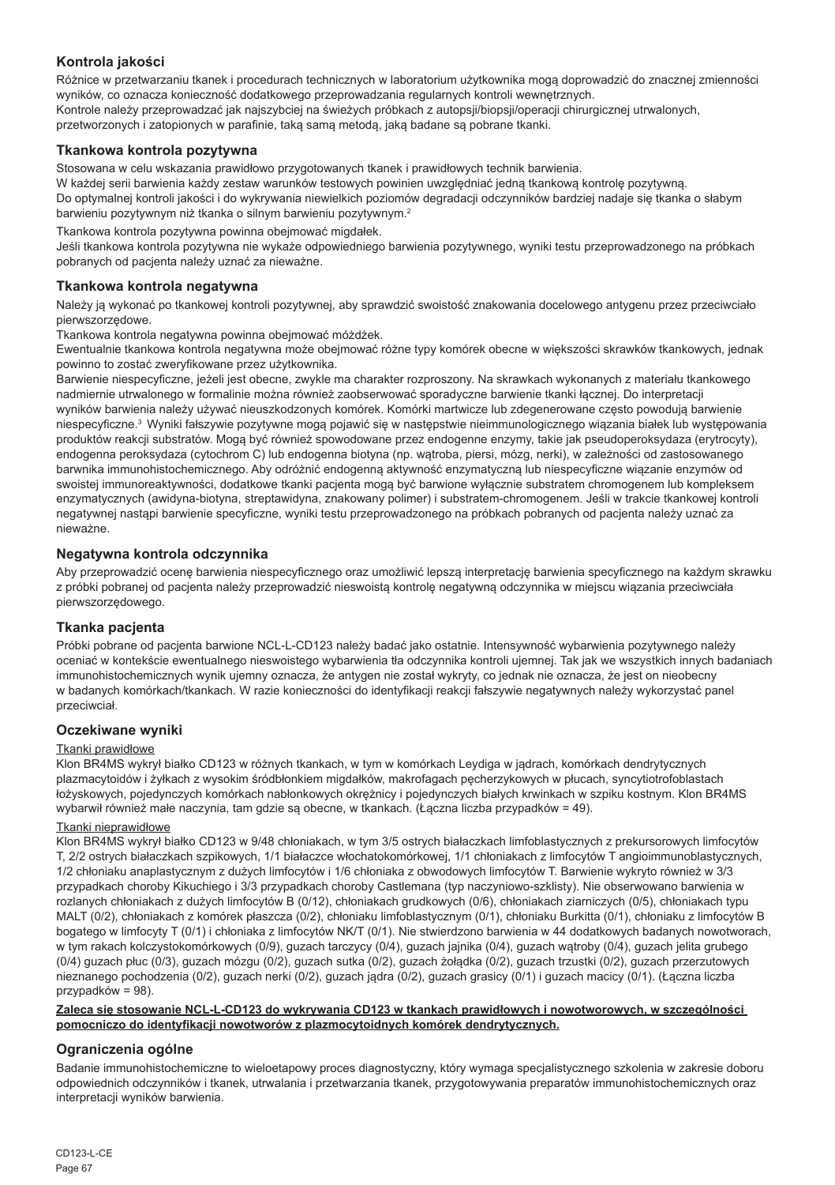## Kontrola jakości

Różnice w przetwarzaniu tkanek i procedurach technicznych w laboratorium użytkownika mogą doprowadzić do znacznej zmienności wyników, co oznacza konieczność dodatkowego przeprowadzania regularnych kontroli wewnętrznych.
Kontrole należy przeprowadzać jak najszybciej na świeżych próbkach z autopsji/biopsji/operacji chirurgicznej utrwalonych, przetworzonych i zatopionych w parafinie, taką samą metodą, jaką badane są pobrane tkanki.

## Tkankowa kontrola pozytywna

Stosowana w celu wskazania prawidłowo przygotowanych tkanek i prawidłowych technik barwienia.
W każdej serii barwienia każdy zestaw warunków testowych powinien uwzględniać jedną tkankową kontrolę pozytywną.
Do optymalnej kontroli jakości i do wykrywania niewielkich poziomów degradacji odczynników bardziej nadaje się tkanka o słabym barwieniu pozytywnym niż tkanka o silnym barwieniu pozytywnym.[2]

Tkankowa kontrola pozytywna powinna obejmować migdałek.
Jeśli tkankowa kontrola pozytywna nie wykaże odpowiedniego barwienia pozytywnego, wyniki testu przeprowadzonego na próbkach pobranych od pacjenta należy uznać za nieważne.

## Tkankowa kontrola negatywna

Należy ją wykonać po tkankowej kontroli pozytywnej, aby sprawdzić swoistość znakowania docelowego antygenu przez przeciwciało pierwszorzędowe.
Tkankowa kontrola negatywna powinna obejmować móżdżek.
Ewentualnie tkankowa kontrola negatywna może obejmować różne typy komórek obecne w większości skrawków tkankowych, jednak powinno to zostać zweryfikowane przez użytkownika.
Barwienie niespecyficzne, jeżeli jest obecne, zwykle ma charakter rozproszony. Na skrawkach wykonanych z materiału tkankowego nadmiernie utrwalonego w formalinie można również zaobserwować sporadyczne barwienie tkanki łącznej. Do interpretacji wyników barwienia należy używać nieuszkodzonych komórek. Komórki martwicze lub zdegenerowane często powodują barwienie niespecyficzne.[3] Wyniki fałszywe pozytywne mogą pojawić się w następstwie nieimmunologicznego wiązania białek lub występowania produktów reakcji substratów. Mogą być również spowodowane przez endogenne enzymy, takie jak pseudoperoksydaza (erytrocyty), endogenna peroksydaza (cytochrom C) lub endogenna biotyna (np. wątroba, piersi, mózg, nerki), w zależności od zastosowanego barwnika immunohistochemicznego. Aby odróżnić endogenną aktywność enzymatyczną lub niespecyficzne wiązanie enzymów od swoistej immunoreaktywności, dodatkowe tkanki pacjenta mogą być barwione wyłącznie substratem chromogenem lub kompleksem enzymatycznych (awidyna-biotyna, streptawidyna, znakowany polimer) i substratem-chromogenem. Jeśli w trakcie tkankowej kontroli negatywnej nastąpi barwienie specyficzne, wyniki testu przeprowadzonego na próbkach pobranych od pacjenta należy uznać za nieważne.

## Negatywna kontrola odczynnika

Aby przeprowadzić ocenę barwienia niespecyficznego oraz umożliwić lepszą interpretację barwienia specyficznego na każdym skrawku z próbki pobranej od pacjenta należy przeprowadzić nieswoistą kontrolę negatywną odczynnika w miejscu wiązania przeciwciała pierwszorzędowego.

## Tkanka pacjenta

Próbki pobrane od pacjenta barwione NCL-L-CD123 należy badać jako ostatnie. Intensywność wybarwienia pozytywnego należy oceniać w kontekście ewentualnego nieswoistego wybarwienia tła odczynnika kontroli ujemnej. Tak jak we wszystkich innych badaniach immunohistochemicznych wynik ujemny oznacza, że antygen nie został wykryty, co jednak nie oznacza, że jest on nieobecny w badanych komórkach/tkankach. W razie konieczności do identyfikacji reakcji fałszywie negatywnych należy wykorzystać panel przeciwciał.

## Oczekiwane wyniki

Tkanki prawidłowe

Klon BR4MS wykrył białko CD123 w różnych tkankach, w tym w komórkach Leydiga w jądrach, komórkach dendrytycznych plazmacytoidów i żyłkach z wysokim śródbłonkiem migdałków, makrofagach pęcherzykowych w płucach, syncytiotrofoblastach łożyskowych, pojedynczych komórkach nabłonkowych okrężnicy i pojedynczych białych krwinkach w szpiku kostnym. Klon BR4MS wybarwił również małe naczynia, tam gdzie są obecne, w tkankach. (Łączna liczba przypadków = 49).

Tkanki nieprawidłowe

Klon BR4MS wykrył białko CD123 w 9/48 chłoniakach, w tym 3/5 ostrych białaczkach limfoblastycznych z prekursorowych limfocytów T, 2/2 ostrych białaczkach szpikowych, 1/1 białaczce włochatokomórkowej, 1/1 chłoniakach z limfocytów T angioimmunoblastycznych, 1/2 chłoniaku anaplastycznym z dużych limfocytów i 1/6 chłoniaka z obwodowych limfocytów T. Barwienie wykryto również w 3/3 przypadkach choroby Kikuchiego i 3/3 przypadkach choroby Castlemana (typ naczyniowo-szklisty). Nie obserwowano barwienia w rozlanych chłoniakach z dużych limfocytów B (0/12), chłoniakach grudkowych (0/6), chłoniakach ziarniczych (0/5), chłoniakach typu MALT (0/2), chłoniakach z komórek płaszcza (0/2), chłoniaku limfoblastycznym (0/1), chłoniaku Burkitta (0/1), chłoniaku z limfocytów B bogatego w limfocyty T (0/1) i chłoniaka z limfocytów NK/T (0/1). Nie stwierdzono barwienia w 44 dodatkowych badanych nowotworach, w tym rakach kolczystokomórkowych (0/9), guzach tarczycy (0/4), guzach jajnika (0/4), guzach wątroby (0/4), guzach jelita grubego (0/4) guzach płuc (0/3), guzach mózgu (0/2), guzach sutka (0/2), guzach żołądka (0/2), guzach trzustki (0/2), guzach przerzutowych nieznanego pochodzenia (0/2), guzach nerki (0/2), guzach jądra (0/2), guzach grasicy (0/1) i guzach macicy (0/1). (Łączna liczba przypadków = 98).

**Zaleca się stosowanie NCL-L-CD123 do wykrywania CD123 w tkankach prawidłowych i nowotworowych, w szczególności pomocniczo do identyfikacji nowotworów z plazmocytoidnych komórek dendrytycznych.**

## Ograniczenia ogólne

Badanie immunohistochemiczne to wieloetapowy proces diagnostyczny, który wymaga specjalistycznego szkolenia w zakresie doboru odpowiednich odczynników i tkanek, utrwalania i przetwarzania tkanek, przygotowywania preparatów immunohistochemicznych oraz interpretacji wyników barwienia.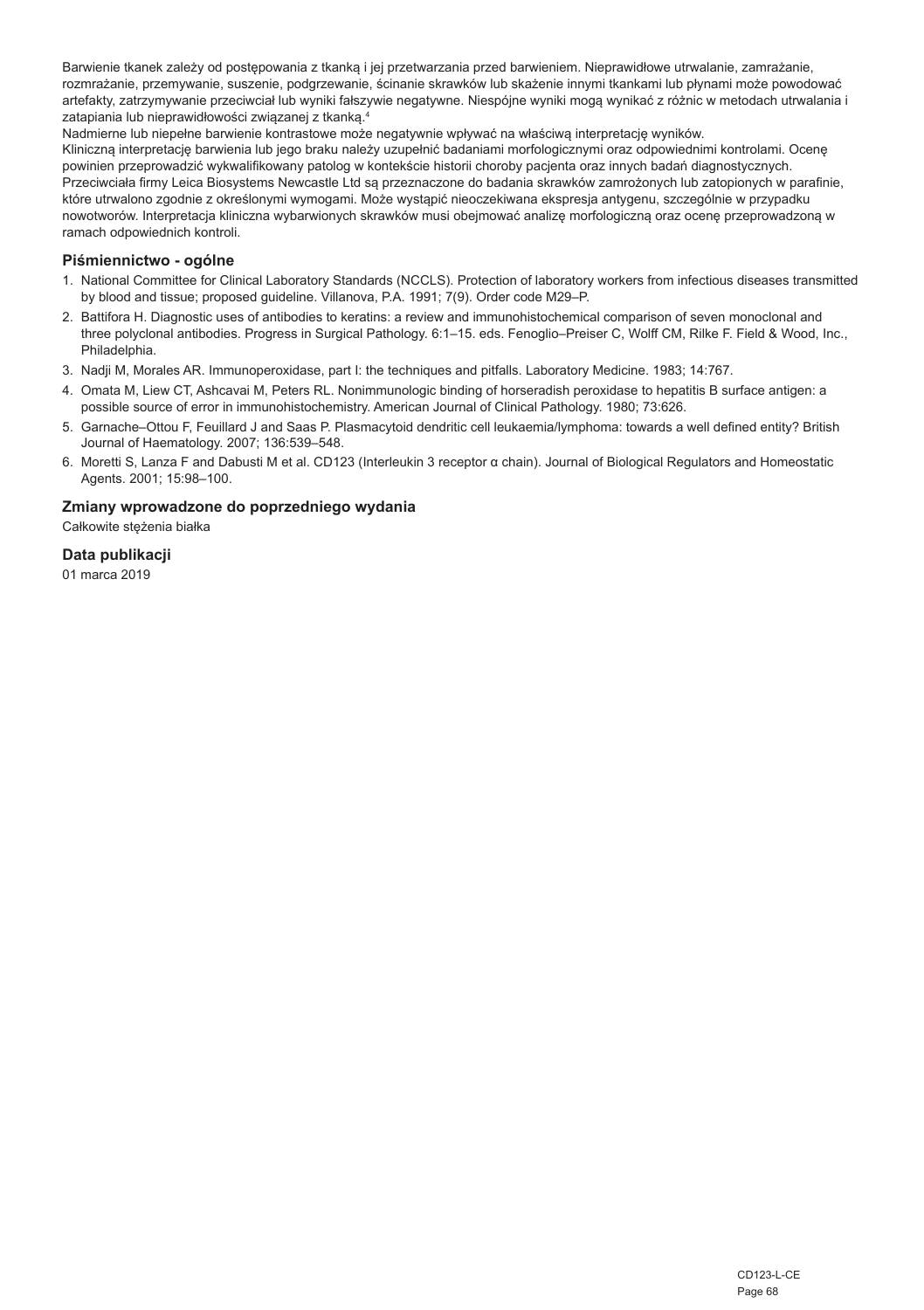Barwienie tkanek zależy od postępowania z tkanką i jej przetwarzania przed barwieniem. Nieprawidłowe utrwalanie, zamrażanie, rozmrażanie, przemywanie, suszenie, podgrzewanie, ścinanie skrawków lub skażenie innymi tkankami lub płynami może powodować artefakty, zatrzymywanie przeciwciał lub wyniki fałszywie negatywne. Niespójne wyniki mogą wynikać z różnic w metodach utrwalania i zatapiania lub nieprawidłowości związanej z tkanką.[4]

Nadmierne lub niepełne barwienie kontrastowe może negatywnie wpływać na właściwą interpretację wyników.

Kliniczną interpretację barwienia lub jego braku należy uzupełnić badaniami morfologicznymi oraz odpowiednimi kontrolami. Ocenę powinien przeprowadzić wykwalifikowany patolog w kontekście historii choroby pacjenta oraz innych badań diagnostycznych.

Przeciwciała firmy Leica Biosystems Newcastle Ltd są przeznaczone do badania skrawków zamrożonych lub zatopionych w parafinie, które utrwalono zgodnie z określonymi wymogami. Może wystąpić nieoczekiwana ekspresja antygenu, szczególnie w przypadku nowotworów. Interpretacja kliniczna wybarwionych skrawków musi obejmować analizę morfologiczną oraz ocenę przeprowadzoną w ramach odpowiednich kontroli.

## Piśmiennictwo - ogólne

1. National Committee for Clinical Laboratory Standards (NCCLS). Protection of laboratory workers from infectious diseases transmitted by blood and tissue; proposed guideline. Villanova, P.A. 1991; 7(9). Order code M29–P.
2. Battifora H. Diagnostic uses of antibodies to keratins: a review and immunohistochemical comparison of seven monoclonal and three polyclonal antibodies. Progress in Surgical Pathology. 6:1–15. eds. Fenoglio–Preiser C, Wolff CM, Rilke F. Field & Wood, Inc., Philadelphia.
3. Nadji M, Morales AR. Immunoperoxidase, part I: the techniques and pitfalls. Laboratory Medicine. 1983; 14:767.
4. Omata M, Liew CT, Ashcavai M, Peters RL. Nonimmunologic binding of horseradish peroxidase to hepatitis B surface antigen: a possible source of error in immunohistochemistry. American Journal of Clinical Pathology. 1980; 73:626.
5. Garnache–Ottou F, Feuillard J and Saas P. Plasmacytoid dendritic cell leukaemia/lymphoma: towards a well defined entity? British Journal of Haematology. 2007; 136:539–548.
6. Moretti S, Lanza F and Dabusti M et al. CD123 (Interleukin 3 receptor α chain). Journal of Biological Regulators and Homeostatic Agents. 2001; 15:98–100.

## Zmiany wprowadzone do poprzedniego wydania

Całkowite stężenia białka

## Data publikacji

01 marca 2019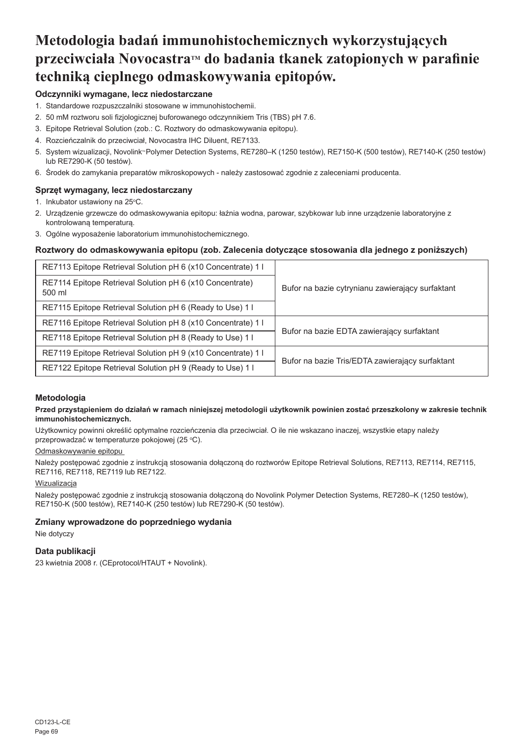# Metodologia badań immunohistochemicznych wykorzystujących przeciwciała Novocastra™ do badania tkanek zatopionych w parafinie techniką cieplnego odmaskowywania epitopów.

### Odczynniki wymagane, lecz niedostarczane

1. Standardowe rozpuszczalniki stosowane w immunohistochemii.
2. 50 mM roztworu soli fizjologicznej buforowanego odczynnikiem Tris (TBS) pH 7.6.
3. Epitope Retrieval Solution (zob.: C. Roztwory do odmaskowywania epitopu).
4. Rozcieńczalnik do przeciwciał, Novocastra IHC Diluent, RE7133.
5. System wizualizacji, Novolink™ Polymer Detection Systems, RE7280–K (1250 testów), RE7150-K (500 testów), RE7140-K (250 testów) lub RE7290-K (50 testów).
6. Środek do zamykania preparatów mikroskopowych - należy zastosować zgodnie z zaleceniami producenta.

### Sprzęt wymagany, lecz niedostarczany

1. Inkubator ustawiony na 25°C.
2. Urządzenie grzewcze do odmaskowywania epitopu: łaźnia wodna, parowar, szybkowar lub inne urządzenie laboratoryjne z kontrolowaną temperaturą.
3. Ogólne wyposażenie laboratorium immunohistochemicznego.

### Roztwory do odmaskowywania epitopu (zob. Zalecenia dotyczące stosowania dla jednego z poniższych)

| | |
|---|---|
| RE7113 Epitope Retrieval Solution pH 6 (x10 Concentrate) 1 l | Bufor na bazie cytrynianu zawierający surfaktant |
| RE7114 Epitope Retrieval Solution pH 6 (x10 Concentrate) 500 ml | |
| RE7115 Epitope Retrieval Solution pH 6 (Ready to Use) 1 l | |
| RE7116 Epitope Retrieval Solution pH 8 (x10 Concentrate) 1 l | Bufor na bazie EDTA zawierający surfaktant |
| RE7118 Epitope Retrieval Solution pH 8 (Ready to Use) 1 l | |
| RE7119 Epitope Retrieval Solution pH 9 (x10 Concentrate) 1 l | Bufor na bazie Tris/EDTA zawierający surfaktant |
| RE7122 Epitope Retrieval Solution pH 9 (Ready to Use) 1 l | |

### Metodologia

**Przed przystąpieniem do działań w ramach niniejszej metodologii użytkownik powinien zostać przeszkolony w zakresie technik immunohistochemicznych.**

Użytkownicy powinni określić optymalne rozcieńczenia dla przeciwciał. O ile nie wskazano inaczej, wszystkie etapy należy przeprowadzać w temperaturze pokojowej (25 °C).

Odmaskowywanie epitopu

Należy postępować zgodnie z instrukcją stosowania dołączoną do roztworów Epitope Retrieval Solutions, RE7113, RE7114, RE7115, RE7116, RE7118, RE7119 lub RE7122.

Wizualizacja

Należy postępować zgodnie z instrukcją stosowania dołączoną do Novolink Polymer Detection Systems, RE7280–K (1250 testów), RE7150-K (500 testów), RE7140-K (250 testów) lub RE7290-K (50 testów).

### Zmiany wprowadzone do poprzedniego wydania

Nie dotyczy

### Data publikacji

23 kwietnia 2008 r. (CEprotocol/HTAUT + Novolink).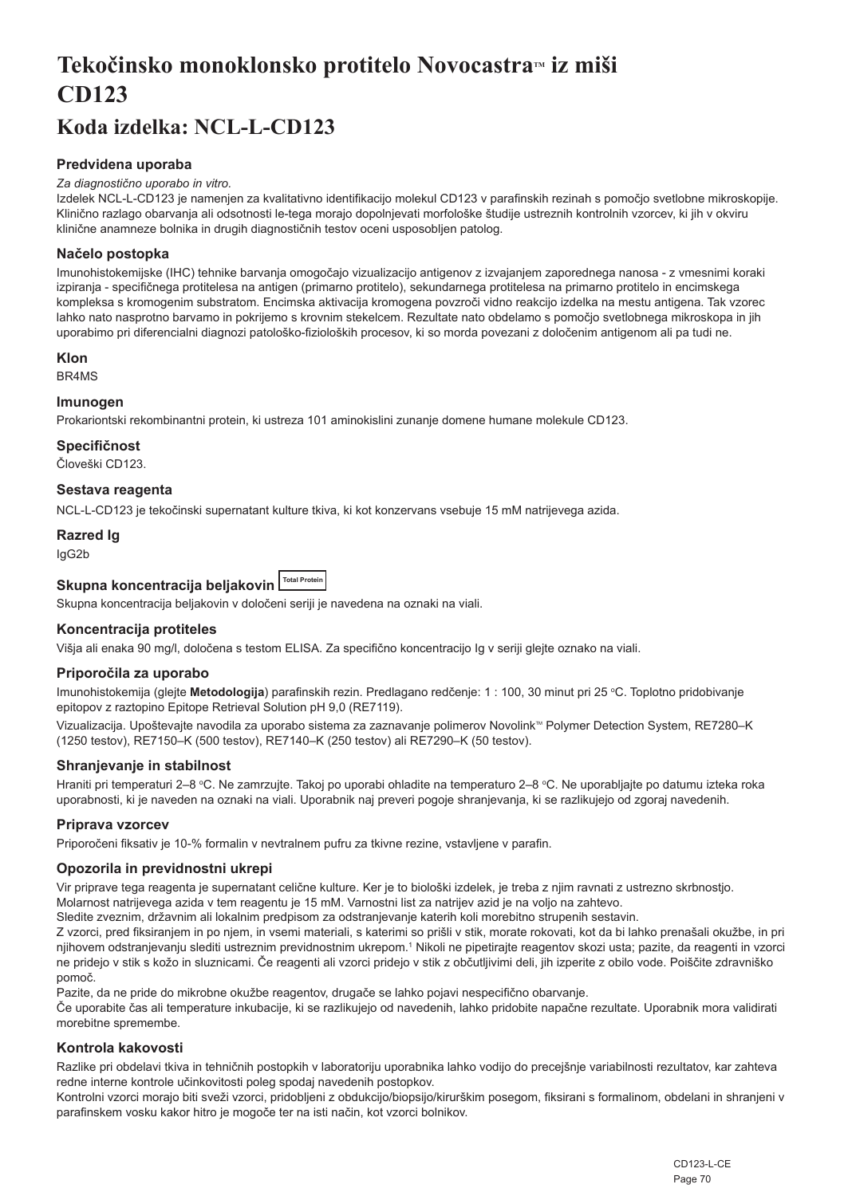# Tekočinsko monoklonsko protitelo Novocastra™ iz miši CD123

## Koda izdelka: NCL-L-CD123

### Predvidena uporaba

*Za diagnostično uporabo in vitro.*

Izdelek NCL-L-CD123 je namenjen za kvalitativno identifikacijo molekul CD123 v parafinskih rezinah s pomočjo svetlobne mikroskopije. Klinično razlago obarvanja ali odsotnosti le-tega morajo dopolnjevati morfološke študije ustreznih kontrolnih vzorcev, ki jih v okviru klinične anamneze bolnika in drugih diagnostičnih testov oceni usposobljen patolog.

### Načelo postopka

Imunohistokemijske (IHC) tehnike barvanja omogočajo vizualizacijo antigenov z izvajanjem zaporednega nanosa - z vmesnimi koraki izpiranja - specifičnega protitelesa na antigen (primarno protitelo), sekundarnega protitelesa na primarno protitelo in encimskega kompleksa s kromogenim substratom. Encimska aktivacija kromogena povzroči vidno reakcijo izdelka na mestu antigena. Tak vzorec lahko nato nasprotno barvamo in pokrijemo s krovnim stekelcem. Rezultate nato obdelamo s pomočjo svetlobnega mikroskopa in jih uporabimo pri diferencialni diagnozi patološko-fizioloških procesov, ki so morda povezani z določenim antigenom ali pa tudi ne.

### Klon

BR4MS

### Imunogen

Prokariontski rekombinantni protein, ki ustreza 101 aminokislini zunanje domene humane molekule CD123.

### Specifičnost

Človeški CD123.

### Sestava reagenta

NCL-L-CD123 je tekočinski supernatant kulture tkiva, ki kot konzervans vsebuje 15 mM natrijevega azida.

### Razred Ig

IgG2b

### Skupna koncentracija beljakovin Total Protein

Skupna koncentracija beljakovin v določeni seriji je navedena na oznaki na viali.

### Koncentracija protiteles

Višja ali enaka 90 mg/l, določena s testom ELISA. Za specifično koncentracijo Ig v seriji glejte oznako na viali.

### Priporočila za uporabo

Imunohistokemija (glejte **Metodologija**) parafinskih rezin. Predlagano redčenje: 1 : 100, 30 minut pri 25 °C. Toplotno pridobivanje epitopov z raztopino Epitope Retrieval Solution pH 9,0 (RE7119).

Vizualizacija. Upoštevajte navodila za uporabo sistema za zaznavanje polimerov Novolink™ Polymer Detection System, RE7280–K (1250 testov), RE7150–K (500 testov), RE7140–K (250 testov) ali RE7290–K (50 testov).

### Shranjevanje in stabilnost

Hraniti pri temperaturi 2–8 °C. Ne zamrzujte. Takoj po uporabi ohladite na temperaturo 2–8 °C. Ne uporabljajte po datumu izteka roka uporabnosti, ki je naveden na oznaki na viali. Uporabnik naj preveri pogoje shranjevanja, ki se razlikujejo od zgoraj navedenih.

### Priprava vzorcev

Priporočeni fiksativ je 10-% formalin v nevtralnem pufru za tkivne rezine, vstavljene v parafin.

### Opozorila in previdnostni ukrepi

Vir priprave tega reagenta je supernatant celične kulture. Ker je to biološki izdelek, je treba z njim ravnati z ustrezno skrbnostjo.

Molarnost natrijevega azida v tem reagentu je 15 mM. Varnostni list za natrijev azid je na voljo na zahtevo.

Sledite zveznim, državnim ali lokalnim predpisom za odstranjevanje katerih koli morebitno strupenih sestavin.

Z vzorci, pred fiksiranjem in po njem, in vsemi materiali, s katerimi so prišli v stik, morate rokovati, kot da bi lahko prenašali okužbe, in pri njihovem odstranjevanju slediti ustreznim previdnostnim ukrepom.[1] Nikoli ne pipetirajte reagentov skozi usta; pazite, da reagenti in vzorci ne pridejo v stik s kožo in sluznicami. Če reagenti ali vzorci pridejo v stik z občutljivimi deli, jih izperite z obilo vode. Poiščite zdravniško pomoč.

Pazite, da ne pride do mikrobne okužbe reagentov, drugače se lahko pojavi nespecifično obarvanje.

Če uporabite čas ali temperature inkubacije, ki se razlikujejo od navedenih, lahko pridobite napačne rezultate. Uporabnik mora validirati morebitne spremembe.

### Kontrola kakovosti

Razlike pri obdelavi tkiva in tehničnih postopkih v laboratoriju uporabnika lahko vodijo do precejšnje variabilnosti rezultatov, kar zahteva redne interne kontrole učinkovitosti poleg spodaj navedenih postopkov.

Kontrolni vzorci morajo biti sveži vzorci, pridobljeni z obdukcijo/biopsijo/kirurškim posegom, fiksirani s formalinom, obdelani in shranjeni v parafinskem vosku kakor hitro je mogoče ter na isti način, kot vzorci bolnikov.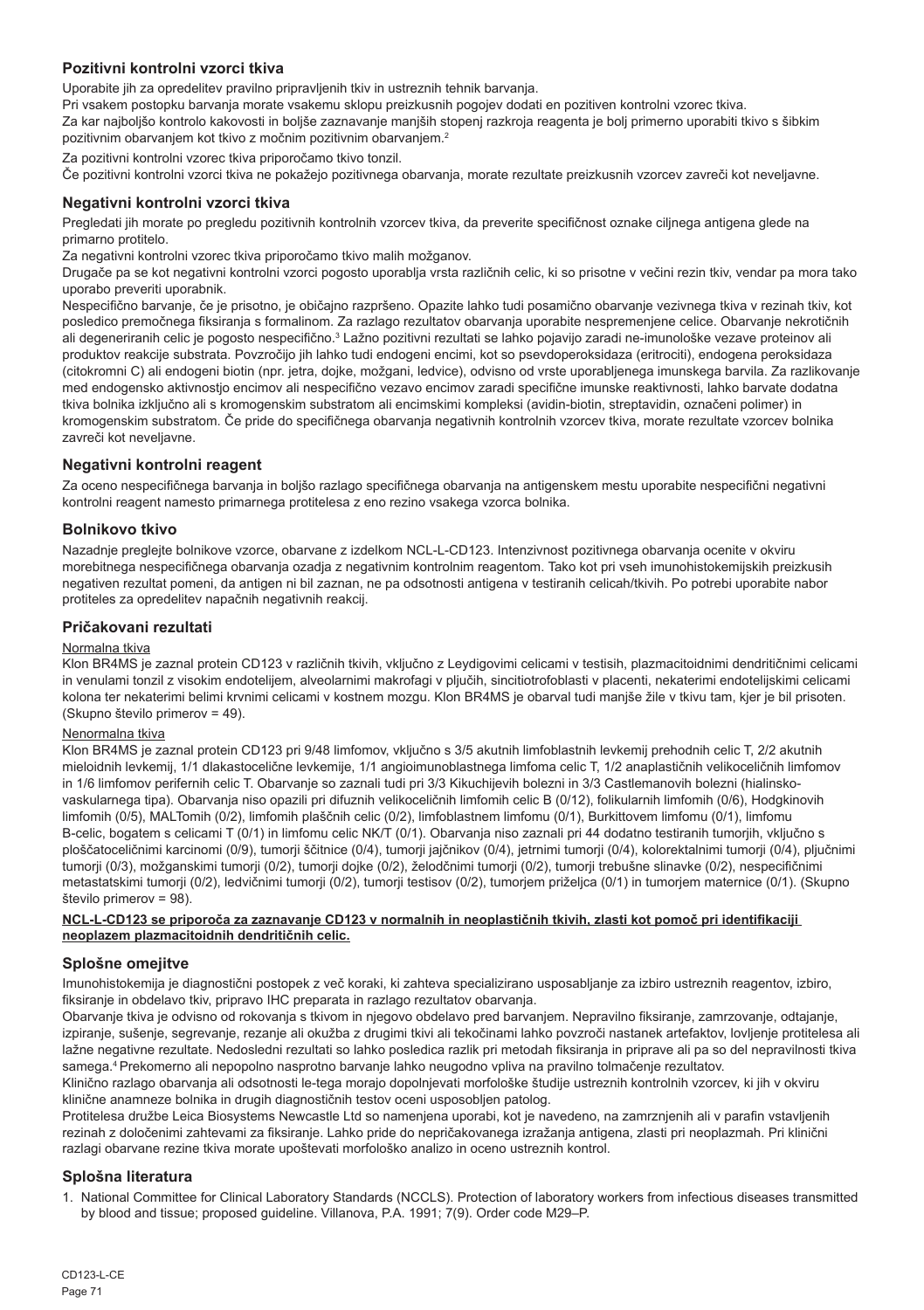## Pozitivni kontrolni vzorci tkiva

Uporabite jih za opredelitev pravilno pripravljenih tkiv in ustreznih tehnik barvanja.

Pri vsakem postopku barvanja morate vsakemu sklopu preizkusnih pogojev dodati en pozitiven kontrolni vzorec tkiva.

Za kar najboljšo kontrolo kakovosti in boljše zaznavanje manjših stopenj razkroja reagenta je bolj primerno uporabiti tkivo s šibkim pozitivnim obarvanjem kot tkivo z močnim pozitivnim obarvanjem.[2]

Za pozitivni kontrolni vzorec tkiva priporočamo tkivo tonzil.

Če pozitivni kontrolni vzorci tkiva ne pokažejo pozitivnega obarvanja, morate rezultate preizkusnih vzorcev zavreči kot neveljavne.

## Negativni kontrolni vzorci tkiva

Pregledati jih morate po pregledu pozitivnih kontrolnih vzorcev tkiva, da preverite specifičnost oznake ciljnega antigena glede na primarno protitelo.

Za negativni kontrolni vzorec tkiva priporočamo tkivo malih možganov.

Drugače pa se kot negativni kontrolni vzorci pogosto uporablja vrsta različnih celic, ki so prisotne v večini rezin tkiv, vendar pa mora tako uporabo preveriti uporabnik.

Nespecifično barvanje, če je prisotno, je običajno razpršeno. Opazite lahko tudi posamično obarvanje vezivnega tkiva v rezinah tkiv, kot posledico premočnega fiksiranja s formalinom. Za razlago rezultatov obarvanja uporabite nespremenjene celice. Obarvanje nekrotičnih ali degeneriranih celic je pogosto nespecifično.[3] Lažno pozitivni rezultati se lahko pojavijo zaradi ne-imunološke vezave proteinov ali produktov reakcije substrata. Povzročijo jih lahko tudi endogeni encimi, kot so psevdoperoksidaza (eritrociti), endogena peroksidaza (citokromni C) ali endogeni biotin (npr. jetra, dojke, možgani, ledvice), odvisno od vrste uporabljenega imunskega barvila. Za razlikovanje med endogensko aktivnostjo encimov ali nespecifično vezavo encimov zaradi specifične imunske reaktivnosti, lahko barvate dodatna tkiva bolnika izključno ali s kromogenskim substratom ali encimskimi kompleksi (avidin-biotin, streptavidin, označeni polimer) in kromogenskim substratom. Če pride do specifičnega obarvanja negativnih kontrolnih vzorcev tkiva, morate rezultate vzorcev bolnika zavreči kot neveljavne.

## Negativni kontrolni reagent

Za oceno nespecifičnega barvanja in boljšo razlago specifičnega obarvanja na antigenskem mestu uporabite nespecifični negativni kontrolni reagent namesto primarnega protitelesa z eno rezino vsakega vzorca bolnika.

## Bolnikovo tkivo

Nazadnje preglejte bolnikove vzorce, obarvane z izdelkom NCL-L-CD123. Intenzivnost pozitivnega obarvanja ocenite v okviru morebitnega nespecifičnega obarvanja ozadja z negativnim kontrolnim reagentom. Tako kot pri vseh imunohistokemijskih preizkusih negativen rezultat pomeni, da antigen ni bil zaznan, ne pa odsotnosti antigena v testiranih celicah/tkivih. Po potrebi uporabite nabor protiteles za opredelitev napačnih negativnih reakcij.

## Pričakovani rezultati

Normalna tkiva

Klon BR4MS je zaznal protein CD123 v različnih tkivih, vključno z Leydigovimi celicami v testisih, plazmacitoidnimi dendritičnimi celicami in venulami tonzil z visokim endotelijem, alveolarnimi makrofagi v pljučih, sincitiotrofoblasti v placenti, nekaterimi endotelijskimi celicami kolona ter nekaterimi belimi krvnimi celicami v kostnem mozgu. Klon BR4MS je obarval tudi manjše žile v tkivu tam, kjer je bil prisoten. (Skupno število primerov = 49).

Nenormalna tkiva

Klon BR4MS je zaznal protein CD123 pri 9/48 limfomov, vključno s 3/5 akutnih limfoblastnih levkemij prehodnih celic T, 2/2 akutnih mieloidnih levkemij, 1/1 dlakastocelične levkemije, 1/1 angioimunoblastnega limfoma celic T, 1/2 anaplastičnih velikoceličnih limfomov in 1/6 limfomov perifernih celic T. Obarvanje so zaznali tudi pri 3/3 Kikuchijevih bolezni in 3/3 Castlemanovih bolezni (hialinsko-vaskularnega tipa). Obarvanja niso opazili pri difuznih velikoceličnih limfomih celic B (0/12), folikularnih limfomih (0/6), Hodgkinovih limfomih (0/5), MALTomih (0/2), limfomih plaščnih celic (0/2), limfoblastnem limfomu (0/1), Burkittovem limfomu (0/1), limfomu B-celic, bogatem s celicami T (0/1) in limfomu celic NK/T (0/1). Obarvanja niso zaznali pri 44 dodatno testiranih tumorjih, vključno s ploščatoceličnimi karcinomi (0/9), tumorji ščitnice (0/4), tumorji jajčnikov (0/4), jetrnimi tumorji (0/4), kolorektalnimi tumorji (0/4), pljučnimi tumorji (0/3), možganskimi tumorji (0/2), tumorji dojke (0/2), želodčnimi tumorji (0/2), tumorji trebušne slinavke (0/2), nespecifičnimi metastatskimi tumorji (0/2), ledvičnimi tumorji (0/2), tumorji testisov (0/2), tumorjem priželjca (0/1) in tumorjem maternice (0/1). (Skupno število primerov = 98).

**NCL-L-CD123 se priporoča za zaznavanje CD123 v normalnih in neoplastičnih tkivih, zlasti kot pomoč pri identifikaciji neoplazem plazmacitoidnih dendritičnih celic.**

## Splošne omejitve

Imunohistokemija je diagnostični postopek z več koraki, ki zahteva specializirano usposabljanje za izbiro ustreznih reagentov, izbiro, fiksiranje in obdelavo tkiv, pripravo IHC preparata in razlago rezultatov obarvanja.

Obarvanje tkiva je odvisno od rokovanja s tkivom in njegovo obdelavo pred barvanjem. Nepravilno fiksiranje, zamrzovanje, odtajanje, izpiranje, sušenje, segrevanje, rezanje ali okužba z drugimi tkivi ali tekočinami lahko povzroči nastanek artefaktov, lovljenje protitelesa ali lažne negativne rezultate. Nedosledni rezultati so lahko posledica razlik pri metodah fiksiranja in priprave ali pa so del nepravilnosti tkiva samega.[4] Prekomerno ali nepopolno nasprotno barvanje lahko neugodno vpliva na pravilno tolmačenje rezultatov.

Klinično razlago obarvanja ali odsotnosti le-tega morajo dopolnjevati morfološke študije ustreznih kontrolnih vzorcev, ki jih v okviru klinične anamneze bolnika in drugih diagnostičnih testov oceni usposobljen patolog.

Protitelesa družbe Leica Biosystems Newcastle Ltd so namenjena uporabi, kot je navedeno, na zamrznjenih ali v parafin vstavljenih rezinah z določenimi zahtevami za fiksiranje. Lahko pride do nepričakovanega izražanja antigena, zlasti pri neoplazmah. Pri klinični razlagi obarvane rezine tkiva morate upoštevati morfološko analizo in oceno ustreznih kontrol.

## Splošna literatura

1. National Committee for Clinical Laboratory Standards (NCCLS). Protection of laboratory workers from infectious diseases transmitted by blood and tissue; proposed guideline. Villanova, P.A. 1991; 7(9). Order code M29–P.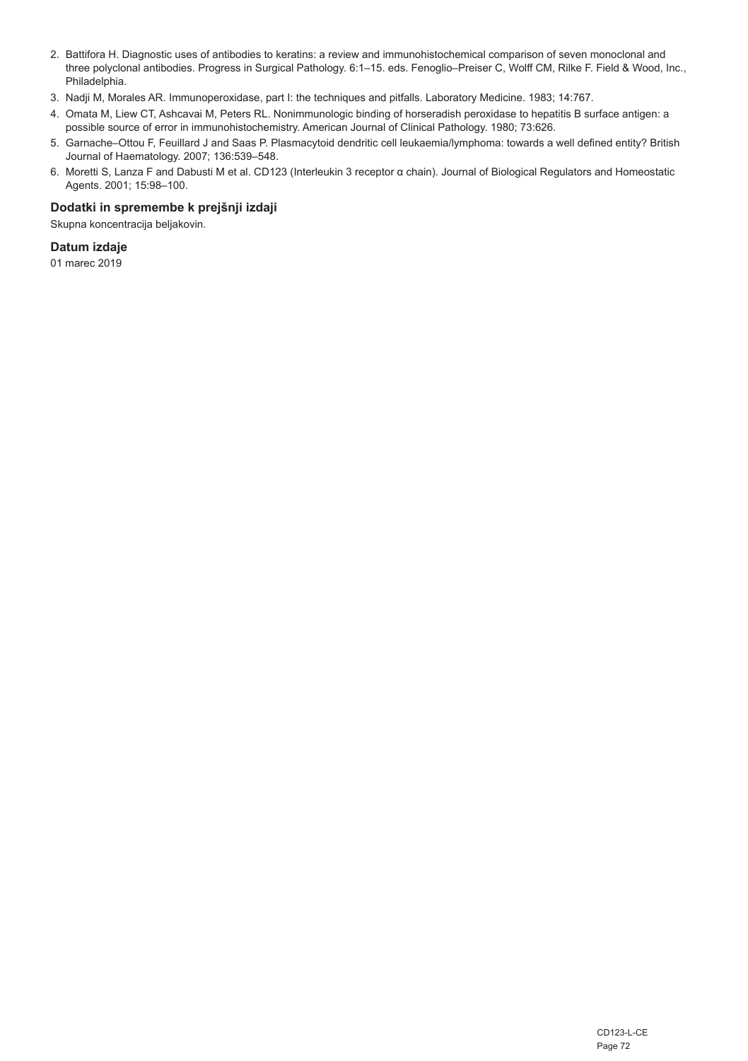2. Battifora H. Diagnostic uses of antibodies to keratins: a review and immunohistochemical comparison of seven monoclonal and three polyclonal antibodies. Progress in Surgical Pathology. 6:1–15. eds. Fenoglio–Preiser C, Wolff CM, Rilke F. Field & Wood, Inc., Philadelphia.
3. Nadji M, Morales AR. Immunoperoxidase, part I: the techniques and pitfalls. Laboratory Medicine. 1983; 14:767.
4. Omata M, Liew CT, Ashcavai M, Peters RL. Nonimmunologic binding of horseradish peroxidase to hepatitis B surface antigen: a possible source of error in immunohistochemistry. American Journal of Clinical Pathology. 1980; 73:626.
5. Garnache–Ottou F, Feuillard J and Saas P. Plasmacytoid dendritic cell leukaemia/lymphoma: towards a well defined entity? British Journal of Haematology. 2007; 136:539–548.
6. Moretti S, Lanza F and Dabusti M et al. CD123 (Interleukin 3 receptor α chain). Journal of Biological Regulators and Homeostatic Agents. 2001; 15:98–100.

### Dodatki in spremembe k prejšnji izdaji

Skupna koncentracija beljakovin.

### Datum izdaje

01 marec 2019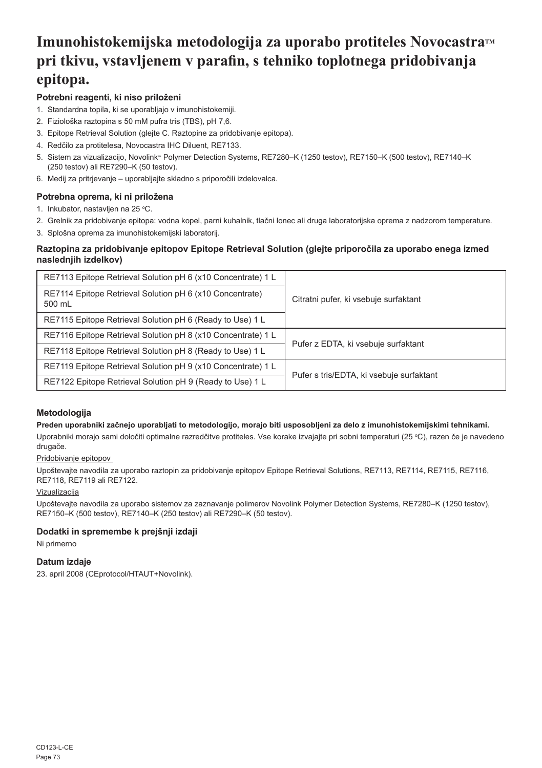# Imunohistokemijska metodologija za uporabo protiteles Novocastra™ pri tkivu, vstavljenem v parafin, s tehniko toplotnega pridobivanja epitopa.

### Potrebni reagenti, ki niso priloženi

1. Standardna topila, ki se uporabljajo v imunohistokemiji.
2. Fiziološka raztopina s 50 mM pufra tris (TBS), pH 7,6.
3. Epitope Retrieval Solution (glejte C. Raztopine za pridobivanje epitopa).
4. Redčilo za protitelesa, Novocastra IHC Diluent, RE7133.
5. Sistem za vizualizacijo, Novolink™ Polymer Detection Systems, RE7280–K (1250 testov), RE7150–K (500 testov), RE7140–K (250 testov) ali RE7290–K (50 testov).
6. Medij za pritrjevanje – uporabljajte skladno s priporočili izdelovalca.

### Potrebna oprema, ki ni priložena

1. Inkubator, nastavljen na 25 °C.
2. Grelnik za pridobivanje epitopa: vodna kopel, parni kuhalnik, tlačni lonec ali druga laboratorijska oprema z nadzorom temperature.
3. Splošna oprema za imunohistokemijski laboratorij.

### Raztopina za pridobivanje epitopov Epitope Retrieval Solution (glejte priporočila za uporabo enega izmed naslednjih izdelkov)

| Izdelek | Opis |
|---|---|
| RE7113 Epitope Retrieval Solution pH 6 (x10 Concentrate) 1 L | Citratni pufer, ki vsebuje surfaktant |
| RE7114 Epitope Retrieval Solution pH 6 (x10 Concentrate) 500 mL | |
| RE7115 Epitope Retrieval Solution pH 6 (Ready to Use) 1 L | |
| RE7116 Epitope Retrieval Solution pH 8 (x10 Concentrate) 1 L | Pufer z EDTA, ki vsebuje surfaktant |
| RE7118 Epitope Retrieval Solution pH 8 (Ready to Use) 1 L | |
| RE7119 Epitope Retrieval Solution pH 9 (x10 Concentrate) 1 L | Pufer s tris/EDTA, ki vsebuje surfaktant |
| RE7122 Epitope Retrieval Solution pH 9 (Ready to Use) 1 L | |

### Metodologija

**Preden uporabniki začnejo uporabljati to metodologijo, morajo biti usposobljeni za delo z imunohistokemijskimi tehnikami.**

Uporabniki morajo sami določiti optimalne razredčitve protiteles. Vse korake izvajajte pri sobni temperaturi (25 °C), razen če je navedeno drugače.

Pridobivanje epitopov

Upoštevajte navodila za uporabo raztopin za pridobivanje epitopov Epitope Retrieval Solutions, RE7113, RE7114, RE7115, RE7116, RE7118, RE7119 ali RE7122.

Vizualizacija

Upoštevajte navodila za uporabo sistemov za zaznavanje polimerov Novolink Polymer Detection Systems, RE7280–K (1250 testov), RE7150–K (500 testov), RE7140–K (250 testov) ali RE7290–K (50 testov).

### Dodatki in spremembe k prejšnji izdaji

Ni primerno

### Datum izdaje

23. april 2008 (CEprotocol/HTAUT+Novolink).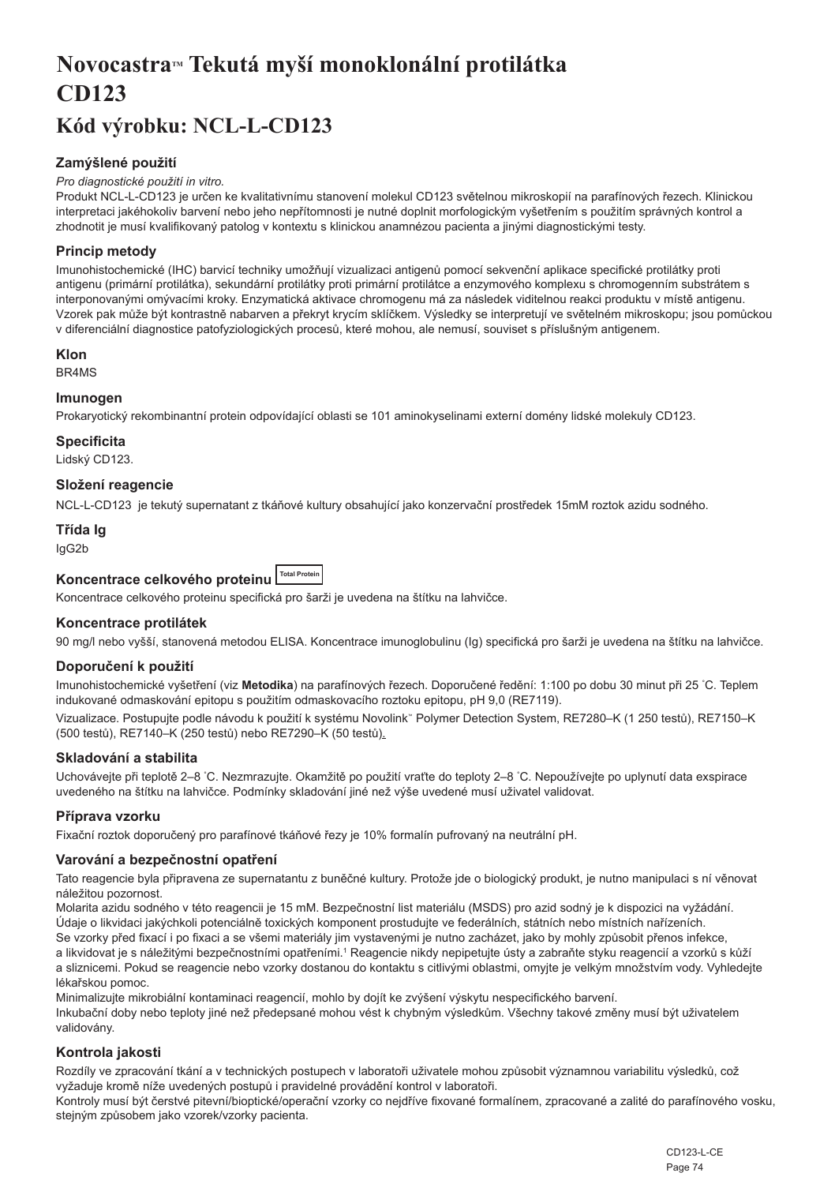# Novocastra™ Tekutá myší monoklonální protilátka CD123

# Kód výrobku: NCL-L-CD123

### Zamýšlené použití

*Pro diagnostické použití in vitro.*

Produkt NCL-L-CD123 je určen ke kvalitativnímu stanovení molekul CD123 světelnou mikroskopií na parafínových řezech. Klinickou interpretaci jakéhokoliv barvení nebo jeho nepřítomnosti je nutné doplnit morfologickým vyšetřením s použitím správných kontrol a zhodnotit je musí kvalifikovaný patolog v kontextu s klinickou anamnézou pacienta a jinými diagnostickými testy.

### Princip metody

Imunohistochemické (IHC) barvicí techniky umožňují vizualizaci antigenů pomocí sekvenční aplikace specifické protilátky proti antigenu (primární protilátka), sekundární protilátky proti primární protilátce a enzymového komplexu s chromogenním substrátem s interponovanými omývacími kroky. Enzymatická aktivace chromogenu má za následek viditelnou reakci produktu v místě antigenu. Vzorek pak může být kontrastně nabarven a překryt krycím sklíčkem. Výsledky se interpretují ve světelném mikroskopu; jsou pomůckou v diferenciální diagnostice patofyziologických procesů, které mohou, ale nemusí, souviset s příslušným antigenem.

### Klon

BR4MS

### Imunogen

Prokaryotický rekombinantní protein odpovídající oblasti se 101 aminokyselinami externí domény lidské molekuly CD123.

### Specificita

Lidský CD123.

### Složení reagencie

NCL-L-CD123 je tekutý supernatant z tkáňové kultury obsahující jako konzervační prostředek 15mM roztok azidu sodného.

### Třída Ig

IgG2b

### Koncentrace celkového proteinu Total Protein

Koncentrace celkového proteinu specifická pro šarži je uvedena na štítku na lahvičce.

### Koncentrace protilátek

90 mg/l nebo vyšší, stanovená metodou ELISA. Koncentrace imunoglobulinu (Ig) specifická pro šarži je uvedena na štítku na lahvičce.

### Doporučení k použití

Imunohistochemické vyšetření (viz **Metodika**) na parafínových řezech. Doporučené ředění: 1:100 po dobu 30 minut při 25 ˚C. Teplem indukované odmaskování epitopu s použitím odmaskovacího roztoku epitopu, pH 9,0 (RE7119).

Vizualizace. Postupujte podle návodu k použití k systému Novolink™ Polymer Detection System, RE7280–K (1 250 testů), RE7150–K (500 testů), RE7140–K (250 testů) nebo RE7290–K (50 testů).

### Skladování a stabilita

Uchovávejte při teplotě 2–8 ˚C. Nezmrazujte. Okamžitě po použití vraťte do teploty 2–8 ˚C. Nepoužívejte po uplynutí data exspirace uvedeného na štítku na lahvičce. Podmínky skladování jiné než výše uvedené musí uživatel validovat.

### Příprava vzorku

Fixační roztok doporučený pro parafínové tkáňové řezy je 10% formalín pufrovaný na neutrální pH.

### Varování a bezpečnostní opatření

Tato reagencie byla připravena ze supernatantu z buněčné kultury. Protože jde o biologický produkt, je nutno manipulaci s ní věnovat náležitou pozornost.

Molarita azidu sodného v této reagencii je 15 mM. Bezpečnostní list materiálu (MSDS) pro azid sodný je k dispozici na vyžádání.

Údaje o likvidaci jakýchkoli potenciálně toxických komponent prostudujte ve federálních, státních nebo místních nařízeních.

Se vzorky před fixací i po fixaci a se všemi materiály jim vystavenými je nutno zacházet, jako by mohly způsobit přenos infekce, a likvidovat je s náležitými bezpečnostními opatřeními.[1] Reagencie nikdy nepipetujte ústy a zabraňte styku reagencií a vzorků s kůží a sliznicemi. Pokud se reagencie nebo vzorky dostanou do kontaktu s citlivými oblastmi, omyjte je velkým množstvím vody. Vyhledejte lékařskou pomoc.

Minimalizujte mikrobiální kontaminaci reagencií, mohlo by dojít ke zvýšení výskytu nespecifického barvení.

Inkubační doby nebo teploty jiné než předepsané mohou vést k chybným výsledkům. Všechny takové změny musí být uživatelem validovány.

### Kontrola jakosti

Rozdíly ve zpracování tkání a v technických postupech v laboratoři uživatele mohou způsobit významnou variabilitu výsledků, což vyžaduje kromě níže uvedených postupů i pravidelné provádění kontrol v laboratoři.

Kontroly musí být čerstvé pitevní/bioptické/operační vzorky co nejdříve fixované formalínem, zpracované a zalité do parafínového vosku, stejným způsobem jako vzorek/vzorky pacienta.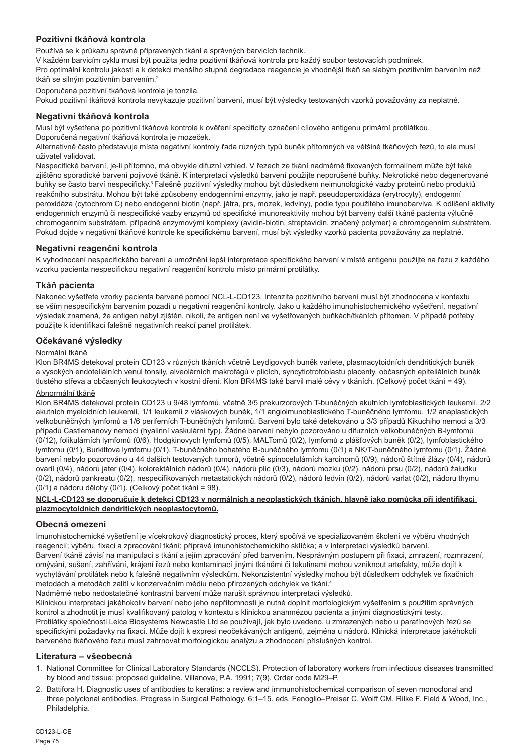## Pozitivní tkáňová kontrola

Používá se k průkazu správně připravených tkání a správných barvicích technik.

V každém barvicím cyklu musí být použita jedna pozitivní tkáňová kontrola pro každý soubor testovacích podmínek.

Pro optimální kontrolu jakosti a k detekci menšího stupně degradace reagencie je vhodnější tkáň se slabým pozitivním barvením než tkáň se silným pozitivním barvením.[2]

Doporučená pozitivní tkáňová kontrola je tonzila.

Pokud pozitivní tkáňová kontrola nevykazuje pozitivní barvení, musí být výsledky testovaných vzorků považovány za neplatné.

## Negativní tkáňová kontrola

Musí být vyšetřena po pozitivní tkáňové kontrole k ověření specificity označení cílového antigenu primární protilátkou.

Doporučená negativní tkáňová kontrola je mozeček.

Alternativně často představuje místa negativní kontroly řada různých typů buněk přítomných ve většině tkáňových řezů, to ale musí uživatel validovat.

Nespecifické barvení, je-li přítomno, má obvykle difuzní vzhled. V řezech ze tkání nadměrně fixovaných formalínem může být také zjištěno sporadické barvení pojivové tkáně. K interpretaci výsledků barvení použijte neporušené buňky. Nekrotické nebo degenerované buňky se často barví nespecificky.[3] Falešně pozitivní výsledky mohou být důsledkem neimunologické vazby proteinů nebo produktů reakčního substrátu. Mohou být také způsobeny endogenními enzymy, jako je např. pseudoperoxidáza (erytrocyty), endogenní peroxidáza (cytochrom C) nebo endogenní biotin (např. játra, prs, mozek, ledviny), podle typu použitého imunobarviva. K odlišení aktivity endogenních enzymů či nespecifické vazby enzymů od specifické imunoreaktivity mohou být barveny další tkáně pacienta výlučně chromogenním substrátem, případně enzymovými komplexy (avidin-biotin, streptavidin, značený polymer) a chromogenním substrátem. Pokud dojde v negativní tkáňové kontrole ke specifickému barvení, musí být výsledky vzorků pacienta považovány za neplatné.

## Negativní reagenční kontrola

K vyhodnocení nespecifického barvení a umožnění lepší interpretace specifického barvení v místě antigenu použijte na řezu z každého vzorku pacienta nespecifickou negativní reagenční kontrolu místo primární protilátky.

## Tkáň pacienta

Nakonec vyšetřete vzorky pacienta barvené pomocí NCL-L-CD123. Intenzita pozitivního barvení musí být zhodnocena v kontextu se vším nespecifickým barvením pozadí u negativní reagenční kontroly. Jako u každého imunohistochemického vyšetření, negativní výsledek znamená, že antigen nebyl zjištěn, nikoli, že antigen není ve vyšetřovaných buňkách/tkáních přítomen. V případě potřeby použijte k identifikaci falešně negativních reakcí panel protilátek.

## Očekávané výsledky

Normální tkáně

Klon BR4MS detekoval protein CD123 v různých tkáních včetně Leydigových buněk varlete, plasmacytoidních dendritických buněk a vysokých endoteliálních venul tonsily, alveolárních makrofágů v plicích, syncytiotrofoblastu placenty, občasných epiteliálních buněk tlustého střeva a občasných leukocytech v kostní dřeni. Klon BR4MS také barvil malé cévy v tkáních. (Celkový počet tkání = 49).

Abnormální tkáně

Klon BR4MS detekoval protein CD123 u 9/48 lymfomů, včetně 3/5 prekurzorových T-buněčných akutních lymfoblastických leukemií, 2/2 akutních myeloidních leukemií, 1/1 leukemií z vláskových buněk, 1/1 angioimunoblastického T-buněčného lymfomu, 1/2 anaplastických velkobuněčných lymfomů a 1/6 periferních T-buněčných lymfomů. Barvení bylo také detekováno u 3/3 případů Kikuchiho nemoci a 3/3 případů Castlemanovy nemoci (hyalinní vaskulární typ). Žádné barvení nebylo pozorováno u difuzních velkobuněčných B-lymfomů (0/12), folikulárních lymfomů (0/6), Hodgkinových lymfomů (0/5), MALTomů (0/2), lymfomů z plášťových buněk (0/2), lymfoblastického lymfomu (0/1), Burkittova lymfomu (0/1), T-buněčného bohatého B-buněčného lymfomu (0/1) a NK/T-buněčného lymfomu (0/1). Žádné barvení nebylo pozorováno u 44 dalších testovaných tumorů, včetně spinocelulárních karcinomů (0/9), nádorů štítné žlázy (0/4), nádorů ovarií (0/4), nádorů jater (0/4), kolorektálních nádorů (0/4), nádorů plic (0/3), nádorů mozku (0/2), nádorů prsu (0/2), nádorů žaludku (0/2), nádorů pankreatu (0/2), nespecifikovaných metastatických nádorů (0/2), nádorů ledvin (0/2), nádorů varlat (0/2), nádoru thymu (0/1) a nádoru dělohy (0/1). (Celkový počet tkání = 98).

**NCL-L-CD123 se doporučuje k detekci CD123 v normálních a neoplastických tkáních, hlavně jako pomůcka při identifikaci plazmocytoidních dendritických neoplastocytomů.**

## Obecná omezení

Imunohistochemické vyšetření je vícekrokový diagnostický proces, který spočívá ve specializovaném školení ve výběru vhodných reagencií; výběru, fixaci a zpracování tkání; přípravě imunohistochemického sklíčka; a v interpretaci výsledků barvení.

Barvení tkáně závisí na manipulaci s tkání a jejím zpracování před barvením. Nesprávným postupem při fixaci, zmrazení, rozmrazení, omývání, sušení, zahřívání, krájení řezů nebo kontaminací jinými tkáněmi či tekutinami mohou vzniknout artefakty, může dojít k vychytávání protilátek nebo k falešně negativním výsledkům. Nekonzistentní výsledky mohou být důsledkem odchylek ve fixačních metodách a metodách zalití v konzervačním médiu nebo přirozených odchylek ve tkáni.[4]

Nadměrné nebo nedostatečné kontrastní barvení může narušit správnou interpretaci výsledků.

Klinickou interpretaci jakéhokoliv barvení nebo jeho nepřítomnosti je nutné doplnit morfologickým vyšetřením s použitím správných kontrol a zhodnotit je musí kvalifikovaný patolog v kontextu s klinickou anamnézou pacienta a jinými diagnostickými testy.

Protilátky společnosti Leica Biosystems Newcastle Ltd se používají, jak bylo uvedeno, u zmrazených nebo u parafínových řezů se specifickými požadavky na fixaci. Může dojít k expresi neočekávaných antigenů, zejména u nádorů. Klinická interpretace jakéhokoli barveného tkáňového řezu musí zahrnovat morfologickou analýzu a zhodnocení příslušných kontrol.

## Literatura – všeobecná

1. National Committee for Clinical Laboratory Standards (NCCLS). Protection of laboratory workers from infectious diseases transmitted by blood and tissue; proposed guideline. Villanova, P.A. 1991; 7(9). Order code M29–P.
2. Battifora H. Diagnostic uses of antibodies to keratins: a review and immunohistochemical comparison of seven monoclonal and three polyclonal antibodies. Progress in Surgical Pathology. 6:1–15. eds. Fenoglio–Preiser C, Wolff CM, Rilke F. Field & Wood, Inc., Philadelphia.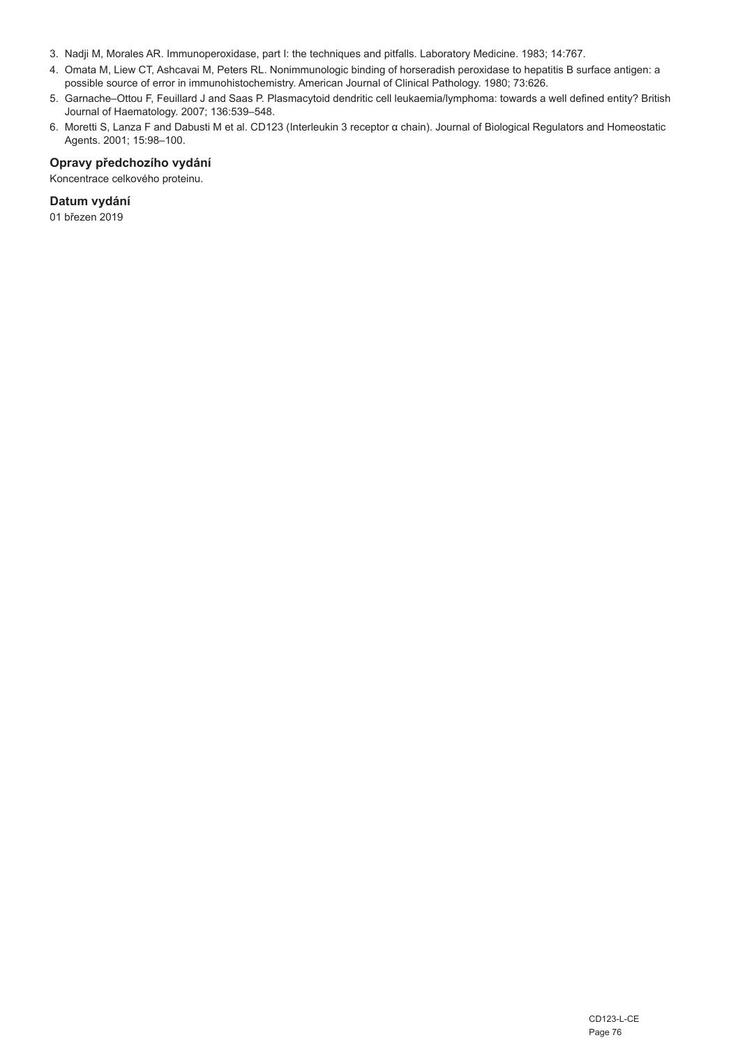3. Nadji M, Morales AR. Immunoperoxidase, part I: the techniques and pitfalls. Laboratory Medicine. 1983; 14:767.
4. Omata M, Liew CT, Ashcavai M, Peters RL. Nonimmunologic binding of horseradish peroxidase to hepatitis B surface antigen: a possible source of error in immunohistochemistry. American Journal of Clinical Pathology. 1980; 73:626.
5. Garnache–Ottou F, Feuillard J and Saas P. Plasmacytoid dendritic cell leukaemia/lymphoma: towards a well defined entity? British Journal of Haematology. 2007; 136:539–548.
6. Moretti S, Lanza F and Dabusti M et al. CD123 (Interleukin 3 receptor α chain). Journal of Biological Regulators and Homeostatic Agents. 2001; 15:98–100.

### Opravy předchozího vydání

Koncentrace celkového proteinu.

### Datum vydání

01 březen 2019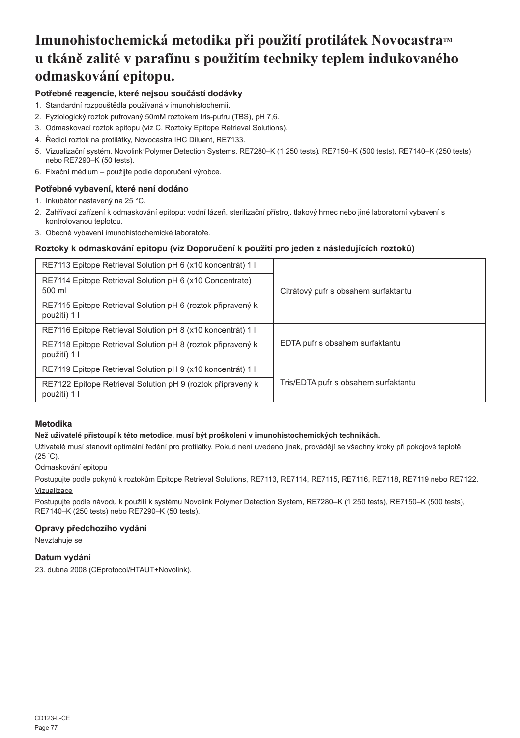# Imunohistochemická metodika při použití protilátek Novocastra™ u tkáně zalité v parafínu s použitím techniky teplem indukovaného odmaskování epitopu.

### Potřebné reagencie, které nejsou součástí dodávky

1. Standardní rozpouštědla používaná v imunohistochemii.
2. Fyziologický roztok pufrovaný 50mM roztokem tris-pufru (TBS), pH 7,6.
3. Odmaskovací roztok epitopu (viz C. Roztoky Epitope Retrieval Solutions).
4. Ředicí roztok na protilátky, Novocastra IHC Diluent, RE7133.
5. Vizualizační systém, Novolink™ Polymer Detection Systems, RE7280–K (1 250 tests), RE7150–K (500 tests), RE7140–K (250 tests) nebo RE7290–K (50 tests).
6. Fixační médium – použijte podle doporučení výrobce.

### Potřebné vybavení, které není dodáno

1. Inkubátor nastavený na 25 °C.
2. Zahřívací zařízení k odmaskování epitopu: vodní lázeň, sterilizační přístroj, tlakový hrnec nebo jiné laboratorní vybavení s kontrolovanou teplotou.
3. Obecné vybavení imunohistochemické laboratoře.

### Roztoky k odmaskování epitopu (viz Doporučení k použití pro jeden z následujících roztoků)

| | |
|---|---|
| RE7113 Epitope Retrieval Solution pH 6 (x10 koncentrát) 1 l | Citrátový pufr s obsahem surfaktantu |
| RE7114 Epitope Retrieval Solution pH 6 (x10 Concentrate) 500 ml | |
| RE7115 Epitope Retrieval Solution pH 6 (roztok připravený k použití) 1 l | |
| RE7116 Epitope Retrieval Solution pH 8 (x10 koncentrát) 1 l | EDTA pufr s obsahem surfaktantu |
| RE7118 Epitope Retrieval Solution pH 8 (roztok připravený k použití) 1 l | |
| RE7119 Epitope Retrieval Solution pH 9 (x10 koncentrát) 1 l | Tris/EDTA pufr s obsahem surfaktantu |
| RE7122 Epitope Retrieval Solution pH 9 (roztok připravený k použití) 1 l | |

### Metodika

**Než uživatelé přistoupí k této metodice, musí být proškoleni v imunohistochemických technikách.**

Uživatelé musí stanovit optimální ředění pro protilátky. Pokud není uvedeno jinak, provádějí se všechny kroky při pokojové teplotě (25 °C).

Odmaskování epitopu

Postupujte podle pokynů k roztokům Epitope Retrieval Solutions, RE7113, RE7114, RE7115, RE7116, RE7118, RE7119 nebo RE7122.

Vizualizace

Postupujte podle návodu k použití k systému Novolink Polymer Detection System, RE7280–K (1 250 tests), RE7150–K (500 tests), RE7140–K (250 tests) nebo RE7290–K (50 tests).

### Opravy předchozího vydání

Nevztahuje se

### Datum vydání

23. dubna 2008 (CEprotocol/HTAUT+Novolink).

CD123-L-CE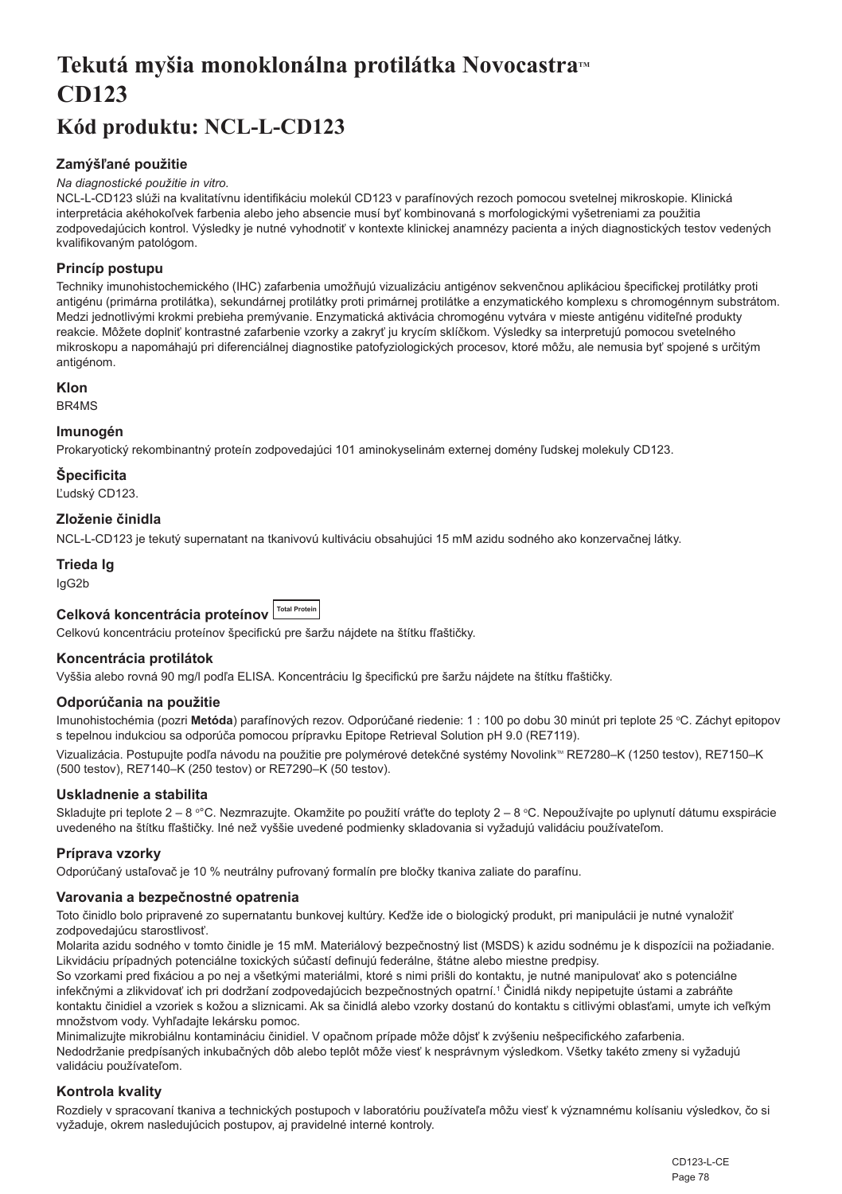# Tekutá myšia monoklonálna protilátka Novocastra™ CD123

## Kód produktu: NCL-L-CD123

### Zamýšľané použitie

*Na diagnostické použitie in vitro.*

NCL-L-CD123 slúži na kvalitatívnu identifikáciu molekúl CD123 v parafínových rezoch pomocou svetelnej mikroskopie. Klinická interpretácia akéhokoľvek farbenia alebo jeho absencie musí byť kombinovaná s morfologickými vyšetreniami za použitia zodpovedajúcich kontrol. Výsledky je nutné vyhodnotiť v kontexte klinickej anamnézy pacienta a iných diagnostických testov vedených kvalifikovaným patológom.

### Princíp postupu

Techniky imunohistochemického (IHC) zafarbenia umožňujú vizualizáciu antigénov sekvenčnou aplikáciou špecifickej protilátky proti antigénu (primárna protilátka), sekundárnej protilátky proti primárnej protilátke a enzymatického komplexu s chromogénnym substrátom. Medzi jednotlivými krokmi prebieha premývanie. Enzymatická aktivácia chromogénu vytvára v mieste antigénu viditeľné produkty reakcie. Môžete doplniť kontrastné zafarbenie vzorky a zakryť ju krycím sklíčkom. Výsledky sa interpretujú pomocou svetelného mikroskopu a napomáhajú pri diferenciálnej diagnostike patofyziologických procesov, ktoré môžu, ale nemusia byť spojené s určitým antigénom.

### Klon

BR4MS

### Imunogén

Prokaryotický rekombinantný proteín zodpovedajúci 101 aminokyselinám externej domény ľudskej molekuly CD123.

### Špecificita

Ľudský CD123.

### Zloženie činidla

NCL-L-CD123 je tekutý supernatant na tkanivovú kultiváciu obsahujúci 15 mM azidu sodného ako konzervačnej látky.

### Trieda Ig

IgG2b

### Celková koncentrácia proteínov Total Protein

Celkovú koncentráciu proteínov špecifickú pre šaržu nájdete na štítku fľaštičky.

### Koncentrácia protilátok

Vyššia alebo rovná 90 mg/l podľa ELISA. Koncentráciu Ig špecifickú pre šaržu nájdete na štítku fľaštičky.

### Odporúčania na použitie

Imunohistochémia (pozri **Metóda**) parafínových rezov. Odporúčané riedenie: 1 : 100 po dobu 30 minút pri teplote 25 °C. Záchyt epitopov s tepelnou indukciou sa odporúča pomocou prípravku Epitope Retrieval Solution pH 9.0 (RE7119).

Vizualizácia. Postupujte podľa návodu na použitie pre polymérové detekčné systémy Novolink™ RE7280–K (1250 testov), RE7150–K (500 testov), RE7140–K (250 testov) or RE7290–K (50 testov).

### Uskladnenie a stabilita

Skladujte pri teplote 2 – 8 °°C. Nezmrazujte. Okamžite po použití vráťte do teploty 2 – 8 °C. Nepoužívajte po uplynutí dátumu exspirácie uvedeného na štítku fľaštičky. Iné než vyššie uvedené podmienky skladovania si vyžadujú validáciu používateľom.

### Príprava vzorky

Odporúčaný ustaľovač je 10 % neutrálny pufrovaný formalín pre bločky tkaniva zaliate do parafínu.

### Varovania a bezpečnostné opatrenia

Toto činidlo bolo pripravené zo supernatantu bunkovej kultúry. Keďže ide o biologický produkt, pri manipulácii je nutné vynaložiť zodpovedajúcu starostlivosť.

Molarita azidu sodného v tomto činidle je 15 mM. Materiálový bezpečnostný list (MSDS) k azidu sodnému je k dispozícii na požiadanie. Likvidáciu prípadných potenciálne toxických súčastí definujú federálne, štátne alebo miestne predpisy.

So vzorkami pred fixáciou a po nej a všetkými materiálmi, ktoré s nimi prišli do kontaktu, je nutné manipulovať ako s potenciálne infekčnými a zlikvidovať ich pri dodržaní zodpovedajúcich bezpečnostných opatrní.[1] Činidlá nikdy nepipetujte ústami a zabráňte kontaktu činidiel a vzoriek s kožou a sliznicami. Ak sa činidlá alebo vzorky dostanú do kontaktu s citlivými oblasťami, umyte ich veľkým množstvom vody. Vyhľadajte lekársku pomoc.

Minimalizujte mikrobiálnu kontamináciu činidiel. V opačnom prípade môže dôjsť k zvýšeniu nešpecifického zafarbenia.

Nedodržanie predpísaných inkubačných dôb alebo teplôt môže viesť k nesprávnym výsledkom. Všetky takéto zmeny si vyžadujú validáciu používateľom.

### Kontrola kvality

Rozdiely v spracovaní tkaniva a technických postupoch v laboratóriu používateľa môžu viesť k významnému kolísaniu výsledkov, čo si vyžaduje, okrem nasledujúcich postupov, aj pravidelné interné kontroly.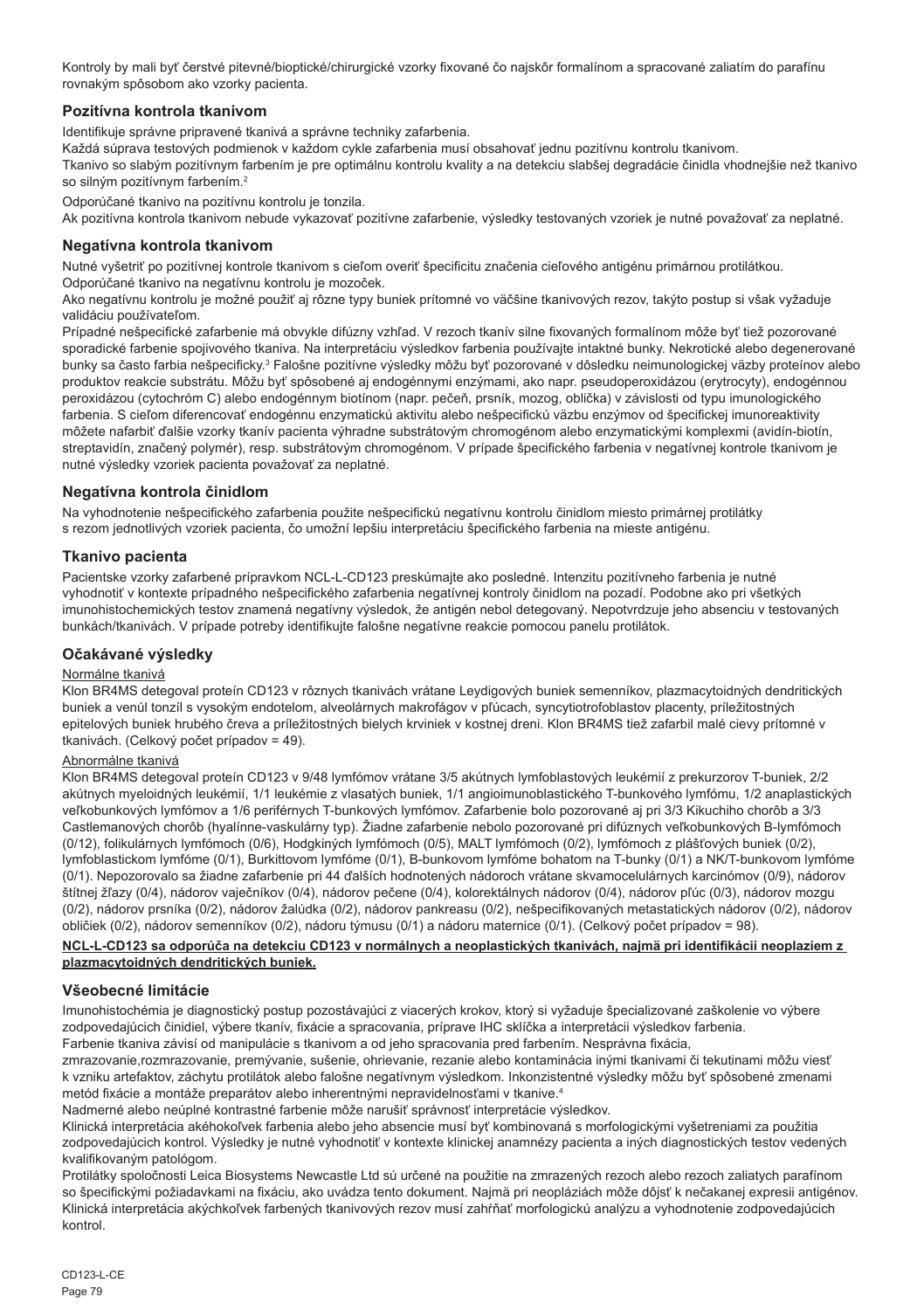Kontroly by mali byť čerstvé pitevné/bioptické/chirurgické vzorky fixované čo najskôr formalínom a spracované zaliatím do parafínu rovnakým spôsobom ako vzorky pacienta.

### Pozitívna kontrola tkanivom

Identifikuje správne pripravené tkanivá a správne techniky zafarbenia.

Každá súprava testových podmienok v každom cykle zafarbenia musí obsahovať jednu pozitívnu kontrolu tkanivom.

Tkanivo so slabým pozitívnym farbením je pre optimálnu kontrolu kvality a na detekciu slabšej degradácie činidla vhodnejšie než tkanivo so silným pozitívnym farbením.[2]

Odporúčané tkanivo na pozitívnu kontrolu je tonzila.

Ak pozitívna kontrola tkanivom nebude vykazovať pozitívne zafarbenie, výsledky testovaných vzoriek je nutné považovať za neplatné.

### Negatívna kontrola tkanivom

Nutné vyšetriť po pozitívnej kontrole tkanivom s cieľom overiť špecificitu značenia cieľového antigénu primárnou protilátkou.

Odporúčané tkanivo na negatívnu kontrolu je mozoček.

Ako negatívnu kontrolu je možné použiť aj rôzne typy buniek prítomné vo väčšine tkanivových rezov, takýto postup si však vyžaduje validáciu používateľom.

Prípadné nešpecifické zafarbenie má obvykle difúzny vzhľad. V rezoch tkanív silne fixovaných formalínom môže byť tiež pozorované sporadické farbenie spojivového tkaniva. Na interpretáciu výsledkov farbenia používajte intaktné bunky. Nekrotické alebo degenerované bunky sa často farbia nešpecificky.[3] Falošne pozitívne výsledky môžu byť pozorované v dôsledku neimunologickej väzby proteínov alebo produktov reakcie substrátu. Môžu byť spôsobené aj endogénnymi enzýmami, ako napr. pseudoperoxidázou (erytrocyty), endogénnou peroxidázou (cytochróm C) alebo endogénnym biotínom (napr. pečeň, prsník, mozog, oblička) v závislosti od typu imunologického farbenia. S cieľom diferencovať endogénnu enzymatickú aktivitu alebo nešpecifickú väzbu enzýmov od špecifickej imunoreaktivity môžete nafarbiť ďalšie vzorky tkanív pacienta výhradne substrátovým chromogénom alebo enzymatickými komplexmi (avidín-biotín, streptavidín, značený polymér), resp. substrátovým chromogénom. V prípade špecifického farbenia v negatívnej kontrole tkanivom je nutné výsledky vzoriek pacienta považovať za neplatné.

### Negatívna kontrola činidlom

Na vyhodnotenie nešpecifického zafarbenia použite nešpecifickú negatívnu kontrolu činidlom miesto primárnej protilátky s rezom jednotlivých vzoriek pacienta, čo umožní lepšiu interpretáciu špecifického farbenia na mieste antigénu.

### Tkanivo pacienta

Pacientske vzorky zafarbené prípravkom NCL-L-CD123 preskúmajte ako posledné. Intenzitu pozitívneho farbenia je nutné vyhodnotiť v kontexte prípadného nešpecifického zafarbenia negatívnej kontroly činidlom na pozadí. Podobne ako pri všetkých imunohistochemických testov znamená negatívny výsledok, že antigén nebol detegovaný. Nepotvrdzuje jeho absenciu v testovaných bunkách/tkanivách. V prípade potreby identifikujte falošne negatívne reakcie pomocou panelu protilátok.

### Očakávané výsledky

Normálne tkanivá

Klon BR4MS detegoval proteín CD123 v rôznych tkanivách vrátane Leydigových buniek semenníkov, plazmacytoidných dendritických buniek a venúl tonzíl s vysokým endotelom, alveolárnych makrofágov v pľúcach, syncytiotrofoblastov placenty, príležitostných epitelových buniek hrubého čreva a príležitostných bielych krviniek v kostnej dreni. Klon BR4MS tiež zafarbil malé cievy prítomné v tkanivách. (Celkový počet prípadov = 49).

Abnormálne tkanivá

Klon BR4MS detegoval proteín CD123 v 9/48 lymfómov vrátane 3/5 akútnych lymfoblastových leukémií z prekurzorov T-buniek, 2/2 akútnych myeloidných leukémií, 1/1 leukémie z vlasatých buniek, 1/1 angioimunoblastického T-bunkového lymfómu, 1/2 anaplastických veľkobunkových lymfómov a 1/6 periférnych T-bunkových lymfómov. Zafarbenie bolo pozorované aj pri 3/3 Kikuchiho chorôb a 3/3 Castlemanových chorôb (hyalínne-vaskulárny typ). Žiadne zafarbenie nebolo pozorované pri difúznych veľkobunkových B-lymfómoch (0/12), folikulárnych lymfómoch (0/6), Hodgkiných lymfómoch (0/5), MALT lymfómoch (0/2), lymfómoch z plášťových buniek (0/2), lymfoblastickom lymfóme (0/1), Burkittovom lymfóme (0/1), B-bunkovom lymfóme bohatom na T-bunky (0/1) a NK/T-bunkovom lymfóme (0/1). Nepozorovalo sa žiadne zafarbenie pri 44 ďalších hodnotených nádoroch vrátane skvamocelulárnych karcinómov (0/9), nádorov štítnej žľazy (0/4), nádorov vaječníkov (0/4), nádorov pečene (0/4), kolorektálnych nádorov (0/4), nádorov pľúc (0/3), nádorov mozgu (0/2), nádorov prsníka (0/2), nádorov žalúdka (0/2), nádorov pankreasu (0/2), nešpecifikovaných metastatických nádorov (0/2), nádorov obličiek (0/2), nádorov semenníkov (0/2), nádoru týmusu (0/1) a nádoru maternice (0/1). (Celkový počet prípadov = 98).

**NCL-L-CD123 sa odporúča na detekciu CD123 v normálnych a neoplastických tkanivách, najmä pri identifikácii neoplaziem z plazmacytoidných dendritických buniek.**

### Všeobecné limitácie

Imunohistochémia je diagnostický postup pozostávajúci z viacerých krokov, ktorý si vyžaduje špecializované zaškolenie vo výbere zodpovedajúcich činidiel, výbere tkanív, fixácie a spracovania, príprave IHC sklíčka a interpretácii výsledkov farbenia.

Farbenie tkaniva závisí od manipulácie s tkanivom a od jeho spracovania pred farbením. Nesprávna fixácia, zmrazovanie,rozmrazovanie, premývanie, sušenie, ohrievanie, rezanie alebo kontaminácia inými tkanivami či tekutinami môžu viesť k vzniku artefaktov, záchytu protilátok alebo falošne negatívnym výsledkom. Inkonzistentné výsledky môžu byť spôsobené zmenami metód fixácie a montáže preparátov alebo inherentnými nepravidelnosťami v tkanive.[4]

Nadmerné alebo neúplné kontrastné farbenie môže narušiť správnosť interpretácie výsledkov.

Klinická interpretácia akéhokoľvek farbenia alebo jeho absencie musí byť kombinovaná s morfologickými vyšetreniami za použitia zodpovedajúcich kontrol. Výsledky je nutné vyhodnotiť v kontexte klinickej anamnézy pacienta a iných diagnostických testov vedených kvalifikovaným patológom.

Protilátky spoločnosti Leica Biosystems Newcastle Ltd sú určené na použitie na zmrazených rezoch alebo rezoch zaliatych parafínom so špecifickými požiadavkami na fixáciu, ako uvádza tento dokument. Najmä pri neopláziách môže dôjsť k nečakanej expresii antigénov. Klinická interpretácia akýchkoľvek farbených tkanivových rezov musí zahŕňať morfologickú analýzu a vyhodnotenie zodpovedajúcich kontrol.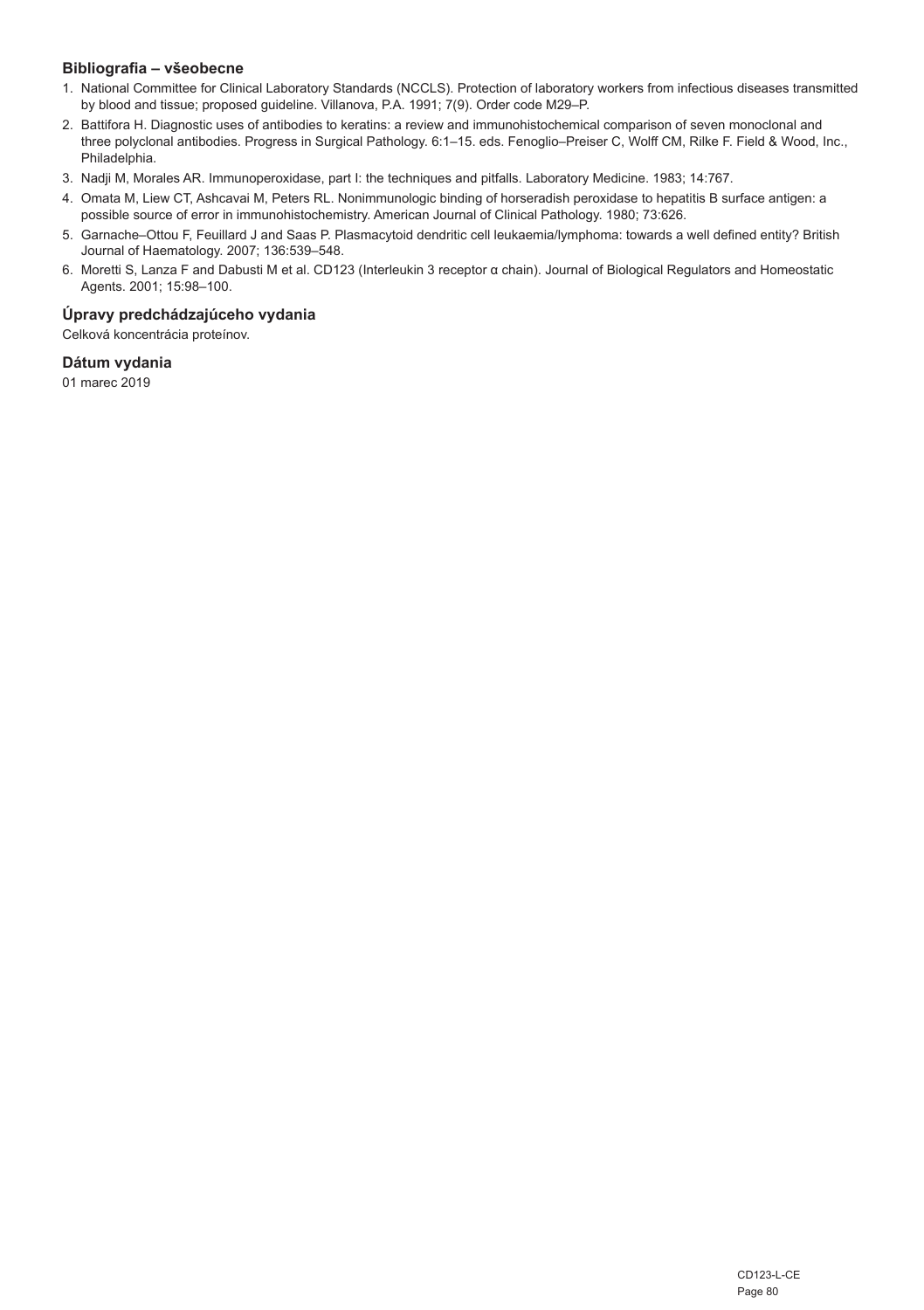## Bibliografia – všeobecne

1. National Committee for Clinical Laboratory Standards (NCCLS). Protection of laboratory workers from infectious diseases transmitted by blood and tissue; proposed guideline. Villanova, P.A. 1991; 7(9). Order code M29–P.
2. Battifora H. Diagnostic uses of antibodies to keratins: a review and immunohistochemical comparison of seven monoclonal and three polyclonal antibodies. Progress in Surgical Pathology. 6:1–15. eds. Fenoglio–Preiser C, Wolff CM, Rilke F. Field & Wood, Inc., Philadelphia.
3. Nadji M, Morales AR. Immunoperoxidase, part I: the techniques and pitfalls. Laboratory Medicine. 1983; 14:767.
4. Omata M, Liew CT, Ashcavai M, Peters RL. Nonimmunologic binding of horseradish peroxidase to hepatitis B surface antigen: a possible source of error in immunohistochemistry. American Journal of Clinical Pathology. 1980; 73:626.
5. Garnache–Ottou F, Feuillard J and Saas P. Plasmacytoid dendritic cell leukaemia/lymphoma: towards a well defined entity? British Journal of Haematology. 2007; 136:539–548.
6. Moretti S, Lanza F and Dabusti M et al. CD123 (Interleukin 3 receptor α chain). Journal of Biological Regulators and Homeostatic Agents. 2001; 15:98–100.

## Úpravy predchádzajúceho vydania

Celková koncentrácia proteínov.

## Dátum vydania

01 marec 2019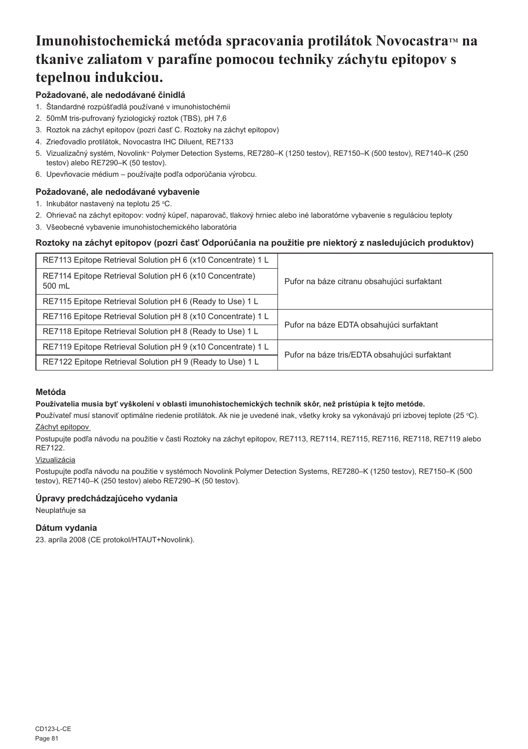# Imunohistochemická metóda spracovania protilátok Novocastra™ na tkanive zaliatom v parafíne pomocou techniky záchytu epitopov s tepelnou indukciou.

### Požadované, ale nedodávané činidlá

1. Štandardné rozpúšťadlá používané v imunohistochémii
2. 50mM tris-pufrovaný fyziologický roztok (TBS), pH 7,6
3. Roztok na záchyt epitopov (pozri časť C. Roztoky na záchyt epitopov)
4. Zrieďovadlo protilátok, Novocastra IHC Diluent, RE7133
5. Vizualizačný systém, Novolink™ Polymer Detection Systems, RE7280–K (1250 testov), RE7150–K (500 testov), RE7140–K (250 testov) alebo RE7290–K (50 testov).
6. Upevňovacie médium – používajte podľa odporúčania výrobcu.

### Požadované, ale nedodávané vybavenie

1. Inkubátor nastavený na teplotu 25 °C.
2. Ohrievač na záchyt epitopov: vodný kúpeľ, naparovač, tlakový hrniec alebo iné laboratórne vybavenie s reguláciou teploty
3. Všeobecné vybavenie imunohistochemického laboratória

### Roztoky na záchyt epitopov (pozri časť Odporúčania na použitie pre niektorý z nasledujúcich produktov)

| | |
|---|---|
| RE7113 Epitope Retrieval Solution pH 6 (x10 Concentrate) 1 L | Pufor na báze citranu obsahujúci surfaktant |
| RE7114 Epitope Retrieval Solution pH 6 (x10 Concentrate) 500 mL | |
| RE7115 Epitope Retrieval Solution pH 6 (Ready to Use) 1 L | |
| RE7116 Epitope Retrieval Solution pH 8 (x10 Concentrate) 1 L | Pufor na báze EDTA obsahujúci surfaktant |
| RE7118 Epitope Retrieval Solution pH 8 (Ready to Use) 1 L | |
| RE7119 Epitope Retrieval Solution pH 9 (x10 Concentrate) 1 L | Pufor na báze tris/EDTA obsahujúci surfaktant |
| RE7122 Epitope Retrieval Solution pH 9 (Ready to Use) 1 L | |

### Metóda

**Používatelia musia byť vyškolení v oblasti imunohistochemických techník skôr, než pristúpia k tejto metóde.**

**P**oužívateľ musí stanoviť optimálne riedenie protilátok. Ak nie je uvedené inak, všetky kroky sa vykonávajú pri izbovej teplote (25 °C).

Záchyt epitopov

Postupujte podľa návodu na použitie v časti Roztoky na záchyt epitopov, RE7113, RE7114, RE7115, RE7116, RE7118, RE7119 alebo RE7122.

Vizualizácia

Postupujte podľa návodu na použitie v systémoch Novolink Polymer Detection Systems, RE7280–K (1250 testov), RE7150–K (500 testov), RE7140–K (250 testov) alebo RE7290–K (50 testov).

### Úpravy predchádzajúceho vydania

Neuplatňuje sa

### Dátum vydania

23. apríla 2008 (CE protokol/HTAUT+Novolink).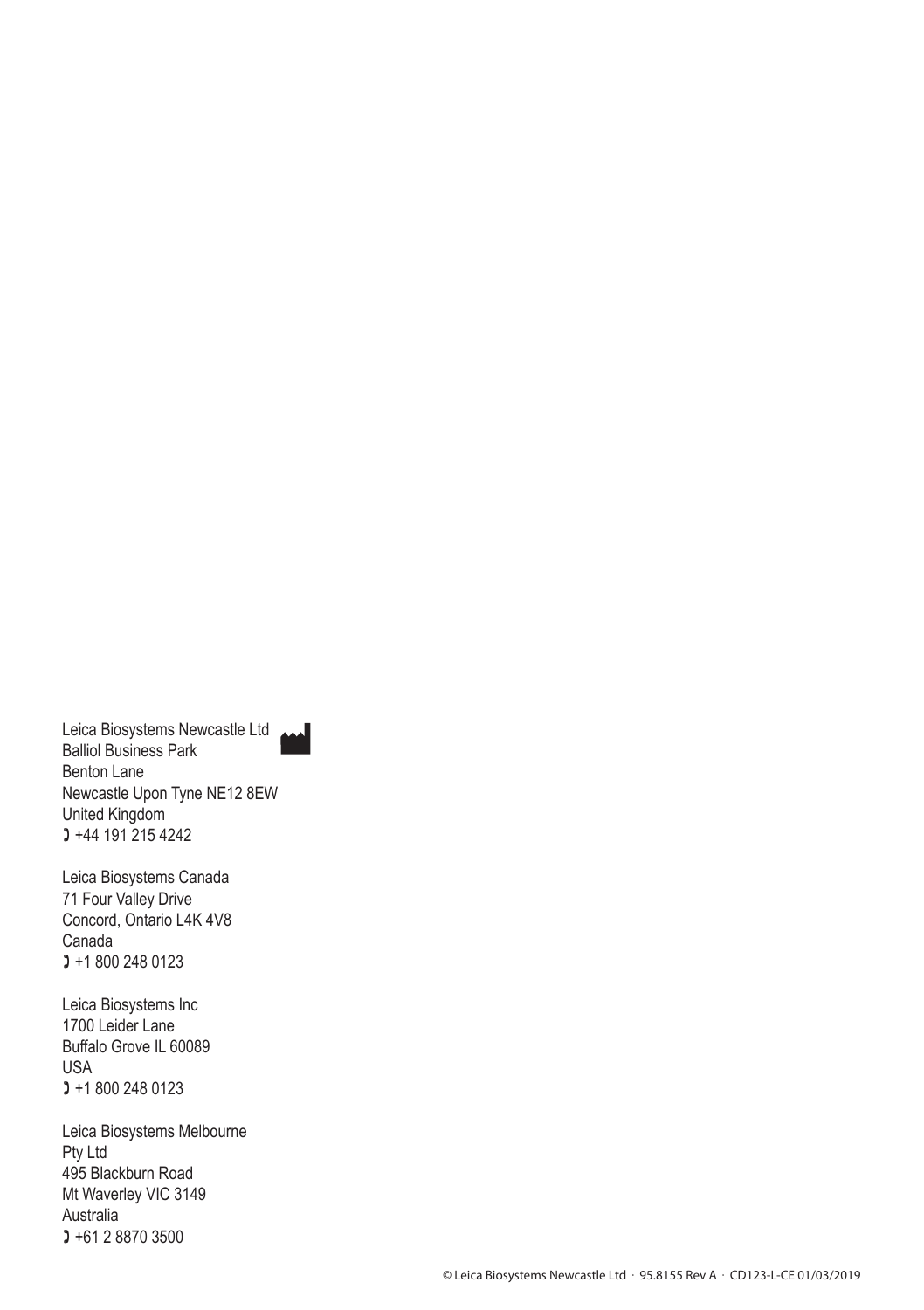Leica Biosystems Newcastle Ltd
Balliol Business Park
Benton Lane
Newcastle Upon Tyne NE12 8EW
United Kingdom
+44 191 215 4242

Leica Biosystems Canada
71 Four Valley Drive
Concord, Ontario L4K 4V8
Canada
+1 800 248 0123

Leica Biosystems Inc
1700 Leider Lane
Buffalo Grove IL 60089
USA
+1 800 248 0123

Leica Biosystems Melbourne
Pty Ltd
495 Blackburn Road
Mt Waverley VIC 3149
Australia
+61 2 8870 3500

© Leica Biosystems Newcastle Ltd · 95.8155 Rev A · CD123-L-CE 01/03/2019